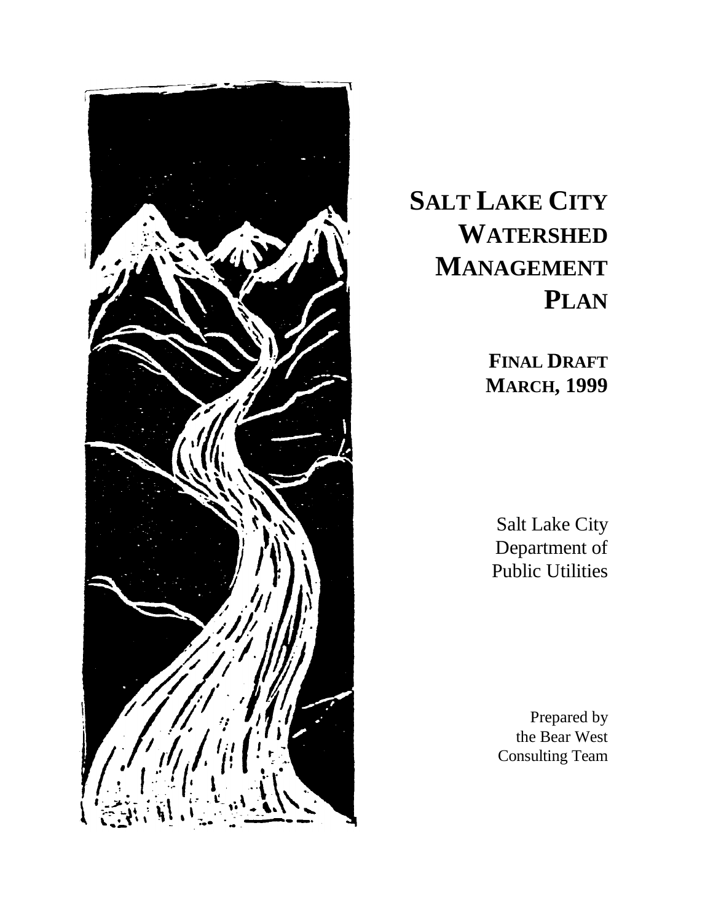# Salt Lake City Watershed Management Plan

**Final Draft**
**March, 1999**

Salt Lake City
Department of
Public Utilities

Prepared by
the Bear West
Consulting Team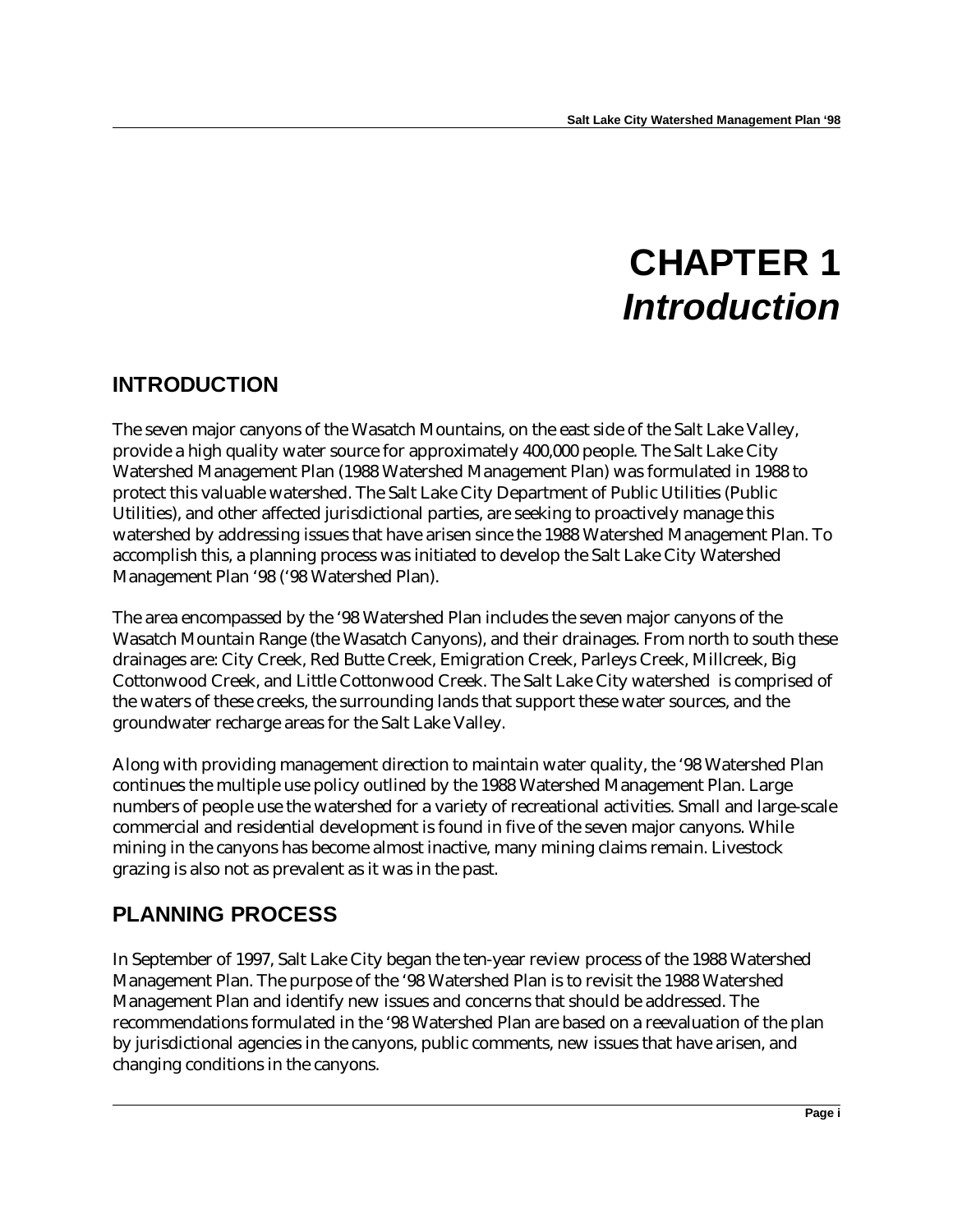# CHAPTER 1
# *Introduction*

## INTRODUCTION

The seven major canyons of the Wasatch Mountains, on the east side of the Salt Lake Valley, provide a high quality water source for approximately 400,000 people. The Salt Lake City Watershed Management Plan (1988 Watershed Management Plan) was formulated in 1988 to protect this valuable watershed. The Salt Lake City Department of Public Utilities (Public Utilities), and other affected jurisdictional parties, are seeking to proactively manage this watershed by addressing issues that have arisen since the 1988 Watershed Management Plan. To accomplish this, a planning process was initiated to develop the Salt Lake City Watershed Management Plan '98 ('98 Watershed Plan).

The area encompassed by the '98 Watershed Plan includes the seven major canyons of the Wasatch Mountain Range (the Wasatch Canyons), and their drainages. From north to south these drainages are: City Creek, Red Butte Creek, Emigration Creek, Parleys Creek, Millcreek, Big Cottonwood Creek, and Little Cottonwood Creek. The Salt Lake City watershed is comprised of the waters of these creeks, the surrounding lands that support these water sources, and the groundwater recharge areas for the Salt Lake Valley.

Along with providing management direction to maintain water quality, the '98 Watershed Plan continues the multiple use policy outlined by the 1988 Watershed Management Plan. Large numbers of people use the watershed for a variety of recreational activities. Small and large-scale commercial and residential development is found in five of the seven major canyons. While mining in the canyons has become almost inactive, many mining claims remain. Livestock grazing is also not as prevalent as it was in the past.

## PLANNING PROCESS

In September of 1997, Salt Lake City began the ten-year review process of the 1988 Watershed Management Plan. The purpose of the '98 Watershed Plan is to revisit the 1988 Watershed Management Plan and identify new issues and concerns that should be addressed. The recommendations formulated in the '98 Watershed Plan are based on a reevaluation of the plan by jurisdictional agencies in the canyons, public comments, new issues that have arisen, and changing conditions in the canyons.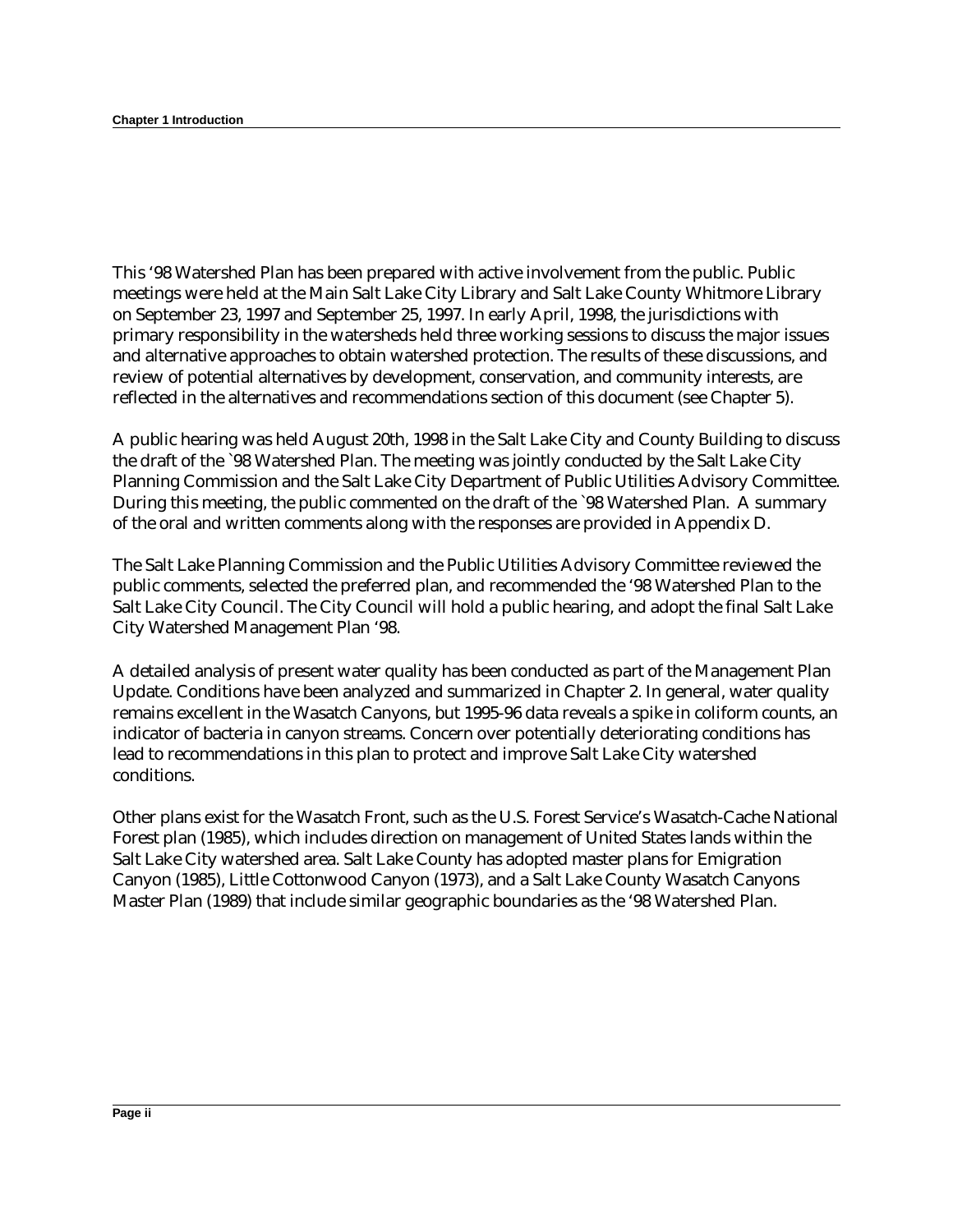This '98 Watershed Plan has been prepared with active involvement from the public. Public meetings were held at the Main Salt Lake City Library and Salt Lake County Whitmore Library on September 23, 1997 and September 25, 1997. In early April, 1998, the jurisdictions with primary responsibility in the watersheds held three working sessions to discuss the major issues and alternative approaches to obtain watershed protection. The results of these discussions, and review of potential alternatives by development, conservation, and community interests, are reflected in the alternatives and recommendations section of this document (see Chapter 5).

A public hearing was held August 20th, 1998 in the Salt Lake City and County Building to discuss the draft of the `98 Watershed Plan. The meeting was jointly conducted by the Salt Lake City Planning Commission and the Salt Lake City Department of Public Utilities Advisory Committee. During this meeting, the public commented on the draft of the `98 Watershed Plan. A summary of the oral and written comments along with the responses are provided in Appendix D.

The Salt Lake Planning Commission and the Public Utilities Advisory Committee reviewed the public comments, selected the preferred plan, and recommended the '98 Watershed Plan to the Salt Lake City Council. The City Council will hold a public hearing, and adopt the final Salt Lake City Watershed Management Plan '98.

A detailed analysis of present water quality has been conducted as part of the Management Plan Update. Conditions have been analyzed and summarized in Chapter 2. In general, water quality remains excellent in the Wasatch Canyons, but 1995-96 data reveals a spike in coliform counts, an indicator of bacteria in canyon streams. Concern over potentially deteriorating conditions has lead to recommendations in this plan to protect and improve Salt Lake City watershed conditions.

Other plans exist for the Wasatch Front, such as the U.S. Forest Service's Wasatch-Cache National Forest plan (1985), which includes direction on management of United States lands within the Salt Lake City watershed area. Salt Lake County has adopted master plans for Emigration Canyon (1985), Little Cottonwood Canyon (1973), and a Salt Lake County Wasatch Canyons Master Plan (1989) that include similar geographic boundaries as the '98 Watershed Plan.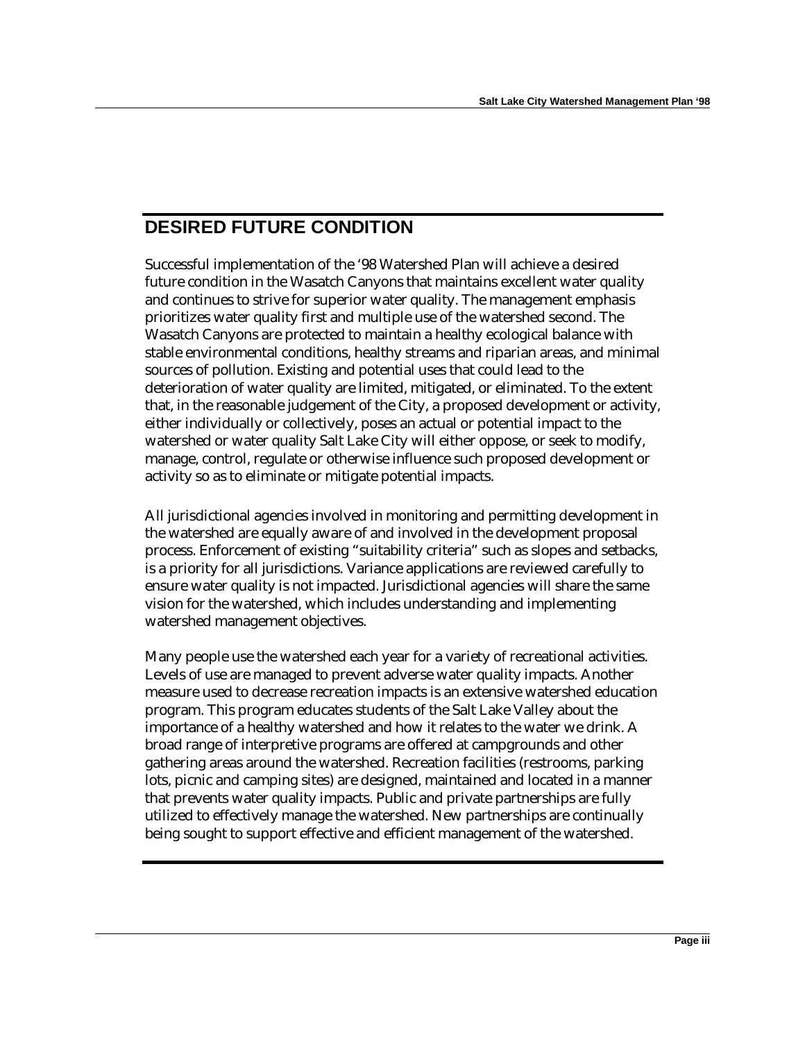## DESIRED FUTURE CONDITION

Successful implementation of the '98 Watershed Plan will achieve a desired future condition in the Wasatch Canyons that maintains excellent water quality and continues to strive for superior water quality. The management emphasis prioritizes water quality first and multiple use of the watershed second. The Wasatch Canyons are protected to maintain a healthy ecological balance with stable environmental conditions, healthy streams and riparian areas, and minimal sources of pollution. Existing and potential uses that could lead to the deterioration of water quality are limited, mitigated, or eliminated. To the extent that, in the reasonable judgement of the City, a proposed development or activity, either individually or collectively, poses an actual or potential impact to the watershed or water quality Salt Lake City will either oppose, or seek to modify, manage, control, regulate or otherwise influence such proposed development or activity so as to eliminate or mitigate potential impacts.

All jurisdictional agencies involved in monitoring and permitting development in the watershed are equally aware of and involved in the development proposal process. Enforcement of existing "suitability criteria" such as slopes and setbacks, is a priority for all jurisdictions. Variance applications are reviewed carefully to ensure water quality is not impacted. Jurisdictional agencies will share the same vision for the watershed, which includes understanding and implementing watershed management objectives.

Many people use the watershed each year for a variety of recreational activities. Levels of use are managed to prevent adverse water quality impacts. Another measure used to decrease recreation impacts is an extensive watershed education program. This program educates students of the Salt Lake Valley about the importance of a healthy watershed and how it relates to the water we drink. A broad range of interpretive programs are offered at campgrounds and other gathering areas around the watershed. Recreation facilities (restrooms, parking lots, picnic and camping sites) are designed, maintained and located in a manner that prevents water quality impacts. Public and private partnerships are fully utilized to effectively manage the watershed. New partnerships are continually being sought to support effective and efficient management of the watershed.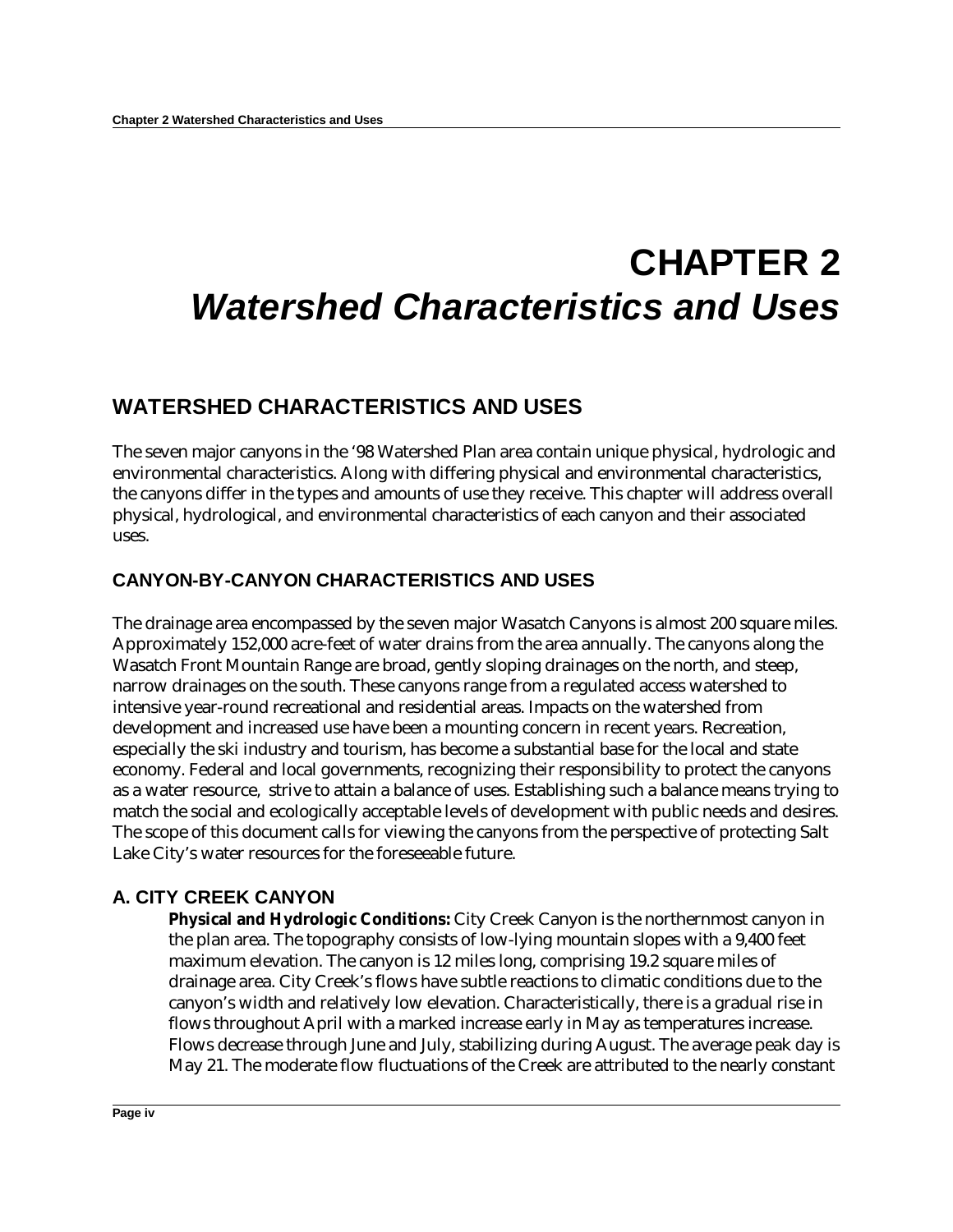# CHAPTER 2
# *Watershed Characteristics and Uses*

## WATERSHED CHARACTERISTICS AND USES

The seven major canyons in the '98 Watershed Plan area contain unique physical, hydrologic and environmental characteristics. Along with differing physical and environmental characteristics, the canyons differ in the types and amounts of use they receive. This chapter will address overall physical, hydrological, and environmental characteristics of each canyon and their associated uses.

### CANYON-BY-CANYON CHARACTERISTICS AND USES

The drainage area encompassed by the seven major Wasatch Canyons is almost 200 square miles. Approximately 152,000 acre-feet of water drains from the area annually. The canyons along the Wasatch Front Mountain Range are broad, gently sloping drainages on the north, and steep, narrow drainages on the south. These canyons range from a regulated access watershed to intensive year-round recreational and residential areas. Impacts on the watershed from development and increased use have been a mounting concern in recent years. Recreation, especially the ski industry and tourism, has become a substantial base for the local and state economy. Federal and local governments, recognizing their responsibility to protect the canyons as a water resource, strive to attain a balance of uses. Establishing such a balance means trying to match the social and ecologically acceptable levels of development with public needs and desires. The scope of this document calls for viewing the canyons from the perspective of protecting Salt Lake City's water resources for the foreseeable future.

### A. CITY CREEK CANYON

**Physical and Hydrologic Conditions:** City Creek Canyon is the northernmost canyon in the plan area. The topography consists of low-lying mountain slopes with a 9,400 feet maximum elevation. The canyon is 12 miles long, comprising 19.2 square miles of drainage area. City Creek's flows have subtle reactions to climatic conditions due to the canyon's width and relatively low elevation. Characteristically, there is a gradual rise in flows throughout April with a marked increase early in May as temperatures increase. Flows decrease through June and July, stabilizing during August. The average peak day is May 21. The moderate flow fluctuations of the Creek are attributed to the nearly constant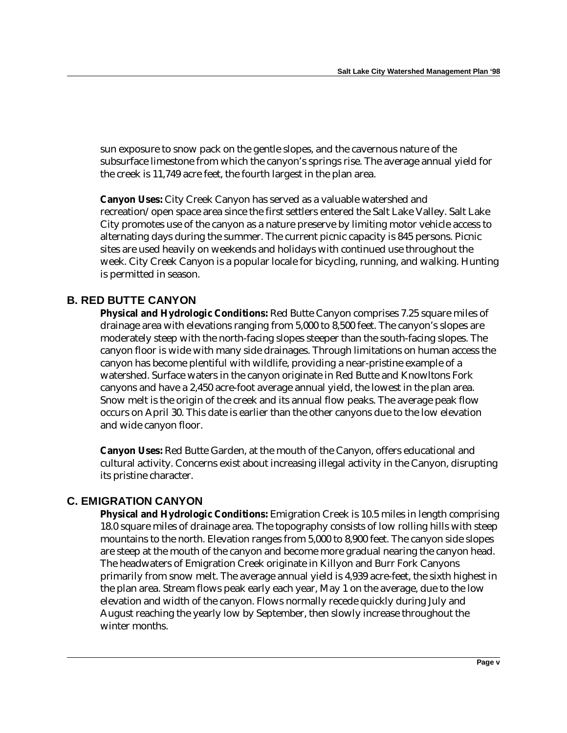sun exposure to snow pack on the gentle slopes, and the cavernous nature of the subsurface limestone from which the canyon's springs rise. The average annual yield for the creek is 11,749 acre feet, the fourth largest in the plan area.

**Canyon Uses:** City Creek Canyon has served as a valuable watershed and recreation/open space area since the first settlers entered the Salt Lake Valley. Salt Lake City promotes use of the canyon as a nature preserve by limiting motor vehicle access to alternating days during the summer. The current picnic capacity is 845 persons. Picnic sites are used heavily on weekends and holidays with continued use throughout the week. City Creek Canyon is a popular locale for bicycling, running, and walking. Hunting is permitted in season.

## B. RED BUTTE CANYON

**Physical and Hydrologic Conditions:** Red Butte Canyon comprises 7.25 square miles of drainage area with elevations ranging from 5,000 to 8,500 feet. The canyon's slopes are moderately steep with the north-facing slopes steeper than the south-facing slopes. The canyon floor is wide with many side drainages. Through limitations on human access the canyon has become plentiful with wildlife, providing a near-pristine example of a watershed. Surface waters in the canyon originate in Red Butte and Knowltons Fork canyons and have a 2,450 acre-foot average annual yield, the lowest in the plan area. Snow melt is the origin of the creek and its annual flow peaks. The average peak flow occurs on April 30. This date is earlier than the other canyons due to the low elevation and wide canyon floor.

**Canyon Uses:** Red Butte Garden, at the mouth of the Canyon, offers educational and cultural activity. Concerns exist about increasing illegal activity in the Canyon, disrupting its pristine character.

## C. EMIGRATION CANYON

**Physical and Hydrologic Conditions:** Emigration Creek is 10.5 miles in length comprising 18.0 square miles of drainage area. The topography consists of low rolling hills with steep mountains to the north. Elevation ranges from 5,000 to 8,900 feet. The canyon side slopes are steep at the mouth of the canyon and become more gradual nearing the canyon head. The headwaters of Emigration Creek originate in Killyon and Burr Fork Canyons primarily from snow melt. The average annual yield is 4,939 acre-feet, the sixth highest in the plan area. Stream flows peak early each year, May 1 on the average, due to the low elevation and width of the canyon. Flows normally recede quickly during July and August reaching the yearly low by September, then slowly increase throughout the winter months.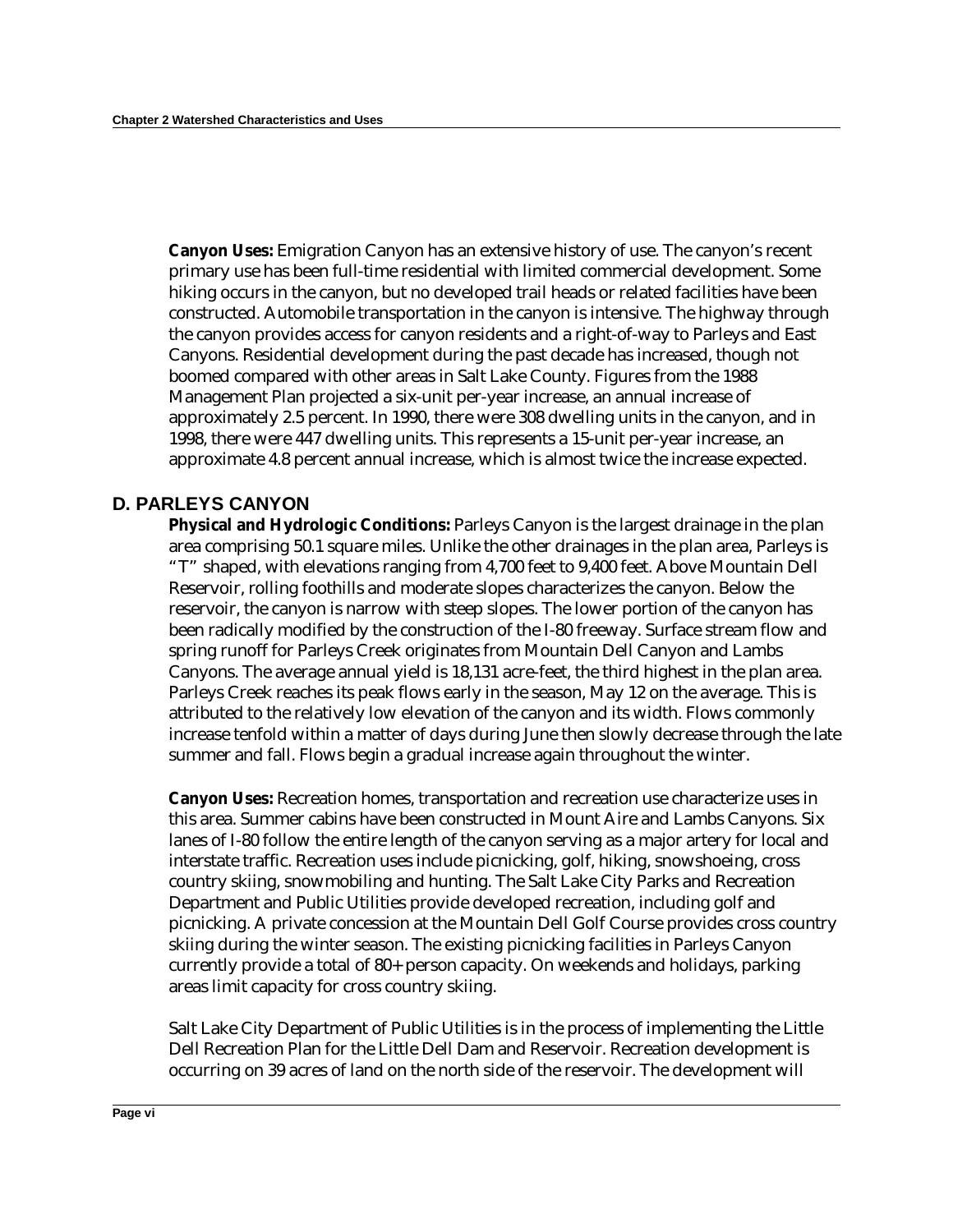**Canyon Uses:** Emigration Canyon has an extensive history of use. The canyon's recent primary use has been full-time residential with limited commercial development. Some hiking occurs in the canyon, but no developed trail heads or related facilities have been constructed. Automobile transportation in the canyon is intensive. The highway through the canyon provides access for canyon residents and a right-of-way to Parleys and East Canyons. Residential development during the past decade has increased, though not boomed compared with other areas in Salt Lake County. Figures from the 1988 Management Plan projected a six-unit per-year increase, an annual increase of approximately 2.5 percent. In 1990, there were 308 dwelling units in the canyon, and in 1998, there were 447 dwelling units. This represents a 15-unit per-year increase, an approximate 4.8 percent annual increase, which is almost twice the increase expected.

## D. PARLEYS CANYON

**Physical and Hydrologic Conditions:** Parleys Canyon is the largest drainage in the plan area comprising 50.1 square miles. Unlike the other drainages in the plan area, Parleys is "T" shaped, with elevations ranging from 4,700 feet to 9,400 feet. Above Mountain Dell Reservoir, rolling foothills and moderate slopes characterizes the canyon. Below the reservoir, the canyon is narrow with steep slopes. The lower portion of the canyon has been radically modified by the construction of the I-80 freeway. Surface stream flow and spring runoff for Parleys Creek originates from Mountain Dell Canyon and Lambs Canyons. The average annual yield is 18,131 acre-feet, the third highest in the plan area. Parleys Creek reaches its peak flows early in the season, May 12 on the average. This is attributed to the relatively low elevation of the canyon and its width. Flows commonly increase tenfold within a matter of days during June then slowly decrease through the late summer and fall. Flows begin a gradual increase again throughout the winter.

**Canyon Uses:** Recreation homes, transportation and recreation use characterize uses in this area. Summer cabins have been constructed in Mount Aire and Lambs Canyons. Six lanes of I-80 follow the entire length of the canyon serving as a major artery for local and interstate traffic. Recreation uses include picnicking, golf, hiking, snowshoeing, cross country skiing, snowmobiling and hunting. The Salt Lake City Parks and Recreation Department and Public Utilities provide developed recreation, including golf and picnicking. A private concession at the Mountain Dell Golf Course provides cross country skiing during the winter season. The existing picnicking facilities in Parleys Canyon currently provide a total of 80+ person capacity. On weekends and holidays, parking areas limit capacity for cross country skiing.

Salt Lake City Department of Public Utilities is in the process of implementing the Little Dell Recreation Plan for the Little Dell Dam and Reservoir. Recreation development is occurring on 39 acres of land on the north side of the reservoir. The development will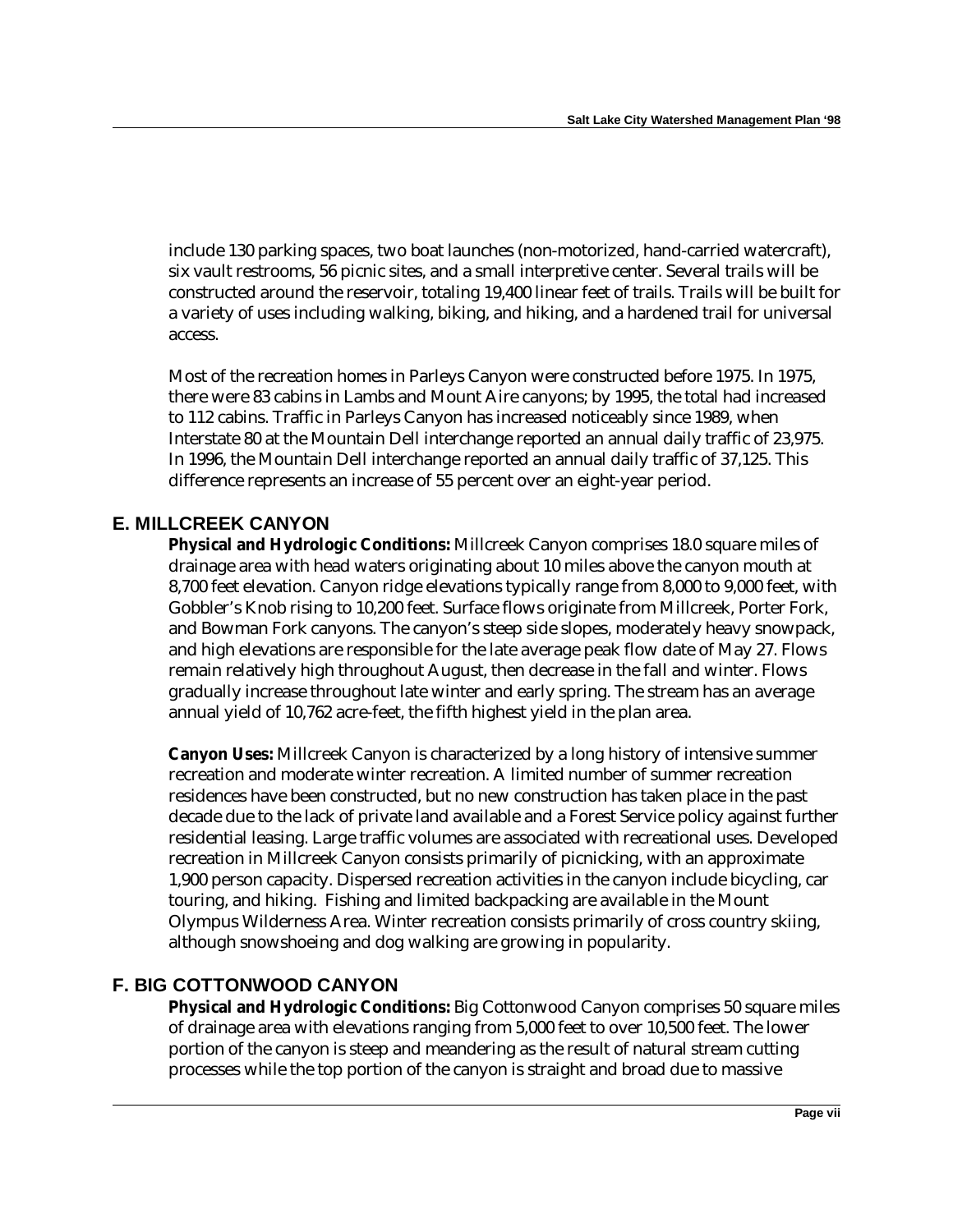include 130 parking spaces, two boat launches (non-motorized, hand-carried watercraft), six vault restrooms, 56 picnic sites, and a small interpretive center. Several trails will be constructed around the reservoir, totaling 19,400 linear feet of trails. Trails will be built for a variety of uses including walking, biking, and hiking, and a hardened trail for universal access.

Most of the recreation homes in Parleys Canyon were constructed before 1975. In 1975, there were 83 cabins in Lambs and Mount Aire canyons; by 1995, the total had increased to 112 cabins. Traffic in Parleys Canyon has increased noticeably since 1989, when Interstate 80 at the Mountain Dell interchange reported an annual daily traffic of 23,975. In 1996, the Mountain Dell interchange reported an annual daily traffic of 37,125. This difference represents an increase of 55 percent over an eight-year period.

## E. MILLCREEK CANYON

**Physical and Hydrologic Conditions:** Millcreek Canyon comprises 18.0 square miles of drainage area with head waters originating about 10 miles above the canyon mouth at 8,700 feet elevation. Canyon ridge elevations typically range from 8,000 to 9,000 feet, with Gobbler's Knob rising to 10,200 feet. Surface flows originate from Millcreek, Porter Fork, and Bowman Fork canyons. The canyon's steep side slopes, moderately heavy snowpack, and high elevations are responsible for the late average peak flow date of May 27. Flows remain relatively high throughout August, then decrease in the fall and winter. Flows gradually increase throughout late winter and early spring. The stream has an average annual yield of 10,762 acre-feet, the fifth highest yield in the plan area.

**Canyon Uses:** Millcreek Canyon is characterized by a long history of intensive summer recreation and moderate winter recreation. A limited number of summer recreation residences have been constructed, but no new construction has taken place in the past decade due to the lack of private land available and a Forest Service policy against further residential leasing. Large traffic volumes are associated with recreational uses. Developed recreation in Millcreek Canyon consists primarily of picnicking, with an approximate 1,900 person capacity. Dispersed recreation activities in the canyon include bicycling, car touring, and hiking. Fishing and limited backpacking are available in the Mount Olympus Wilderness Area. Winter recreation consists primarily of cross country skiing, although snowshoeing and dog walking are growing in popularity.

## F. BIG COTTONWOOD CANYON

**Physical and Hydrologic Conditions:** Big Cottonwood Canyon comprises 50 square miles of drainage area with elevations ranging from 5,000 feet to over 10,500 feet. The lower portion of the canyon is steep and meandering as the result of natural stream cutting processes while the top portion of the canyon is straight and broad due to massive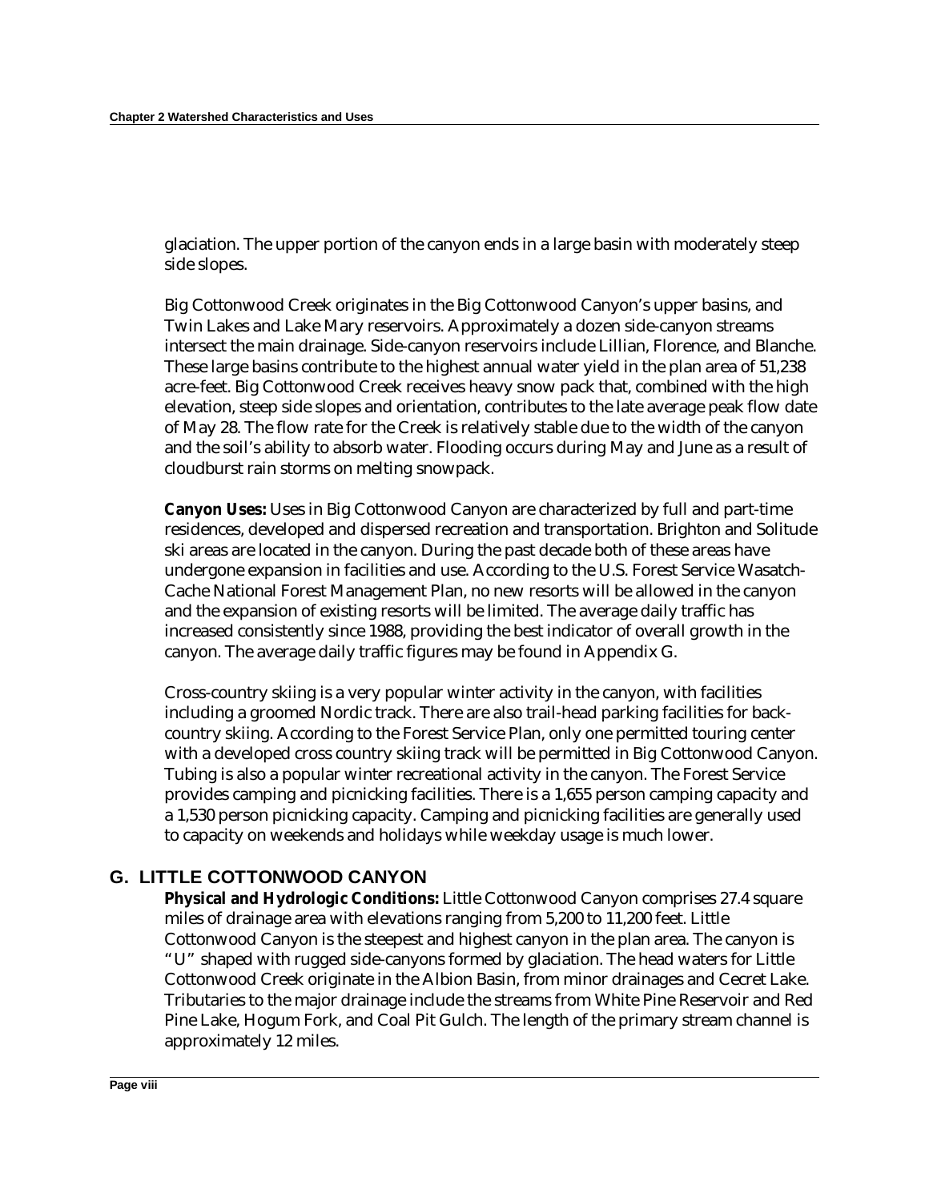glaciation. The upper portion of the canyon ends in a large basin with moderately steep side slopes.

Big Cottonwood Creek originates in the Big Cottonwood Canyon's upper basins, and Twin Lakes and Lake Mary reservoirs. Approximately a dozen side-canyon streams intersect the main drainage. Side-canyon reservoirs include Lillian, Florence, and Blanche. These large basins contribute to the highest annual water yield in the plan area of 51,238 acre-feet. Big Cottonwood Creek receives heavy snow pack that, combined with the high elevation, steep side slopes and orientation, contributes to the late average peak flow date of May 28. The flow rate for the Creek is relatively stable due to the width of the canyon and the soil's ability to absorb water. Flooding occurs during May and June as a result of cloudburst rain storms on melting snowpack.

**Canyon Uses:** Uses in Big Cottonwood Canyon are characterized by full and part-time residences, developed and dispersed recreation and transportation. Brighton and Solitude ski areas are located in the canyon. During the past decade both of these areas have undergone expansion in facilities and use. According to the U.S. Forest Service Wasatch-Cache National Forest Management Plan, no new resorts will be allowed in the canyon and the expansion of existing resorts will be limited. The average daily traffic has increased consistently since 1988, providing the best indicator of overall growth in the canyon. The average daily traffic figures may be found in Appendix G.

Cross-country skiing is a very popular winter activity in the canyon, with facilities including a groomed Nordic track. There are also trail-head parking facilities for back-country skiing. According to the Forest Service Plan, only one permitted touring center with a developed cross country skiing track will be permitted in Big Cottonwood Canyon. Tubing is also a popular winter recreational activity in the canyon. The Forest Service provides camping and picnicking facilities. There is a 1,655 person camping capacity and a 1,530 person picnicking capacity. Camping and picnicking facilities are generally used to capacity on weekends and holidays while weekday usage is much lower.

## G. LITTLE COTTONWOOD CANYON

**Physical and Hydrologic Conditions:** Little Cottonwood Canyon comprises 27.4 square miles of drainage area with elevations ranging from 5,200 to 11,200 feet. Little Cottonwood Canyon is the steepest and highest canyon in the plan area. The canyon is "U" shaped with rugged side-canyons formed by glaciation. The head waters for Little Cottonwood Creek originate in the Albion Basin, from minor drainages and Cecret Lake. Tributaries to the major drainage include the streams from White Pine Reservoir and Red Pine Lake, Hogum Fork, and Coal Pit Gulch. The length of the primary stream channel is approximately 12 miles.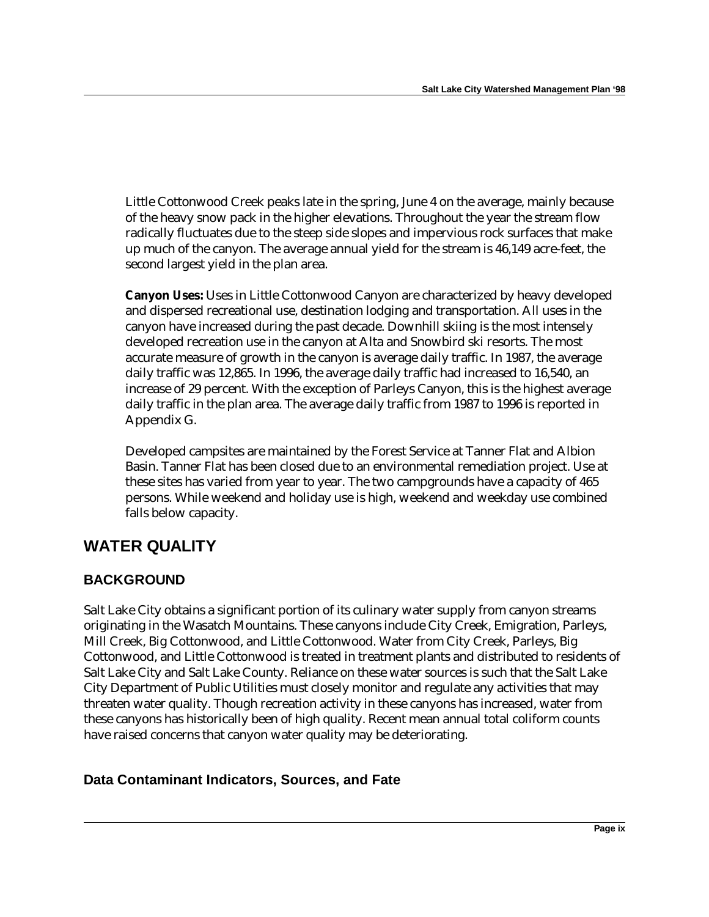Little Cottonwood Creek peaks late in the spring, June 4 on the average, mainly because of the heavy snow pack in the higher elevations. Throughout the year the stream flow radically fluctuates due to the steep side slopes and impervious rock surfaces that make up much of the canyon. The average annual yield for the stream is 46,149 acre-feet, the second largest yield in the plan area.

**Canyon Uses:** Uses in Little Cottonwood Canyon are characterized by heavy developed and dispersed recreational use, destination lodging and transportation. All uses in the canyon have increased during the past decade. Downhill skiing is the most intensely developed recreation use in the canyon at Alta and Snowbird ski resorts. The most accurate measure of growth in the canyon is average daily traffic. In 1987, the average daily traffic was 12,865. In 1996, the average daily traffic had increased to 16,540, an increase of 29 percent. With the exception of Parleys Canyon, this is the highest average daily traffic in the plan area. The average daily traffic from 1987 to 1996 is reported in Appendix G.

Developed campsites are maintained by the Forest Service at Tanner Flat and Albion Basin. Tanner Flat has been closed due to an environmental remediation project. Use at these sites has varied from year to year. The two campgrounds have a capacity of 465 persons. While weekend and holiday use is high, weekend and weekday use combined falls below capacity.

## WATER QUALITY

### BACKGROUND

Salt Lake City obtains a significant portion of its culinary water supply from canyon streams originating in the Wasatch Mountains. These canyons include City Creek, Emigration, Parleys, Mill Creek, Big Cottonwood, and Little Cottonwood. Water from City Creek, Parleys, Big Cottonwood, and Little Cottonwood is treated in treatment plants and distributed to residents of Salt Lake City and Salt Lake County. Reliance on these water sources is such that the Salt Lake City Department of Public Utilities must closely monitor and regulate any activities that may threaten water quality. Though recreation activity in these canyons has increased, water from these canyons has historically been of high quality. Recent mean annual total coliform counts have raised concerns that canyon water quality may be deteriorating.

#### Data Contaminant Indicators, Sources, and Fate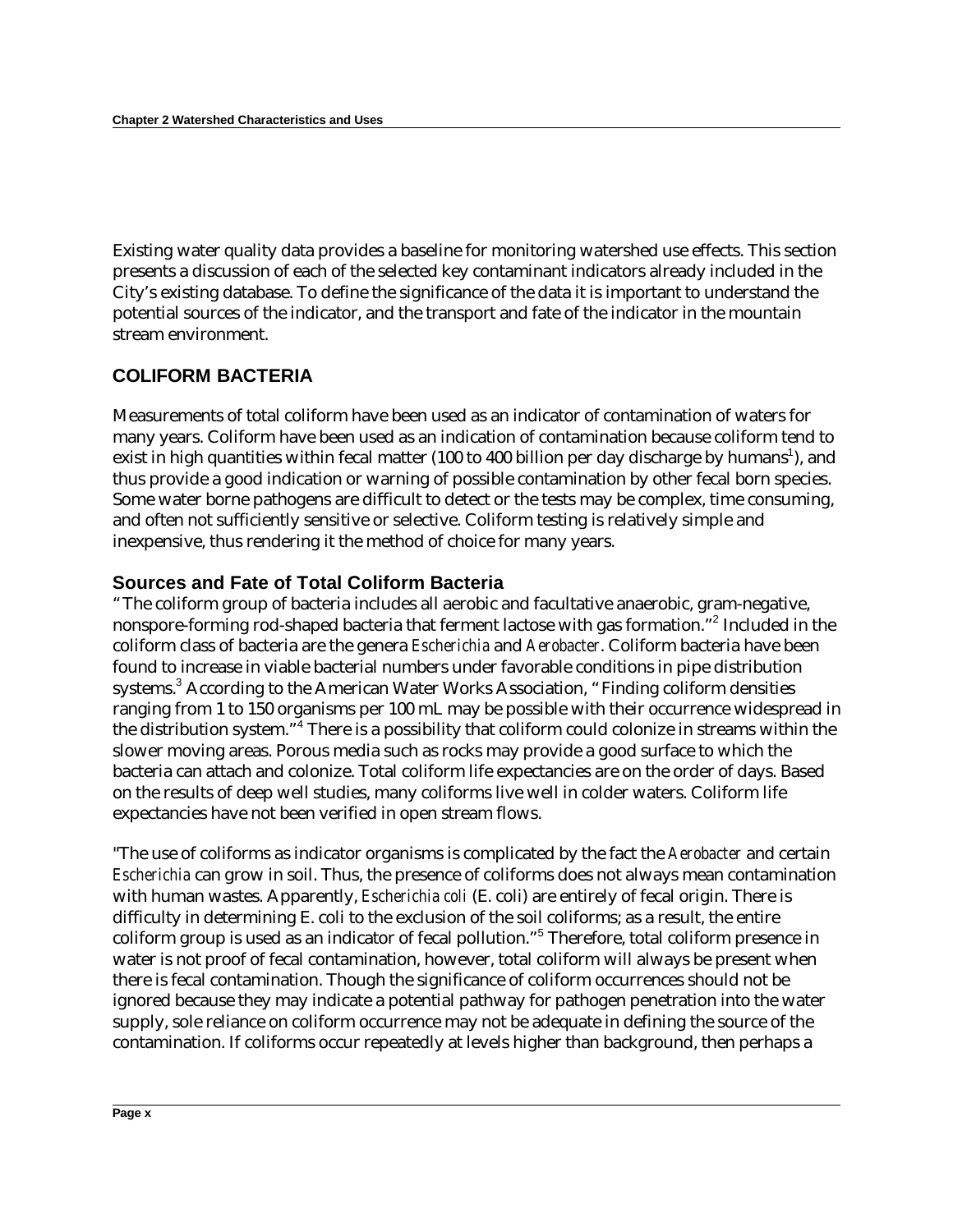Existing water quality data provides a baseline for monitoring watershed use effects. This section presents a discussion of each of the selected key contaminant indicators already included in the City's existing database. To define the significance of the data it is important to understand the potential sources of the indicator, and the transport and fate of the indicator in the mountain stream environment.

## COLIFORM BACTERIA

Measurements of total coliform have been used as an indicator of contamination of waters for many years. Coliform have been used as an indication of contamination because coliform tend to exist in high quantities within fecal matter (100 to 400 billion per day discharge by humans[1]), and thus provide a good indication or warning of possible contamination by other fecal born species. Some water borne pathogens are difficult to detect or the tests may be complex, time consuming, and often not sufficiently sensitive or selective. Coliform testing is relatively simple and inexpensive, thus rendering it the method of choice for many years.

### Sources and Fate of Total Coliform Bacteria

"The coliform group of bacteria includes all aerobic and facultative anaerobic, gram-negative, nonspore-forming rod-shaped bacteria that ferment lactose with gas formation."[2] Included in the coliform class of bacteria are the genera *Escherichia* and *Aerobacter*. Coliform bacteria have been found to increase in viable bacterial numbers under favorable conditions in pipe distribution systems.[3] According to the American Water Works Association, "Finding coliform densities ranging from 1 to 150 organisms per 100 mL may be possible with their occurrence widespread in the distribution system."[4] There is a possibility that coliform could colonize in streams within the slower moving areas. Porous media such as rocks may provide a good surface to which the bacteria can attach and colonize. Total coliform life expectancies are on the order of days. Based on the results of deep well studies, many coliforms live well in colder waters. Coliform life expectancies have not been verified in open stream flows.

"The use of coliforms as indicator organisms is complicated by the fact the *Aerobacter* and certain *Escherichia* can grow in soil. Thus, the presence of coliforms does not always mean contamination with human wastes. Apparently, *Escherichia coli* (E. coli) are entirely of fecal origin. There is difficulty in determining E. coli to the exclusion of the soil coliforms; as a result, the entire coliform group is used as an indicator of fecal pollution."[5] Therefore, total coliform presence in water is not proof of fecal contamination, however, total coliform will always be present when there is fecal contamination. Though the significance of coliform occurrences should not be ignored because they may indicate a potential pathway for pathogen penetration into the water supply, sole reliance on coliform occurrence may not be adequate in defining the source of the contamination. If coliforms occur repeatedly at levels higher than background, then perhaps a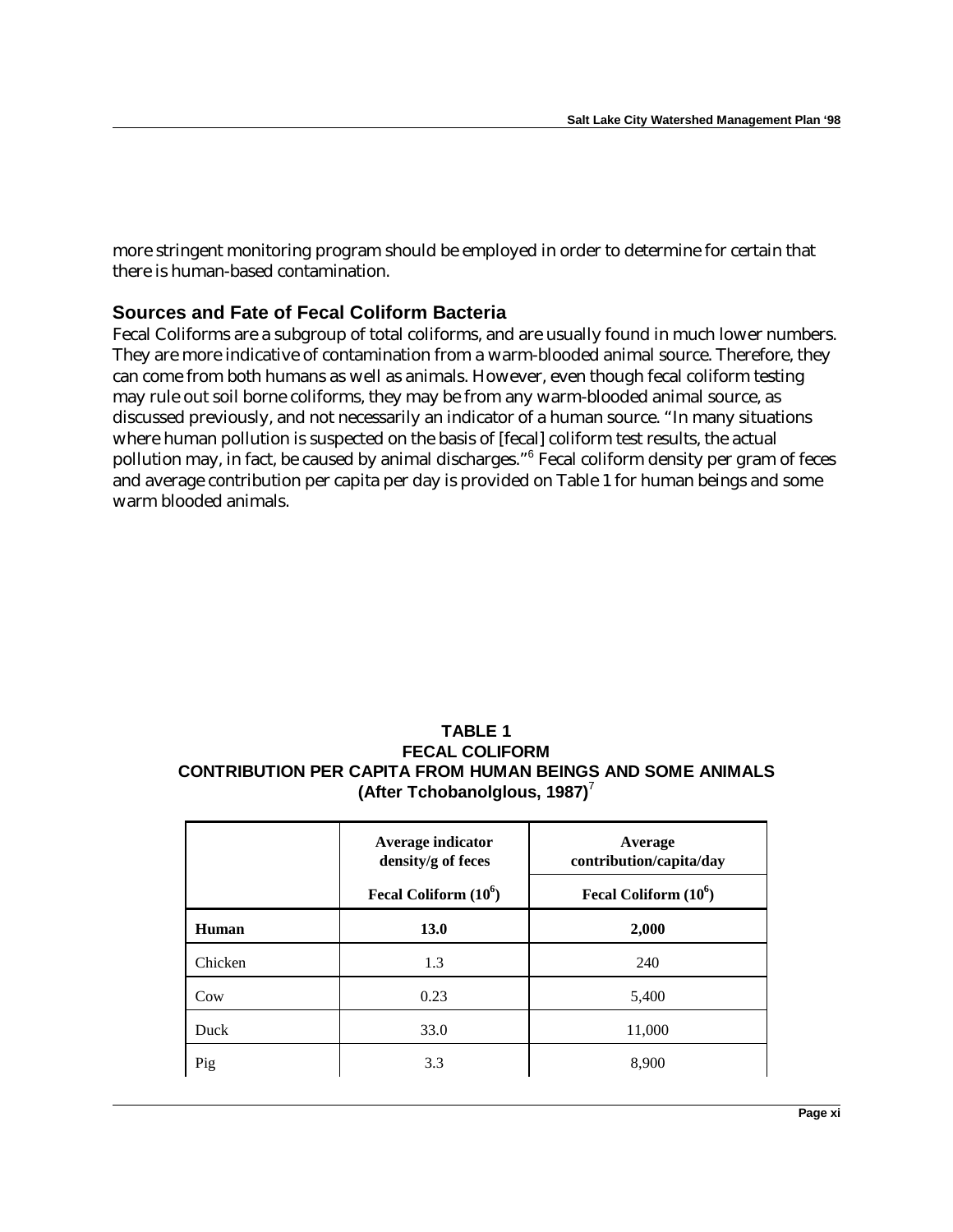more stringent monitoring program should be employed in order to determine for certain that there is human-based contamination.

## Sources and Fate of Fecal Coliform Bacteria

Fecal Coliforms are a subgroup of total coliforms, and are usually found in much lower numbers. They are more indicative of contamination from a warm-blooded animal source. Therefore, they can come from both humans as well as animals. However, even though fecal coliform testing may rule out soil borne coliforms, they may be from any warm-blooded animal source, as discussed previously, and not necessarily an indicator of a human source. "In many situations where human pollution is suspected on the basis of [fecal] coliform test results, the actual pollution may, in fact, be caused by animal discharges."[6] Fecal coliform density per gram of feces and average contribution per capita per day is provided on Table 1 for human beings and some warm blooded animals.

**TABLE 1**
**FECAL COLIFORM**
**CONTRIBUTION PER CAPITA FROM HUMAN BEINGS AND SOME ANIMALS**
**(After Tchobanolglous, 1987)**[7]

| | Average indicator density/g of feces | Average contribution/capita/day |
|---|---|---|
| | Fecal Coliform ($10^6$) | Fecal Coliform ($10^6$) |
| **Human** | **13.0** | **2,000** |
| Chicken | 1.3 | 240 |
| Cow | 0.23 | 5,400 |
| Duck | 33.0 | 11,000 |
| Pig | 3.3 | 8,900 |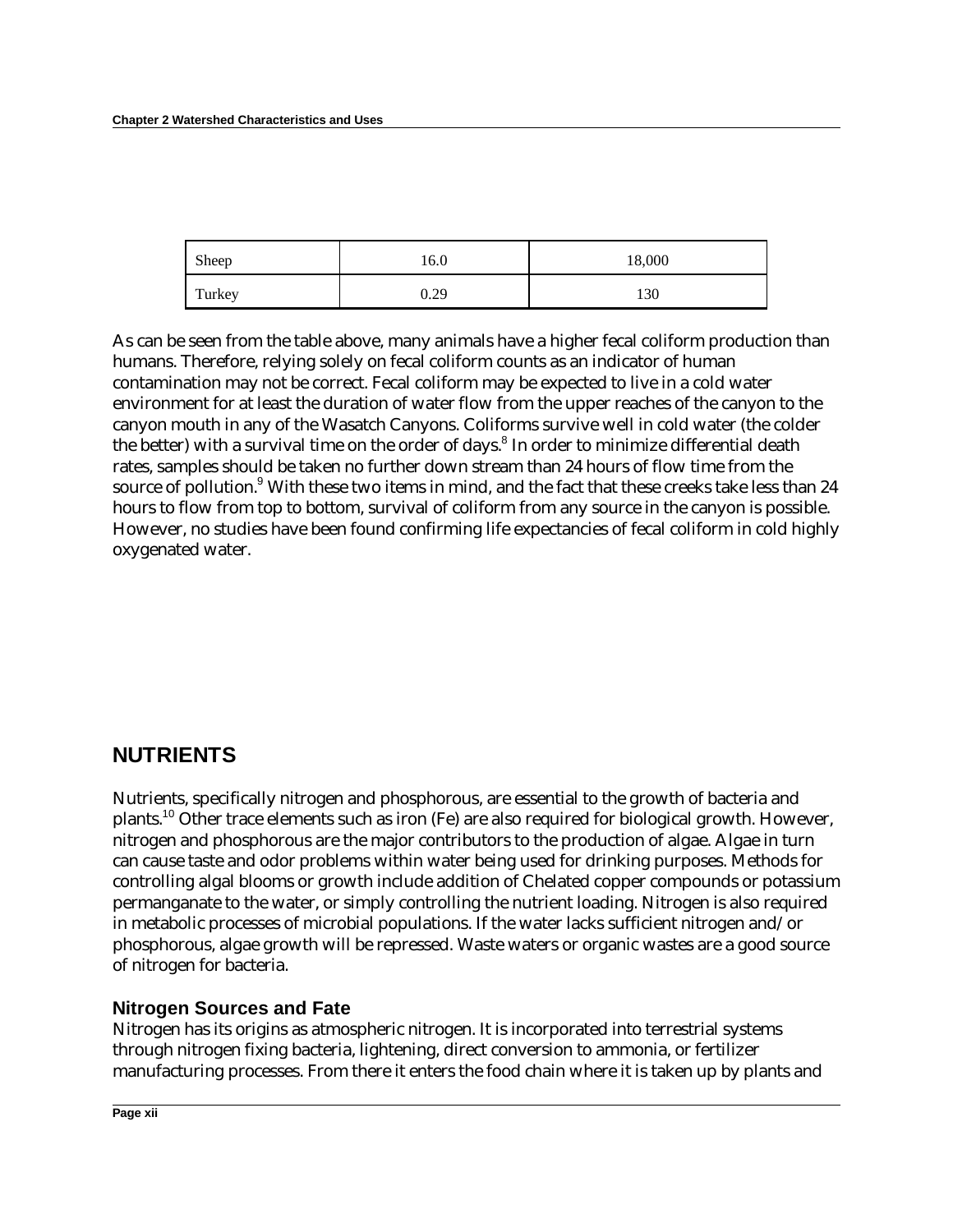| Sheep | 16.0 | 18,000 |
|---|---|---|
| Turkey | 0.29 | 130 |

As can be seen from the table above, many animals have a higher fecal coliform production than humans. Therefore, relying solely on fecal coliform counts as an indicator of human contamination may not be correct. Fecal coliform may be expected to live in a cold water environment for at least the duration of water flow from the upper reaches of the canyon to the canyon mouth in any of the Wasatch Canyons. Coliforms survive well in cold water (the colder the better) with a survival time on the order of days.[8] In order to minimize differential death rates, samples should be taken no further down stream than 24 hours of flow time from the source of pollution.[9] With these two items in mind, and the fact that these creeks take less than 24 hours to flow from top to bottom, survival of coliform from any source in the canyon is possible. However, no studies have been found confirming life expectancies of fecal coliform in cold highly oxygenated water.

## NUTRIENTS

Nutrients, specifically nitrogen and phosphorous, are essential to the growth of bacteria and plants.[10] Other trace elements such as iron (Fe) are also required for biological growth. However, nitrogen and phosphorous are the major contributors to the production of algae. Algae in turn can cause taste and odor problems within water being used for drinking purposes. Methods for controlling algal blooms or growth include addition of Chelated copper compounds or potassium permanganate to the water, or simply controlling the nutrient loading. Nitrogen is also required in metabolic processes of microbial populations. If the water lacks sufficient nitrogen and/or phosphorous, algae growth will be repressed. Waste waters or organic wastes are a good source of nitrogen for bacteria.

### Nitrogen Sources and Fate

Nitrogen has its origins as atmospheric nitrogen. It is incorporated into terrestrial systems through nitrogen fixing bacteria, lightening, direct conversion to ammonia, or fertilizer manufacturing processes. From there it enters the food chain where it is taken up by plants and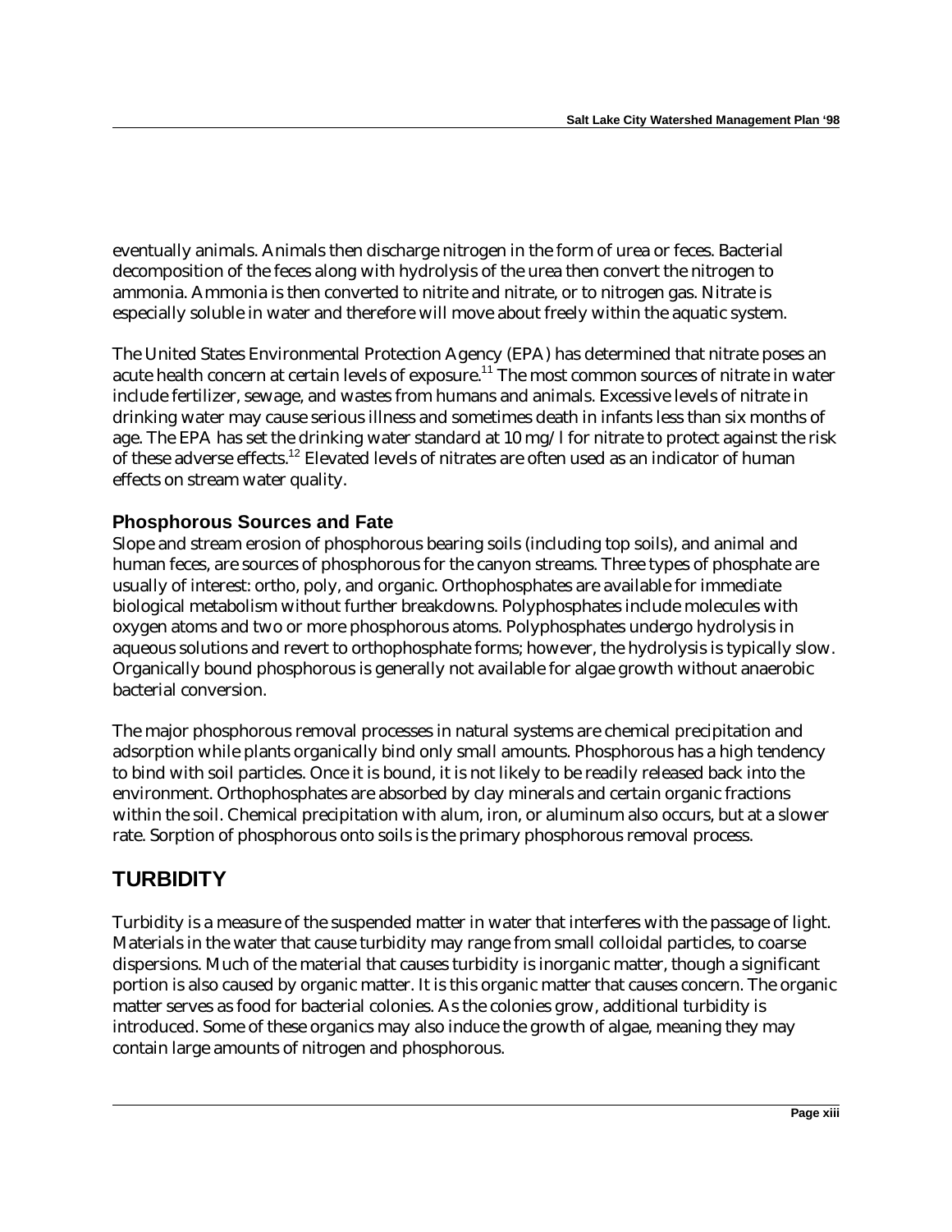eventually animals. Animals then discharge nitrogen in the form of urea or feces. Bacterial decomposition of the feces along with hydrolysis of the urea then convert the nitrogen to ammonia. Ammonia is then converted to nitrite and nitrate, or to nitrogen gas. Nitrate is especially soluble in water and therefore will move about freely within the aquatic system.

The United States Environmental Protection Agency (EPA) has determined that nitrate poses an acute health concern at certain levels of exposure.[11] The most common sources of nitrate in water include fertilizer, sewage, and wastes from humans and animals. Excessive levels of nitrate in drinking water may cause serious illness and sometimes death in infants less than six months of age. The EPA has set the drinking water standard at 10 mg/l for nitrate to protect against the risk of these adverse effects.[12] Elevated levels of nitrates are often used as an indicator of human effects on stream water quality.

### Phosphorous Sources and Fate

Slope and stream erosion of phosphorous bearing soils (including top soils), and animal and human feces, are sources of phosphorous for the canyon streams. Three types of phosphate are usually of interest: ortho, poly, and organic. Orthophosphates are available for immediate biological metabolism without further breakdowns. Polyphosphates include molecules with oxygen atoms and two or more phosphorous atoms. Polyphosphates undergo hydrolysis in aqueous solutions and revert to orthophosphate forms; however, the hydrolysis is typically slow. Organically bound phosphorous is generally not available for algae growth without anaerobic bacterial conversion.

The major phosphorous removal processes in natural systems are chemical precipitation and adsorption while plants organically bind only small amounts. Phosphorous has a high tendency to bind with soil particles. Once it is bound, it is not likely to be readily released back into the environment. Orthophosphates are absorbed by clay minerals and certain organic fractions within the soil. Chemical precipitation with alum, iron, or aluminum also occurs, but at a slower rate. Sorption of phosphorous onto soils is the primary phosphorous removal process.

## TURBIDITY

Turbidity is a measure of the suspended matter in water that interferes with the passage of light. Materials in the water that cause turbidity may range from small colloidal particles, to coarse dispersions. Much of the material that causes turbidity is inorganic matter, though a significant portion is also caused by organic matter. It is this organic matter that causes concern. The organic matter serves as food for bacterial colonies. As the colonies grow, additional turbidity is introduced. Some of these organics may also induce the growth of algae, meaning they may contain large amounts of nitrogen and phosphorous.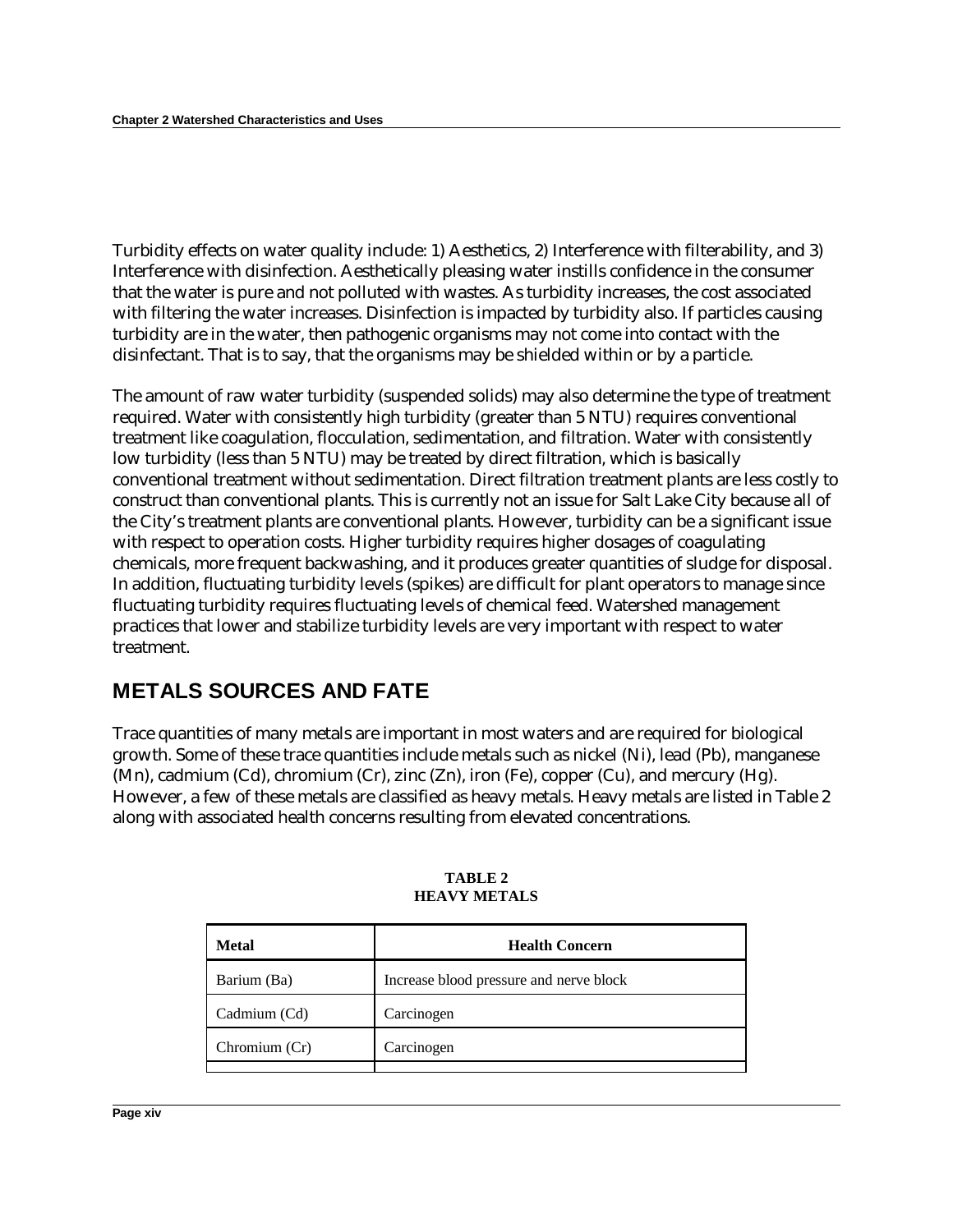Turbidity effects on water quality include: 1) Aesthetics, 2) Interference with filterability, and 3) Interference with disinfection. Aesthetically pleasing water instills confidence in the consumer that the water is pure and not polluted with wastes. As turbidity increases, the cost associated with filtering the water increases. Disinfection is impacted by turbidity also. If particles causing turbidity are in the water, then pathogenic organisms may not come into contact with the disinfectant. That is to say, that the organisms may be shielded within or by a particle.

The amount of raw water turbidity (suspended solids) may also determine the type of treatment required. Water with consistently high turbidity (greater than 5 NTU) requires conventional treatment like coagulation, flocculation, sedimentation, and filtration. Water with consistently low turbidity (less than 5 NTU) may be treated by direct filtration, which is basically conventional treatment without sedimentation. Direct filtration treatment plants are less costly to construct than conventional plants. This is currently not an issue for Salt Lake City because all of the City's treatment plants are conventional plants. However, turbidity can be a significant issue with respect to operation costs. Higher turbidity requires higher dosages of coagulating chemicals, more frequent backwashing, and it produces greater quantities of sludge for disposal. In addition, fluctuating turbidity levels (spikes) are difficult for plant operators to manage since fluctuating turbidity requires fluctuating levels of chemical feed. Watershed management practices that lower and stabilize turbidity levels are very important with respect to water treatment.

## METALS SOURCES AND FATE

Trace quantities of many metals are important in most waters and are required for biological growth. Some of these trace quantities include metals such as nickel (Ni), lead (Pb), manganese (Mn), cadmium (Cd), chromium (Cr), zinc (Zn), iron (Fe), copper (Cu), and mercury (Hg). However, a few of these metals are classified as heavy metals. Heavy metals are listed in Table 2 along with associated health concerns resulting from elevated concentrations.

**TABLE 2**
**HEAVY METALS**

| Metal | Health Concern |
|---|---|
| Barium (Ba) | Increase blood pressure and nerve block |
| Cadmium (Cd) | Carcinogen |
| Chromium (Cr) | Carcinogen |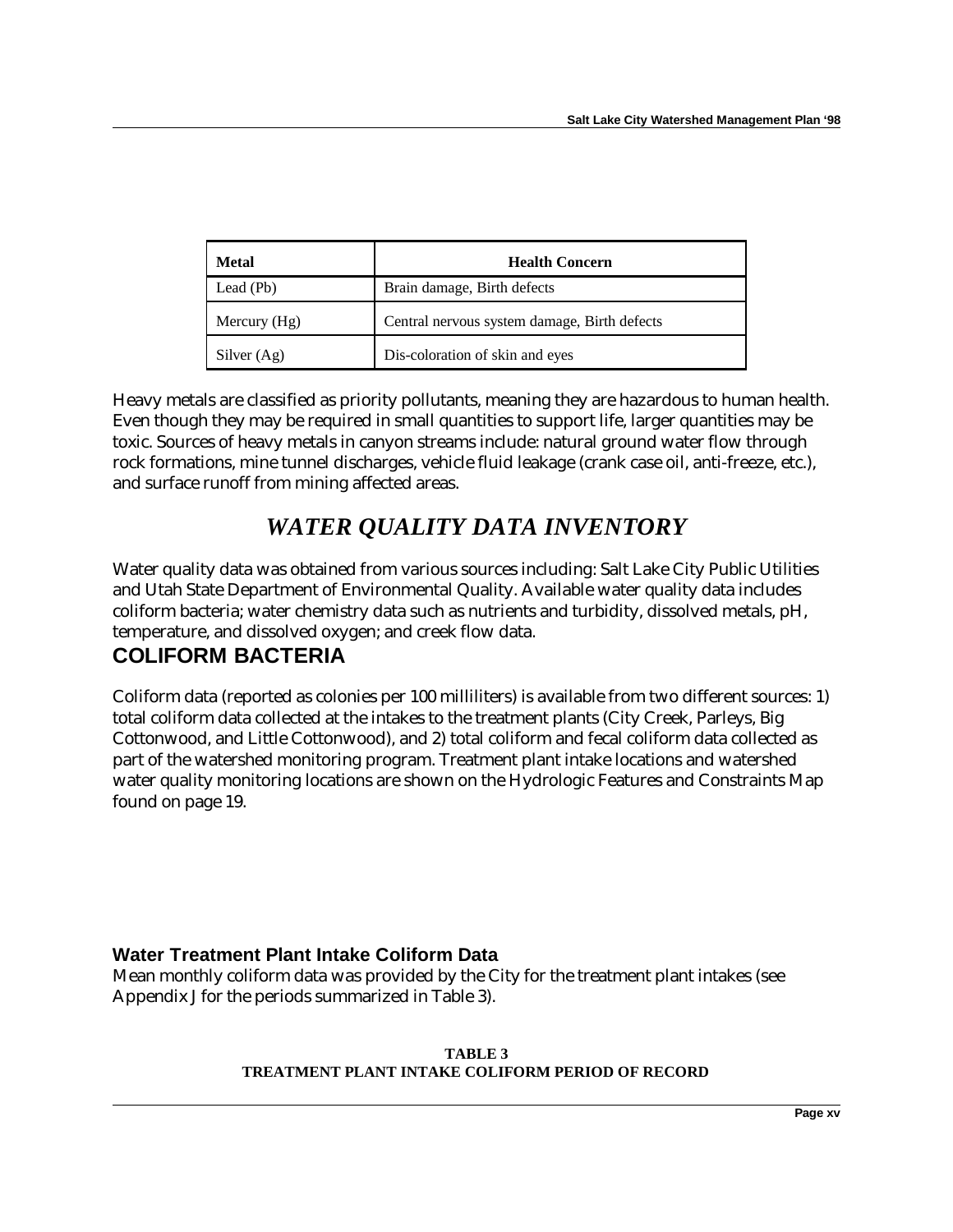| Metal | Health Concern |
| --- | --- |
| Lead (Pb) | Brain damage, Birth defects |
| Mercury (Hg) | Central nervous system damage, Birth defects |
| Silver (Ag) | Dis-coloration of skin and eyes |

Heavy metals are classified as priority pollutants, meaning they are hazardous to human health. Even though they may be required in small quantities to support life, larger quantities may be toxic. Sources of heavy metals in canyon streams include: natural ground water flow through rock formations, mine tunnel discharges, vehicle fluid leakage (crank case oil, anti-freeze, etc.), and surface runoff from mining affected areas.

# *WATER QUALITY DATA INVENTORY*

Water quality data was obtained from various sources including: Salt Lake City Public Utilities and Utah State Department of Environmental Quality. Available water quality data includes coliform bacteria; water chemistry data such as nutrients and turbidity, dissolved metals, pH, temperature, and dissolved oxygen; and creek flow data.

## COLIFORM BACTERIA

Coliform data (reported as colonies per 100 milliliters) is available from two different sources: 1) total coliform data collected at the intakes to the treatment plants (City Creek, Parleys, Big Cottonwood, and Little Cottonwood), and 2) total coliform and fecal coliform data collected as part of the watershed monitoring program. Treatment plant intake locations and watershed water quality monitoring locations are shown on the Hydrologic Features and Constraints Map found on page 19.

### Water Treatment Plant Intake Coliform Data

Mean monthly coliform data was provided by the City for the treatment plant intakes (see Appendix J for the periods summarized in Table 3).

**TABLE 3**
**TREATMENT PLANT INTAKE COLIFORM PERIOD OF RECORD**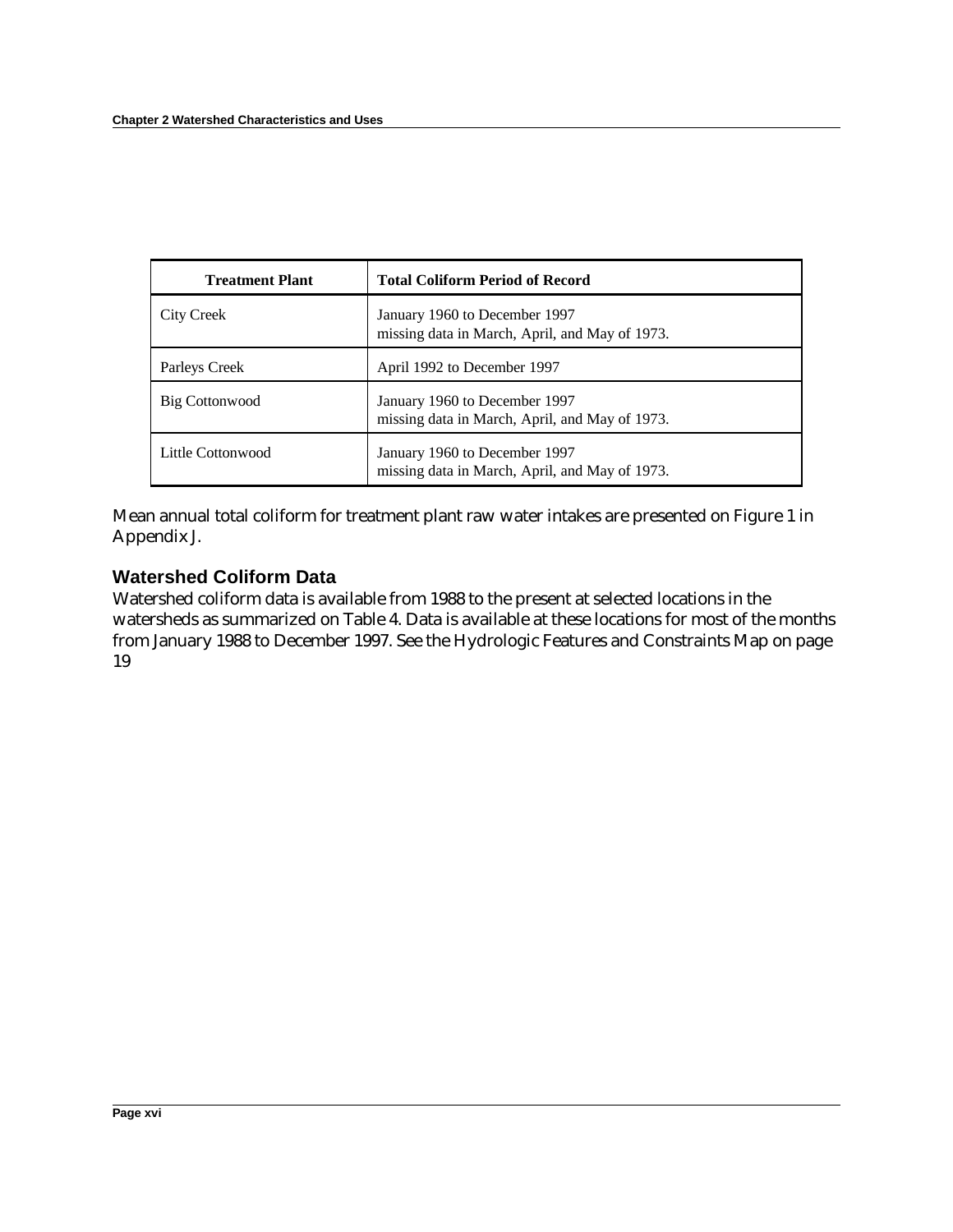| Treatment Plant | Total Coliform Period of Record |
| --- | --- |
| City Creek | January 1960 to December 1997<br>missing data in March, April, and May of 1973. |
| Parleys Creek | April 1992 to December 1997 |
| Big Cottonwood | January 1960 to December 1997<br>missing data in March, April, and May of 1973. |
| Little Cottonwood | January 1960 to December 1997<br>missing data in March, April, and May of 1973. |

Mean annual total coliform for treatment plant raw water intakes are presented on Figure 1 in Appendix J.

### Watershed Coliform Data

Watershed coliform data is available from 1988 to the present at selected locations in the watersheds as summarized on Table 4. Data is available at these locations for most of the months from January 1988 to December 1997. See the Hydrologic Features and Constraints Map on page 19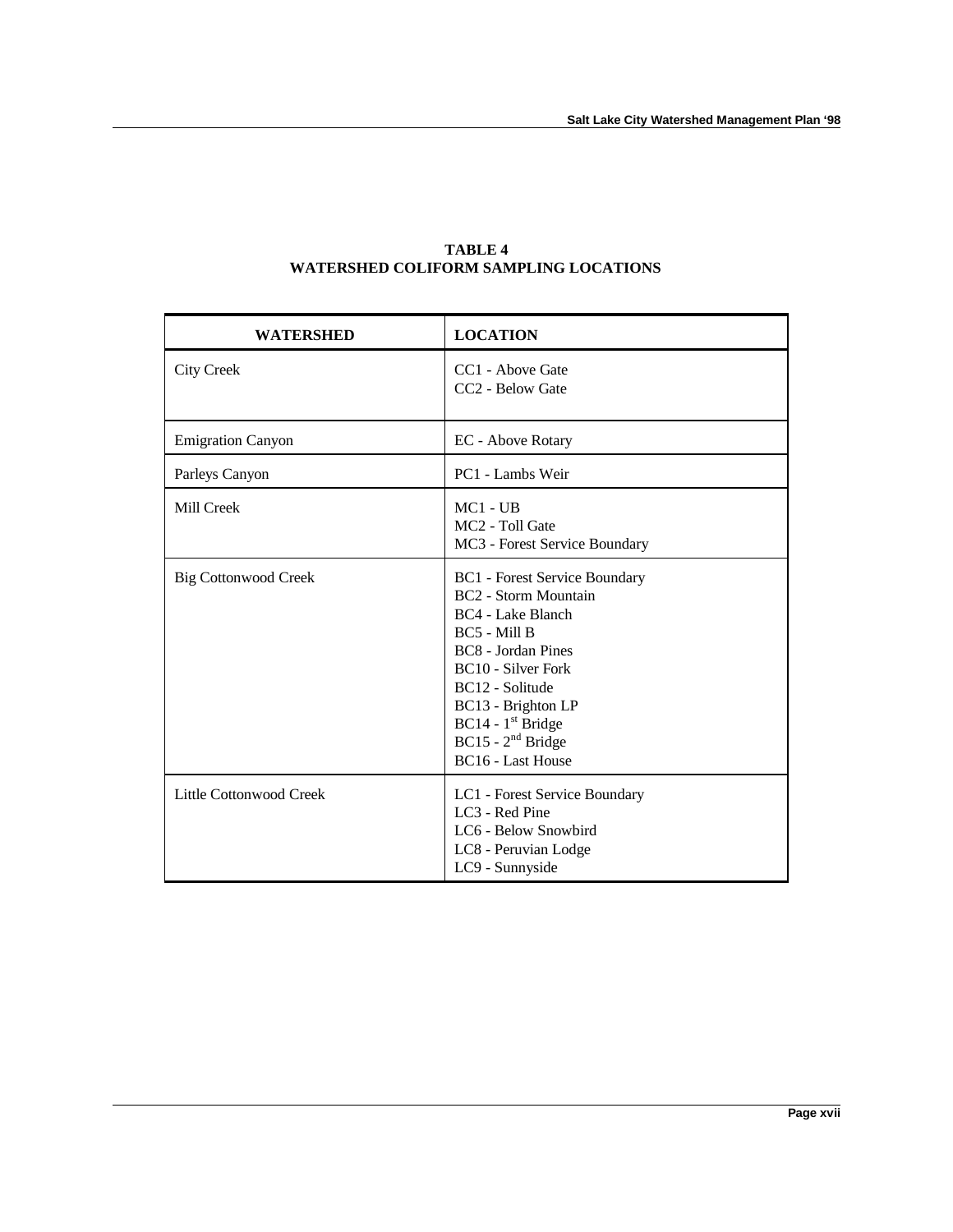**TABLE 4**
**WATERSHED COLIFORM SAMPLING LOCATIONS**

| WATERSHED | LOCATION |
| --- | --- |
| City Creek | CC1 - Above Gate<br>CC2 - Below Gate |
| Emigration Canyon | EC - Above Rotary |
| Parleys Canyon | PC1 - Lambs Weir |
| Mill Creek | MC1 - UB<br>MC2 - Toll Gate<br>MC3 - Forest Service Boundary |
| Big Cottonwood Creek | BC1 - Forest Service Boundary<br>BC2 - Storm Mountain<br>BC4 - Lake Blanch<br>BC5 - Mill B<br>BC8 - Jordan Pines<br>BC10 - Silver Fork<br>BC12 - Solitude<br>BC13 - Brighton LP<br>BC14 - 1st Bridge<br>BC15 - 2nd Bridge<br>BC16 - Last House |
| Little Cottonwood Creek | LC1 - Forest Service Boundary<br>LC3 - Red Pine<br>LC6 - Below Snowbird<br>LC8 - Peruvian Lodge<br>LC9 - Sunnyside |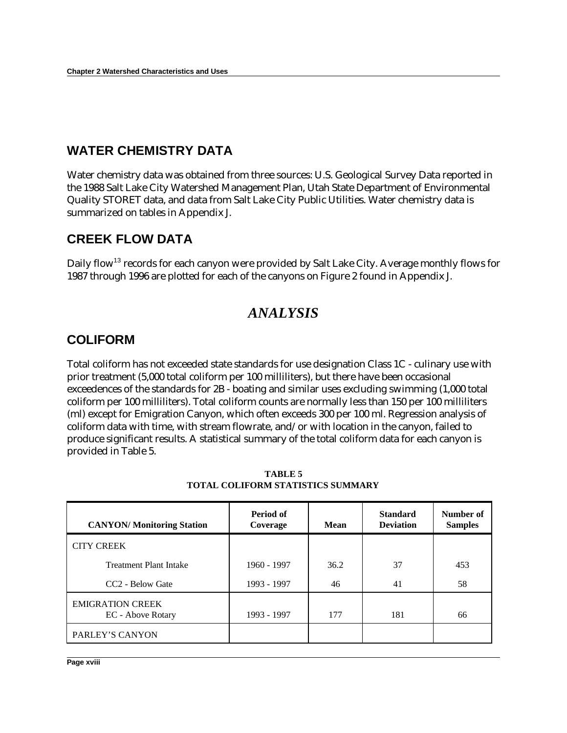## WATER CHEMISTRY DATA

Water chemistry data was obtained from three sources: U.S. Geological Survey Data reported in the 1988 Salt Lake City Watershed Management Plan, Utah State Department of Environmental Quality STORET data, and data from Salt Lake City Public Utilities. Water chemistry data is summarized on tables in Appendix J.

## CREEK FLOW DATA

Daily flow[13] records for each canyon were provided by Salt Lake City. Average monthly flows for 1987 through 1996 are plotted for each of the canyons on Figure 2 found in Appendix J.

# *ANALYSIS*

## COLIFORM

Total coliform has not exceeded state standards for use designation Class 1C - culinary use with prior treatment (5,000 total coliform per 100 milliliters), but there have been occasional exceedences of the standards for 2B - boating and similar uses excluding swimming (1,000 total coliform per 100 milliliters). Total coliform counts are normally less than 150 per 100 milliliters (ml) except for Emigration Canyon, which often exceeds 300 per 100 ml. Regression analysis of coliform data with time, with stream flowrate, and/or with location in the canyon, failed to produce significant results. A statistical summary of the total coliform data for each canyon is provided in Table 5.

**TABLE 5**
**TOTAL COLIFORM STATISTICS SUMMARY**

| CANYON/ Monitoring Station | Period of Coverage | Mean | Standard Deviation | Number of Samples |
|---|---|---|---|---|
| CITY CREEK | | | | |
| Treatment Plant Intake | 1960 - 1997 | 36.2 | 37 | 453 |
| CC2 - Below Gate | 1993 - 1997 | 46 | 41 | 58 |
| EMIGRATION CREEK<br>EC - Above Rotary | 1993 - 1997 | 177 | 181 | 66 |
| PARLEY'S CANYON | | | | |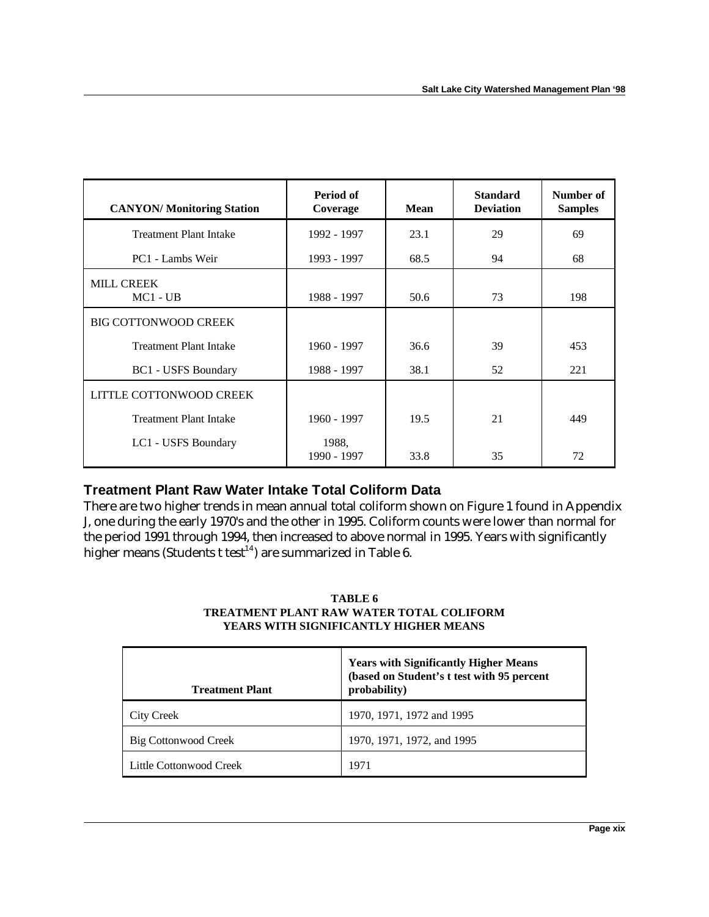| CANYON/ Monitoring Station | Period of Coverage | Mean | Standard Deviation | Number of Samples |
|---|---|---|---|---|
| Treatment Plant Intake | 1992 - 1997 | 23.1 | 29 | 69 |
| PC1 - Lambs Weir | 1993 - 1997 | 68.5 | 94 | 68 |
| MILL CREEK | | | | |
| MC1 - UB | 1988 - 1997 | 50.6 | 73 | 198 |
| BIG COTTONWOOD CREEK | | | | |
| Treatment Plant Intake | 1960 - 1997 | 36.6 | 39 | 453 |
| BC1 - USFS Boundary | 1988 - 1997 | 38.1 | 52 | 221 |
| LITTLE COTTONWOOD CREEK | | | | |
| Treatment Plant Intake | 1960 - 1997 | 19.5 | 21 | 449 |
| LC1 - USFS Boundary | 1988, 1990 - 1997 | 33.8 | 35 | 72 |

### Treatment Plant Raw Water Intake Total Coliform Data

There are two higher trends in mean annual total coliform shown on Figure 1 found in Appendix J, one during the early 1970's and the other in 1995. Coliform counts were lower than normal for the period 1991 through 1994, then increased to above normal in 1995. Years with significantly higher means (Students t test[14]) are summarized in Table 6.

**TABLE 6**
**TREATMENT PLANT RAW WATER TOTAL COLIFORM**
**YEARS WITH SIGNIFICANTLY HIGHER MEANS**

| Treatment Plant | Years with Significantly Higher Means (based on Student's t test with 95 percent probability) |
|---|---|
| City Creek | 1970, 1971, 1972 and 1995 |
| Big Cottonwood Creek | 1970, 1971, 1972, and 1995 |
| Little Cottonwood Creek | 1971 |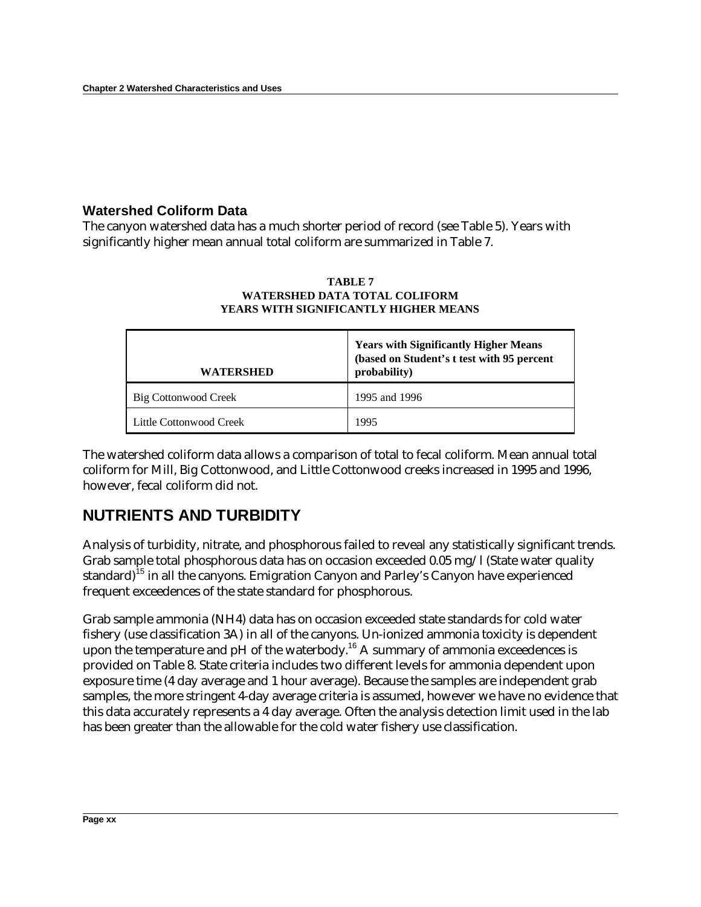### Watershed Coliform Data

The canyon watershed data has a much shorter period of record (see Table 5). Years with significantly higher mean annual total coliform are summarized in Table 7.

**TABLE 7**
**WATERSHED DATA TOTAL COLIFORM**
**YEARS WITH SIGNIFICANTLY HIGHER MEANS**

| WATERSHED | Years with Significantly Higher Means (based on Student's t test with 95 percent probability) |
|---|---|
| Big Cottonwood Creek | 1995 and 1996 |
| Little Cottonwood Creek | 1995 |

The watershed coliform data allows a comparison of total to fecal coliform. Mean annual total coliform for Mill, Big Cottonwood, and Little Cottonwood creeks increased in 1995 and 1996, however, fecal coliform did not.

## NUTRIENTS AND TURBIDITY

Analysis of turbidity, nitrate, and phosphorous failed to reveal any statistically significant trends. Grab sample total phosphorous data has on occasion exceeded 0.05 mg/l (State water quality standard)[15] in all the canyons. Emigration Canyon and Parley's Canyon have experienced frequent exceedences of the state standard for phosphorous.

Grab sample ammonia (NH4) data has on occasion exceeded state standards for cold water fishery (use classification 3A) in all of the canyons. Un-ionized ammonia toxicity is dependent upon the temperature and pH of the waterbody.[16] A summary of ammonia exceedences is provided on Table 8. State criteria includes two different levels for ammonia dependent upon exposure time (4 day average and 1 hour average). Because the samples are independent grab samples, the more stringent 4-day average criteria is assumed, however we have no evidence that this data accurately represents a 4 day average. Often the analysis detection limit used in the lab has been greater than the allowable for the cold water fishery use classification.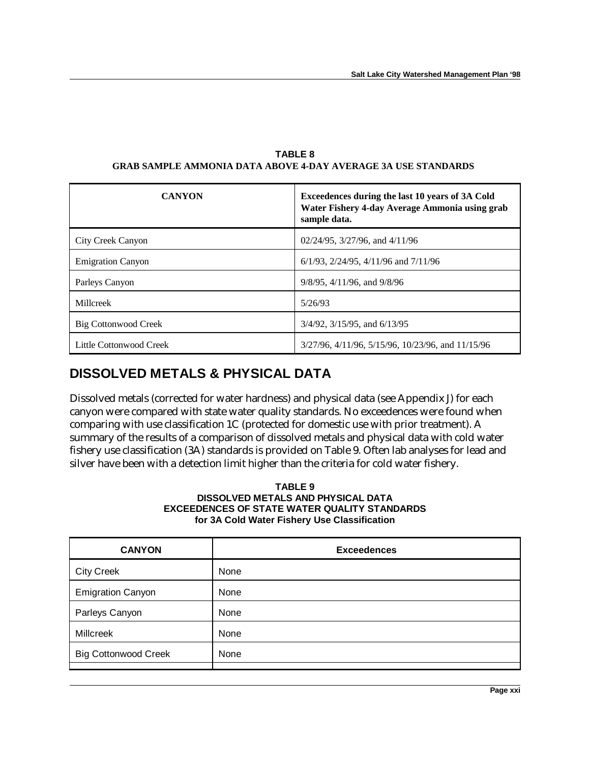**TABLE 8**
**GRAB SAMPLE AMMONIA DATA ABOVE 4-DAY AVERAGE 3A USE STANDARDS**

| CANYON | Exceedences during the last 10 years of 3A Cold Water Fishery 4-day Average Ammonia using grab sample data. |
|---|---|
| City Creek Canyon | 02/24/95, 3/27/96, and 4/11/96 |
| Emigration Canyon | 6/1/93, 2/24/95, 4/11/96 and 7/11/96 |
| Parleys Canyon | 9/8/95, 4/11/96, and 9/8/96 |
| Millcreek | 5/26/93 |
| Big Cottonwood Creek | 3/4/92, 3/15/95, and 6/13/95 |
| Little Cottonwood Creek | 3/27/96, 4/11/96, 5/15/96, 10/23/96, and 11/15/96 |

## DISSOLVED METALS & PHYSICAL DATA

Dissolved metals (corrected for water hardness) and physical data (see Appendix J) for each canyon were compared with state water quality standards. No exceedences were found when comparing with use classification 1C (protected for domestic use with prior treatment). A summary of the results of a comparison of dissolved metals and physical data with cold water fishery use classification (3A) standards is provided on Table 9. Often lab analyses for lead and silver have been with a detection limit higher than the criteria for cold water fishery.

**TABLE 9**
**DISSOLVED METALS AND PHYSICAL DATA**
**EXCEEDENCES OF STATE WATER QUALITY STANDARDS**
**for 3A Cold Water Fishery Use Classification**

| CANYON | Exceedences |
|---|---|
| City Creek | None |
| Emigration Canyon | None |
| Parleys Canyon | None |
| Millcreek | None |
| Big Cottonwood Creek | None |
| | |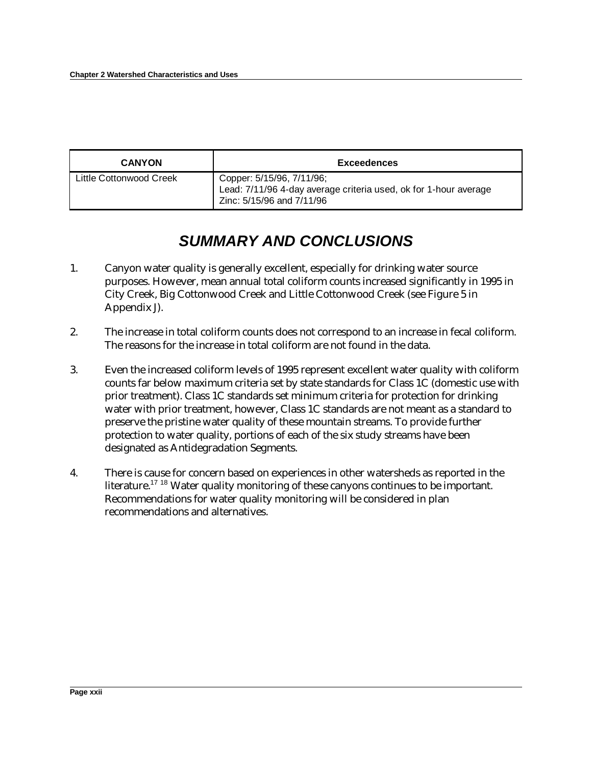| CANYON | Exceedences |
| --- | --- |
| Little Cottonwood Creek | Copper: 5/15/96, 7/11/96;<br>Lead: 7/11/96 4-day average criteria used, ok for 1-hour average<br>Zinc: 5/15/96 and 7/11/96 |

## *SUMMARY AND CONCLUSIONS*

1. Canyon water quality is generally excellent, especially for drinking water source purposes. However, mean annual total coliform counts increased significantly in 1995 in City Creek, Big Cottonwood Creek and Little Cottonwood Creek (see Figure 5 in Appendix J).

2. The increase in total coliform counts does not correspond to an increase in fecal coliform. The reasons for the increase in total coliform are not found in the data.

3. Even the increased coliform levels of 1995 represent excellent water quality with coliform counts far below maximum criteria set by state standards for Class 1C (domestic use with prior treatment). Class 1C standards set minimum criteria for protection for drinking water with prior treatment, however, Class 1C standards are not meant as a standard to preserve the pristine water quality of these mountain streams. To provide further protection to water quality, portions of each of the six study streams have been designated as Antidegradation Segments.

4. There is cause for concern based on experiences in other watersheds as reported in the literature.[17] [18] Water quality monitoring of these canyons continues to be important. Recommendations for water quality monitoring will be considered in plan recommendations and alternatives.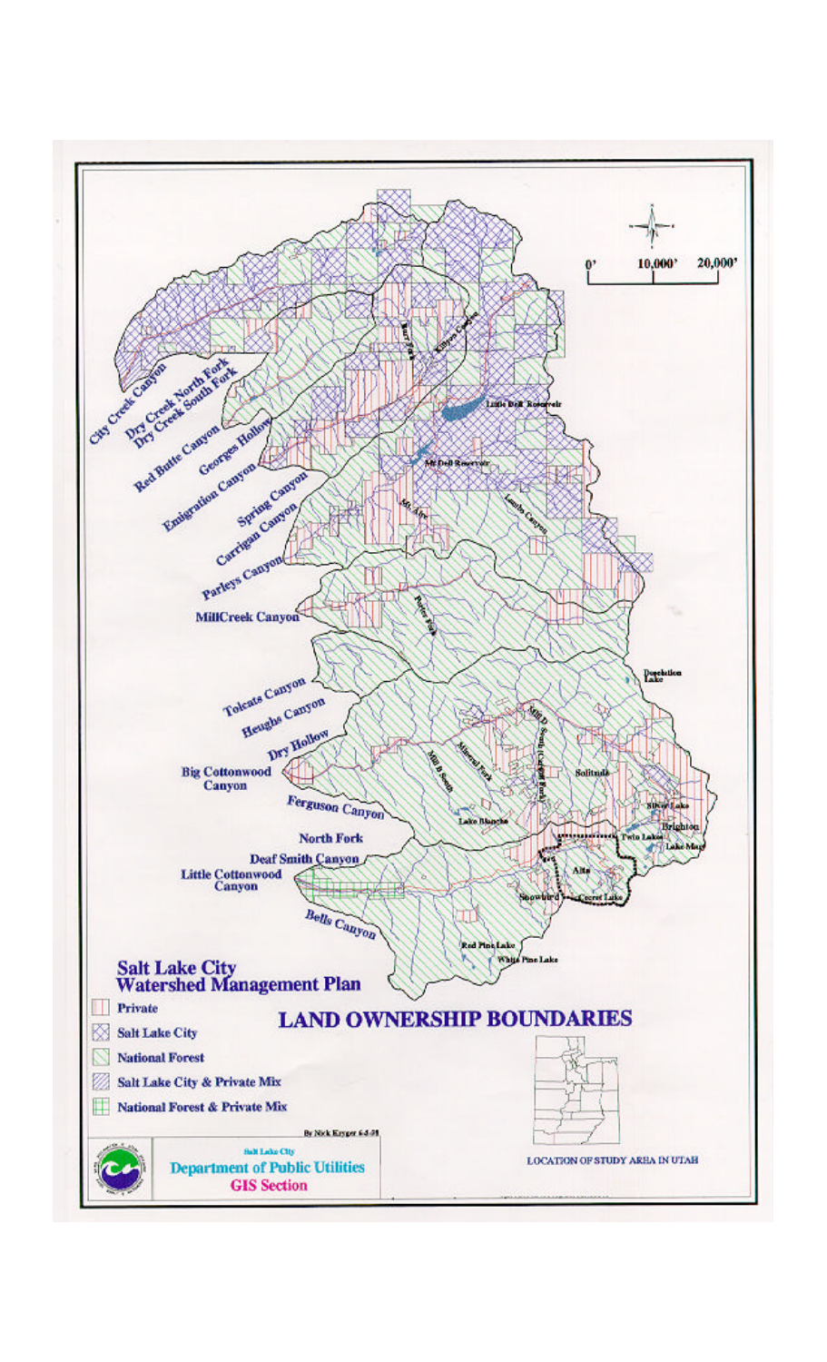# Salt Lake City Watershed Management Plan

# LAND OWNERSHIP BOUNDARIES

- Private
- Salt Lake City
- National Forest
- Salt Lake City & Private Mix
- National Forest & Private Mix

0' 10,000' 20,000'

City Creek Canyon
Dry Creek North Fork
Dry Creek South Fork
Red Butte Canyon
Georges Hollow
Emigration Canyon
Spring Canyon
Carrigan Canyon
Parleys Canyon
MillCreek Canyon
Tolcats Canyon
Heughs Canyon
Dry Hollow
Big Cottonwood Canyon
Ferguson Canyon
North Fork
Deaf Smith Canyon
Little Cottonwood Canyon
Bells Canyon

Little Dell Reservoir
Mt Dell Reservoir
Lambs Canyon
Porter Fork
Desolation Lake
Mineral Fork
Mill B South
Solitude
Silver Lake
Brighton
Twin Lakes
Lake Mary
Lake Blanche
Alta
Snowbird
Secret Lake
Red Pine Lake
White Pine Lake

By Nick Kryger 6-8-98

Salt Lake City
Department of Public Utilities
GIS Section

LOCATION OF STUDY AREA IN UTAH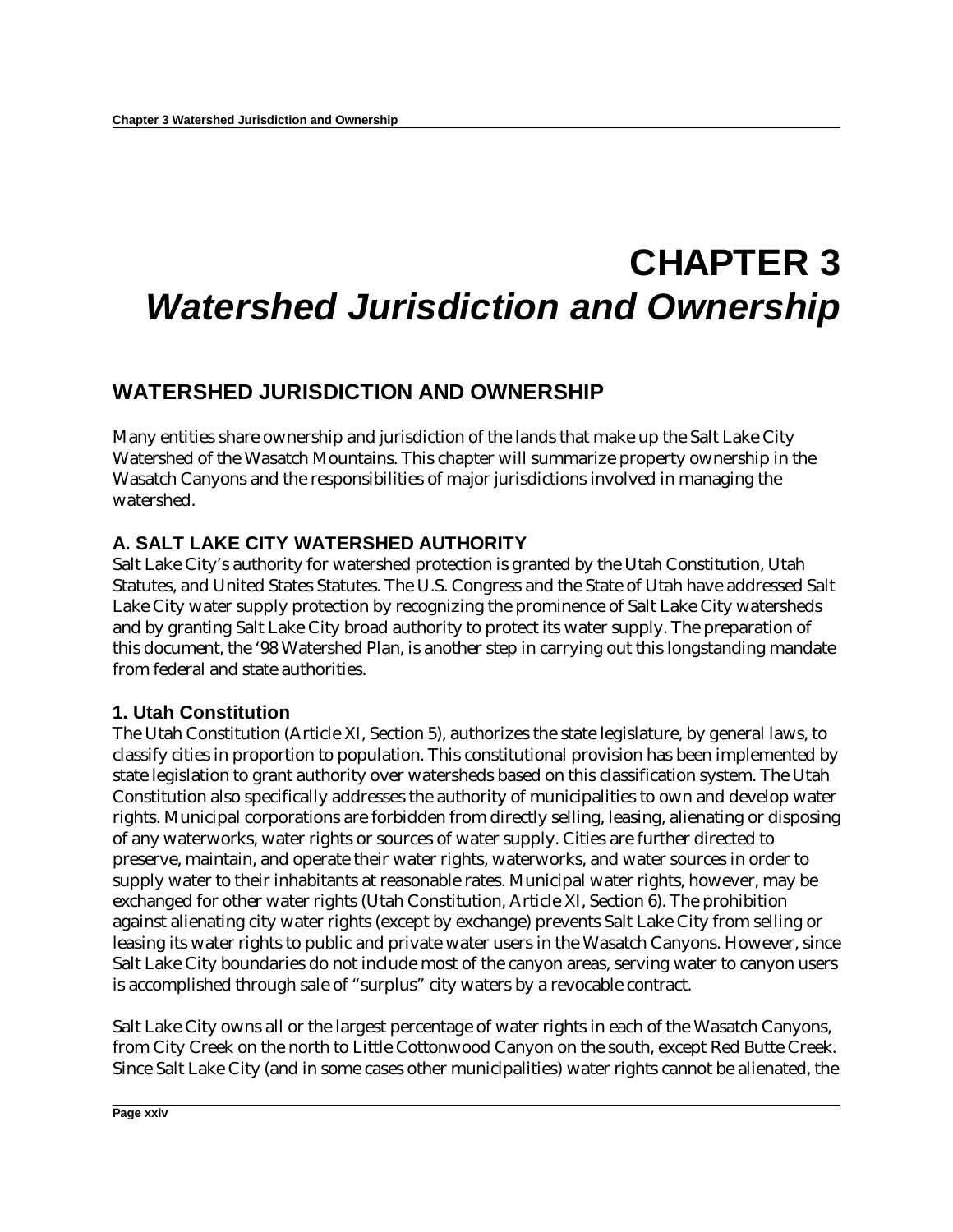# CHAPTER 3
# *Watershed Jurisdiction and Ownership*

## WATERSHED JURISDICTION AND OWNERSHIP

Many entities share ownership and jurisdiction of the lands that make up the Salt Lake City Watershed of the Wasatch Mountains. This chapter will summarize property ownership in the Wasatch Canyons and the responsibilities of major jurisdictions involved in managing the watershed.

### A. SALT LAKE CITY WATERSHED AUTHORITY

Salt Lake City's authority for watershed protection is granted by the Utah Constitution, Utah Statutes, and United States Statutes. The U.S. Congress and the State of Utah have addressed Salt Lake City water supply protection by recognizing the prominence of Salt Lake City watersheds and by granting Salt Lake City broad authority to protect its water supply. The preparation of this document, the '98 Watershed Plan, is another step in carrying out this longstanding mandate from federal and state authorities.

### 1. Utah Constitution

The Utah Constitution (Article XI, Section 5), authorizes the state legislature, by general laws, to classify cities in proportion to population. This constitutional provision has been implemented by state legislation to grant authority over watersheds based on this classification system. The Utah Constitution also specifically addresses the authority of municipalities to own and develop water rights. Municipal corporations are forbidden from directly selling, leasing, alienating or disposing of any waterworks, water rights or sources of water supply. Cities are further directed to preserve, maintain, and operate their water rights, waterworks, and water sources in order to supply water to their inhabitants at reasonable rates. Municipal water rights, however, may be exchanged for other water rights (Utah Constitution, Article XI, Section 6). The prohibition against alienating city water rights (except by exchange) prevents Salt Lake City from selling or leasing its water rights to public and private water users in the Wasatch Canyons. However, since Salt Lake City boundaries do not include most of the canyon areas, serving water to canyon users is accomplished through sale of "surplus" city waters by a revocable contract.

Salt Lake City owns all or the largest percentage of water rights in each of the Wasatch Canyons, from City Creek on the north to Little Cottonwood Canyon on the south, except Red Butte Creek. Since Salt Lake City (and in some cases other municipalities) water rights cannot be alienated, the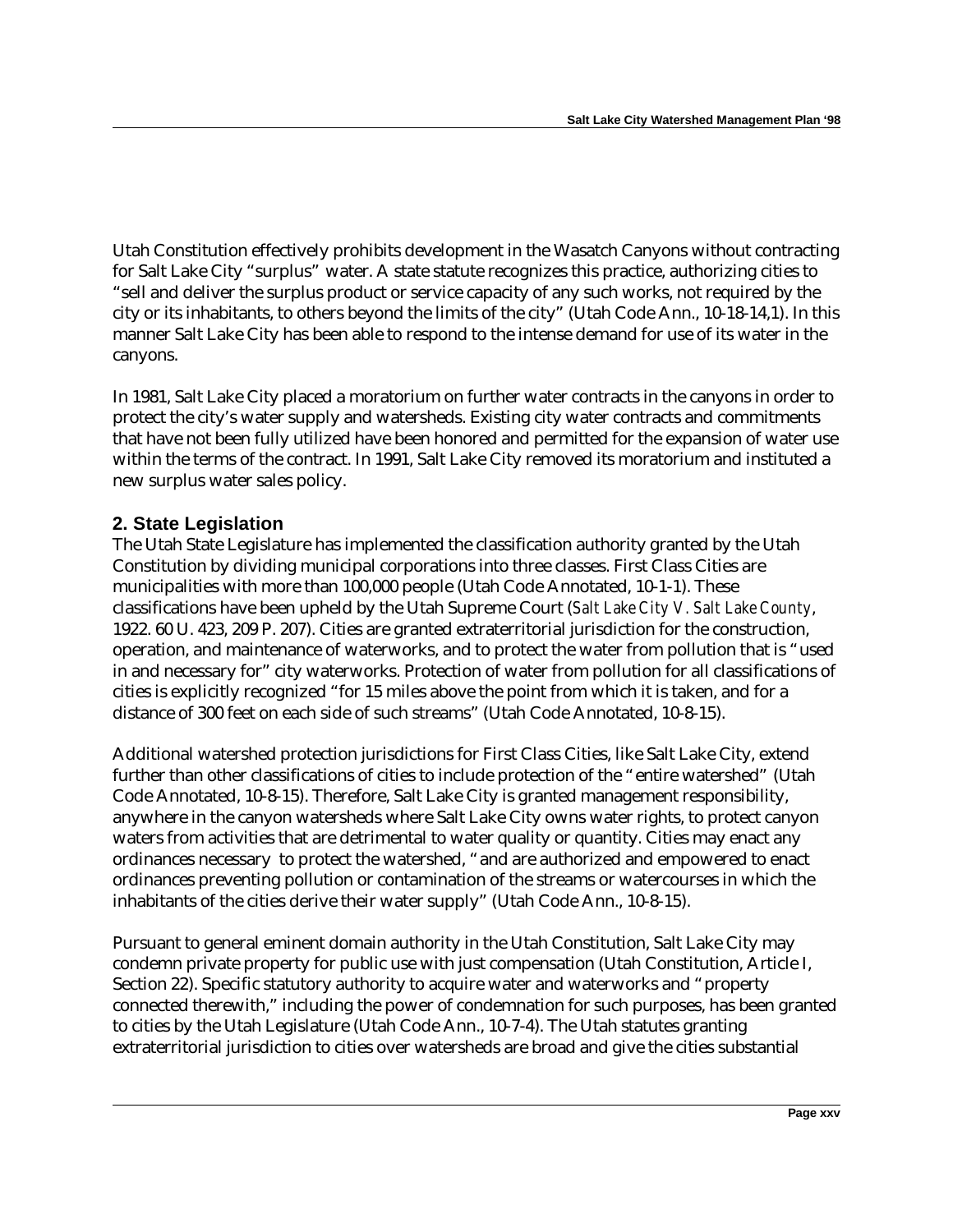Utah Constitution effectively prohibits development in the Wasatch Canyons without contracting for Salt Lake City "surplus" water. A state statute recognizes this practice, authorizing cities to "sell and deliver the surplus product or service capacity of any such works, not required by the city or its inhabitants, to others beyond the limits of the city" (Utah Code Ann., 10-18-14,1). In this manner Salt Lake City has been able to respond to the intense demand for use of its water in the canyons.

In 1981, Salt Lake City placed a moratorium on further water contracts in the canyons in order to protect the city's water supply and watersheds. Existing city water contracts and commitments that have not been fully utilized have been honored and permitted for the expansion of water use within the terms of the contract. In 1991, Salt Lake City removed its moratorium and instituted a new surplus water sales policy.

## 2. State Legislation

The Utah State Legislature has implemented the classification authority granted by the Utah Constitution by dividing municipal corporations into three classes. First Class Cities are municipalities with more than 100,000 people (Utah Code Annotated, 10-1-1). These classifications have been upheld by the Utah Supreme Court (*Salt Lake City V. Salt Lake County*, 1922. 60 U. 423, 209 P. 207). Cities are granted extraterritorial jurisdiction for the construction, operation, and maintenance of waterworks, and to protect the water from pollution that is "used in and necessary for" city waterworks. Protection of water from pollution for all classifications of cities is explicitly recognized "for 15 miles above the point from which it is taken, and for a distance of 300 feet on each side of such streams" (Utah Code Annotated, 10-8-15).

Additional watershed protection jurisdictions for First Class Cities, like Salt Lake City, extend further than other classifications of cities to include protection of the "entire watershed" (Utah Code Annotated, 10-8-15). Therefore, Salt Lake City is granted management responsibility, anywhere in the canyon watersheds where Salt Lake City owns water rights, to protect canyon waters from activities that are detrimental to water quality or quantity. Cities may enact any ordinances necessary to protect the watershed, "and are authorized and empowered to enact ordinances preventing pollution or contamination of the streams or watercourses in which the inhabitants of the cities derive their water supply" (Utah Code Ann., 10-8-15).

Pursuant to general eminent domain authority in the Utah Constitution, Salt Lake City may condemn private property for public use with just compensation (Utah Constitution, Article I, Section 22). Specific statutory authority to acquire water and waterworks and "property connected therewith," including the power of condemnation for such purposes, has been granted to cities by the Utah Legislature (Utah Code Ann., 10-7-4). The Utah statutes granting extraterritorial jurisdiction to cities over watersheds are broad and give the cities substantial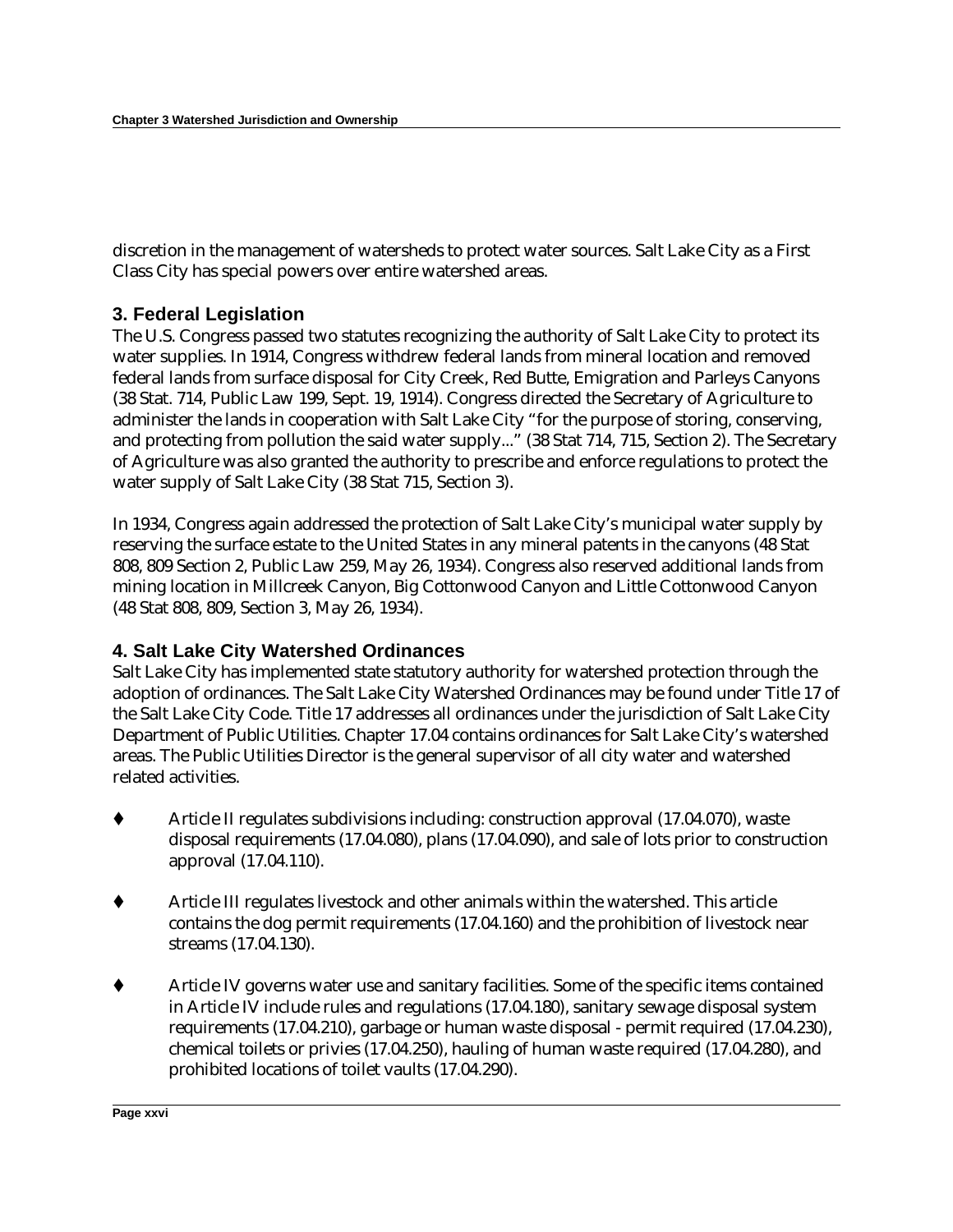discretion in the management of watersheds to protect water sources. Salt Lake City as a First Class City has special powers over entire watershed areas.

### 3. Federal Legislation

The U.S. Congress passed two statutes recognizing the authority of Salt Lake City to protect its water supplies. In 1914, Congress withdrew federal lands from mineral location and removed federal lands from surface disposal for City Creek, Red Butte, Emigration and Parleys Canyons (38 Stat. 714, Public Law 199, Sept. 19, 1914). Congress directed the Secretary of Agriculture to administer the lands in cooperation with Salt Lake City "for the purpose of storing, conserving, and protecting from pollution the said water supply..." (38 Stat 714, 715, Section 2). The Secretary of Agriculture was also granted the authority to prescribe and enforce regulations to protect the water supply of Salt Lake City (38 Stat 715, Section 3).

In 1934, Congress again addressed the protection of Salt Lake City's municipal water supply by reserving the surface estate to the United States in any mineral patents in the canyons (48 Stat 808, 809 Section 2, Public Law 259, May 26, 1934). Congress also reserved additional lands from mining location in Millcreek Canyon, Big Cottonwood Canyon and Little Cottonwood Canyon (48 Stat 808, 809, Section 3, May 26, 1934).

### 4. Salt Lake City Watershed Ordinances

Salt Lake City has implemented state statutory authority for watershed protection through the adoption of ordinances. The Salt Lake City Watershed Ordinances may be found under Title 17 of the Salt Lake City Code. Title 17 addresses all ordinances under the jurisdiction of Salt Lake City Department of Public Utilities. Chapter 17.04 contains ordinances for Salt Lake City's watershed areas. The Public Utilities Director is the general supervisor of all city water and watershed related activities.

- Article II regulates subdivisions including: construction approval (17.04.070), waste disposal requirements (17.04.080), plans (17.04.090), and sale of lots prior to construction approval (17.04.110).

- Article III regulates livestock and other animals within the watershed. This article contains the dog permit requirements (17.04.160) and the prohibition of livestock near streams (17.04.130).

- Article IV governs water use and sanitary facilities. Some of the specific items contained in Article IV include rules and regulations (17.04.180), sanitary sewage disposal system requirements (17.04.210), garbage or human waste disposal - permit required (17.04.230), chemical toilets or privies (17.04.250), hauling of human waste required (17.04.280), and prohibited locations of toilet vaults (17.04.290).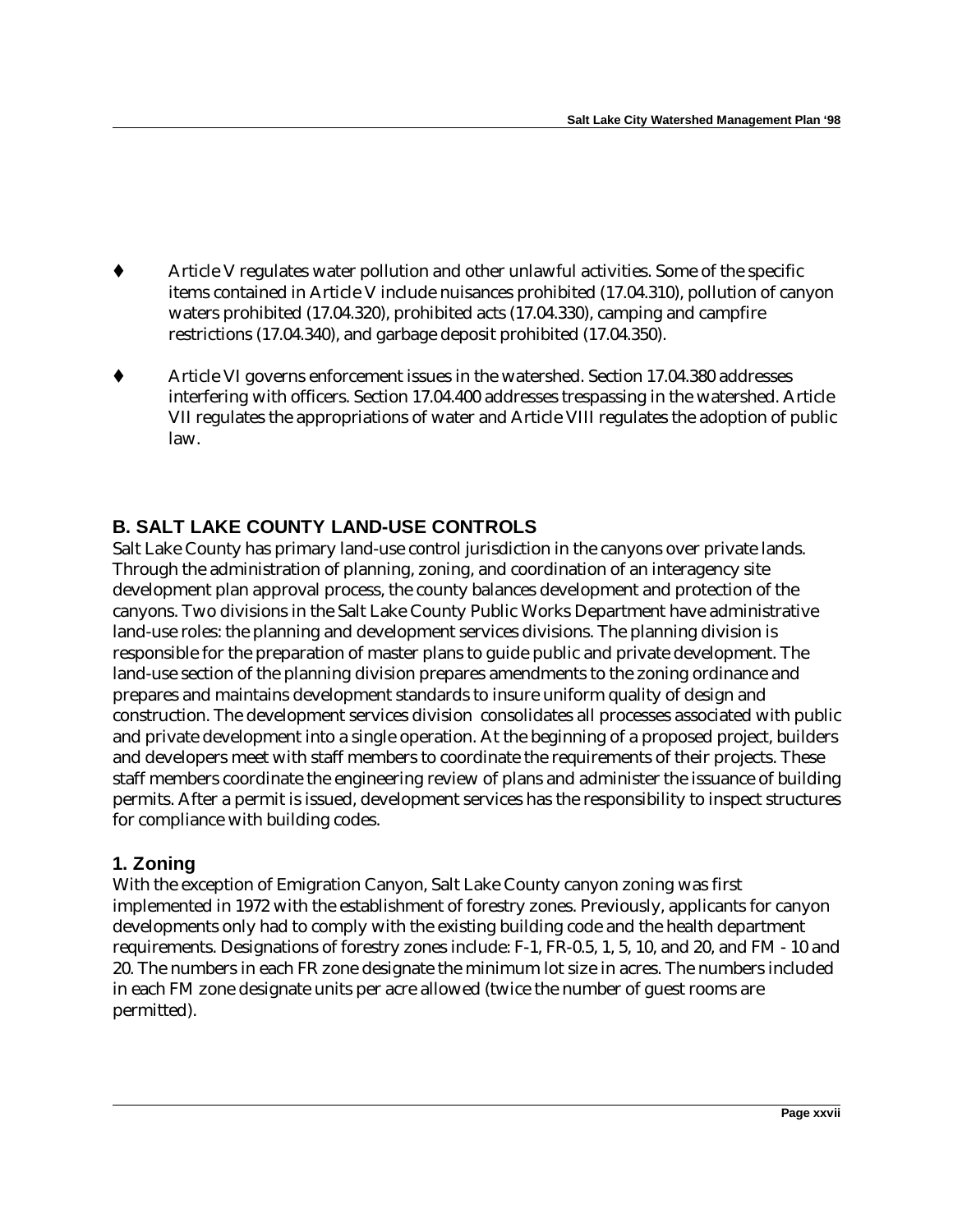- Article V regulates water pollution and other unlawful activities. Some of the specific items contained in Article V include nuisances prohibited (17.04.310), pollution of canyon waters prohibited (17.04.320), prohibited acts (17.04.330), camping and campfire restrictions (17.04.340), and garbage deposit prohibited (17.04.350).

- Article VI governs enforcement issues in the watershed. Section 17.04.380 addresses interfering with officers. Section 17.04.400 addresses trespassing in the watershed. Article VII regulates the appropriations of water and Article VIII regulates the adoption of public law.

## B. SALT LAKE COUNTY LAND-USE CONTROLS

Salt Lake County has primary land-use control jurisdiction in the canyons over private lands. Through the administration of planning, zoning, and coordination of an interagency site development plan approval process, the county balances development and protection of the canyons. Two divisions in the Salt Lake County Public Works Department have administrative land-use roles: the planning and development services divisions. The planning division is responsible for the preparation of master plans to guide public and private development. The land-use section of the planning division prepares amendments to the zoning ordinance and prepares and maintains development standards to insure uniform quality of design and construction. The development services division consolidates all processes associated with public and private development into a single operation. At the beginning of a proposed project, builders and developers meet with staff members to coordinate the requirements of their projects. These staff members coordinate the engineering review of plans and administer the issuance of building permits. After a permit is issued, development services has the responsibility to inspect structures for compliance with building codes.

### 1. Zoning

With the exception of Emigration Canyon, Salt Lake County canyon zoning was first implemented in 1972 with the establishment of forestry zones. Previously, applicants for canyon developments only had to comply with the existing building code and the health department requirements. Designations of forestry zones include: F-1, FR-0.5, 1, 5, 10, and 20, and FM - 10 and 20. The numbers in each FR zone designate the minimum lot size in acres. The numbers included in each FM zone designate units per acre allowed (twice the number of guest rooms are permitted).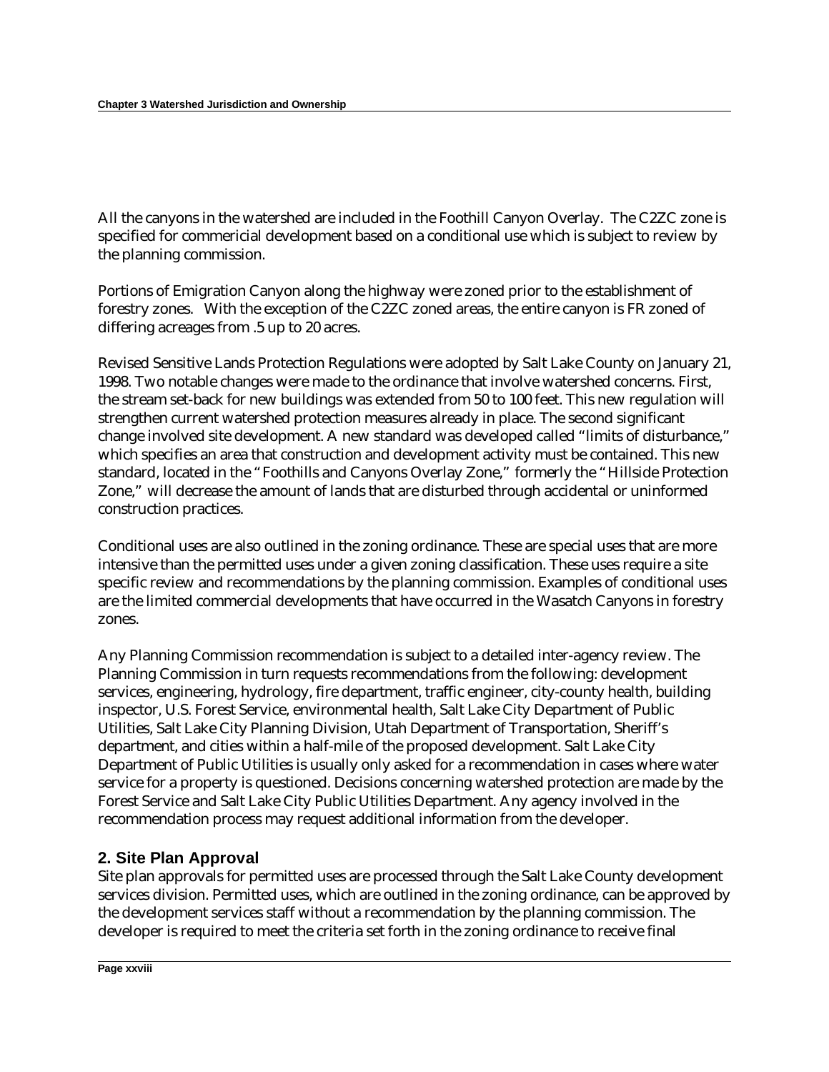All the canyons in the watershed are included in the Foothill Canyon Overlay. The C2ZC zone is specified for commericial development based on a conditional use which is subject to review by the planning commission.

Portions of Emigration Canyon along the highway were zoned prior to the establishment of forestry zones. With the exception of the C2ZC zoned areas, the entire canyon is FR zoned of differing acreages from .5 up to 20 acres.

Revised Sensitive Lands Protection Regulations were adopted by Salt Lake County on January 21, 1998. Two notable changes were made to the ordinance that involve watershed concerns. First, the stream set-back for new buildings was extended from 50 to 100 feet. This new regulation will strengthen current watershed protection measures already in place. The second significant change involved site development. A new standard was developed called "limits of disturbance," which specifies an area that construction and development activity must be contained. This new standard, located in the "Foothills and Canyons Overlay Zone," formerly the "Hillside Protection Zone," will decrease the amount of lands that are disturbed through accidental or uninformed construction practices.

Conditional uses are also outlined in the zoning ordinance. These are special uses that are more intensive than the permitted uses under a given zoning classification. These uses require a site specific review and recommendations by the planning commission. Examples of conditional uses are the limited commercial developments that have occurred in the Wasatch Canyons in forestry zones.

Any Planning Commission recommendation is subject to a detailed inter-agency review. The Planning Commission in turn requests recommendations from the following: development services, engineering, hydrology, fire department, traffic engineer, city-county health, building inspector, U.S. Forest Service, environmental health, Salt Lake City Department of Public Utilities, Salt Lake City Planning Division, Utah Department of Transportation, Sheriff's department, and cities within a half-mile of the proposed development. Salt Lake City Department of Public Utilities is usually only asked for a recommendation in cases where water service for a property is questioned. Decisions concerning watershed protection are made by the Forest Service and Salt Lake City Public Utilities Department. Any agency involved in the recommendation process may request additional information from the developer.

## 2. Site Plan Approval

Site plan approvals for permitted uses are processed through the Salt Lake County development services division. Permitted uses, which are outlined in the zoning ordinance, can be approved by the development services staff without a recommendation by the planning commission. The developer is required to meet the criteria set forth in the zoning ordinance to receive final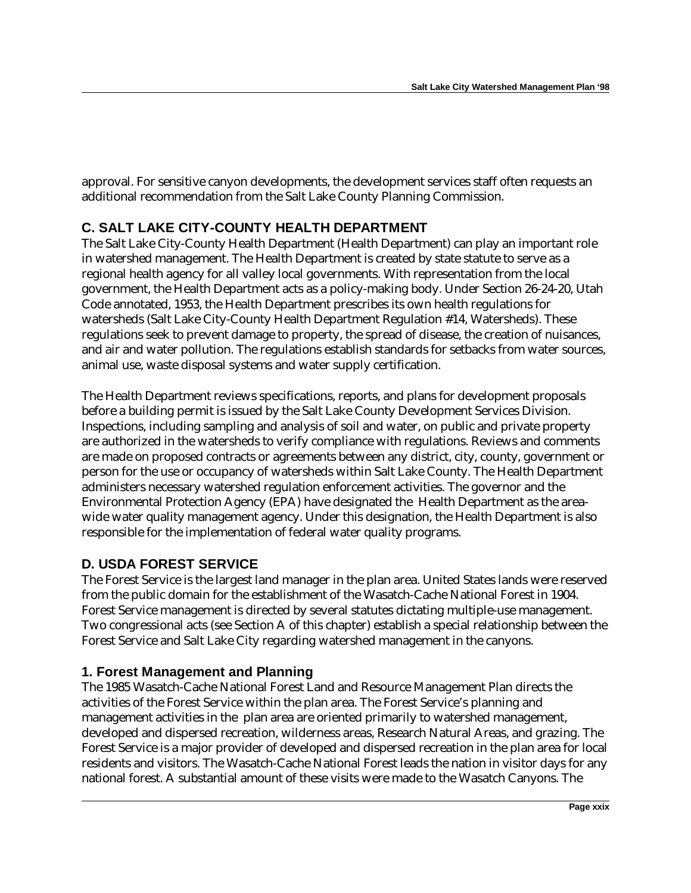approval. For sensitive canyon developments, the development services staff often requests an additional recommendation from the Salt Lake County Planning Commission.

## C. SALT LAKE CITY-COUNTY HEALTH DEPARTMENT

The Salt Lake City-County Health Department (Health Department) can play an important role in watershed management. The Health Department is created by state statute to serve as a regional health agency for all valley local governments. With representation from the local government, the Health Department acts as a policy-making body. Under Section 26-24-20, Utah Code annotated, 1953, the Health Department prescribes its own health regulations for watersheds (Salt Lake City-County Health Department Regulation #14, Watersheds). These regulations seek to prevent damage to property, the spread of disease, the creation of nuisances, and air and water pollution. The regulations establish standards for setbacks from water sources, animal use, waste disposal systems and water supply certification.

The Health Department reviews specifications, reports, and plans for development proposals before a building permit is issued by the Salt Lake County Development Services Division. Inspections, including sampling and analysis of soil and water, on public and private property are authorized in the watersheds to verify compliance with regulations. Reviews and comments are made on proposed contracts or agreements between any district, city, county, government or person for the use or occupancy of watersheds within Salt Lake County. The Health Department administers necessary watershed regulation enforcement activities. The governor and the Environmental Protection Agency (EPA) have designated the Health Department as the area-wide water quality management agency. Under this designation, the Health Department is also responsible for the implementation of federal water quality programs.

## D. USDA FOREST SERVICE

The Forest Service is the largest land manager in the plan area. United States lands were reserved from the public domain for the establishment of the Wasatch-Cache National Forest in 1904. Forest Service management is directed by several statutes dictating multiple-use management. Two congressional acts (see Section A of this chapter) establish a special relationship between the Forest Service and Salt Lake City regarding watershed management in the canyons.

### 1. Forest Management and Planning

The 1985 Wasatch-Cache National Forest Land and Resource Management Plan directs the activities of the Forest Service within the plan area. The Forest Service's planning and management activities in the plan area are oriented primarily to watershed management, developed and dispersed recreation, wilderness areas, Research Natural Areas, and grazing. The Forest Service is a major provider of developed and dispersed recreation in the plan area for local residents and visitors. The Wasatch-Cache National Forest leads the nation in visitor days for any national forest. A substantial amount of these visits were made to the Wasatch Canyons. The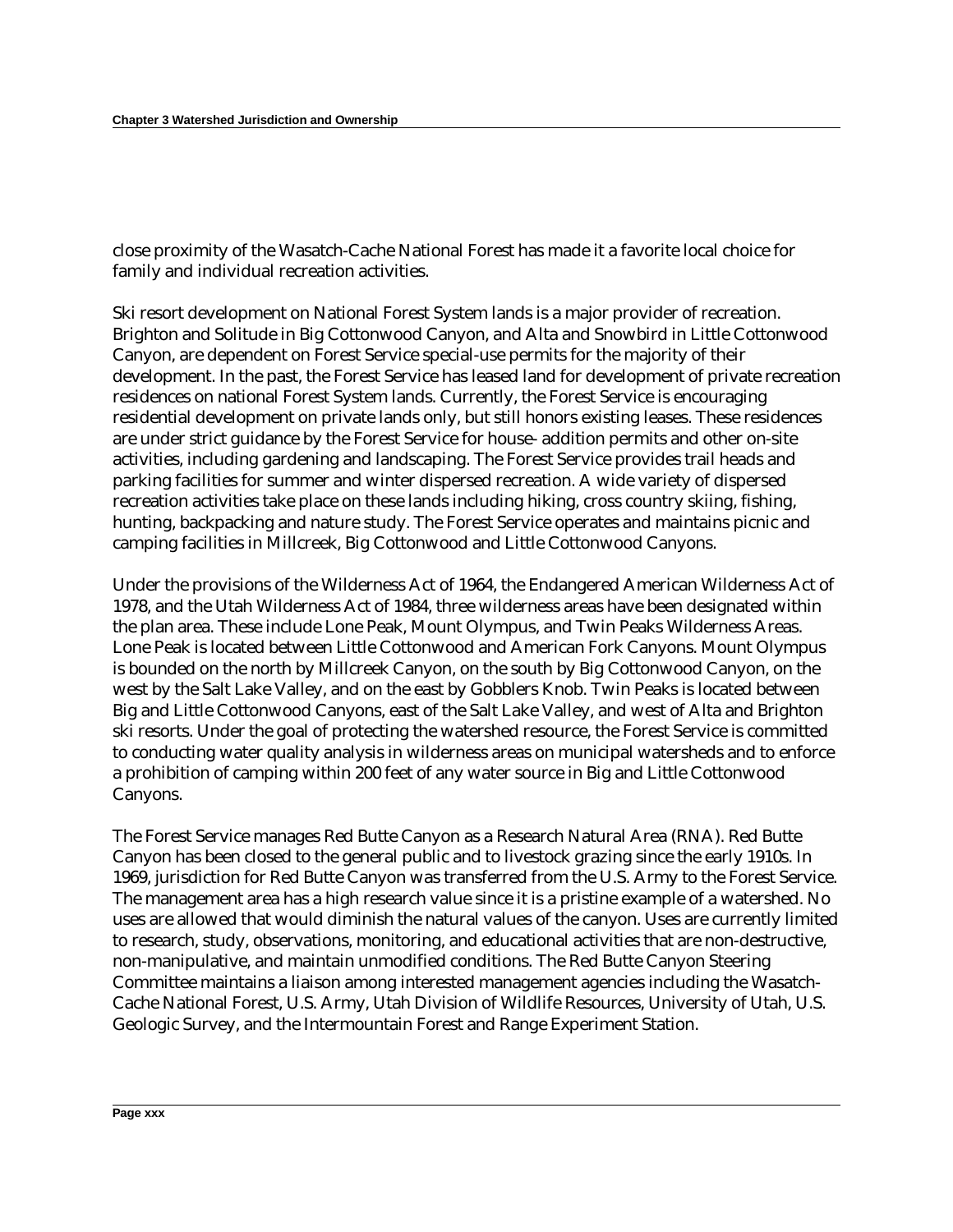close proximity of the Wasatch-Cache National Forest has made it a favorite local choice for family and individual recreation activities.

Ski resort development on National Forest System lands is a major provider of recreation. Brighton and Solitude in Big Cottonwood Canyon, and Alta and Snowbird in Little Cottonwood Canyon, are dependent on Forest Service special-use permits for the majority of their development. In the past, the Forest Service has leased land for development of private recreation residences on national Forest System lands. Currently, the Forest Service is encouraging residential development on private lands only, but still honors existing leases. These residences are under strict guidance by the Forest Service for house- addition permits and other on-site activities, including gardening and landscaping. The Forest Service provides trail heads and parking facilities for summer and winter dispersed recreation. A wide variety of dispersed recreation activities take place on these lands including hiking, cross country skiing, fishing, hunting, backpacking and nature study. The Forest Service operates and maintains picnic and camping facilities in Millcreek, Big Cottonwood and Little Cottonwood Canyons.

Under the provisions of the Wilderness Act of 1964, the Endangered American Wilderness Act of 1978, and the Utah Wilderness Act of 1984, three wilderness areas have been designated within the plan area. These include Lone Peak, Mount Olympus, and Twin Peaks Wilderness Areas. Lone Peak is located between Little Cottonwood and American Fork Canyons. Mount Olympus is bounded on the north by Millcreek Canyon, on the south by Big Cottonwood Canyon, on the west by the Salt Lake Valley, and on the east by Gobblers Knob. Twin Peaks is located between Big and Little Cottonwood Canyons, east of the Salt Lake Valley, and west of Alta and Brighton ski resorts. Under the goal of protecting the watershed resource, the Forest Service is committed to conducting water quality analysis in wilderness areas on municipal watersheds and to enforce a prohibition of camping within 200 feet of any water source in Big and Little Cottonwood Canyons.

The Forest Service manages Red Butte Canyon as a Research Natural Area (RNA). Red Butte Canyon has been closed to the general public and to livestock grazing since the early 1910s. In 1969, jurisdiction for Red Butte Canyon was transferred from the U.S. Army to the Forest Service. The management area has a high research value since it is a pristine example of a watershed. No uses are allowed that would diminish the natural values of the canyon. Uses are currently limited to research, study, observations, monitoring, and educational activities that are non-destructive, non-manipulative, and maintain unmodified conditions. The Red Butte Canyon Steering Committee maintains a liaison among interested management agencies including the Wasatch-Cache National Forest, U.S. Army, Utah Division of Wildlife Resources, University of Utah, U.S. Geologic Survey, and the Intermountain Forest and Range Experiment Station.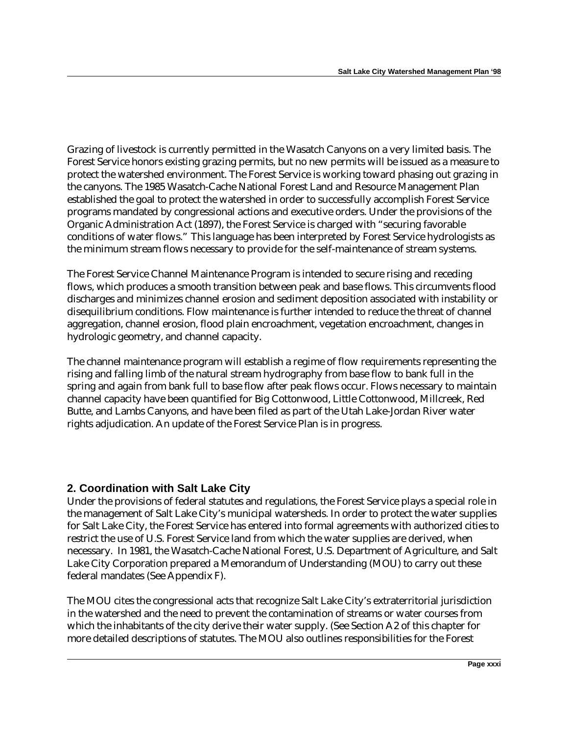Grazing of livestock is currently permitted in the Wasatch Canyons on a very limited basis. The Forest Service honors existing grazing permits, but no new permits will be issued as a measure to protect the watershed environment. The Forest Service is working toward phasing out grazing in the canyons. The 1985 Wasatch-Cache National Forest Land and Resource Management Plan established the goal to protect the watershed in order to successfully accomplish Forest Service programs mandated by congressional actions and executive orders. Under the provisions of the Organic Administration Act (1897), the Forest Service is charged with "securing favorable conditions of water flows." This language has been interpreted by Forest Service hydrologists as the minimum stream flows necessary to provide for the self-maintenance of stream systems.

The Forest Service Channel Maintenance Program is intended to secure rising and receding flows, which produces a smooth transition between peak and base flows. This circumvents flood discharges and minimizes channel erosion and sediment deposition associated with instability or disequilibrium conditions. Flow maintenance is further intended to reduce the threat of channel aggregation, channel erosion, flood plain encroachment, vegetation encroachment, changes in hydrologic geometry, and channel capacity.

The channel maintenance program will establish a regime of flow requirements representing the rising and falling limb of the natural stream hydrography from base flow to bank full in the spring and again from bank full to base flow after peak flows occur. Flows necessary to maintain channel capacity have been quantified for Big Cottonwood, Little Cottonwood, Millcreek, Red Butte, and Lambs Canyons, and have been filed as part of the Utah Lake-Jordan River water rights adjudication. An update of the Forest Service Plan is in progress.

## 2. Coordination with Salt Lake City

Under the provisions of federal statutes and regulations, the Forest Service plays a special role in the management of Salt Lake City's municipal watersheds. In order to protect the water supplies for Salt Lake City, the Forest Service has entered into formal agreements with authorized cities to restrict the use of U.S. Forest Service land from which the water supplies are derived, when necessary. In 1981, the Wasatch-Cache National Forest, U.S. Department of Agriculture, and Salt Lake City Corporation prepared a Memorandum of Understanding (MOU) to carry out these federal mandates (See Appendix F).

The MOU cites the congressional acts that recognize Salt Lake City's extraterritorial jurisdiction in the watershed and the need to prevent the contamination of streams or water courses from which the inhabitants of the city derive their water supply. (See Section A2 of this chapter for more detailed descriptions of statutes. The MOU also outlines responsibilities for the Forest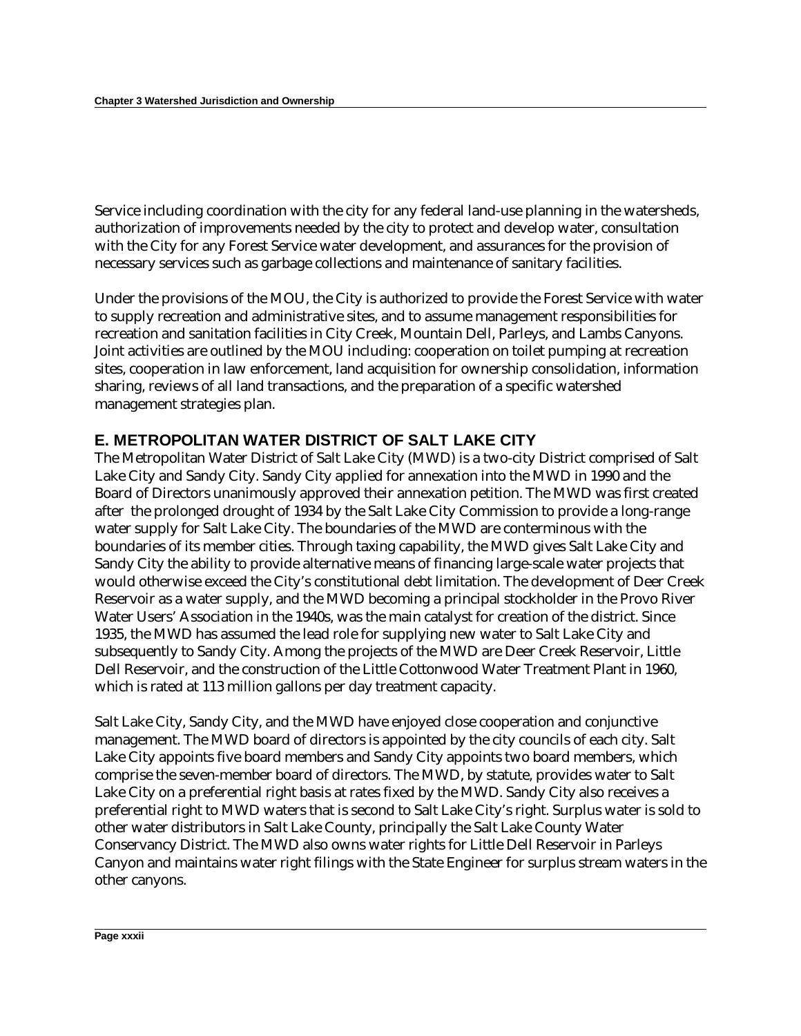Service including coordination with the city for any federal land-use planning in the watersheds, authorization of improvements needed by the city to protect and develop water, consultation with the City for any Forest Service water development, and assurances for the provision of necessary services such as garbage collections and maintenance of sanitary facilities.

Under the provisions of the MOU, the City is authorized to provide the Forest Service with water to supply recreation and administrative sites, and to assume management responsibilities for recreation and sanitation facilities in City Creek, Mountain Dell, Parleys, and Lambs Canyons. Joint activities are outlined by the MOU including: cooperation on toilet pumping at recreation sites, cooperation in law enforcement, land acquisition for ownership consolidation, information sharing, reviews of all land transactions, and the preparation of a specific watershed management strategies plan.

## E. METROPOLITAN WATER DISTRICT OF SALT LAKE CITY

The Metropolitan Water District of Salt Lake City (MWD) is a two-city District comprised of Salt Lake City and Sandy City. Sandy City applied for annexation into the MWD in 1990 and the Board of Directors unanimously approved their annexation petition. The MWD was first created after the prolonged drought of 1934 by the Salt Lake City Commission to provide a long-range water supply for Salt Lake City. The boundaries of the MWD are conterminous with the boundaries of its member cities. Through taxing capability, the MWD gives Salt Lake City and Sandy City the ability to provide alternative means of financing large-scale water projects that would otherwise exceed the City's constitutional debt limitation. The development of Deer Creek Reservoir as a water supply, and the MWD becoming a principal stockholder in the Provo River Water Users' Association in the 1940s, was the main catalyst for creation of the district. Since 1935, the MWD has assumed the lead role for supplying new water to Salt Lake City and subsequently to Sandy City. Among the projects of the MWD are Deer Creek Reservoir, Little Dell Reservoir, and the construction of the Little Cottonwood Water Treatment Plant in 1960, which is rated at 113 million gallons per day treatment capacity.

Salt Lake City, Sandy City, and the MWD have enjoyed close cooperation and conjunctive management. The MWD board of directors is appointed by the city councils of each city. Salt Lake City appoints five board members and Sandy City appoints two board members, which comprise the seven-member board of directors. The MWD, by statute, provides water to Salt Lake City on a preferential right basis at rates fixed by the MWD. Sandy City also receives a preferential right to MWD waters that is second to Salt Lake City's right. Surplus water is sold to other water distributors in Salt Lake County, principally the Salt Lake County Water Conservancy District. The MWD also owns water rights for Little Dell Reservoir in Parleys Canyon and maintains water right filings with the State Engineer for surplus stream waters in the other canyons.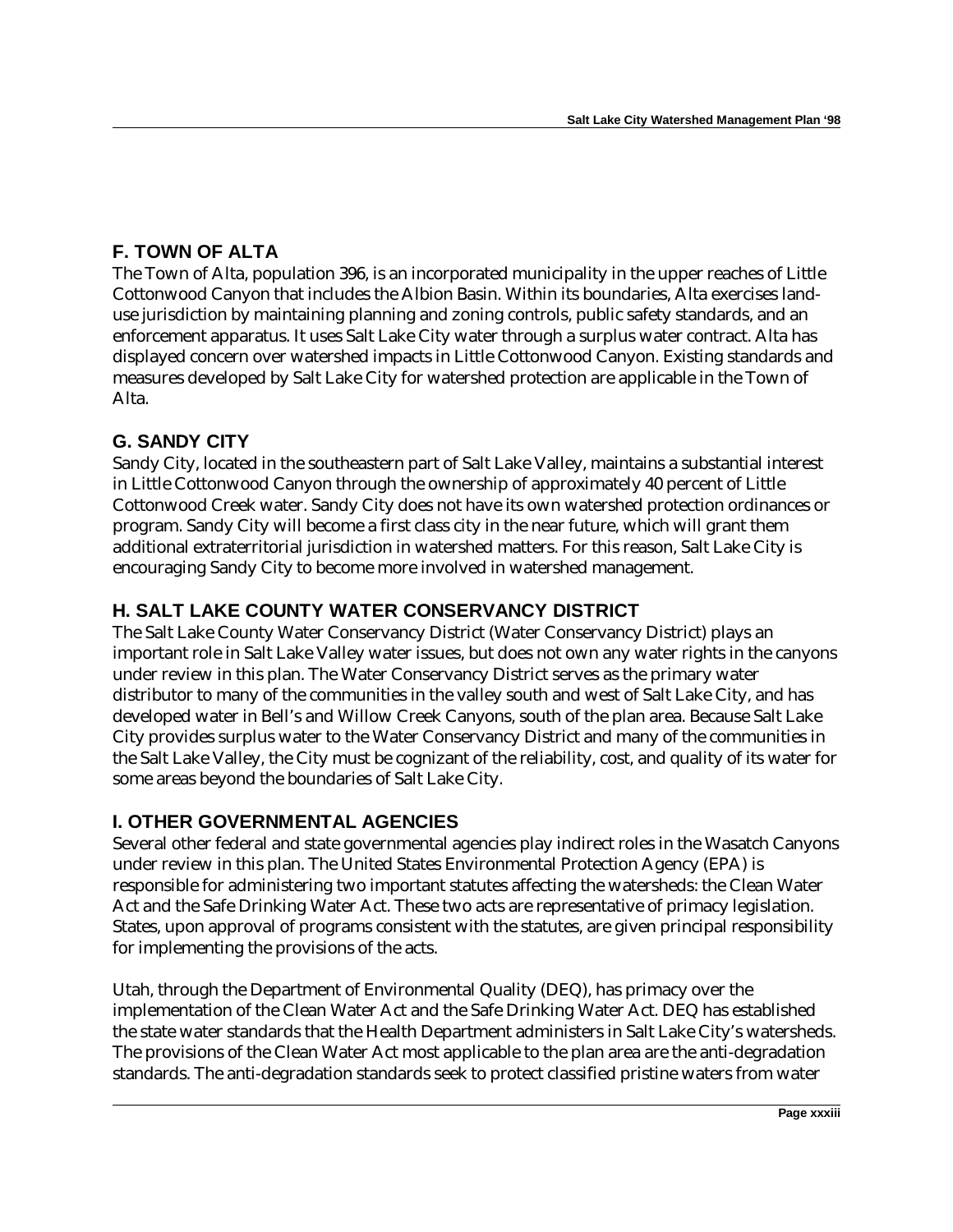## F. TOWN OF ALTA

The Town of Alta, population 396, is an incorporated municipality in the upper reaches of Little Cottonwood Canyon that includes the Albion Basin. Within its boundaries, Alta exercises land-use jurisdiction by maintaining planning and zoning controls, public safety standards, and an enforcement apparatus. It uses Salt Lake City water through a surplus water contract. Alta has displayed concern over watershed impacts in Little Cottonwood Canyon. Existing standards and measures developed by Salt Lake City for watershed protection are applicable in the Town of Alta.

## G. SANDY CITY

Sandy City, located in the southeastern part of Salt Lake Valley, maintains a substantial interest in Little Cottonwood Canyon through the ownership of approximately 40 percent of Little Cottonwood Creek water. Sandy City does not have its own watershed protection ordinances or program. Sandy City will become a first class city in the near future, which will grant them additional extraterritorial jurisdiction in watershed matters. For this reason, Salt Lake City is encouraging Sandy City to become more involved in watershed management.

## H. SALT LAKE COUNTY WATER CONSERVANCY DISTRICT

The Salt Lake County Water Conservancy District (Water Conservancy District) plays an important role in Salt Lake Valley water issues, but does not own any water rights in the canyons under review in this plan. The Water Conservancy District serves as the primary water distributor to many of the communities in the valley south and west of Salt Lake City, and has developed water in Bell's and Willow Creek Canyons, south of the plan area. Because Salt Lake City provides surplus water to the Water Conservancy District and many of the communities in the Salt Lake Valley, the City must be cognizant of the reliability, cost, and quality of its water for some areas beyond the boundaries of Salt Lake City.

## I. OTHER GOVERNMENTAL AGENCIES

Several other federal and state governmental agencies play indirect roles in the Wasatch Canyons under review in this plan. The United States Environmental Protection Agency (EPA) is responsible for administering two important statutes affecting the watersheds: the Clean Water Act and the Safe Drinking Water Act. These two acts are representative of primacy legislation. States, upon approval of programs consistent with the statutes, are given principal responsibility for implementing the provisions of the acts.

Utah, through the Department of Environmental Quality (DEQ), has primacy over the implementation of the Clean Water Act and the Safe Drinking Water Act. DEQ has established the state water standards that the Health Department administers in Salt Lake City's watersheds. The provisions of the Clean Water Act most applicable to the plan area are the anti-degradation standards. The anti-degradation standards seek to protect classified pristine waters from water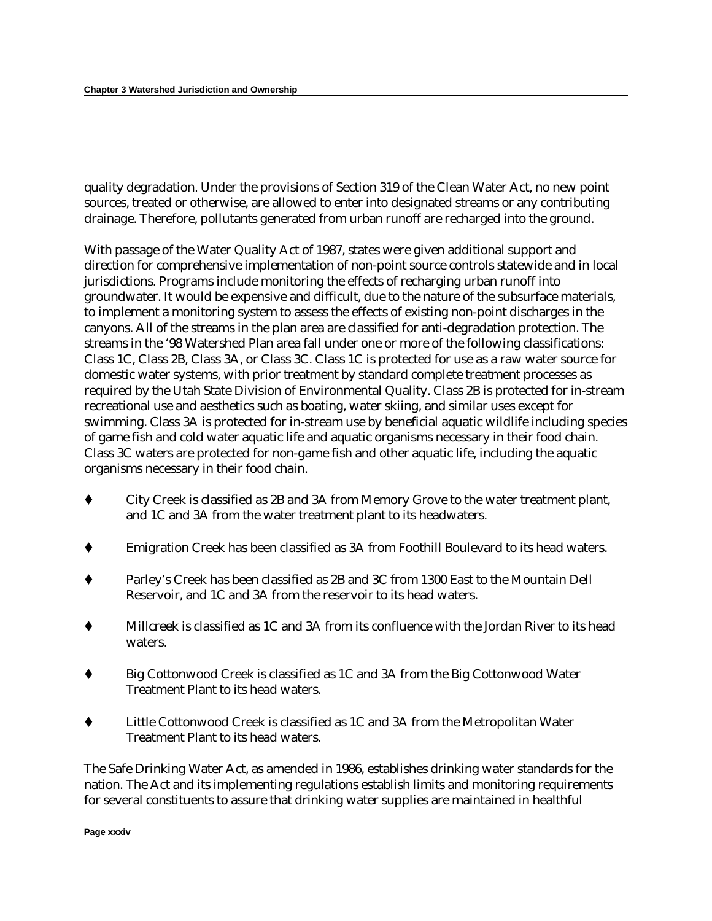quality degradation. Under the provisions of Section 319 of the Clean Water Act, no new point sources, treated or otherwise, are allowed to enter into designated streams or any contributing drainage. Therefore, pollutants generated from urban runoff are recharged into the ground.

With passage of the Water Quality Act of 1987, states were given additional support and direction for comprehensive implementation of non-point source controls statewide and in local jurisdictions. Programs include monitoring the effects of recharging urban runoff into groundwater. It would be expensive and difficult, due to the nature of the subsurface materials, to implement a monitoring system to assess the effects of existing non-point discharges in the canyons. All of the streams in the plan area are classified for anti-degradation protection. The streams in the '98 Watershed Plan area fall under one or more of the following classifications: Class 1C, Class 2B, Class 3A, or Class 3C. Class 1C is protected for use as a raw water source for domestic water systems, with prior treatment by standard complete treatment processes as required by the Utah State Division of Environmental Quality. Class 2B is protected for in-stream recreational use and aesthetics such as boating, water skiing, and similar uses except for swimming. Class 3A is protected for in-stream use by beneficial aquatic wildlife including species of game fish and cold water aquatic life and aquatic organisms necessary in their food chain. Class 3C waters are protected for non-game fish and other aquatic life, including the aquatic organisms necessary in their food chain.

- City Creek is classified as 2B and 3A from Memory Grove to the water treatment plant, and 1C and 3A from the water treatment plant to its headwaters.
- Emigration Creek has been classified as 3A from Foothill Boulevard to its head waters.
- Parley's Creek has been classified as 2B and 3C from 1300 East to the Mountain Dell Reservoir, and 1C and 3A from the reservoir to its head waters.
- Millcreek is classified as 1C and 3A from its confluence with the Jordan River to its head waters.
- Big Cottonwood Creek is classified as 1C and 3A from the Big Cottonwood Water Treatment Plant to its head waters.
- Little Cottonwood Creek is classified as 1C and 3A from the Metropolitan Water Treatment Plant to its head waters.

The Safe Drinking Water Act, as amended in 1986, establishes drinking water standards for the nation. The Act and its implementing regulations establish limits and monitoring requirements for several constituents to assure that drinking water supplies are maintained in healthful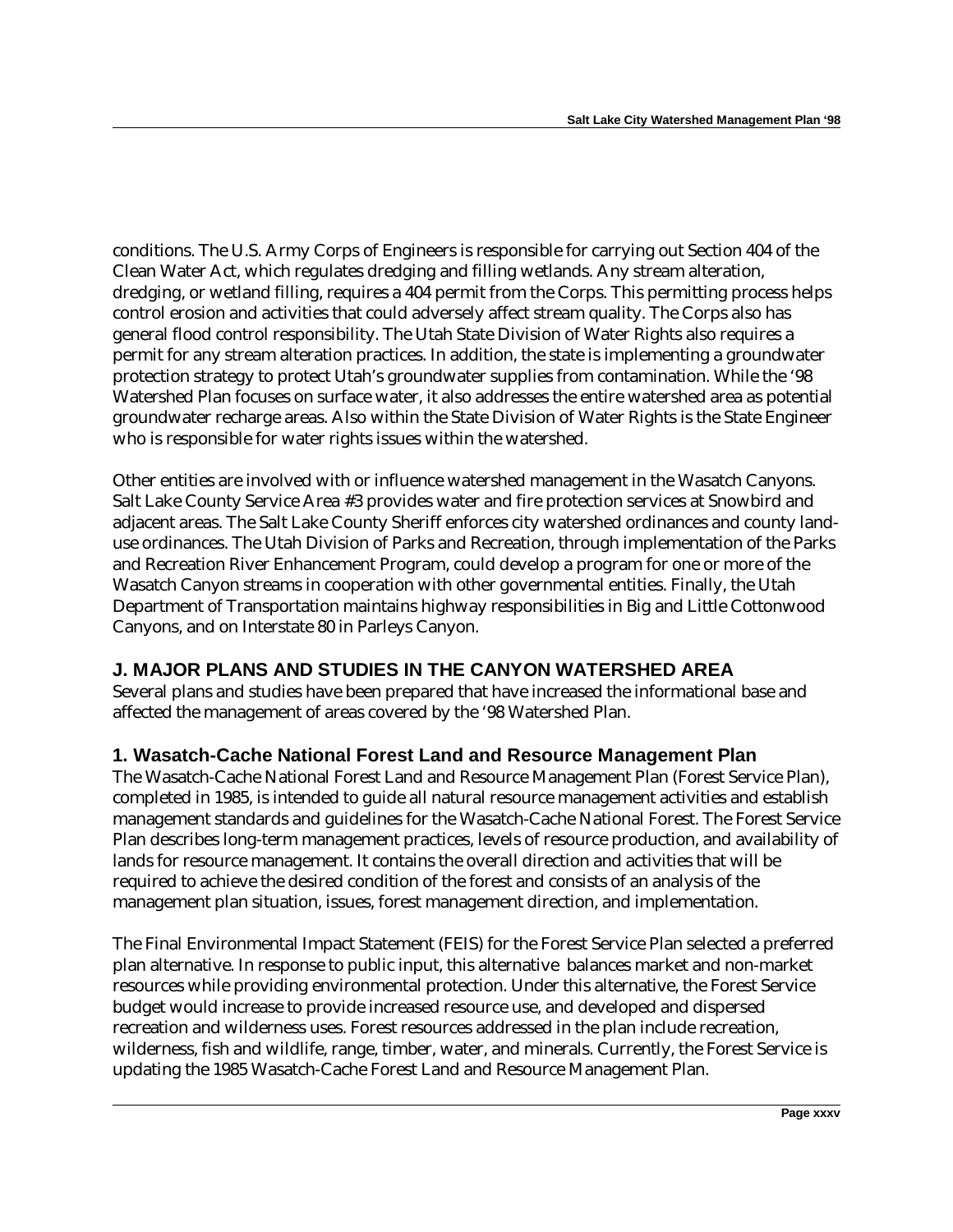conditions. The U.S. Army Corps of Engineers is responsible for carrying out Section 404 of the Clean Water Act, which regulates dredging and filling wetlands. Any stream alteration, dredging, or wetland filling, requires a 404 permit from the Corps. This permitting process helps control erosion and activities that could adversely affect stream quality. The Corps also has general flood control responsibility. The Utah State Division of Water Rights also requires a permit for any stream alteration practices. In addition, the state is implementing a groundwater protection strategy to protect Utah's groundwater supplies from contamination. While the '98 Watershed Plan focuses on surface water, it also addresses the entire watershed area as potential groundwater recharge areas. Also within the State Division of Water Rights is the State Engineer who is responsible for water rights issues within the watershed.

Other entities are involved with or influence watershed management in the Wasatch Canyons. Salt Lake County Service Area #3 provides water and fire protection services at Snowbird and adjacent areas. The Salt Lake County Sheriff enforces city watershed ordinances and county land-use ordinances. The Utah Division of Parks and Recreation, through implementation of the Parks and Recreation River Enhancement Program, could develop a program for one or more of the Wasatch Canyon streams in cooperation with other governmental entities. Finally, the Utah Department of Transportation maintains highway responsibilities in Big and Little Cottonwood Canyons, and on Interstate 80 in Parleys Canyon.

## J. MAJOR PLANS AND STUDIES IN THE CANYON WATERSHED AREA

Several plans and studies have been prepared that have increased the informational base and affected the management of areas covered by the '98 Watershed Plan.

### 1. Wasatch-Cache National Forest Land and Resource Management Plan

The Wasatch-Cache National Forest Land and Resource Management Plan (Forest Service Plan), completed in 1985, is intended to guide all natural resource management activities and establish management standards and guidelines for the Wasatch-Cache National Forest. The Forest Service Plan describes long-term management practices, levels of resource production, and availability of lands for resource management. It contains the overall direction and activities that will be required to achieve the desired condition of the forest and consists of an analysis of the management plan situation, issues, forest management direction, and implementation.

The Final Environmental Impact Statement (FEIS) for the Forest Service Plan selected a preferred plan alternative. In response to public input, this alternative balances market and non-market resources while providing environmental protection. Under this alternative, the Forest Service budget would increase to provide increased resource use, and developed and dispersed recreation and wilderness uses. Forest resources addressed in the plan include recreation, wilderness, fish and wildlife, range, timber, water, and minerals. Currently, the Forest Service is updating the 1985 Wasatch-Cache Forest Land and Resource Management Plan.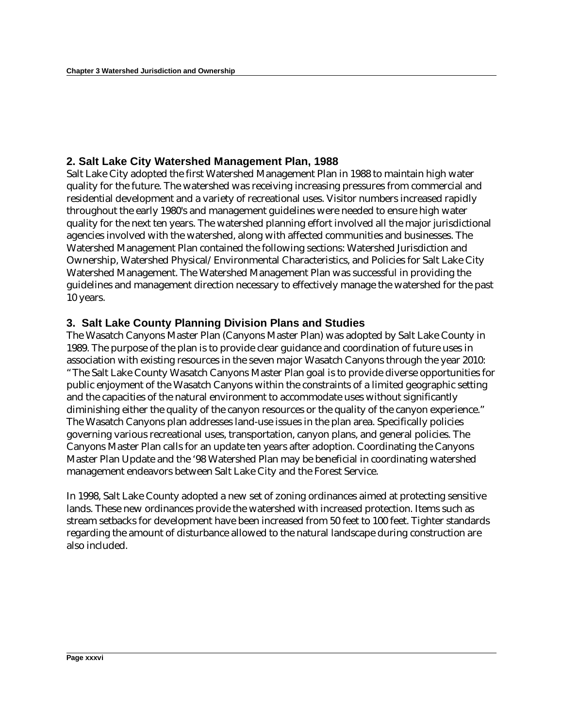## 2. Salt Lake City Watershed Management Plan, 1988

Salt Lake City adopted the first Watershed Management Plan in 1988 to maintain high water quality for the future. The watershed was receiving increasing pressures from commercial and residential development and a variety of recreational uses. Visitor numbers increased rapidly throughout the early 1980's and management guidelines were needed to ensure high water quality for the next ten years. The watershed planning effort involved all the major jurisdictional agencies involved with the watershed, along with affected communities and businesses. The Watershed Management Plan contained the following sections: Watershed Jurisdiction and Ownership, Watershed Physical/Environmental Characteristics, and Policies for Salt Lake City Watershed Management. The Watershed Management Plan was successful in providing the guidelines and management direction necessary to effectively manage the watershed for the past 10 years.

## 3. Salt Lake County Planning Division Plans and Studies

The Wasatch Canyons Master Plan (Canyons Master Plan) was adopted by Salt Lake County in 1989. The purpose of the plan is to provide clear guidance and coordination of future uses in association with existing resources in the seven major Wasatch Canyons through the year 2010: "The Salt Lake County Wasatch Canyons Master Plan goal is to provide diverse opportunities for public enjoyment of the Wasatch Canyons within the constraints of a limited geographic setting and the capacities of the natural environment to accommodate uses without significantly diminishing either the quality of the canyon resources or the quality of the canyon experience." The Wasatch Canyons plan addresses land-use issues in the plan area. Specifically policies governing various recreational uses, transportation, canyon plans, and general policies. The Canyons Master Plan calls for an update ten years after adoption. Coordinating the Canyons Master Plan Update and the '98 Watershed Plan may be beneficial in coordinating watershed management endeavors between Salt Lake City and the Forest Service.

In 1998, Salt Lake County adopted a new set of zoning ordinances aimed at protecting sensitive lands. These new ordinances provide the watershed with increased protection. Items such as stream setbacks for development have been increased from 50 feet to 100 feet. Tighter standards regarding the amount of disturbance allowed to the natural landscape during construction are also included.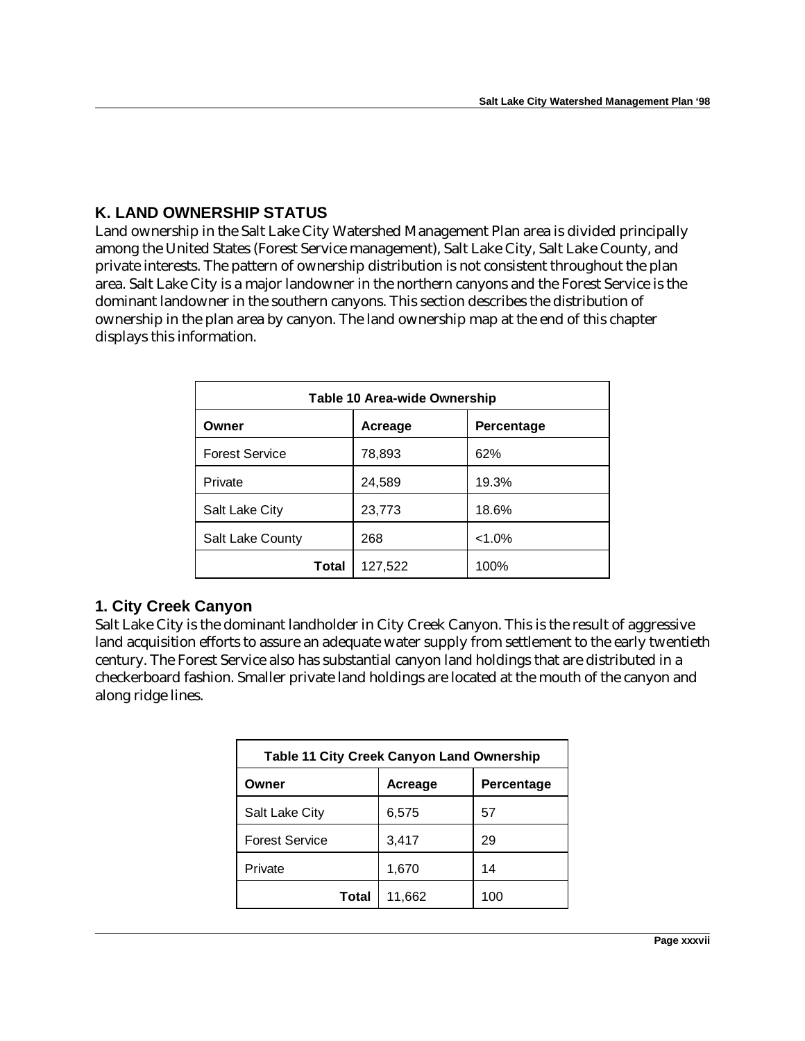## K. LAND OWNERSHIP STATUS

Land ownership in the Salt Lake City Watershed Management Plan area is divided principally among the United States (Forest Service management), Salt Lake City, Salt Lake County, and private interests. The pattern of ownership distribution is not consistent throughout the plan area. Salt Lake City is a major landowner in the northern canyons and the Forest Service is the dominant landowner in the southern canyons. This section describes the distribution of ownership in the plan area by canyon. The land ownership map at the end of this chapter displays this information.

**Table 10 Area-wide Ownership**

| Owner | Acreage | Percentage |
|---|---|---|
| Forest Service | 78,893 | 62% |
| Private | 24,589 | 19.3% |
| Salt Lake City | 23,773 | 18.6% |
| Salt Lake County | 268 | <1.0% |
| **Total** | 127,522 | 100% |

### 1. City Creek Canyon

Salt Lake City is the dominant landholder in City Creek Canyon. This is the result of aggressive land acquisition efforts to assure an adequate water supply from settlement to the early twentieth century. The Forest Service also has substantial canyon land holdings that are distributed in a checkerboard fashion. Smaller private land holdings are located at the mouth of the canyon and along ridge lines.

**Table 11 City Creek Canyon Land Ownership**

| Owner | Acreage | Percentage |
|---|---|---|
| Salt Lake City | 6,575 | 57 |
| Forest Service | 3,417 | 29 |
| Private | 1,670 | 14 |
| **Total** | 11,662 | 100 |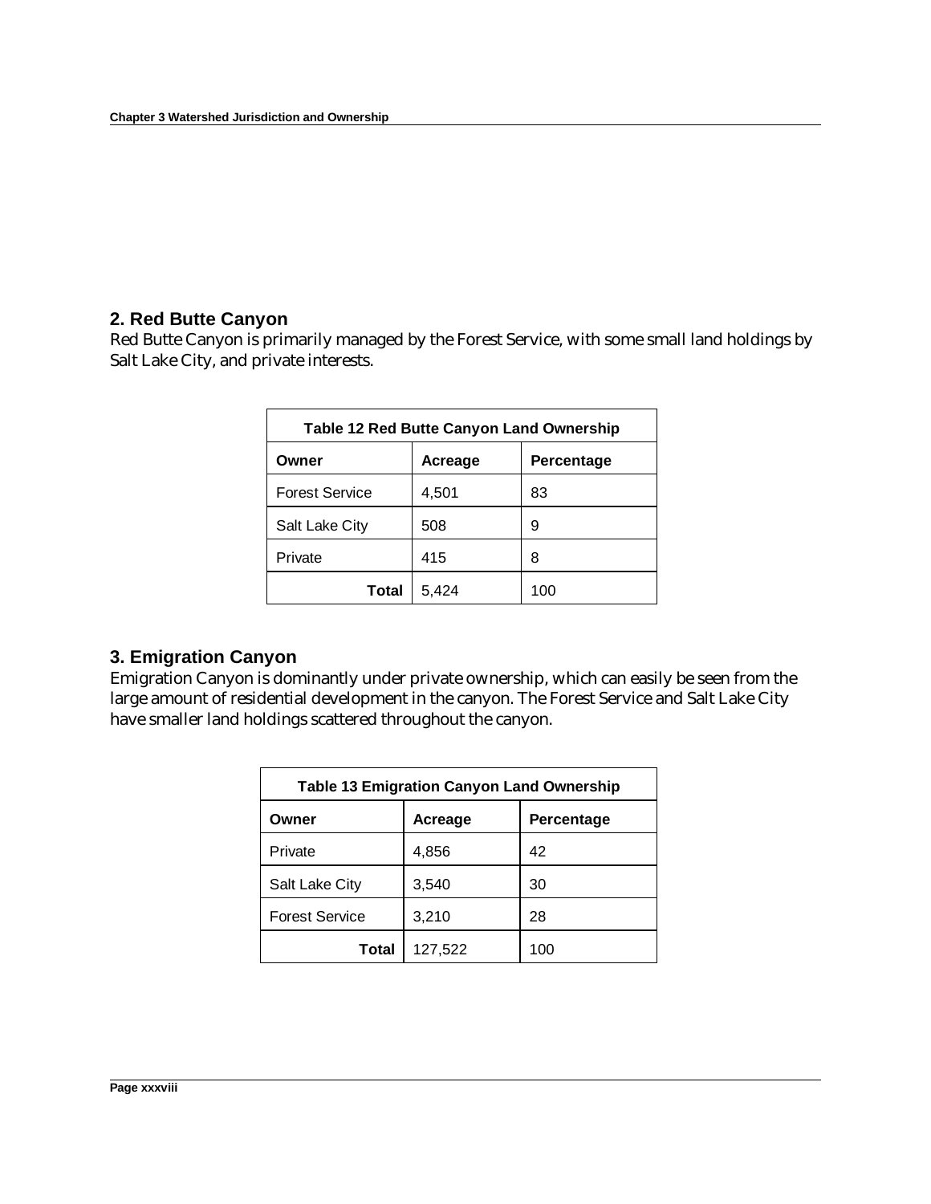## 2. Red Butte Canyon

Red Butte Canyon is primarily managed by the Forest Service, with some small land holdings by Salt Lake City, and private interests.

| Table 12 Red Butte Canyon Land Ownership | | |
|---|---|---|
| **Owner** | **Acreage** | **Percentage** |
| Forest Service | 4,501 | 83 |
| Salt Lake City | 508 | 9 |
| Private | 415 | 8 |
| **Total** | 5,424 | 100 |

## 3. Emigration Canyon

Emigration Canyon is dominantly under private ownership, which can easily be seen from the large amount of residential development in the canyon. The Forest Service and Salt Lake City have smaller land holdings scattered throughout the canyon.

| Table 13 Emigration Canyon Land Ownership | | |
|---|---|---|
| **Owner** | **Acreage** | **Percentage** |
| Private | 4,856 | 42 |
| Salt Lake City | 3,540 | 30 |
| Forest Service | 3,210 | 28 |
| **Total** | 127,522 | 100 |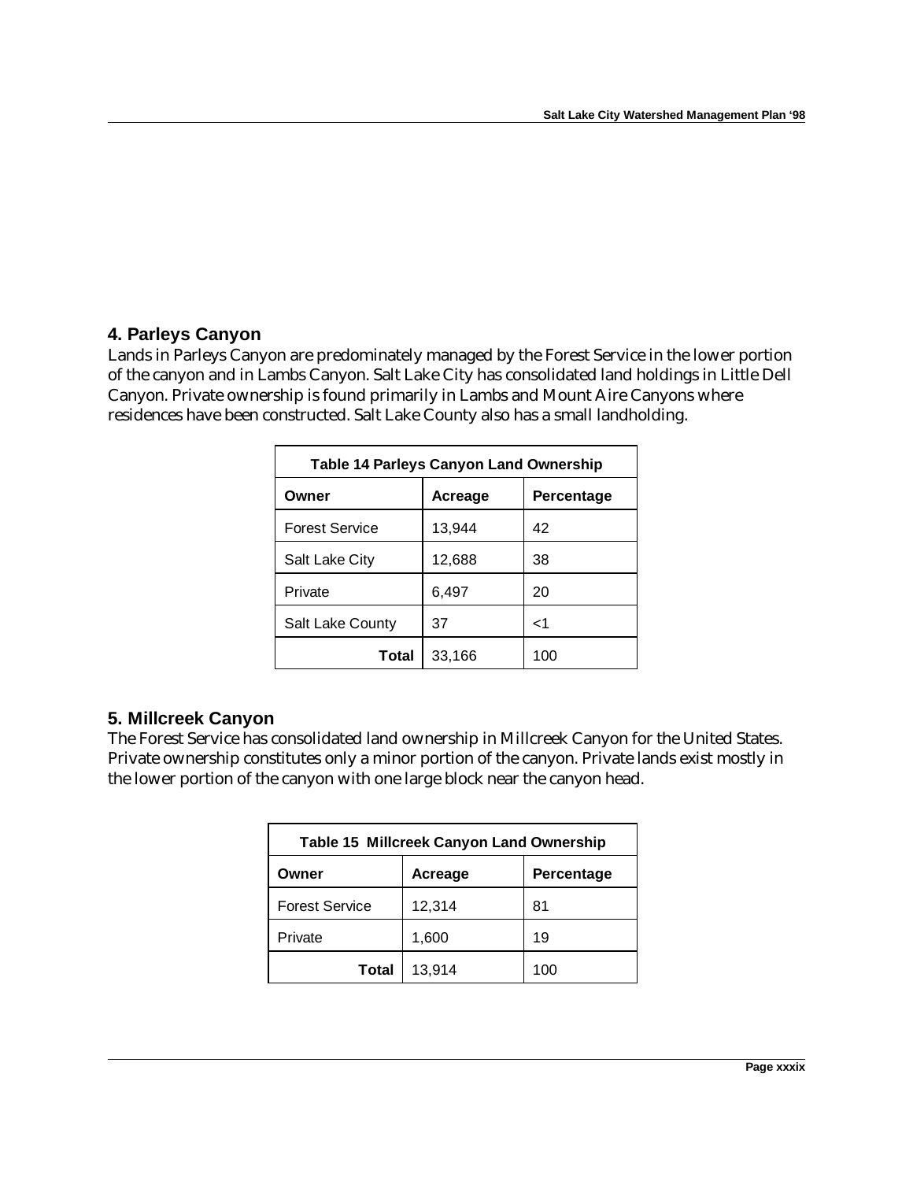## 4. Parleys Canyon

Lands in Parleys Canyon are predominately managed by the Forest Service in the lower portion of the canyon and in Lambs Canyon. Salt Lake City has consolidated land holdings in Little Dell Canyon. Private ownership is found primarily in Lambs and Mount Aire Canyons where residences have been constructed. Salt Lake County also has a small landholding.

**Table 14 Parleys Canyon Land Ownership**

| Owner | Acreage | Percentage |
|---|---|---|
| Forest Service | 13,944 | 42 |
| Salt Lake City | 12,688 | 38 |
| Private | 6,497 | 20 |
| Salt Lake County | 37 | <1 |
| **Total** | 33,166 | 100 |

## 5. Millcreek Canyon

The Forest Service has consolidated land ownership in Millcreek Canyon for the United States. Private ownership constitutes only a minor portion of the canyon. Private lands exist mostly in the lower portion of the canyon with one large block near the canyon head.

**Table 15 Millcreek Canyon Land Ownership**

| Owner | Acreage | Percentage |
|---|---|---|
| Forest Service | 12,314 | 81 |
| Private | 1,600 | 19 |
| **Total** | 13,914 | 100 |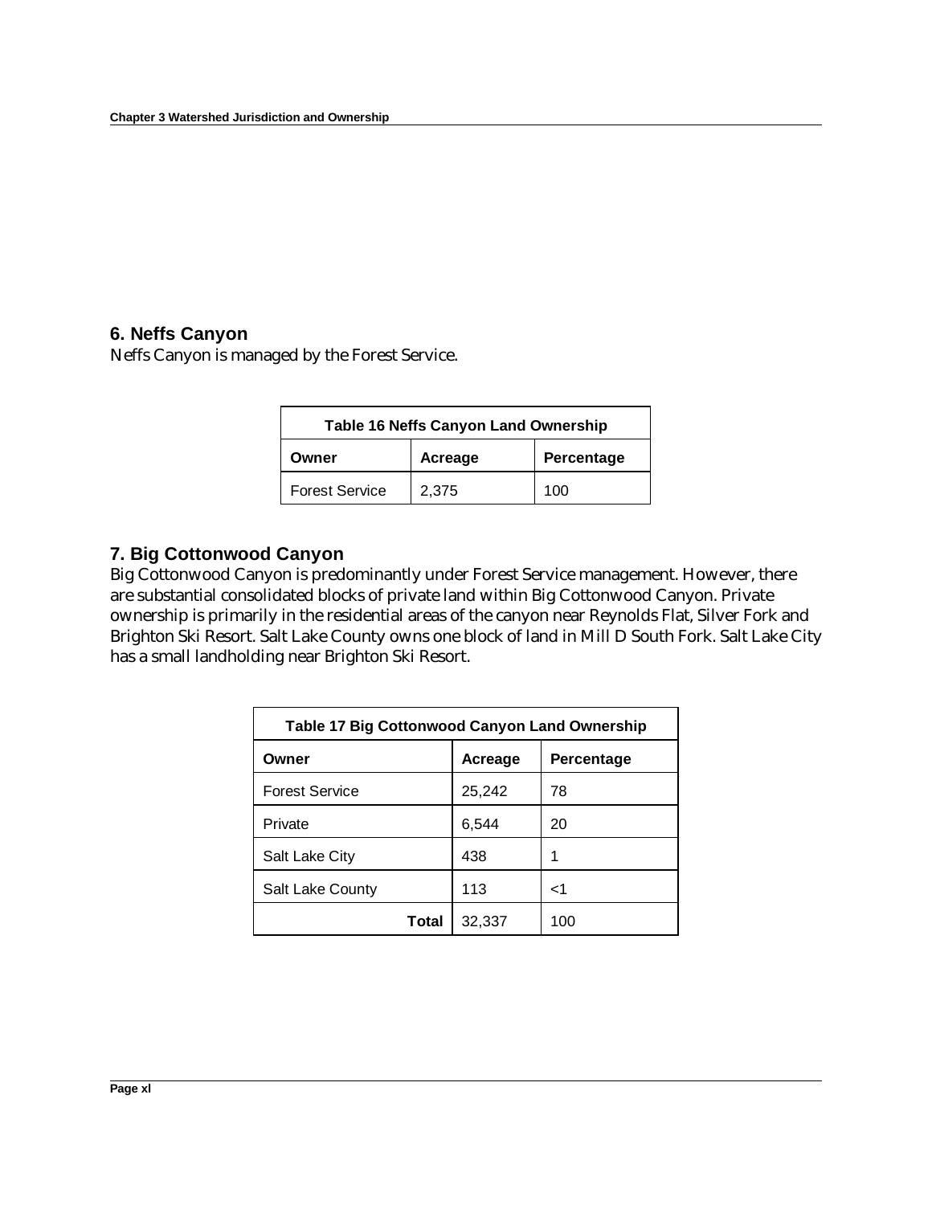## 6. Neffs Canyon

Neffs Canyon is managed by the Forest Service.

**Table 16 Neffs Canyon Land Ownership**

| Owner | Acreage | Percentage |
|---|---|---|
| Forest Service | 2,375 | 100 |

## 7. Big Cottonwood Canyon

Big Cottonwood Canyon is predominantly under Forest Service management. However, there are substantial consolidated blocks of private land within Big Cottonwood Canyon. Private ownership is primarily in the residential areas of the canyon near Reynolds Flat, Silver Fork and Brighton Ski Resort. Salt Lake County owns one block of land in Mill D South Fork. Salt Lake City has a small landholding near Brighton Ski Resort.

**Table 17 Big Cottonwood Canyon Land Ownership**

| Owner | Acreage | Percentage |
|---|---|---|
| Forest Service | 25,242 | 78 |
| Private | 6,544 | 20 |
| Salt Lake City | 438 | 1 |
| Salt Lake County | 113 | <1 |
| **Total** | 32,337 | 100 |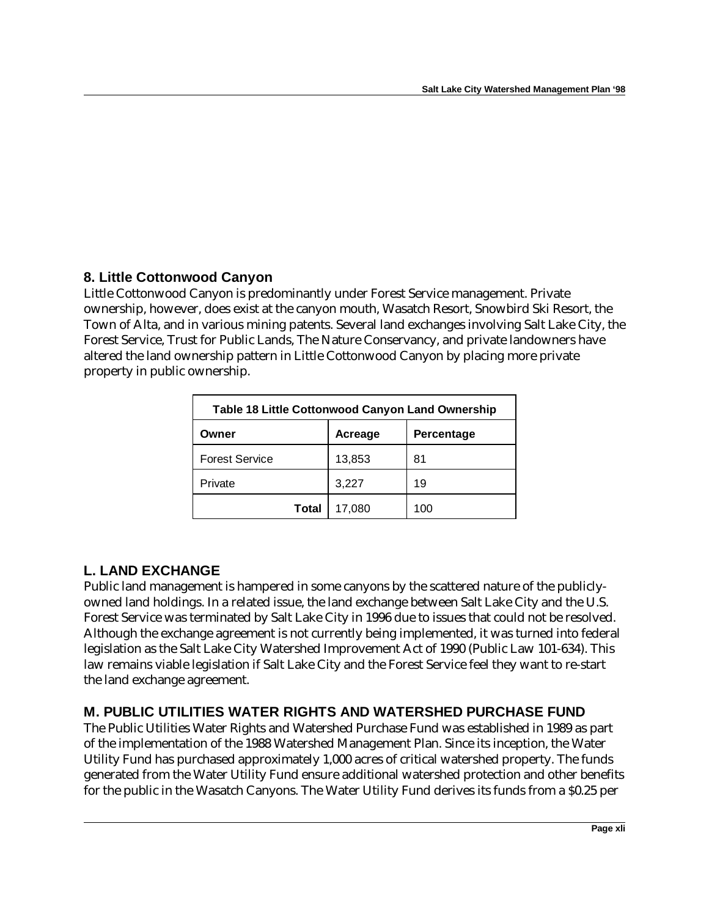### 8. Little Cottonwood Canyon

Little Cottonwood Canyon is predominantly under Forest Service management. Private ownership, however, does exist at the canyon mouth, Wasatch Resort, Snowbird Ski Resort, the Town of Alta, and in various mining patents. Several land exchanges involving Salt Lake City, the Forest Service, Trust for Public Lands, The Nature Conservancy, and private landowners have altered the land ownership pattern in Little Cottonwood Canyon by placing more private property in public ownership.

**Table 18 Little Cottonwood Canyon Land Ownership**

| Owner | Acreage | Percentage |
|---|---|---|
| Forest Service | 13,853 | 81 |
| Private | 3,227 | 19 |
| **Total** | 17,080 | 100 |

## L. LAND EXCHANGE

Public land management is hampered in some canyons by the scattered nature of the publicly-owned land holdings. In a related issue, the land exchange between Salt Lake City and the U.S. Forest Service was terminated by Salt Lake City in 1996 due to issues that could not be resolved. Although the exchange agreement is not currently being implemented, it was turned into federal legislation as the Salt Lake City Watershed Improvement Act of 1990 (Public Law 101-634). This law remains viable legislation if Salt Lake City and the Forest Service feel they want to re-start the land exchange agreement.

## M. PUBLIC UTILITIES WATER RIGHTS AND WATERSHED PURCHASE FUND

The Public Utilities Water Rights and Watershed Purchase Fund was established in 1989 as part of the implementation of the 1988 Watershed Management Plan. Since its inception, the Water Utility Fund has purchased approximately 1,000 acres of critical watershed property. The funds generated from the Water Utility Fund ensure additional watershed protection and other benefits for the public in the Wasatch Canyons. The Water Utility Fund derives its funds from a $0.25 per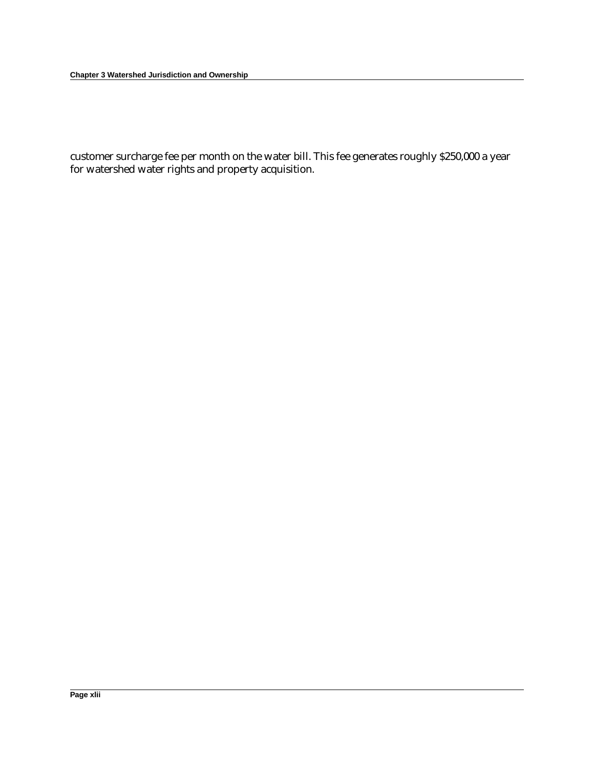customer surcharge fee per month on the water bill. This fee generates roughly $250,000 a year for watershed water rights and property acquisition.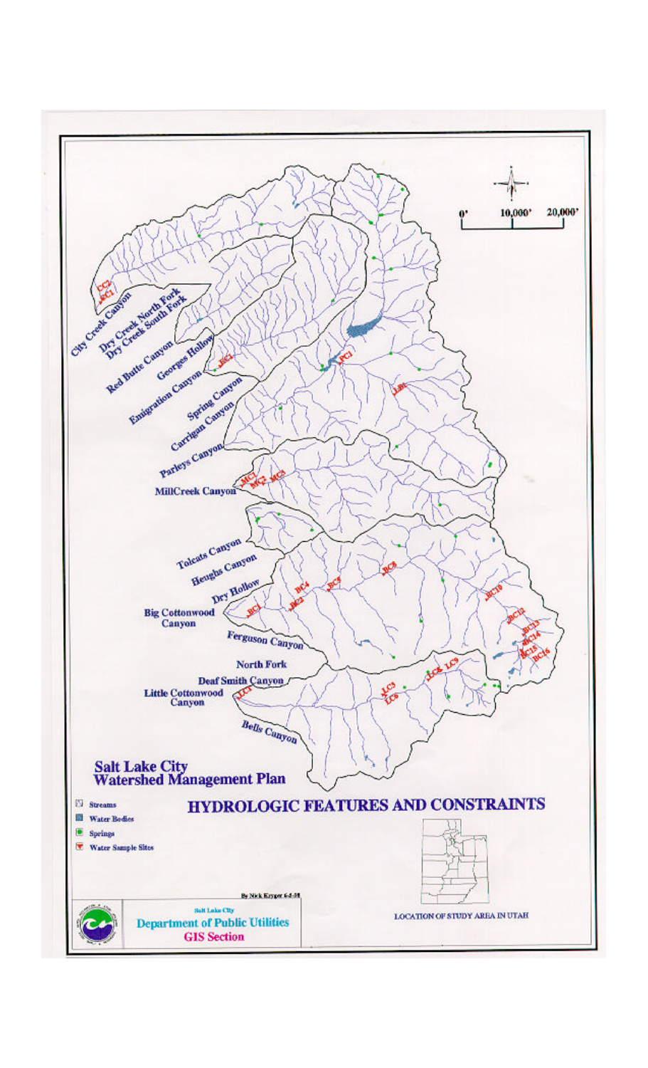# Salt Lake City Watershed Management Plan

## HYDROLOGIC FEATURES AND CONSTRAINTS

City Creek Canyon

Dry Creek North Fork

Dry Creek South Fork

Red Butte Canyon

Georges Hollow

Emigration Canyon

Spring Canyon

Carrigan Canyon

Parleys Canyon

MillCreek Canyon

Tolcats Canyon

Heughs Canyon

Dry Hollow

Big Cottonwood Canyon

Ferguson Canyon

North Fork

Deaf Smith Canyon

Little Cottonwood Canyon

Bells Canyon

0' 10,000' 20,000'

- Streams
- Water Bodies
- Springs
- Water Sample Sites

LOCATION OF STUDY AREA IN UTAH

By Nick Kryger 6-2-98

Salt Lake City Department of Public Utilities GIS Section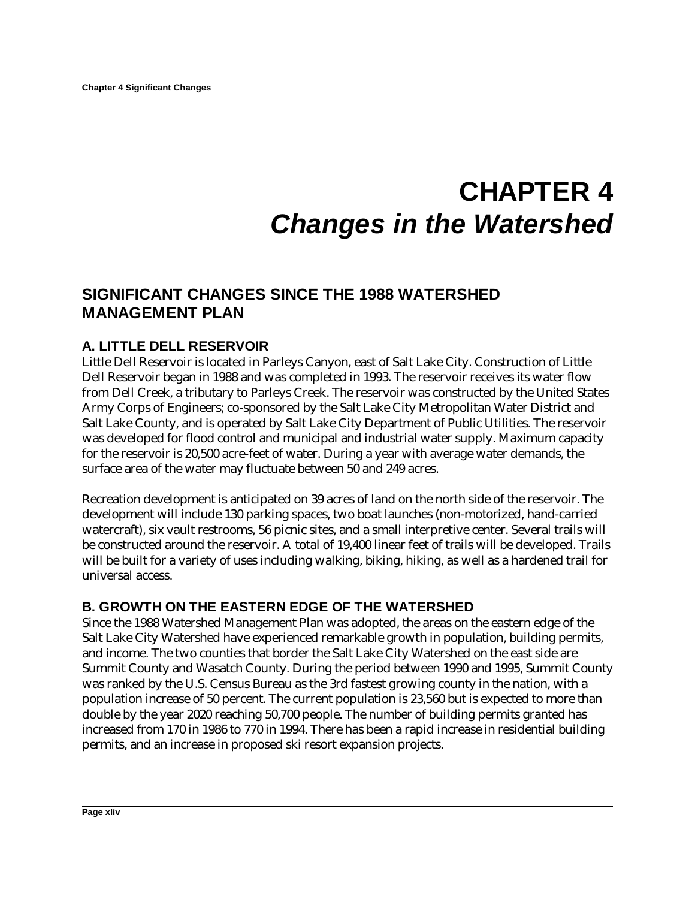# CHAPTER 4
# *Changes in the Watershed*

## SIGNIFICANT CHANGES SINCE THE 1988 WATERSHED MANAGEMENT PLAN

### A. LITTLE DELL RESERVOIR

Little Dell Reservoir is located in Parleys Canyon, east of Salt Lake City. Construction of Little Dell Reservoir began in 1988 and was completed in 1993. The reservoir receives its water flow from Dell Creek, a tributary to Parleys Creek. The reservoir was constructed by the United States Army Corps of Engineers; co-sponsored by the Salt Lake City Metropolitan Water District and Salt Lake County, and is operated by Salt Lake City Department of Public Utilities. The reservoir was developed for flood control and municipal and industrial water supply. Maximum capacity for the reservoir is 20,500 acre-feet of water. During a year with average water demands, the surface area of the water may fluctuate between 50 and 249 acres.

Recreation development is anticipated on 39 acres of land on the north side of the reservoir. The development will include 130 parking spaces, two boat launches (non-motorized, hand-carried watercraft), six vault restrooms, 56 picnic sites, and a small interpretive center. Several trails will be constructed around the reservoir. A total of 19,400 linear feet of trails will be developed. Trails will be built for a variety of uses including walking, biking, hiking, as well as a hardened trail for universal access.

### B. GROWTH ON THE EASTERN EDGE OF THE WATERSHED

Since the 1988 Watershed Management Plan was adopted, the areas on the eastern edge of the Salt Lake City Watershed have experienced remarkable growth in population, building permits, and income. The two counties that border the Salt Lake City Watershed on the east side are Summit County and Wasatch County. During the period between 1990 and 1995, Summit County was ranked by the U.S. Census Bureau as the 3rd fastest growing county in the nation, with a population increase of 50 percent. The current population is 23,560 but is expected to more than double by the year 2020 reaching 50,700 people. The number of building permits granted has increased from 170 in 1986 to 770 in 1994. There has been a rapid increase in residential building permits, and an increase in proposed ski resort expansion projects.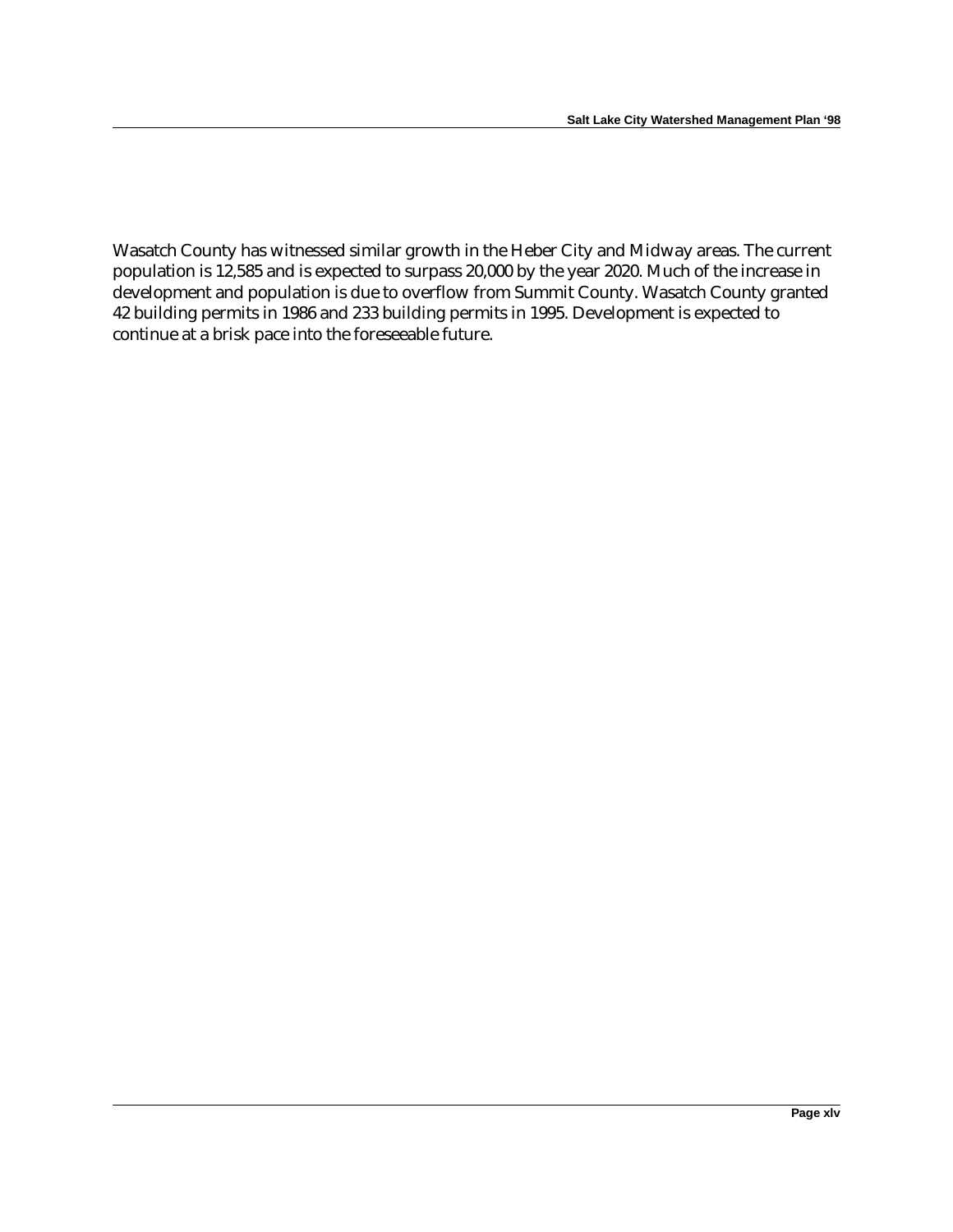Wasatch County has witnessed similar growth in the Heber City and Midway areas. The current population is 12,585 and is expected to surpass 20,000 by the year 2020. Much of the increase in development and population is due to overflow from Summit County. Wasatch County granted 42 building permits in 1986 and 233 building permits in 1995. Development is expected to continue at a brisk pace into the foreseeable future.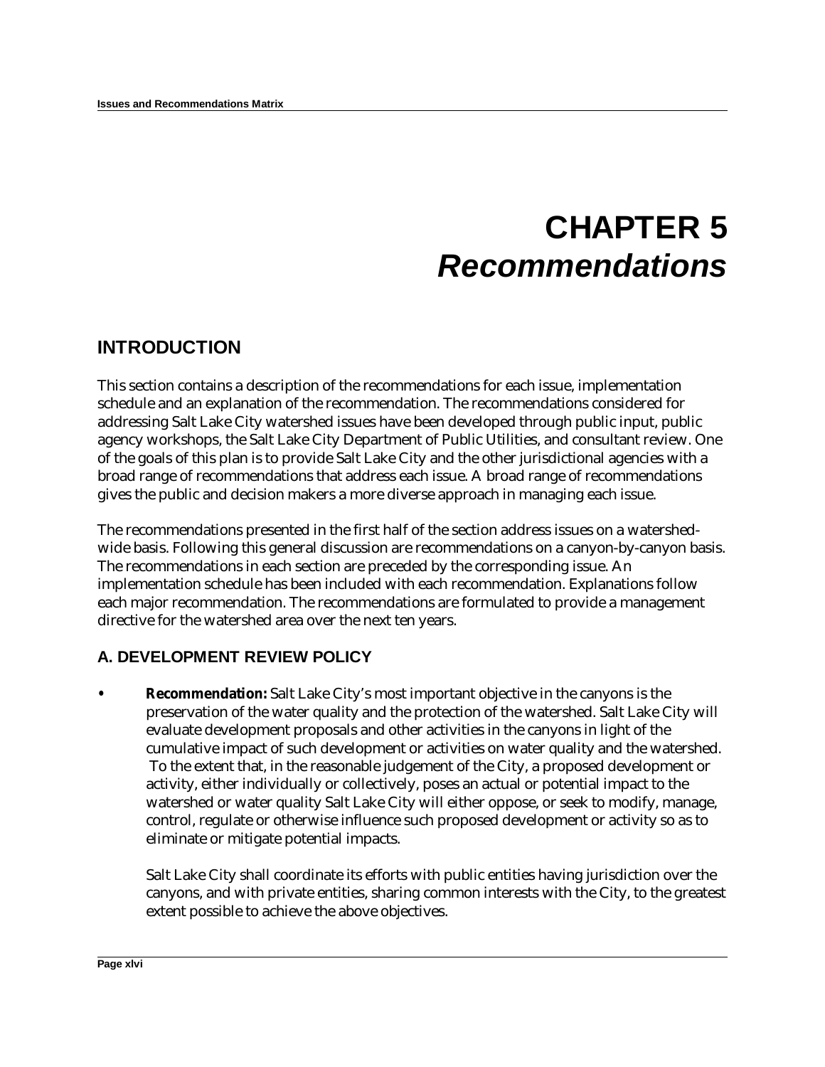# CHAPTER 5
# *Recommendations*

## INTRODUCTION

This section contains a description of the recommendations for each issue, implementation schedule and an explanation of the recommendation. The recommendations considered for addressing Salt Lake City watershed issues have been developed through public input, public agency workshops, the Salt Lake City Department of Public Utilities, and consultant review. One of the goals of this plan is to provide Salt Lake City and the other jurisdictional agencies with a broad range of recommendations that address each issue. A broad range of recommendations gives the public and decision makers a more diverse approach in managing each issue.

The recommendations presented in the first half of the section address issues on a watershed-wide basis. Following this general discussion are recommendations on a canyon-by-canyon basis. The recommendations in each section are preceded by the corresponding issue. An implementation schedule has been included with each recommendation. Explanations follow each major recommendation. The recommendations are formulated to provide a management directive for the watershed area over the next ten years.

### A. DEVELOPMENT REVIEW POLICY

- **Recommendation:** Salt Lake City's most important objective in the canyons is the preservation of the water quality and the protection of the watershed. Salt Lake City will evaluate development proposals and other activities in the canyons in light of the cumulative impact of such development or activities on water quality and the watershed. To the extent that, in the reasonable judgement of the City, a proposed development or activity, either individually or collectively, poses an actual or potential impact to the watershed or water quality Salt Lake City will either oppose, or seek to modify, manage, control, regulate or otherwise influence such proposed development or activity so as to eliminate or mitigate potential impacts.

  Salt Lake City shall coordinate its efforts with public entities having jurisdiction over the canyons, and with private entities, sharing common interests with the City, to the greatest extent possible to achieve the above objectives.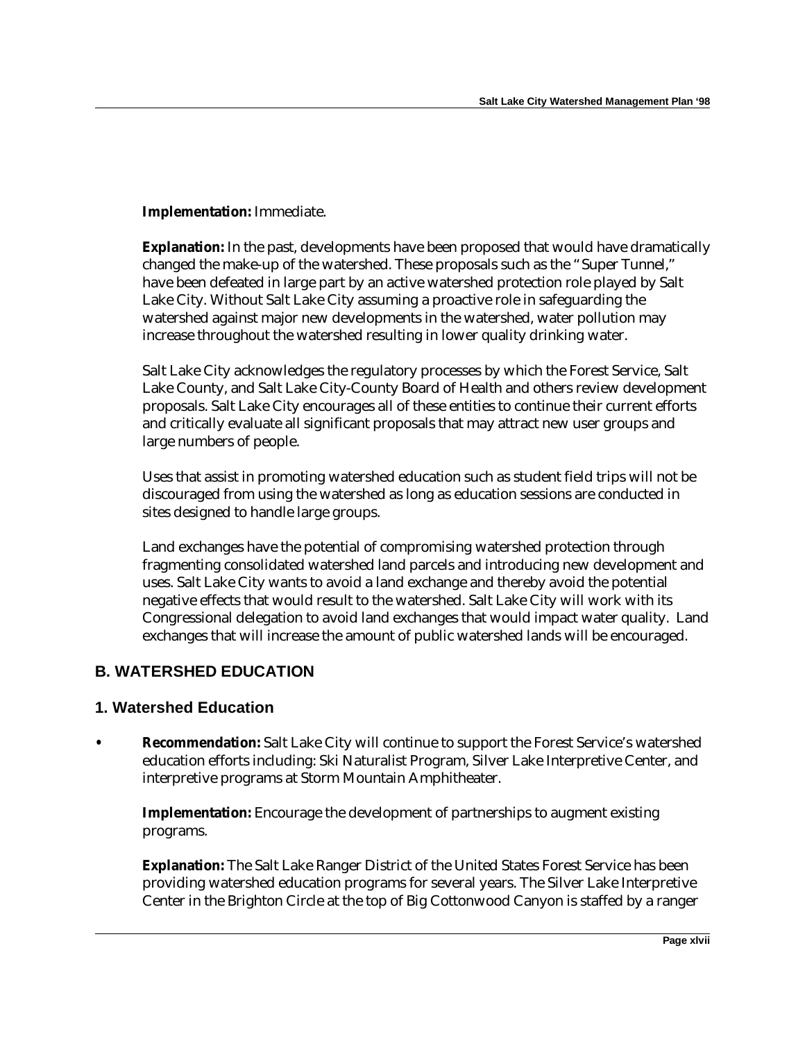**Implementation:** Immediate.

**Explanation:** In the past, developments have been proposed that would have dramatically changed the make-up of the watershed. These proposals such as the "Super Tunnel," have been defeated in large part by an active watershed protection role played by Salt Lake City. Without Salt Lake City assuming a proactive role in safeguarding the watershed against major new developments in the watershed, water pollution may increase throughout the watershed resulting in lower quality drinking water.

Salt Lake City acknowledges the regulatory processes by which the Forest Service, Salt Lake County, and Salt Lake City-County Board of Health and others review development proposals. Salt Lake City encourages all of these entities to continue their current efforts and critically evaluate all significant proposals that may attract new user groups and large numbers of people.

Uses that assist in promoting watershed education such as student field trips will not be discouraged from using the watershed as long as education sessions are conducted in sites designed to handle large groups.

Land exchanges have the potential of compromising watershed protection through fragmenting consolidated watershed land parcels and introducing new development and uses. Salt Lake City wants to avoid a land exchange and thereby avoid the potential negative effects that would result to the watershed. Salt Lake City will work with its Congressional delegation to avoid land exchanges that would impact water quality. Land exchanges that will increase the amount of public watershed lands will be encouraged.

## B. WATERSHED EDUCATION

### 1. Watershed Education

- **Recommendation:** Salt Lake City will continue to support the Forest Service's watershed education efforts including: Ski Naturalist Program, Silver Lake Interpretive Center, and interpretive programs at Storm Mountain Amphitheater.

  **Implementation:** Encourage the development of partnerships to augment existing programs.

  **Explanation:** The Salt Lake Ranger District of the United States Forest Service has been providing watershed education programs for several years. The Silver Lake Interpretive Center in the Brighton Circle at the top of Big Cottonwood Canyon is staffed by a ranger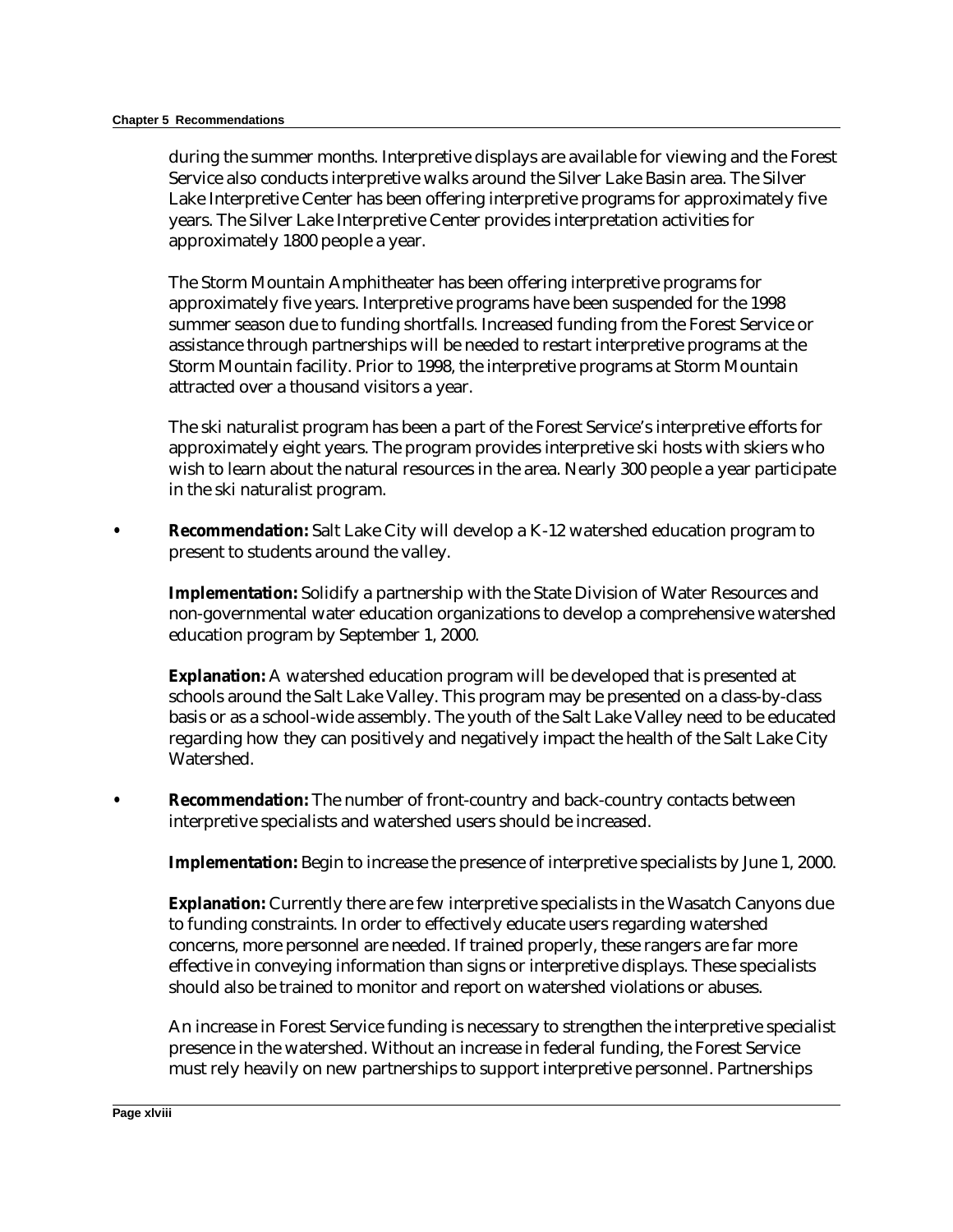during the summer months. Interpretive displays are available for viewing and the Forest Service also conducts interpretive walks around the Silver Lake Basin area. The Silver Lake Interpretive Center has been offering interpretive programs for approximately five years. The Silver Lake Interpretive Center provides interpretation activities for approximately 1800 people a year.

The Storm Mountain Amphitheater has been offering interpretive programs for approximately five years. Interpretive programs have been suspended for the 1998 summer season due to funding shortfalls. Increased funding from the Forest Service or assistance through partnerships will be needed to restart interpretive programs at the Storm Mountain facility. Prior to 1998, the interpretive programs at Storm Mountain attracted over a thousand visitors a year.

The ski naturalist program has been a part of the Forest Service's interpretive efforts for approximately eight years. The program provides interpretive ski hosts with skiers who wish to learn about the natural resources in the area. Nearly 300 people a year participate in the ski naturalist program.

- **Recommendation:** Salt Lake City will develop a K-12 watershed education program to present to students around the valley.

  **Implementation:** Solidify a partnership with the State Division of Water Resources and non-governmental water education organizations to develop a comprehensive watershed education program by September 1, 2000.

  **Explanation:** A watershed education program will be developed that is presented at schools around the Salt Lake Valley. This program may be presented on a class-by-class basis or as a school-wide assembly. The youth of the Salt Lake Valley need to be educated regarding how they can positively and negatively impact the health of the Salt Lake City Watershed.

- **Recommendation:** The number of front-country and back-country contacts between interpretive specialists and watershed users should be increased.

  **Implementation:** Begin to increase the presence of interpretive specialists by June 1, 2000.

  **Explanation:** Currently there are few interpretive specialists in the Wasatch Canyons due to funding constraints. In order to effectively educate users regarding watershed concerns, more personnel are needed. If trained properly, these rangers are far more effective in conveying information than signs or interpretive displays. These specialists should also be trained to monitor and report on watershed violations or abuses.

  An increase in Forest Service funding is necessary to strengthen the interpretive specialist presence in the watershed. Without an increase in federal funding, the Forest Service must rely heavily on new partnerships to support interpretive personnel. Partnerships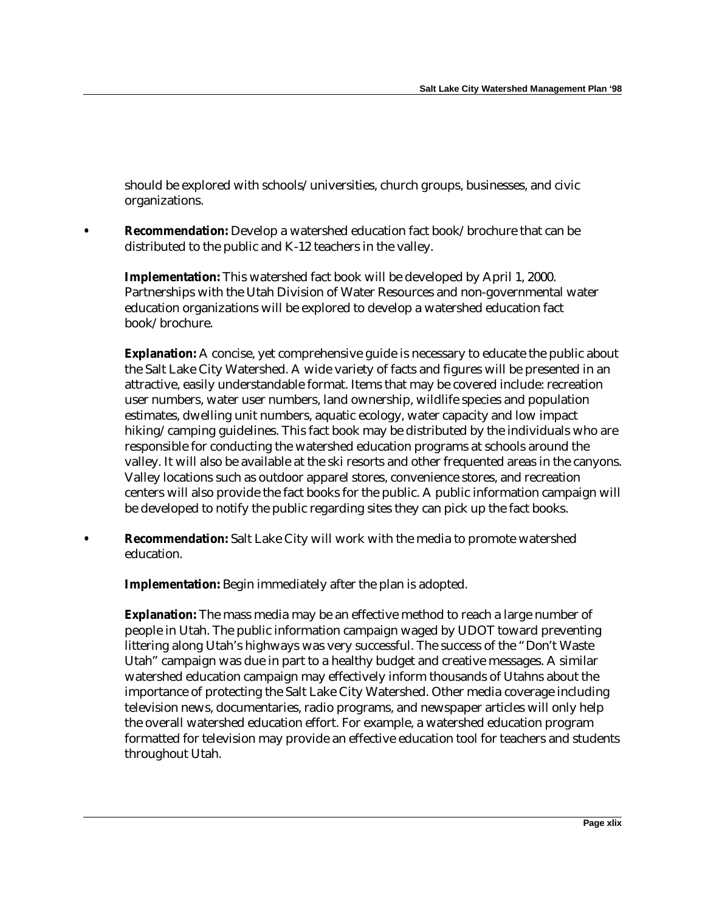should be explored with schools/universities, church groups, businesses, and civic organizations.

- **Recommendation:** Develop a watershed education fact book/brochure that can be distributed to the public and K-12 teachers in the valley.

  **Implementation:** This watershed fact book will be developed by April 1, 2000. Partnerships with the Utah Division of Water Resources and non-governmental water education organizations will be explored to develop a watershed education fact book/brochure.

  **Explanation:** A concise, yet comprehensive guide is necessary to educate the public about the Salt Lake City Watershed. A wide variety of facts and figures will be presented in an attractive, easily understandable format. Items that may be covered include: recreation user numbers, water user numbers, land ownership, wildlife species and population estimates, dwelling unit numbers, aquatic ecology, water capacity and low impact hiking/camping guidelines. This fact book may be distributed by the individuals who are responsible for conducting the watershed education programs at schools around the valley. It will also be available at the ski resorts and other frequented areas in the canyons. Valley locations such as outdoor apparel stores, convenience stores, and recreation centers will also provide the fact books for the public. A public information campaign will be developed to notify the public regarding sites they can pick up the fact books.

- **Recommendation:** Salt Lake City will work with the media to promote watershed education.

  **Implementation:** Begin immediately after the plan is adopted.

  **Explanation:** The mass media may be an effective method to reach a large number of people in Utah. The public information campaign waged by UDOT toward preventing littering along Utah's highways was very successful. The success of the "Don't Waste Utah" campaign was due in part to a healthy budget and creative messages. A similar watershed education campaign may effectively inform thousands of Utahns about the importance of protecting the Salt Lake City Watershed. Other media coverage including television news, documentaries, radio programs, and newspaper articles will only help the overall watershed education effort. For example, a watershed education program formatted for television may provide an effective education tool for teachers and students throughout Utah.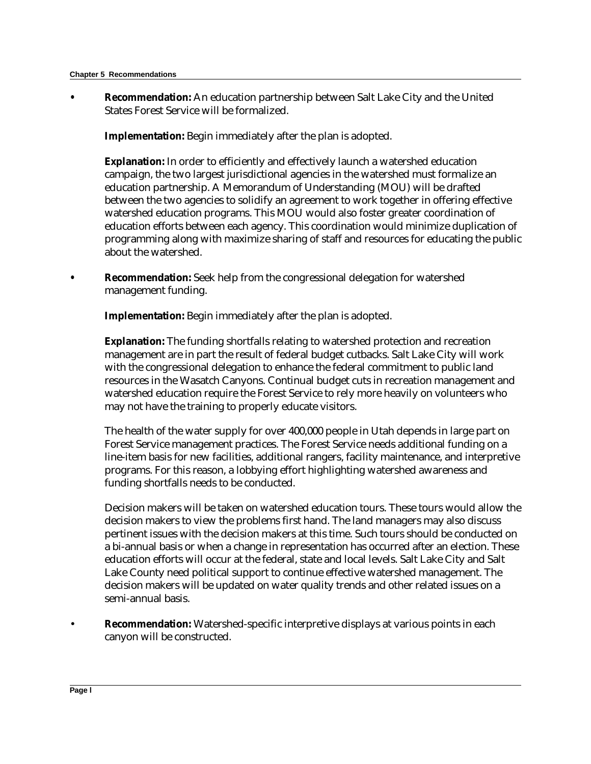- **Recommendation:** An education partnership between Salt Lake City and the United States Forest Service will be formalized.

  **Implementation:** Begin immediately after the plan is adopted.

  **Explanation:** In order to efficiently and effectively launch a watershed education campaign, the two largest jurisdictional agencies in the watershed must formalize an education partnership. A Memorandum of Understanding (MOU) will be drafted between the two agencies to solidify an agreement to work together in offering effective watershed education programs. This MOU would also foster greater coordination of education efforts between each agency. This coordination would minimize duplication of programming along with maximize sharing of staff and resources for educating the public about the watershed.

- **Recommendation:** Seek help from the congressional delegation for watershed management funding.

  **Implementation:** Begin immediately after the plan is adopted.

  **Explanation:** The funding shortfalls relating to watershed protection and recreation management are in part the result of federal budget cutbacks. Salt Lake City will work with the congressional delegation to enhance the federal commitment to public land resources in the Wasatch Canyons. Continual budget cuts in recreation management and watershed education require the Forest Service to rely more heavily on volunteers who may not have the training to properly educate visitors.

  The health of the water supply for over 400,000 people in Utah depends in large part on Forest Service management practices. The Forest Service needs additional funding on a line-item basis for new facilities, additional rangers, facility maintenance, and interpretive programs. For this reason, a lobbying effort highlighting watershed awareness and funding shortfalls needs to be conducted.

  Decision makers will be taken on watershed education tours. These tours would allow the decision makers to view the problems first hand. The land managers may also discuss pertinent issues with the decision makers at this time. Such tours should be conducted on a bi-annual basis or when a change in representation has occurred after an election. These education efforts will occur at the federal, state and local levels. Salt Lake City and Salt Lake County need political support to continue effective watershed management. The decision makers will be updated on water quality trends and other related issues on a semi-annual basis.

- **Recommendation:** Watershed-specific interpretive displays at various points in each canyon will be constructed.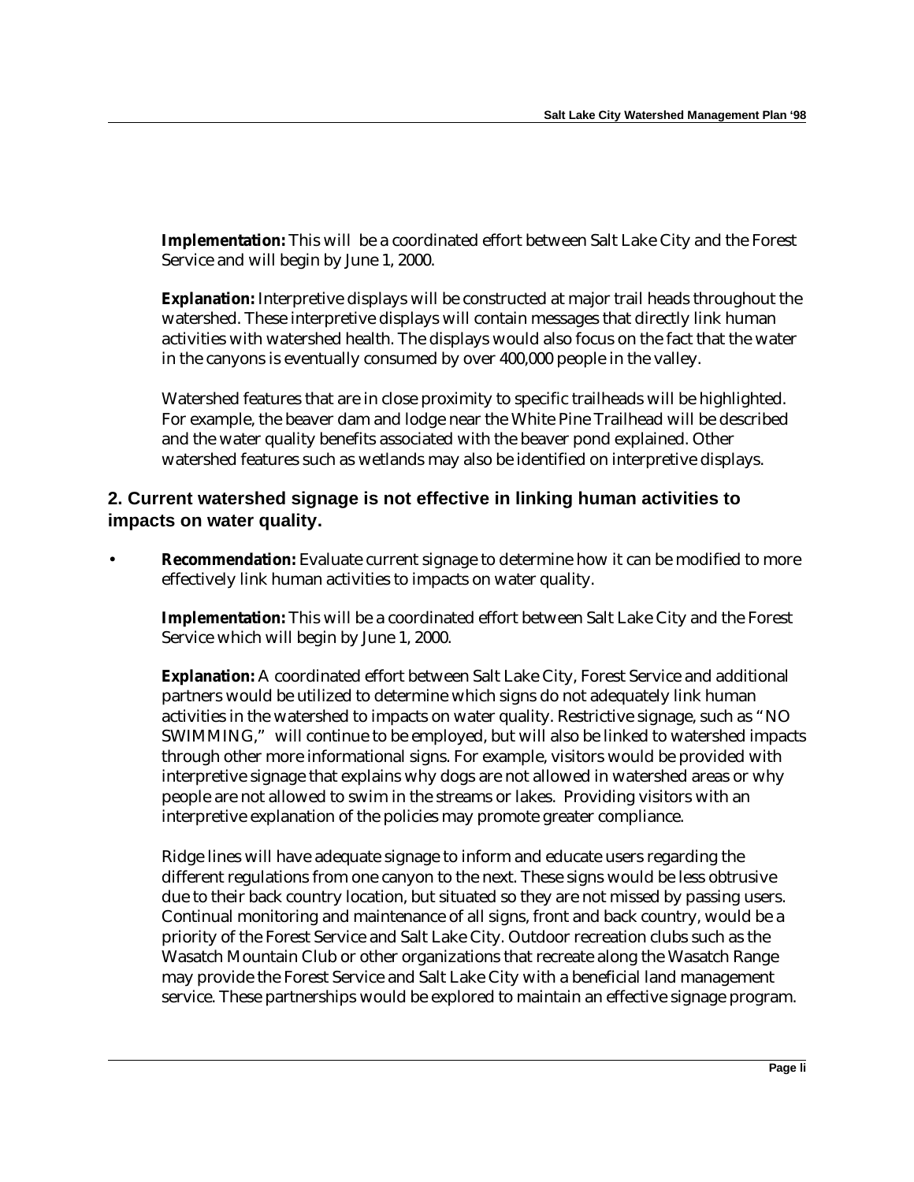**Implementation:** This will be a coordinated effort between Salt Lake City and the Forest Service and will begin by June 1, 2000.

**Explanation:** Interpretive displays will be constructed at major trail heads throughout the watershed. These interpretive displays will contain messages that directly link human activities with watershed health. The displays would also focus on the fact that the water in the canyons is eventually consumed by over 400,000 people in the valley.

Watershed features that are in close proximity to specific trailheads will be highlighted. For example, the beaver dam and lodge near the White Pine Trailhead will be described and the water quality benefits associated with the beaver pond explained. Other watershed features such as wetlands may also be identified on interpretive displays.

### 2. Current watershed signage is not effective in linking human activities to impacts on water quality.

- **Recommendation:** Evaluate current signage to determine how it can be modified to more effectively link human activities to impacts on water quality.

  **Implementation:** This will be a coordinated effort between Salt Lake City and the Forest Service which will begin by June 1, 2000.

  **Explanation:** A coordinated effort between Salt Lake City, Forest Service and additional partners would be utilized to determine which signs do not adequately link human activities in the watershed to impacts on water quality. Restrictive signage, such as "NO SWIMMING," will continue to be employed, but will also be linked to watershed impacts through other more informational signs. For example, visitors would be provided with interpretive signage that explains why dogs are not allowed in watershed areas or why people are not allowed to swim in the streams or lakes. Providing visitors with an interpretive explanation of the policies may promote greater compliance.

  Ridge lines will have adequate signage to inform and educate users regarding the different regulations from one canyon to the next. These signs would be less obtrusive due to their back country location, but situated so they are not missed by passing users. Continual monitoring and maintenance of all signs, front and back country, would be a priority of the Forest Service and Salt Lake City. Outdoor recreation clubs such as the Wasatch Mountain Club or other organizations that recreate along the Wasatch Range may provide the Forest Service and Salt Lake City with a beneficial land management service. These partnerships would be explored to maintain an effective signage program.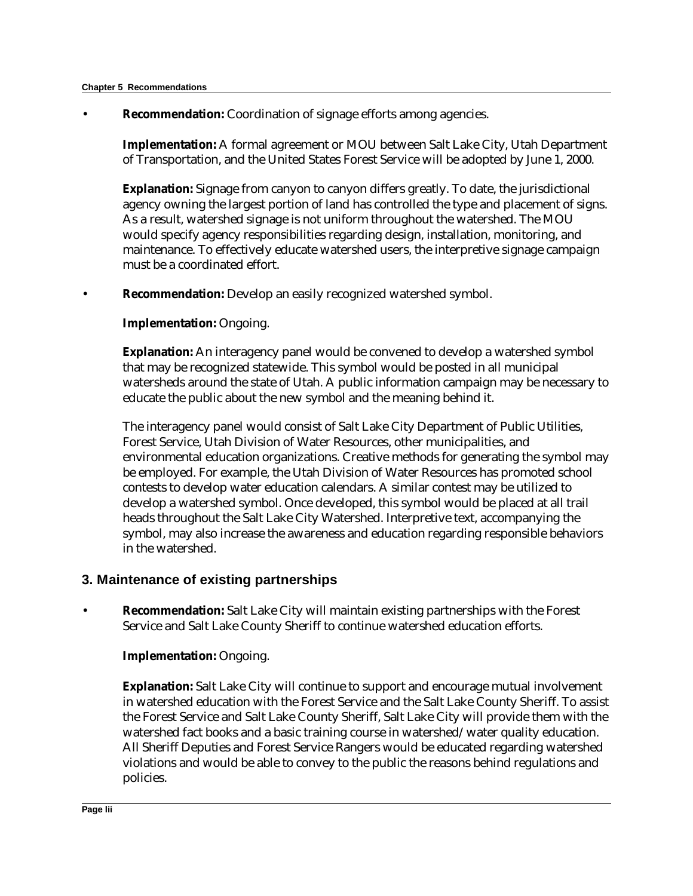- **Recommendation:** Coordination of signage efforts among agencies.

  **Implementation:** A formal agreement or MOU between Salt Lake City, Utah Department of Transportation, and the United States Forest Service will be adopted by June 1, 2000.

  **Explanation:** Signage from canyon to canyon differs greatly. To date, the jurisdictional agency owning the largest portion of land has controlled the type and placement of signs. As a result, watershed signage is not uniform throughout the watershed. The MOU would specify agency responsibilities regarding design, installation, monitoring, and maintenance. To effectively educate watershed users, the interpretive signage campaign must be a coordinated effort.

- **Recommendation:** Develop an easily recognized watershed symbol.

  **Implementation:** Ongoing.

  **Explanation:** An interagency panel would be convened to develop a watershed symbol that may be recognized statewide. This symbol would be posted in all municipal watersheds around the state of Utah. A public information campaign may be necessary to educate the public about the new symbol and the meaning behind it.

  The interagency panel would consist of Salt Lake City Department of Public Utilities, Forest Service, Utah Division of Water Resources, other municipalities, and environmental education organizations. Creative methods for generating the symbol may be employed. For example, the Utah Division of Water Resources has promoted school contests to develop water education calendars. A similar contest may be utilized to develop a watershed symbol. Once developed, this symbol would be placed at all trail heads throughout the Salt Lake City Watershed. Interpretive text, accompanying the symbol, may also increase the awareness and education regarding responsible behaviors in the watershed.

### 3. Maintenance of existing partnerships

- **Recommendation:** Salt Lake City will maintain existing partnerships with the Forest Service and Salt Lake County Sheriff to continue watershed education efforts.

  **Implementation:** Ongoing.

  **Explanation:** Salt Lake City will continue to support and encourage mutual involvement in watershed education with the Forest Service and the Salt Lake County Sheriff. To assist the Forest Service and Salt Lake County Sheriff, Salt Lake City will provide them with the watershed fact books and a basic training course in watershed/water quality education. All Sheriff Deputies and Forest Service Rangers would be educated regarding watershed violations and would be able to convey to the public the reasons behind regulations and policies.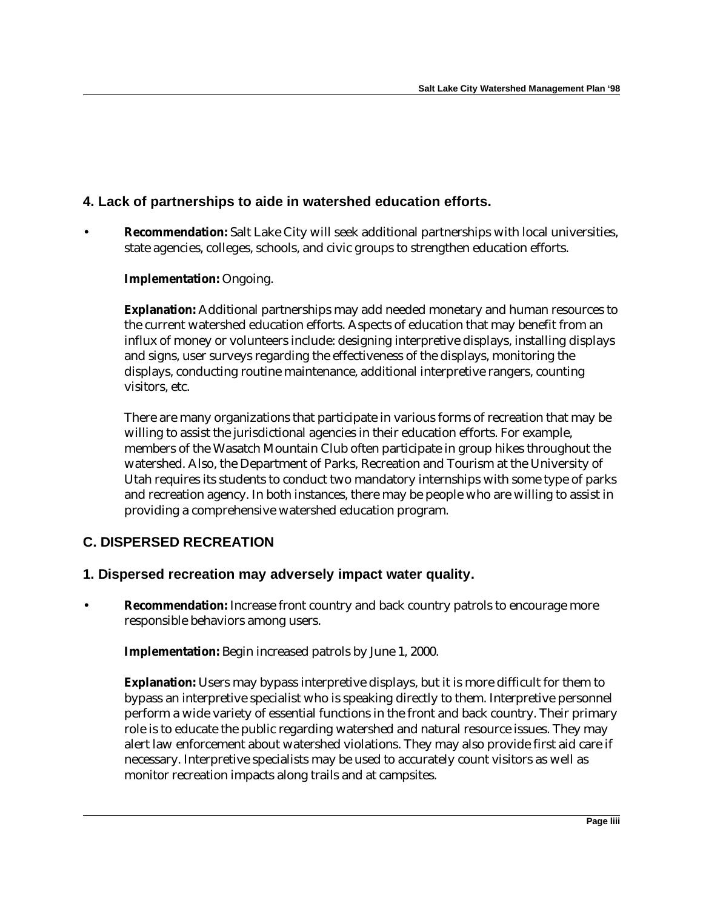### 4. Lack of partnerships to aide in watershed education efforts.

- **Recommendation:** Salt Lake City will seek additional partnerships with local universities, state agencies, colleges, schools, and civic groups to strengthen education efforts.

  **Implementation:** Ongoing.

  **Explanation:** Additional partnerships may add needed monetary and human resources to the current watershed education efforts. Aspects of education that may benefit from an influx of money or volunteers include: designing interpretive displays, installing displays and signs, user surveys regarding the effectiveness of the displays, monitoring the displays, conducting routine maintenance, additional interpretive rangers, counting visitors, etc.

  There are many organizations that participate in various forms of recreation that may be willing to assist the jurisdictional agencies in their education efforts. For example, members of the Wasatch Mountain Club often participate in group hikes throughout the watershed. Also, the Department of Parks, Recreation and Tourism at the University of Utah requires its students to conduct two mandatory internships with some type of parks and recreation agency. In both instances, there may be people who are willing to assist in providing a comprehensive watershed education program.

## C. DISPERSED RECREATION

### 1. Dispersed recreation may adversely impact water quality.

- **Recommendation:** Increase front country and back country patrols to encourage more responsible behaviors among users.

  **Implementation:** Begin increased patrols by June 1, 2000.

  **Explanation:** Users may bypass interpretive displays, but it is more difficult for them to bypass an interpretive specialist who is speaking directly to them. Interpretive personnel perform a wide variety of essential functions in the front and back country. Their primary role is to educate the public regarding watershed and natural resource issues. They may alert law enforcement about watershed violations. They may also provide first aid care if necessary. Interpretive specialists may be used to accurately count visitors as well as monitor recreation impacts along trails and at campsites.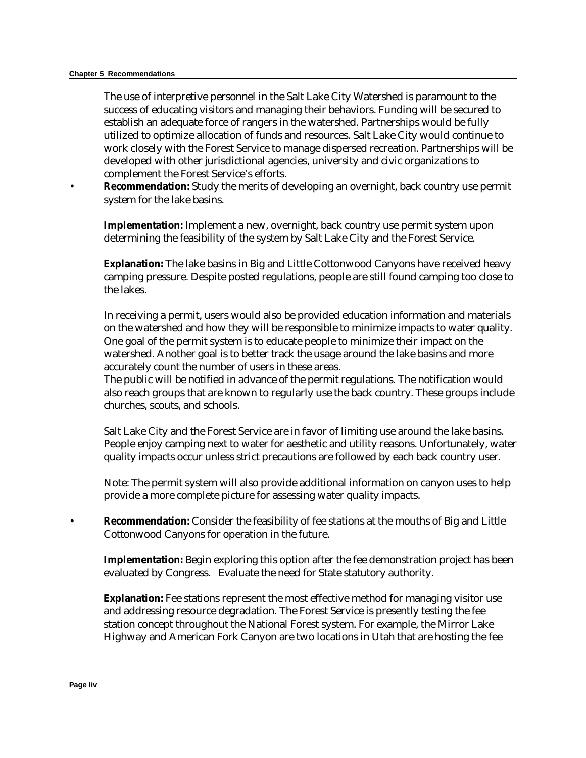The use of interpretive personnel in the Salt Lake City Watershed is paramount to the success of educating visitors and managing their behaviors. Funding will be secured to establish an adequate force of rangers in the watershed. Partnerships would be fully utilized to optimize allocation of funds and resources. Salt Lake City would continue to work closely with the Forest Service to manage dispersed recreation. Partnerships will be developed with other jurisdictional agencies, university and civic organizations to complement the Forest Service's efforts.

- **Recommendation:** Study the merits of developing an overnight, back country use permit system for the lake basins.

  **Implementation:** Implement a new, overnight, back country use permit system upon determining the feasibility of the system by Salt Lake City and the Forest Service.

  **Explanation:** The lake basins in Big and Little Cottonwood Canyons have received heavy camping pressure. Despite posted regulations, people are still found camping too close to the lakes.

  In receiving a permit, users would also be provided education information and materials on the watershed and how they will be responsible to minimize impacts to water quality. One goal of the permit system is to educate people to minimize their impact on the watershed. Another goal is to better track the usage around the lake basins and more accurately count the number of users in these areas.
  The public will be notified in advance of the permit regulations. The notification would also reach groups that are known to regularly use the back country. These groups include churches, scouts, and schools.

  Salt Lake City and the Forest Service are in favor of limiting use around the lake basins. People enjoy camping next to water for aesthetic and utility reasons. Unfortunately, water quality impacts occur unless strict precautions are followed by each back country user.

  Note: The permit system will also provide additional information on canyon uses to help provide a more complete picture for assessing water quality impacts.

- **Recommendation:** Consider the feasibility of fee stations at the mouths of Big and Little Cottonwood Canyons for operation in the future.

  **Implementation:** Begin exploring this option after the fee demonstration project has been evaluated by Congress. Evaluate the need for State statutory authority.

  **Explanation:** Fee stations represent the most effective method for managing visitor use and addressing resource degradation. The Forest Service is presently testing the fee station concept throughout the National Forest system. For example, the Mirror Lake Highway and American Fork Canyon are two locations in Utah that are hosting the fee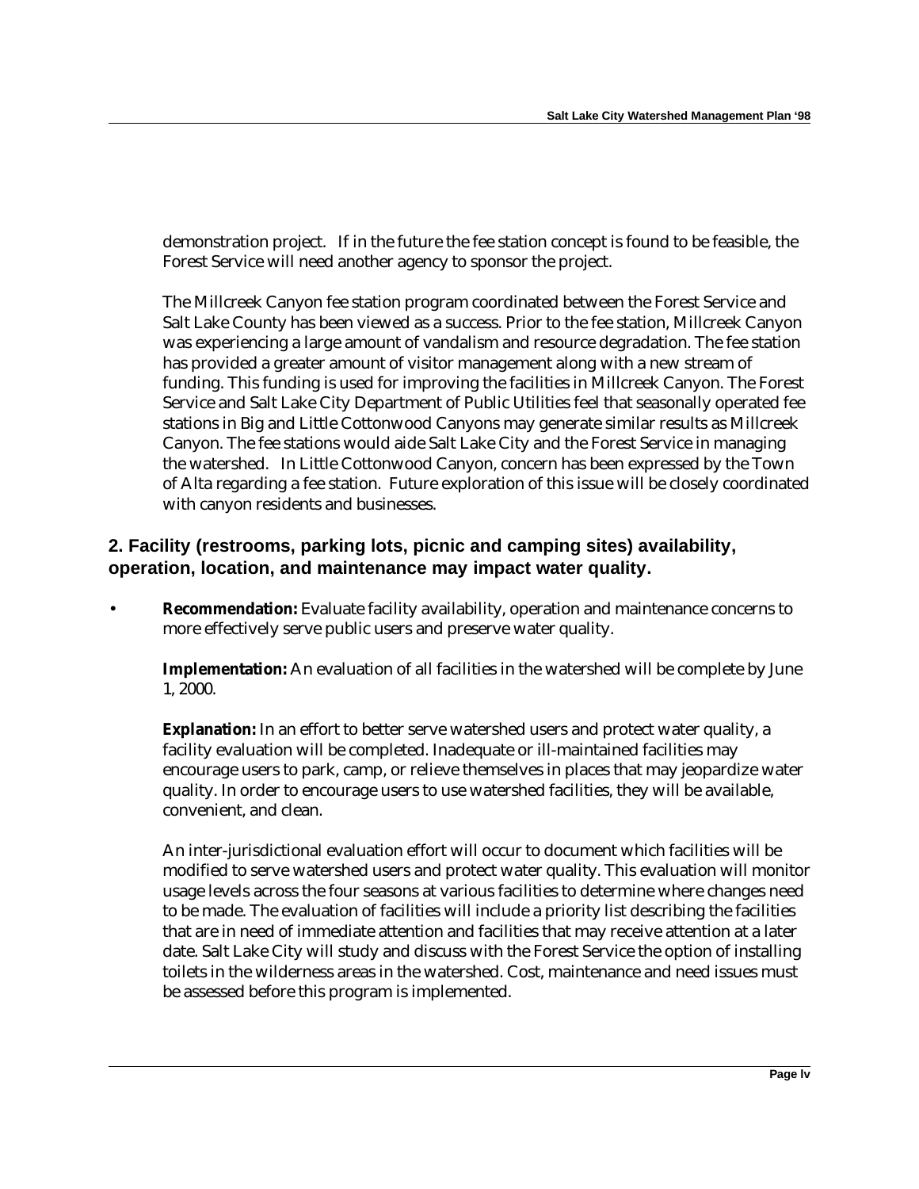demonstration project.   If in the future the fee station concept is found to be feasible, the Forest Service will need another agency to sponsor the project.

The Millcreek Canyon fee station program coordinated between the Forest Service and Salt Lake County has been viewed as a success. Prior to the fee station, Millcreek Canyon was experiencing a large amount of vandalism and resource degradation. The fee station has provided a greater amount of visitor management along with a new stream of funding. This funding is used for improving the facilities in Millcreek Canyon. The Forest Service and Salt Lake City Department of Public Utilities feel that seasonally operated fee stations in Big and Little Cottonwood Canyons may generate similar results as Millcreek Canyon. The fee stations would aide Salt Lake City and the Forest Service in managing the watershed.   In Little Cottonwood Canyon, concern has been expressed by the Town of Alta regarding a fee station.  Future exploration of this issue will be closely coordinated with canyon residents and businesses.

### 2. Facility (restrooms, parking lots, picnic and camping sites) availability, operation, location, and maintenance may impact water quality.

- **Recommendation:** Evaluate facility availability, operation and maintenance concerns to more effectively serve public users and preserve water quality.

  **Implementation:** An evaluation of all facilities in the watershed will be complete by June 1, 2000.

  **Explanation:** In an effort to better serve watershed users and protect water quality, a facility evaluation will be completed. Inadequate or ill-maintained facilities may encourage users to park, camp, or relieve themselves in places that may jeopardize water quality. In order to encourage users to use watershed facilities, they will be available, convenient, and clean.

  An inter-jurisdictional evaluation effort will occur to document which facilities will be modified to serve watershed users and protect water quality. This evaluation will monitor usage levels across the four seasons at various facilities to determine where changes need to be made. The evaluation of facilities will include a priority list describing the facilities that are in need of immediate attention and facilities that may receive attention at a later date. Salt Lake City will study and discuss with the Forest Service the option of installing toilets in the wilderness areas in the watershed. Cost, maintenance and need issues must be assessed before this program is implemented.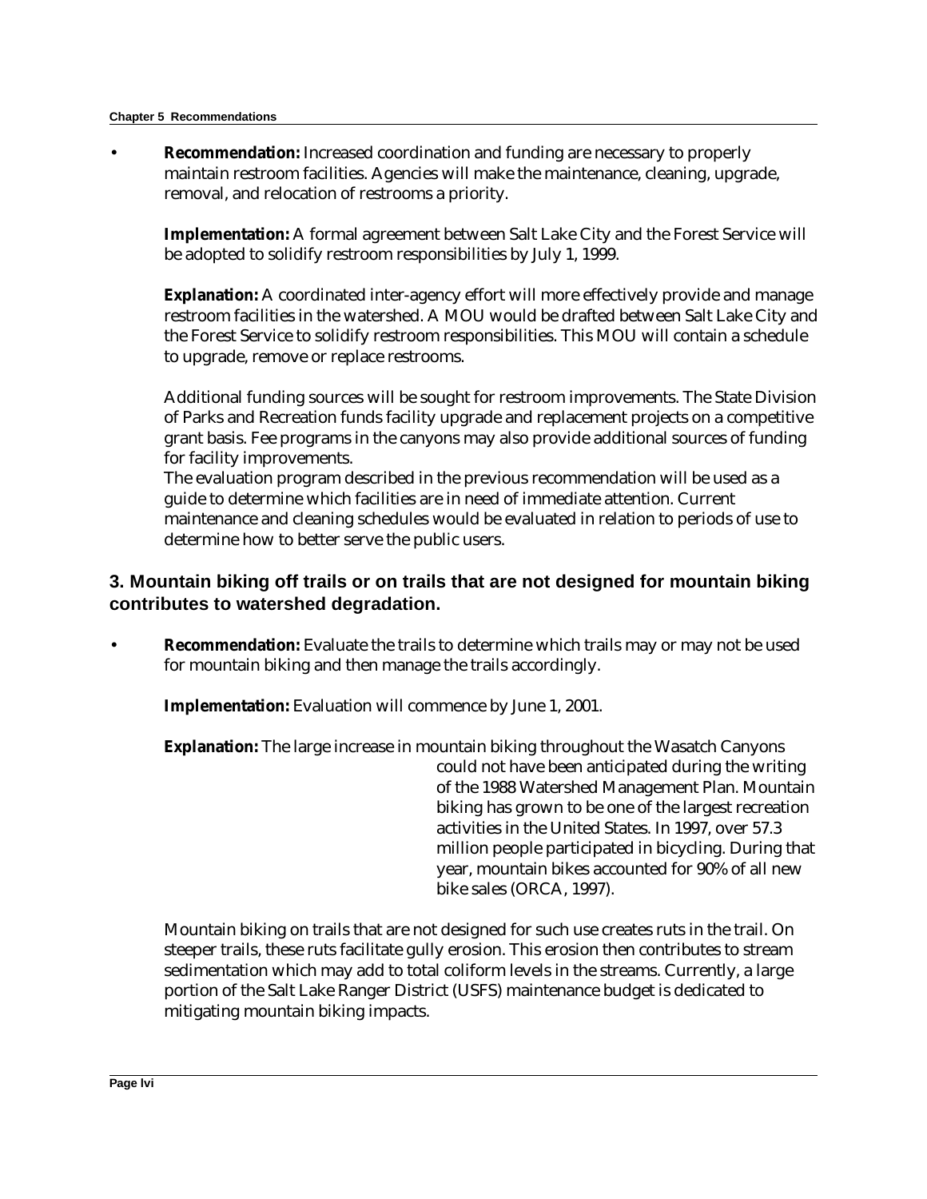- **Recommendation:** Increased coordination and funding are necessary to properly maintain restroom facilities. Agencies will make the maintenance, cleaning, upgrade, removal, and relocation of restrooms a priority.

  **Implementation:** A formal agreement between Salt Lake City and the Forest Service will be adopted to solidify restroom responsibilities by July 1, 1999.

  **Explanation:** A coordinated inter-agency effort will more effectively provide and manage restroom facilities in the watershed. A MOU would be drafted between Salt Lake City and the Forest Service to solidify restroom responsibilities. This MOU will contain a schedule to upgrade, remove or replace restrooms.

  Additional funding sources will be sought for restroom improvements. The State Division of Parks and Recreation funds facility upgrade and replacement projects on a competitive grant basis. Fee programs in the canyons may also provide additional sources of funding for facility improvements.

  The evaluation program described in the previous recommendation will be used as a guide to determine which facilities are in need of immediate attention. Current maintenance and cleaning schedules would be evaluated in relation to periods of use to determine how to better serve the public users.

### 3. Mountain biking off trails or on trails that are not designed for mountain biking contributes to watershed degradation.

- **Recommendation:** Evaluate the trails to determine which trails may or may not be used for mountain biking and then manage the trails accordingly.

  **Implementation:** Evaluation will commence by June 1, 2001.

  **Explanation:** The large increase in mountain biking throughout the Wasatch Canyons could not have been anticipated during the writing of the 1988 Watershed Management Plan. Mountain biking has grown to be one of the largest recreation activities in the United States. In 1997, over 57.3 million people participated in bicycling. During that year, mountain bikes accounted for 90% of all new bike sales (ORCA, 1997).

  Mountain biking on trails that are not designed for such use creates ruts in the trail. On steeper trails, these ruts facilitate gully erosion. This erosion then contributes to stream sedimentation which may add to total coliform levels in the streams. Currently, a large portion of the Salt Lake Ranger District (USFS) maintenance budget is dedicated to mitigating mountain biking impacts.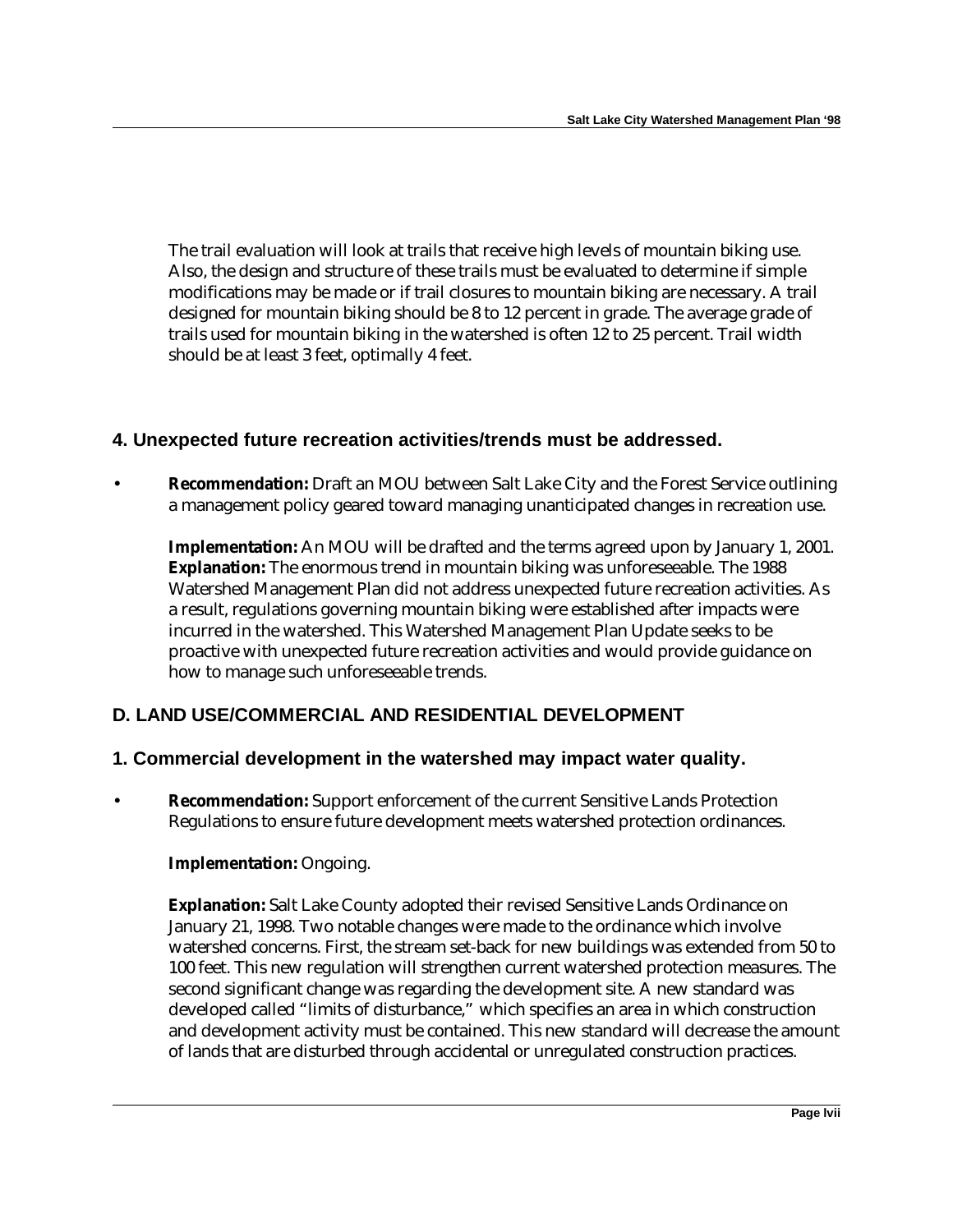The trail evaluation will look at trails that receive high levels of mountain biking use. Also, the design and structure of these trails must be evaluated to determine if simple modifications may be made or if trail closures to mountain biking are necessary. A trail designed for mountain biking should be 8 to 12 percent in grade. The average grade of trails used for mountain biking in the watershed is often 12 to 25 percent. Trail width should be at least 3 feet, optimally 4 feet.

### 4. Unexpected future recreation activities/trends must be addressed.

- **Recommendation:** Draft an MOU between Salt Lake City and the Forest Service outlining a management policy geared toward managing unanticipated changes in recreation use.

  **Implementation:** An MOU will be drafted and the terms agreed upon by January 1, 2001.
  **Explanation:** The enormous trend in mountain biking was unforeseeable. The 1988 Watershed Management Plan did not address unexpected future recreation activities. As a result, regulations governing mountain biking were established after impacts were incurred in the watershed. This Watershed Management Plan Update seeks to be proactive with unexpected future recreation activities and would provide guidance on how to manage such unforeseeable trends.

## D. LAND USE/COMMERCIAL AND RESIDENTIAL DEVELOPMENT

### 1. Commercial development in the watershed may impact water quality.

- **Recommendation:** Support enforcement of the current Sensitive Lands Protection Regulations to ensure future development meets watershed protection ordinances.

  **Implementation:** Ongoing.

  **Explanation:** Salt Lake County adopted their revised Sensitive Lands Ordinance on January 21, 1998. Two notable changes were made to the ordinance which involve watershed concerns. First, the stream set-back for new buildings was extended from 50 to 100 feet. This new regulation will strengthen current watershed protection measures. The second significant change was regarding the development site. A new standard was developed called "limits of disturbance," which specifies an area in which construction and development activity must be contained. This new standard will decrease the amount of lands that are disturbed through accidental or unregulated construction practices.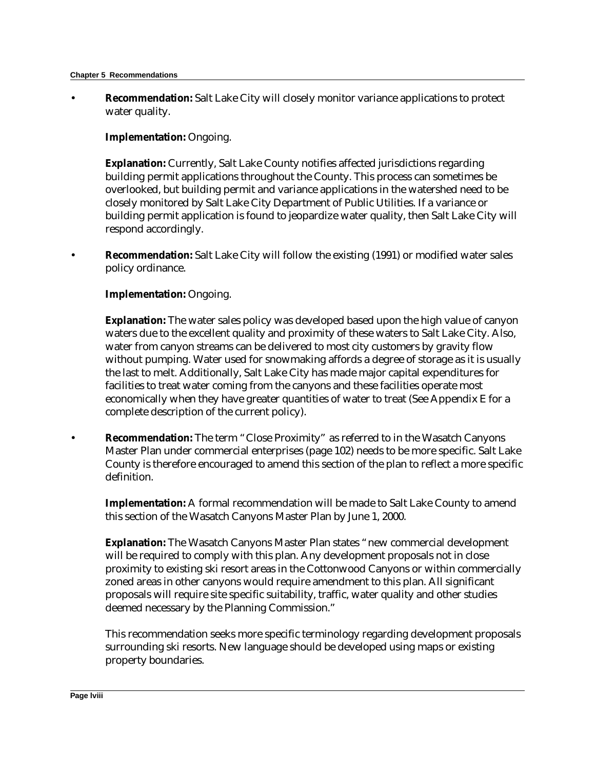- **Recommendation:** Salt Lake City will closely monitor variance applications to protect water quality.

  **Implementation:** Ongoing.

  **Explanation:** Currently, Salt Lake County notifies affected jurisdictions regarding building permit applications throughout the County. This process can sometimes be overlooked, but building permit and variance applications in the watershed need to be closely monitored by Salt Lake City Department of Public Utilities. If a variance or building permit application is found to jeopardize water quality, then Salt Lake City will respond accordingly.

- **Recommendation:** Salt Lake City will follow the existing (1991) or modified water sales policy ordinance.

  **Implementation:** Ongoing.

  **Explanation:** The water sales policy was developed based upon the high value of canyon waters due to the excellent quality and proximity of these waters to Salt Lake City. Also, water from canyon streams can be delivered to most city customers by gravity flow without pumping. Water used for snowmaking affords a degree of storage as it is usually the last to melt. Additionally, Salt Lake City has made major capital expenditures for facilities to treat water coming from the canyons and these facilities operate most economically when they have greater quantities of water to treat (See Appendix E for a complete description of the current policy).

- **Recommendation:** The term "Close Proximity" as referred to in the Wasatch Canyons Master Plan under commercial enterprises (page 102) needs to be more specific. Salt Lake County is therefore encouraged to amend this section of the plan to reflect a more specific definition.

  **Implementation:** A formal recommendation will be made to Salt Lake County to amend this section of the Wasatch Canyons Master Plan by June 1, 2000.

  **Explanation:** The Wasatch Canyons Master Plan states "new commercial development will be required to comply with this plan. Any development proposals not in close proximity to existing ski resort areas in the Cottonwood Canyons or within commercially zoned areas in other canyons would require amendment to this plan. All significant proposals will require site specific suitability, traffic, water quality and other studies deemed necessary by the Planning Commission."

  This recommendation seeks more specific terminology regarding development proposals surrounding ski resorts. New language should be developed using maps or existing property boundaries.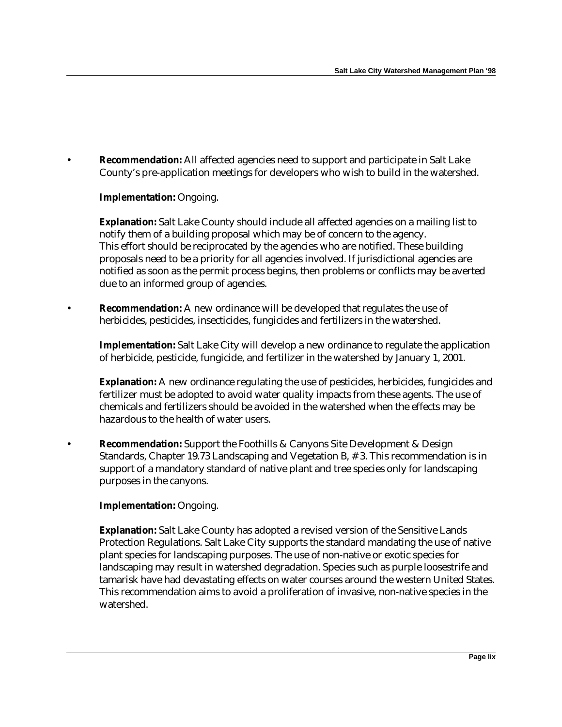- **Recommendation:** All affected agencies need to support and participate in Salt Lake County's pre-application meetings for developers who wish to build in the watershed.

  **Implementation:** Ongoing.

  **Explanation:** Salt Lake County should include all affected agencies on a mailing list to notify them of a building proposal which may be of concern to the agency. This effort should be reciprocated by the agencies who are notified. These building proposals need to be a priority for all agencies involved. If jurisdictional agencies are notified as soon as the permit process begins, then problems or conflicts may be averted due to an informed group of agencies.

- **Recommendation:** A new ordinance will be developed that regulates the use of herbicides, pesticides, insecticides, fungicides and fertilizers in the watershed.

  **Implementation:** Salt Lake City will develop a new ordinance to regulate the application of herbicide, pesticide, fungicide, and fertilizer in the watershed by January 1, 2001.

  **Explanation:** A new ordinance regulating the use of pesticides, herbicides, fungicides and fertilizer must be adopted to avoid water quality impacts from these agents. The use of chemicals and fertilizers should be avoided in the watershed when the effects may be hazardous to the health of water users.

- **Recommendation:** Support the Foothills & Canyons Site Development & Design Standards, Chapter 19.73 Landscaping and Vegetation B, # 3. This recommendation is in support of a mandatory standard of native plant and tree species only for landscaping purposes in the canyons.

  **Implementation:** Ongoing.

  **Explanation:** Salt Lake County has adopted a revised version of the Sensitive Lands Protection Regulations. Salt Lake City supports the standard mandating the use of native plant species for landscaping purposes. The use of non-native or exotic species for landscaping may result in watershed degradation. Species such as purple loosestrife and tamarisk have had devastating effects on water courses around the western United States. This recommendation aims to avoid a proliferation of invasive, non-native species in the watershed.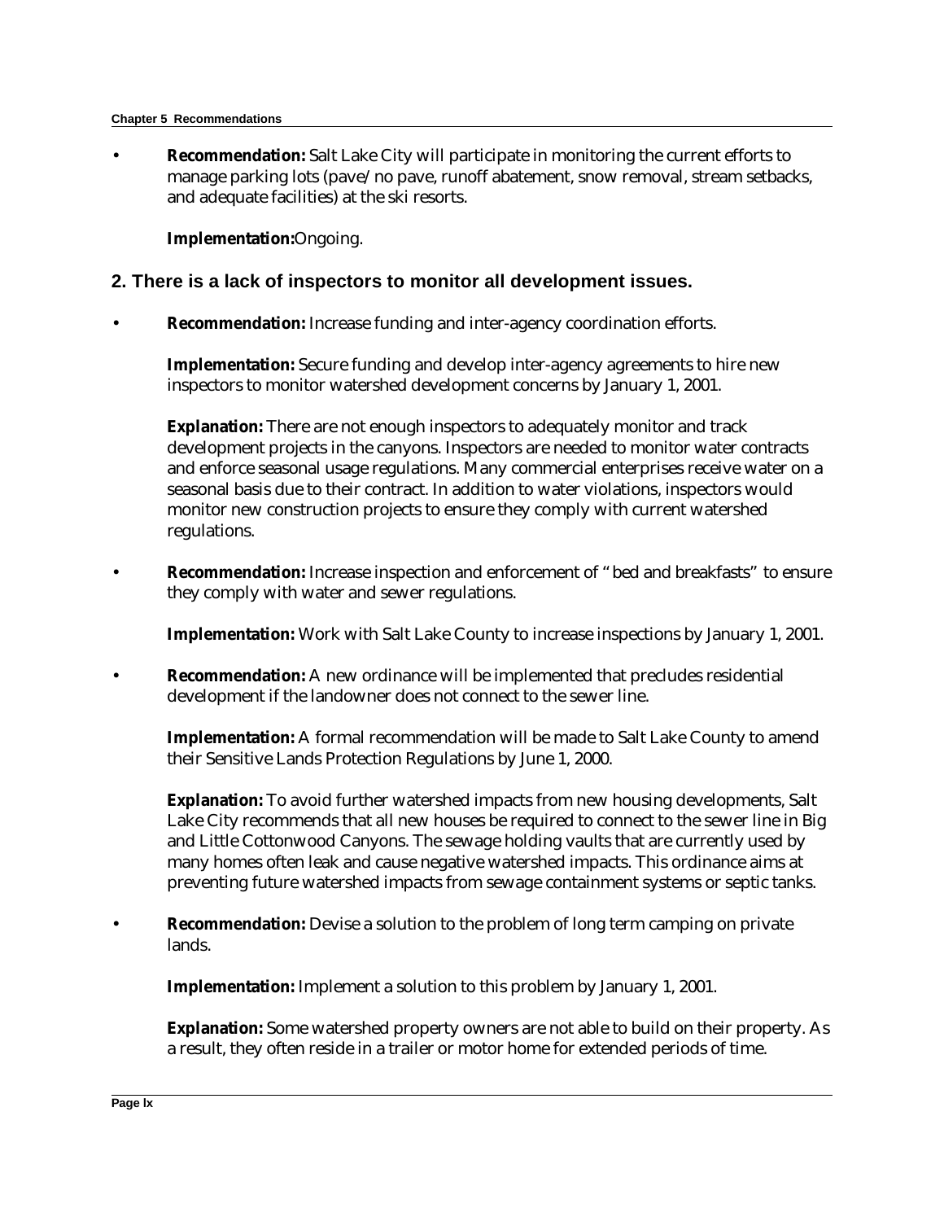- **Recommendation:** Salt Lake City will participate in monitoring the current efforts to manage parking lots (pave/no pave, runoff abatement, snow removal, stream setbacks, and adequate facilities) at the ski resorts.

  **Implementation:** Ongoing.

## 2. There is a lack of inspectors to monitor all development issues.

- **Recommendation:** Increase funding and inter-agency coordination efforts.

  **Implementation:** Secure funding and develop inter-agency agreements to hire new inspectors to monitor watershed development concerns by January 1, 2001.

  **Explanation:** There are not enough inspectors to adequately monitor and track development projects in the canyons. Inspectors are needed to monitor water contracts and enforce seasonal usage regulations. Many commercial enterprises receive water on a seasonal basis due to their contract. In addition to water violations, inspectors would monitor new construction projects to ensure they comply with current watershed regulations.

- **Recommendation:** Increase inspection and enforcement of "bed and breakfasts" to ensure they comply with water and sewer regulations.

  **Implementation:** Work with Salt Lake County to increase inspections by January 1, 2001.

- **Recommendation:** A new ordinance will be implemented that precludes residential development if the landowner does not connect to the sewer line.

  **Implementation:** A formal recommendation will be made to Salt Lake County to amend their Sensitive Lands Protection Regulations by June 1, 2000.

  **Explanation:** To avoid further watershed impacts from new housing developments, Salt Lake City recommends that all new houses be required to connect to the sewer line in Big and Little Cottonwood Canyons. The sewage holding vaults that are currently used by many homes often leak and cause negative watershed impacts. This ordinance aims at preventing future watershed impacts from sewage containment systems or septic tanks.

- **Recommendation:** Devise a solution to the problem of long term camping on private lands.

  **Implementation:** Implement a solution to this problem by January 1, 2001.

  **Explanation:** Some watershed property owners are not able to build on their property. As a result, they often reside in a trailer or motor home for extended periods of time.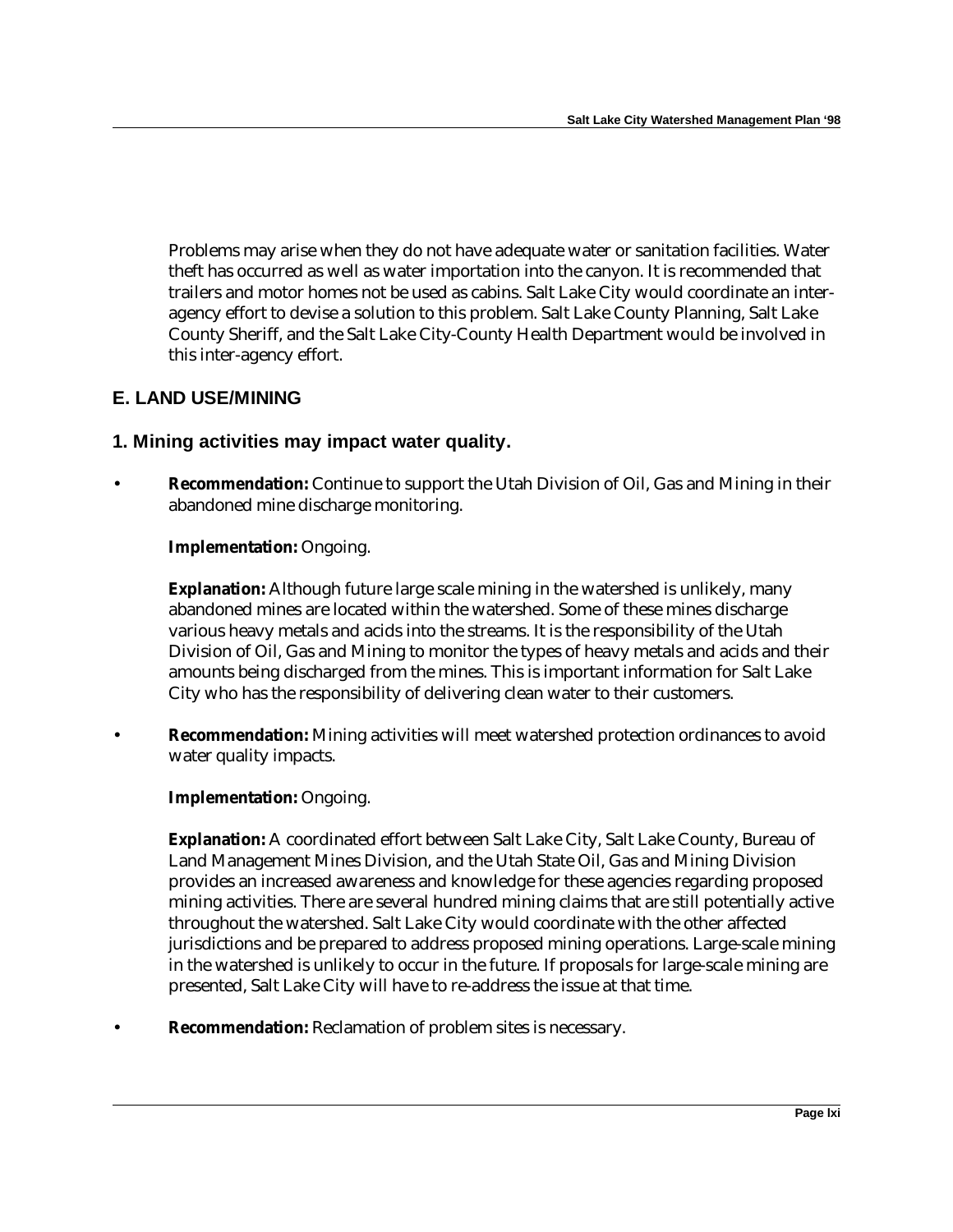Problems may arise when they do not have adequate water or sanitation facilities. Water theft has occurred as well as water importation into the canyon. It is recommended that trailers and motor homes not be used as cabins. Salt Lake City would coordinate an inter-agency effort to devise a solution to this problem. Salt Lake County Planning, Salt Lake County Sheriff, and the Salt Lake City-County Health Department would be involved in this inter-agency effort.

## E. LAND USE/MINING

### 1. Mining activities may impact water quality.

- **Recommendation:** Continue to support the Utah Division of Oil, Gas and Mining in their abandoned mine discharge monitoring.

  **Implementation:** Ongoing.

  **Explanation:** Although future large scale mining in the watershed is unlikely, many abandoned mines are located within the watershed. Some of these mines discharge various heavy metals and acids into the streams. It is the responsibility of the Utah Division of Oil, Gas and Mining to monitor the types of heavy metals and acids and their amounts being discharged from the mines. This is important information for Salt Lake City who has the responsibility of delivering clean water to their customers.

- **Recommendation:** Mining activities will meet watershed protection ordinances to avoid water quality impacts.

  **Implementation:** Ongoing.

  **Explanation:** A coordinated effort between Salt Lake City, Salt Lake County, Bureau of Land Management Mines Division, and the Utah State Oil, Gas and Mining Division provides an increased awareness and knowledge for these agencies regarding proposed mining activities. There are several hundred mining claims that are still potentially active throughout the watershed. Salt Lake City would coordinate with the other affected jurisdictions and be prepared to address proposed mining operations. Large-scale mining in the watershed is unlikely to occur in the future. If proposals for large-scale mining are presented, Salt Lake City will have to re-address the issue at that time.

- **Recommendation:** Reclamation of problem sites is necessary.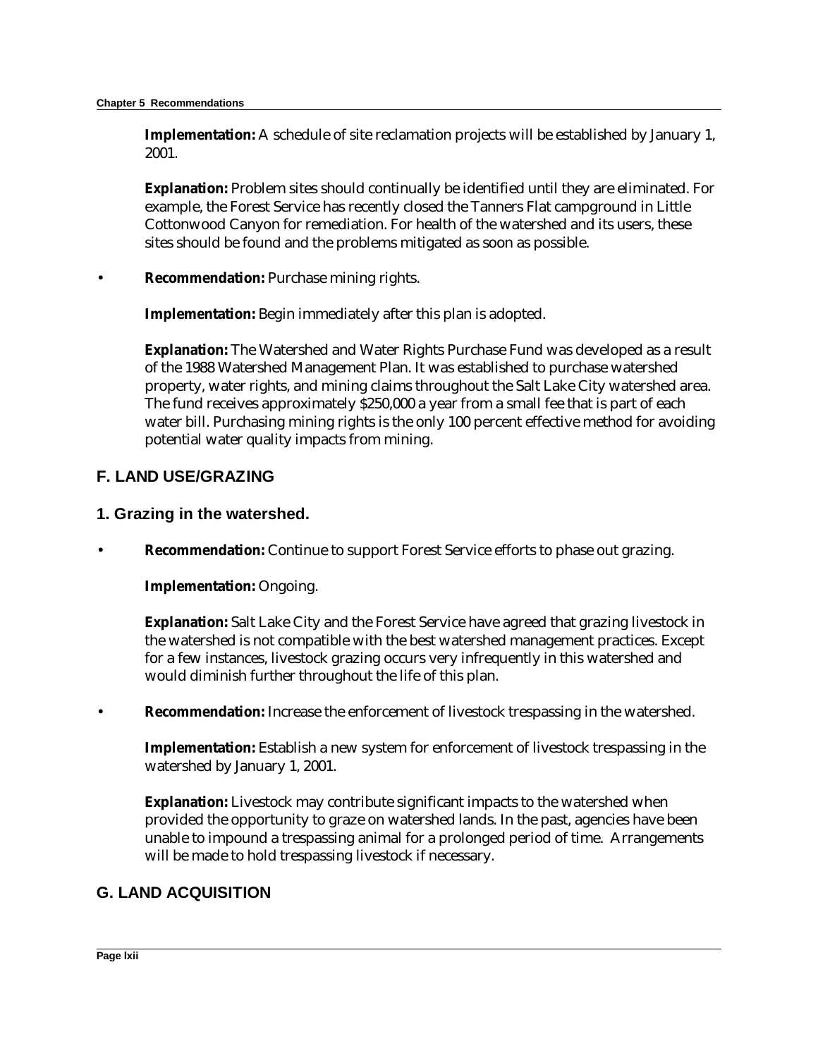**Implementation:** A schedule of site reclamation projects will be established by January 1, 2001.

**Explanation:** Problem sites should continually be identified until they are eliminated. For example, the Forest Service has recently closed the Tanners Flat campground in Little Cottonwood Canyon for remediation. For health of the watershed and its users, these sites should be found and the problems mitigated as soon as possible.

- **Recommendation:** Purchase mining rights.

  **Implementation:** Begin immediately after this plan is adopted.

  **Explanation:** The Watershed and Water Rights Purchase Fund was developed as a result of the 1988 Watershed Management Plan. It was established to purchase watershed property, water rights, and mining claims throughout the Salt Lake City watershed area. The fund receives approximately $250,000 a year from a small fee that is part of each water bill. Purchasing mining rights is the only 100 percent effective method for avoiding potential water quality impacts from mining.

## F. LAND USE/GRAZING

### 1. Grazing in the watershed.

- **Recommendation:** Continue to support Forest Service efforts to phase out grazing.

  **Implementation:** Ongoing.

  **Explanation:** Salt Lake City and the Forest Service have agreed that grazing livestock in the watershed is not compatible with the best watershed management practices. Except for a few instances, livestock grazing occurs very infrequently in this watershed and would diminish further throughout the life of this plan.

- **Recommendation:** Increase the enforcement of livestock trespassing in the watershed.

  **Implementation:** Establish a new system for enforcement of livestock trespassing in the watershed by January 1, 2001.

  **Explanation:** Livestock may contribute significant impacts to the watershed when provided the opportunity to graze on watershed lands. In the past, agencies have been unable to impound a trespassing animal for a prolonged period of time. Arrangements will be made to hold trespassing livestock if necessary.

## G. LAND ACQUISITION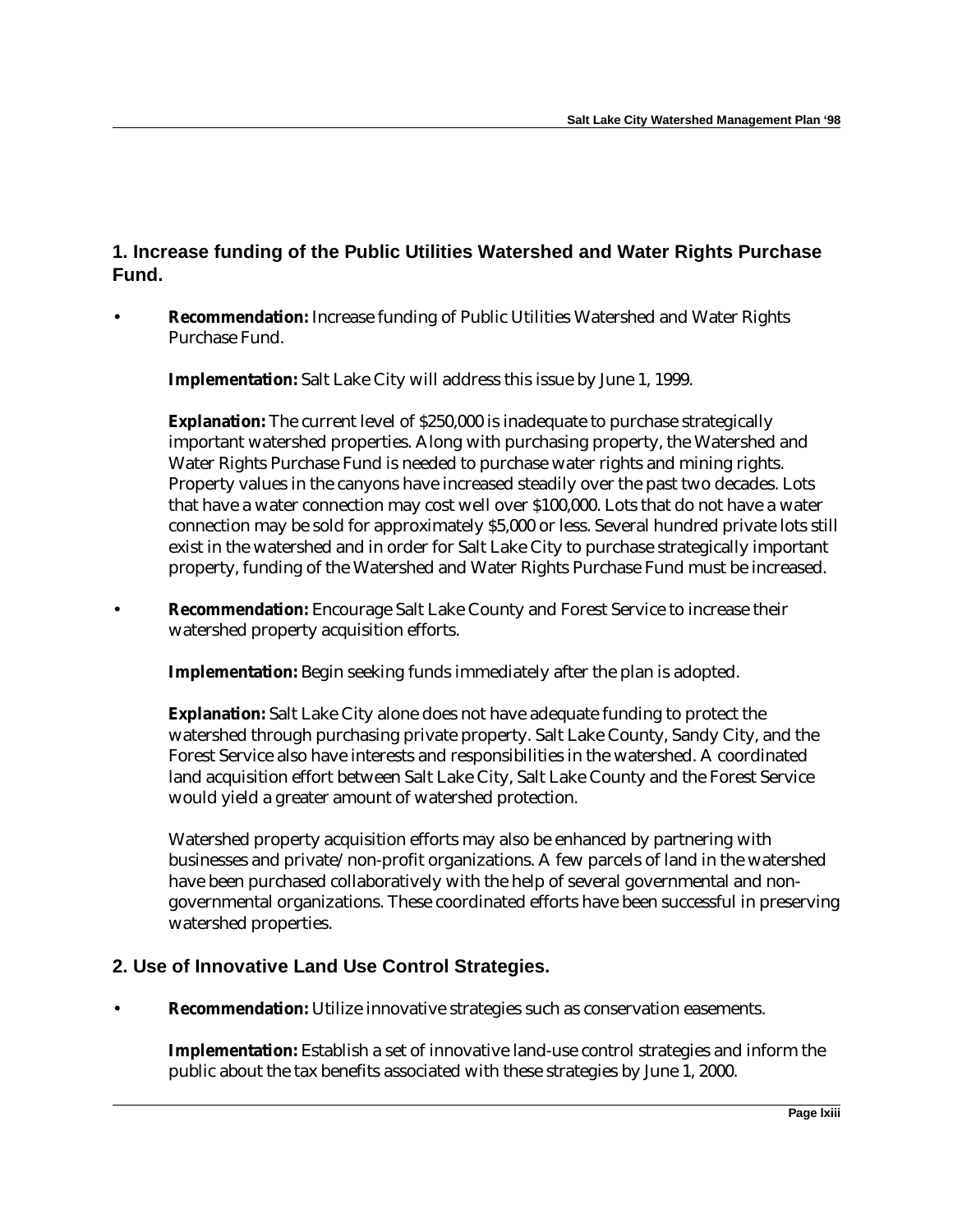## 1. Increase funding of the Public Utilities Watershed and Water Rights Purchase Fund.

- **Recommendation:** Increase funding of Public Utilities Watershed and Water Rights Purchase Fund.

  **Implementation:** Salt Lake City will address this issue by June 1, 1999.

  **Explanation:** The current level of $250,000 is inadequate to purchase strategically important watershed properties. Along with purchasing property, the Watershed and Water Rights Purchase Fund is needed to purchase water rights and mining rights. Property values in the canyons have increased steadily over the past two decades. Lots that have a water connection may cost well over $100,000. Lots that do not have a water connection may be sold for approximately $5,000 or less. Several hundred private lots still exist in the watershed and in order for Salt Lake City to purchase strategically important property, funding of the Watershed and Water Rights Purchase Fund must be increased.

- **Recommendation:** Encourage Salt Lake County and Forest Service to increase their watershed property acquisition efforts.

  **Implementation:** Begin seeking funds immediately after the plan is adopted.

  **Explanation:** Salt Lake City alone does not have adequate funding to protect the watershed through purchasing private property. Salt Lake County, Sandy City, and the Forest Service also have interests and responsibilities in the watershed. A coordinated land acquisition effort between Salt Lake City, Salt Lake County and the Forest Service would yield a greater amount of watershed protection.

  Watershed property acquisition efforts may also be enhanced by partnering with businesses and private/non-profit organizations. A few parcels of land in the watershed have been purchased collaboratively with the help of several governmental and non-governmental organizations. These coordinated efforts have been successful in preserving watershed properties.

## 2. Use of Innovative Land Use Control Strategies.

- **Recommendation:** Utilize innovative strategies such as conservation easements.

  **Implementation:** Establish a set of innovative land-use control strategies and inform the public about the tax benefits associated with these strategies by June 1, 2000.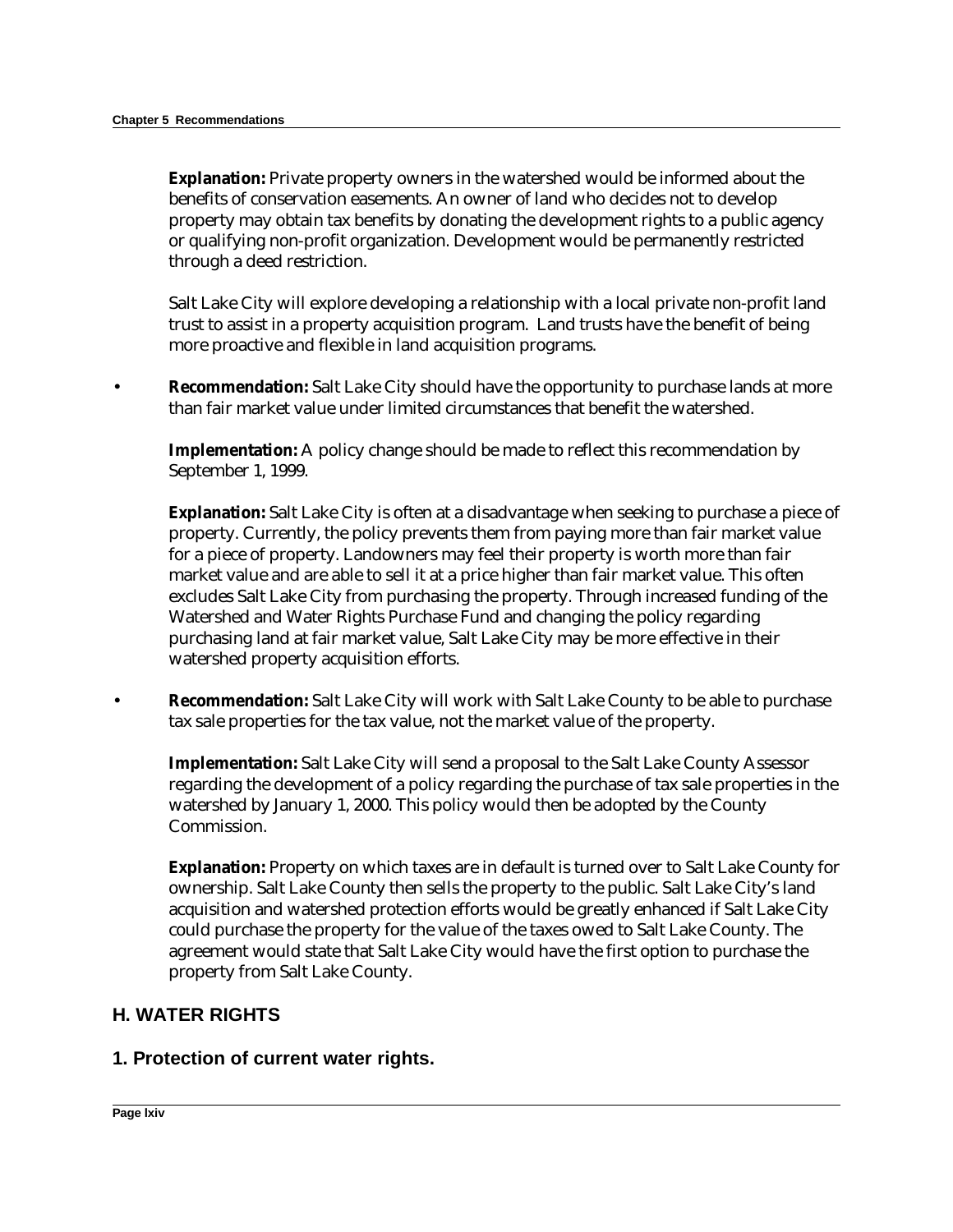**Explanation:** Private property owners in the watershed would be informed about the benefits of conservation easements. An owner of land who decides not to develop property may obtain tax benefits by donating the development rights to a public agency or qualifying non-profit organization. Development would be permanently restricted through a deed restriction.

Salt Lake City will explore developing a relationship with a local private non-profit land trust to assist in a property acquisition program. Land trusts have the benefit of being more proactive and flexible in land acquisition programs.

- **Recommendation:** Salt Lake City should have the opportunity to purchase lands at more than fair market value under limited circumstances that benefit the watershed.

  **Implementation:** A policy change should be made to reflect this recommendation by September 1, 1999.

  **Explanation:** Salt Lake City is often at a disadvantage when seeking to purchase a piece of property. Currently, the policy prevents them from paying more than fair market value for a piece of property. Landowners may feel their property is worth more than fair market value and are able to sell it at a price higher than fair market value. This often excludes Salt Lake City from purchasing the property. Through increased funding of the Watershed and Water Rights Purchase Fund and changing the policy regarding purchasing land at fair market value, Salt Lake City may be more effective in their watershed property acquisition efforts.

- **Recommendation:** Salt Lake City will work with Salt Lake County to be able to purchase tax sale properties for the tax value, not the market value of the property.

  **Implementation:** Salt Lake City will send a proposal to the Salt Lake County Assessor regarding the development of a policy regarding the purchase of tax sale properties in the watershed by January 1, 2000. This policy would then be adopted by the County Commission.

  **Explanation:** Property on which taxes are in default is turned over to Salt Lake County for ownership. Salt Lake County then sells the property to the public. Salt Lake City's land acquisition and watershed protection efforts would be greatly enhanced if Salt Lake City could purchase the property for the value of the taxes owed to Salt Lake County. The agreement would state that Salt Lake City would have the first option to purchase the property from Salt Lake County.

## H. WATER RIGHTS

### 1. Protection of current water rights.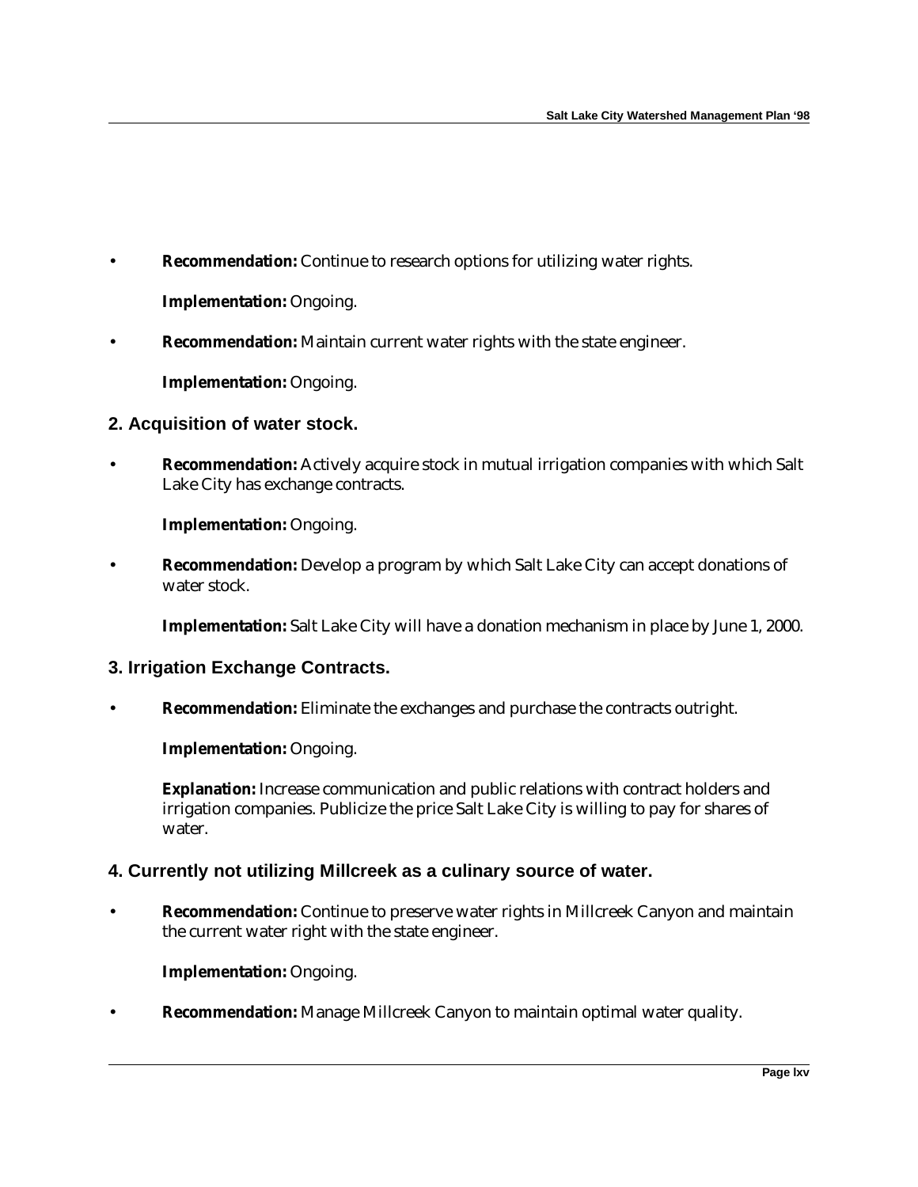- **Recommendation:** Continue to research options for utilizing water rights.

  **Implementation:** Ongoing.

- **Recommendation:** Maintain current water rights with the state engineer.

  **Implementation:** Ongoing.

### 2. Acquisition of water stock.

- **Recommendation:** Actively acquire stock in mutual irrigation companies with which Salt Lake City has exchange contracts.

  **Implementation:** Ongoing.

- **Recommendation:** Develop a program by which Salt Lake City can accept donations of water stock.

  **Implementation:** Salt Lake City will have a donation mechanism in place by June 1, 2000.

### 3. Irrigation Exchange Contracts.

- **Recommendation:** Eliminate the exchanges and purchase the contracts outright.

  **Implementation:** Ongoing.

  **Explanation:** Increase communication and public relations with contract holders and irrigation companies. Publicize the price Salt Lake City is willing to pay for shares of water.

### 4. Currently not utilizing Millcreek as a culinary source of water.

- **Recommendation:** Continue to preserve water rights in Millcreek Canyon and maintain the current water right with the state engineer.

  **Implementation:** Ongoing.

- **Recommendation:** Manage Millcreek Canyon to maintain optimal water quality.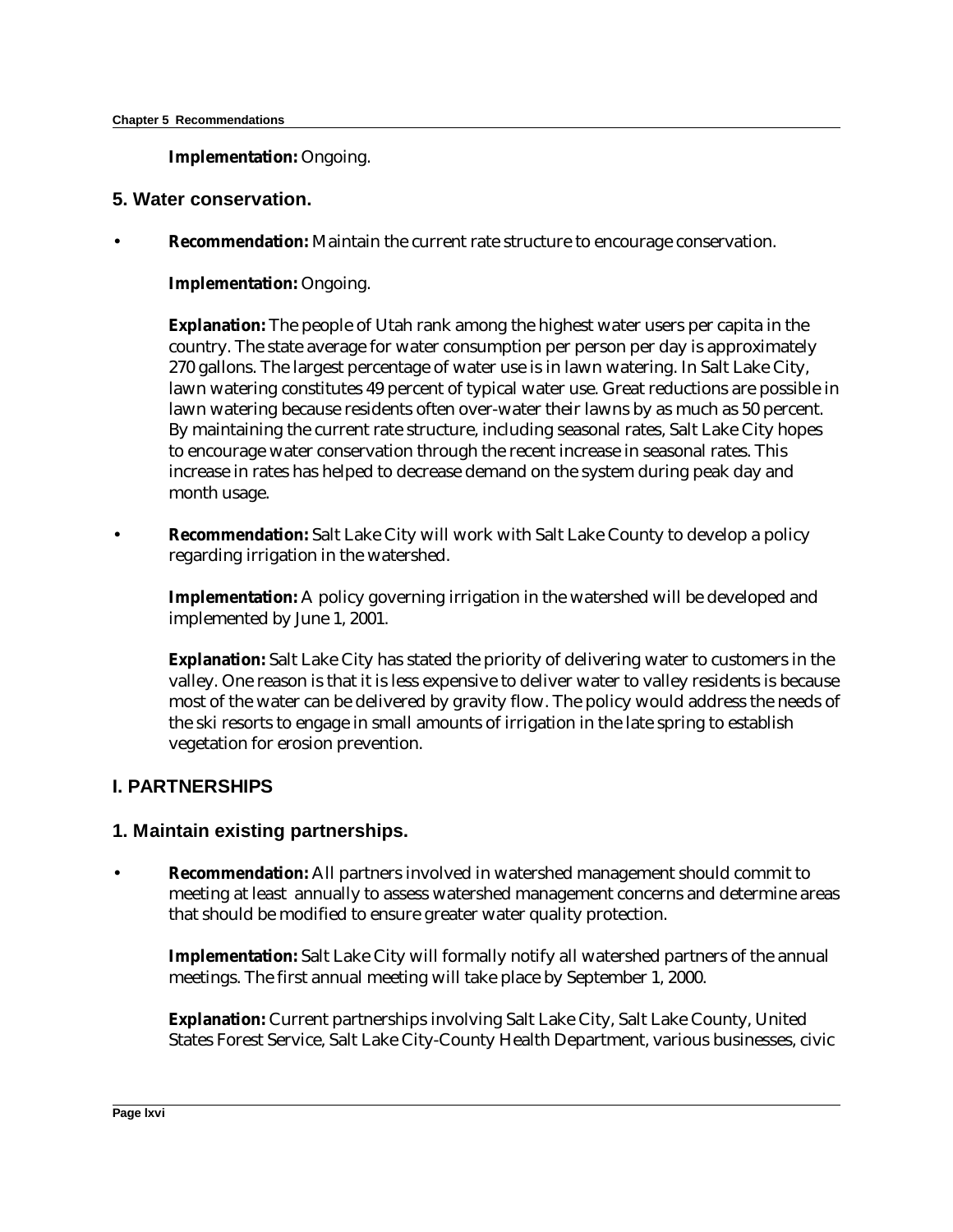**Implementation:** Ongoing.

### 5. Water conservation.

- **Recommendation:** Maintain the current rate structure to encourage conservation.

  **Implementation:** Ongoing.

  **Explanation:** The people of Utah rank among the highest water users per capita in the country. The state average for water consumption per person per day is approximately 270 gallons. The largest percentage of water use is in lawn watering. In Salt Lake City, lawn watering constitutes 49 percent of typical water use. Great reductions are possible in lawn watering because residents often over-water their lawns by as much as 50 percent. By maintaining the current rate structure, including seasonal rates, Salt Lake City hopes to encourage water conservation through the recent increase in seasonal rates. This increase in rates has helped to decrease demand on the system during peak day and month usage.

- **Recommendation:** Salt Lake City will work with Salt Lake County to develop a policy regarding irrigation in the watershed.

  **Implementation:** A policy governing irrigation in the watershed will be developed and implemented by June 1, 2001.

  **Explanation:** Salt Lake City has stated the priority of delivering water to customers in the valley. One reason is that it is less expensive to deliver water to valley residents is because most of the water can be delivered by gravity flow. The policy would address the needs of the ski resorts to engage in small amounts of irrigation in the late spring to establish vegetation for erosion prevention.

## I. PARTNERSHIPS

### 1. Maintain existing partnerships.

- **Recommendation:** All partners involved in watershed management should commit to meeting at least annually to assess watershed management concerns and determine areas that should be modified to ensure greater water quality protection.

  **Implementation:** Salt Lake City will formally notify all watershed partners of the annual meetings. The first annual meeting will take place by September 1, 2000.

  **Explanation:** Current partnerships involving Salt Lake City, Salt Lake County, United States Forest Service, Salt Lake City-County Health Department, various businesses, civic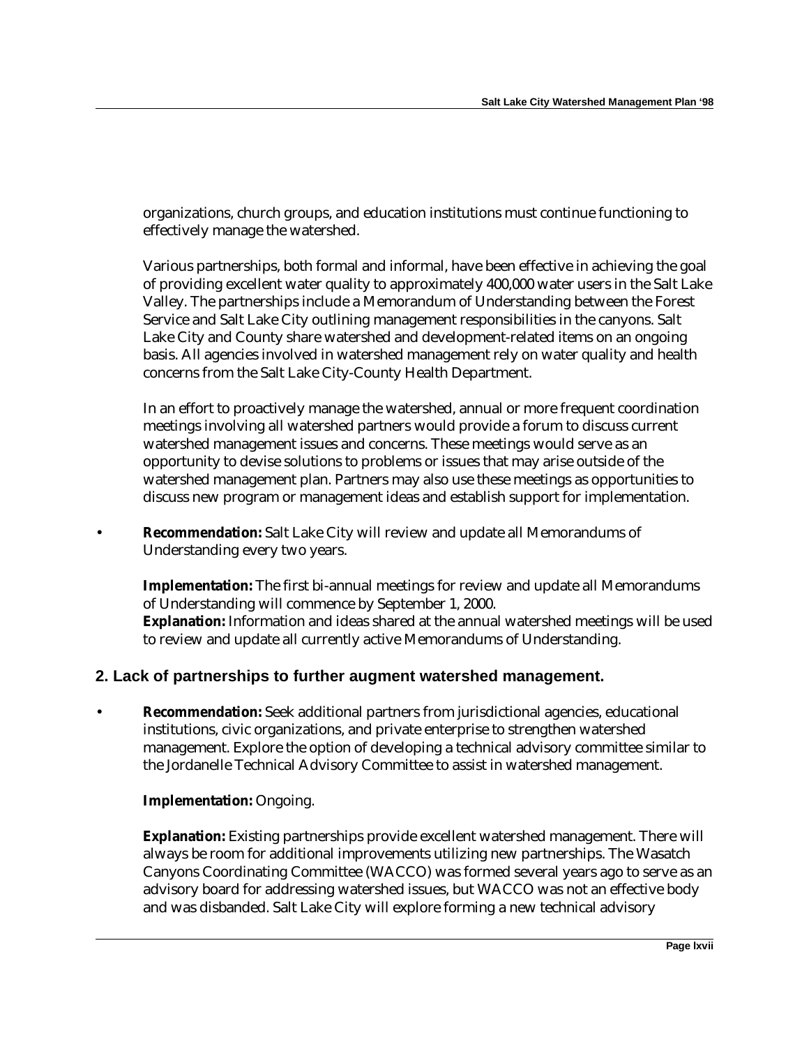organizations, church groups, and education institutions must continue functioning to effectively manage the watershed.

Various partnerships, both formal and informal, have been effective in achieving the goal of providing excellent water quality to approximately 400,000 water users in the Salt Lake Valley. The partnerships include a Memorandum of Understanding between the Forest Service and Salt Lake City outlining management responsibilities in the canyons. Salt Lake City and County share watershed and development-related items on an ongoing basis. All agencies involved in watershed management rely on water quality and health concerns from the Salt Lake City-County Health Department.

In an effort to proactively manage the watershed, annual or more frequent coordination meetings involving all watershed partners would provide a forum to discuss current watershed management issues and concerns. These meetings would serve as an opportunity to devise solutions to problems or issues that may arise outside of the watershed management plan. Partners may also use these meetings as opportunities to discuss new program or management ideas and establish support for implementation.

- **Recommendation:** Salt Lake City will review and update all Memorandums of Understanding every two years.

  **Implementation:** The first bi-annual meetings for review and update all Memorandums of Understanding will commence by September 1, 2000.
  **Explanation:** Information and ideas shared at the annual watershed meetings will be used to review and update all currently active Memorandums of Understanding.

## 2. Lack of partnerships to further augment watershed management.

- **Recommendation:** Seek additional partners from jurisdictional agencies, educational institutions, civic organizations, and private enterprise to strengthen watershed management. Explore the option of developing a technical advisory committee similar to the Jordanelle Technical Advisory Committee to assist in watershed management.

  **Implementation:** Ongoing.

  **Explanation:** Existing partnerships provide excellent watershed management. There will always be room for additional improvements utilizing new partnerships. The Wasatch Canyons Coordinating Committee (WACCO) was formed several years ago to serve as an advisory board for addressing watershed issues, but WACCO was not an effective body and was disbanded. Salt Lake City will explore forming a new technical advisory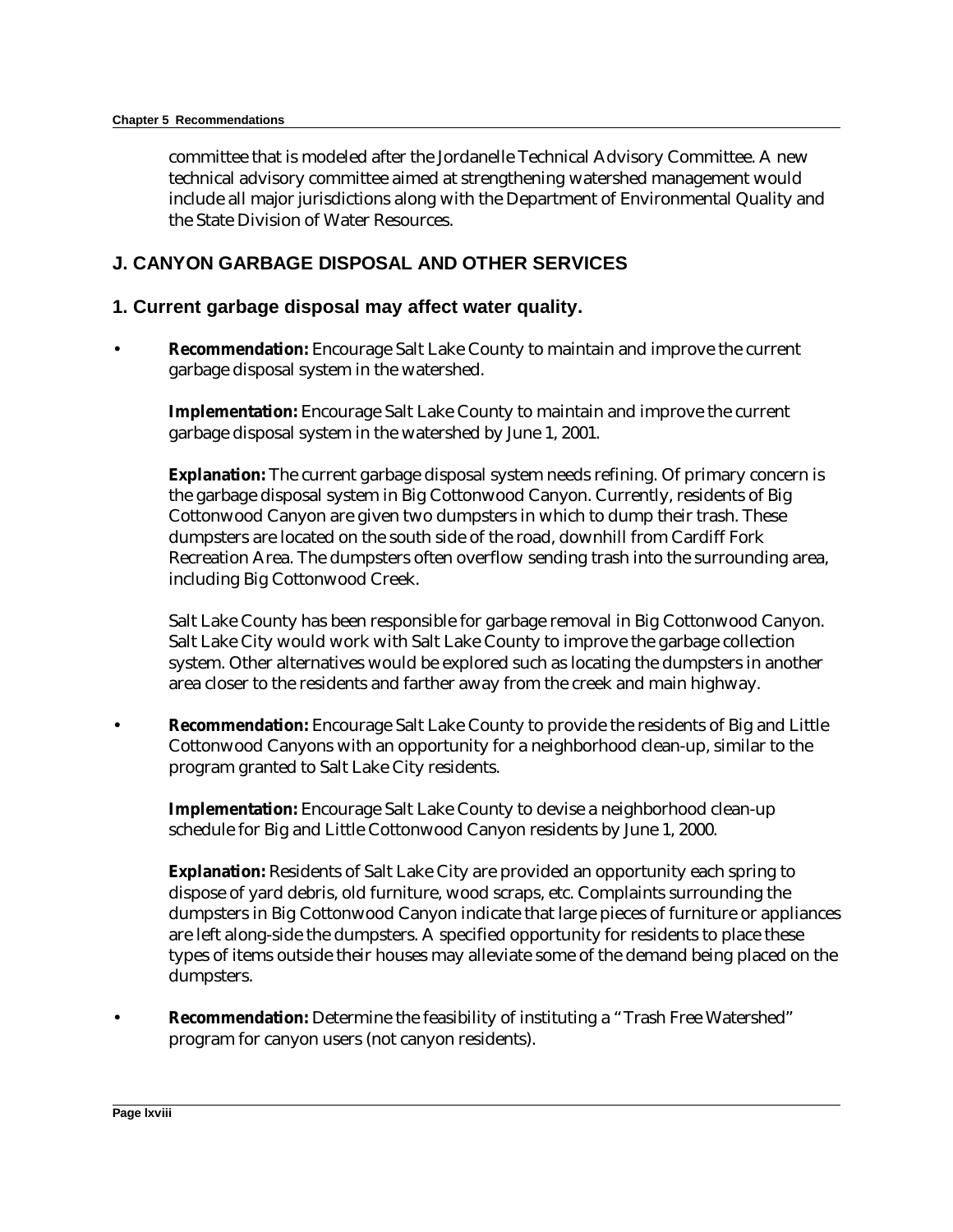committee that is modeled after the Jordanelle Technical Advisory Committee. A new technical advisory committee aimed at strengthening watershed management would include all major jurisdictions along with the Department of Environmental Quality and the State Division of Water Resources.

## J. CANYON GARBAGE DISPOSAL AND OTHER SERVICES

### 1. Current garbage disposal may affect water quality.

- **Recommendation:** Encourage Salt Lake County to maintain and improve the current garbage disposal system in the watershed.

  **Implementation:** Encourage Salt Lake County to maintain and improve the current garbage disposal system in the watershed by June 1, 2001.

  **Explanation:** The current garbage disposal system needs refining. Of primary concern is the garbage disposal system in Big Cottonwood Canyon. Currently, residents of Big Cottonwood Canyon are given two dumpsters in which to dump their trash. These dumpsters are located on the south side of the road, downhill from Cardiff Fork Recreation Area. The dumpsters often overflow sending trash into the surrounding area, including Big Cottonwood Creek.

  Salt Lake County has been responsible for garbage removal in Big Cottonwood Canyon. Salt Lake City would work with Salt Lake County to improve the garbage collection system. Other alternatives would be explored such as locating the dumpsters in another area closer to the residents and farther away from the creek and main highway.

- **Recommendation:** Encourage Salt Lake County to provide the residents of Big and Little Cottonwood Canyons with an opportunity for a neighborhood clean-up, similar to the program granted to Salt Lake City residents.

  **Implementation:** Encourage Salt Lake County to devise a neighborhood clean-up schedule for Big and Little Cottonwood Canyon residents by June 1, 2000.

  **Explanation:** Residents of Salt Lake City are provided an opportunity each spring to dispose of yard debris, old furniture, wood scraps, etc. Complaints surrounding the dumpsters in Big Cottonwood Canyon indicate that large pieces of furniture or appliances are left along-side the dumpsters. A specified opportunity for residents to place these types of items outside their houses may alleviate some of the demand being placed on the dumpsters.

- **Recommendation:** Determine the feasibility of instituting a "Trash Free Watershed" program for canyon users (not canyon residents).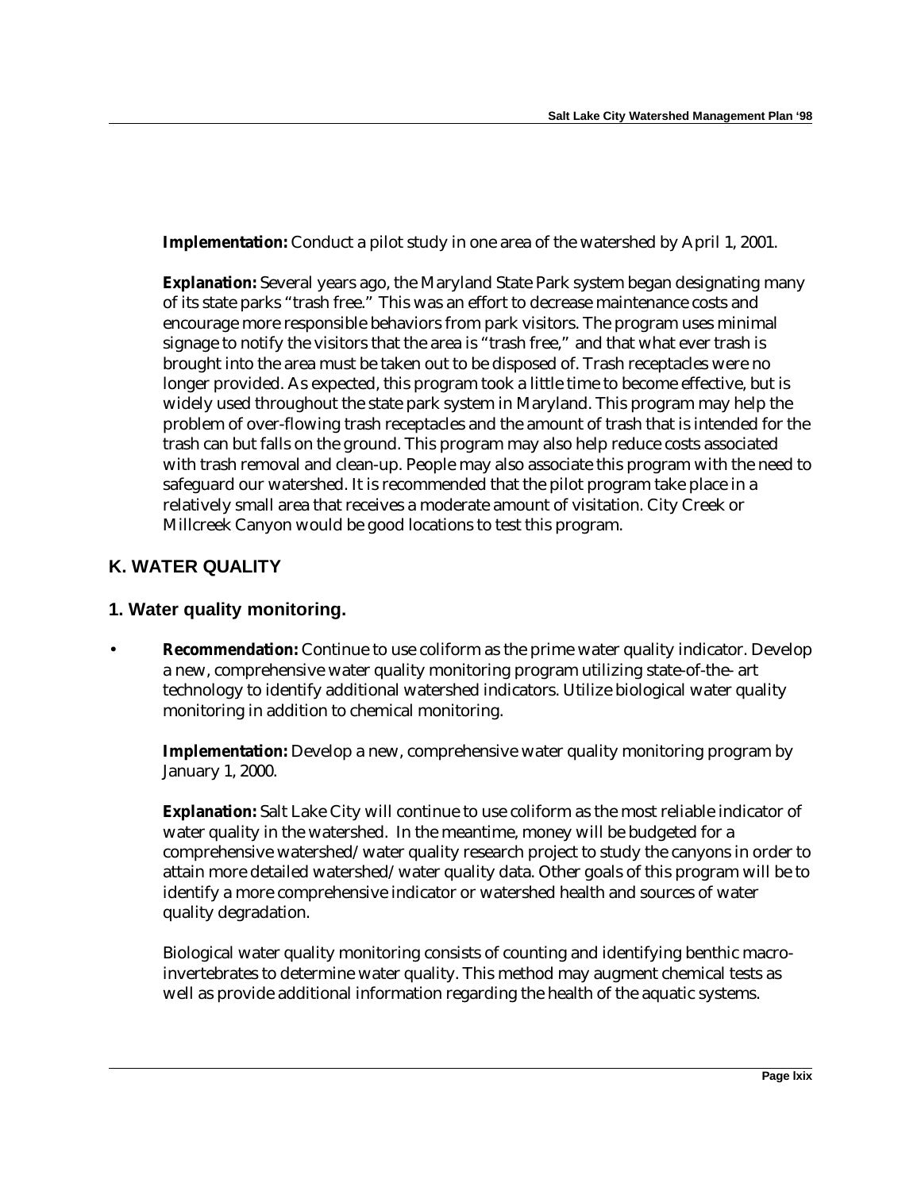**Implementation:** Conduct a pilot study in one area of the watershed by April 1, 2001.

**Explanation:** Several years ago, the Maryland State Park system began designating many of its state parks "trash free." This was an effort to decrease maintenance costs and encourage more responsible behaviors from park visitors. The program uses minimal signage to notify the visitors that the area is "trash free," and that what ever trash is brought into the area must be taken out to be disposed of. Trash receptacles were no longer provided. As expected, this program took a little time to become effective, but is widely used throughout the state park system in Maryland. This program may help the problem of over-flowing trash receptacles and the amount of trash that is intended for the trash can but falls on the ground. This program may also help reduce costs associated with trash removal and clean-up. People may also associate this program with the need to safeguard our watershed. It is recommended that the pilot program take place in a relatively small area that receives a moderate amount of visitation. City Creek or Millcreek Canyon would be good locations to test this program.

## K. WATER QUALITY

### 1. Water quality monitoring.

- **Recommendation:** Continue to use coliform as the prime water quality indicator. Develop a new, comprehensive water quality monitoring program utilizing state-of-the- art technology to identify additional watershed indicators. Utilize biological water quality monitoring in addition to chemical monitoring.

  **Implementation:** Develop a new, comprehensive water quality monitoring program by January 1, 2000.

  **Explanation:** Salt Lake City will continue to use coliform as the most reliable indicator of water quality in the watershed. In the meantime, money will be budgeted for a comprehensive watershed/water quality research project to study the canyons in order to attain more detailed watershed/water quality data. Other goals of this program will be to identify a more comprehensive indicator or watershed health and sources of water quality degradation.

  Biological water quality monitoring consists of counting and identifying benthic macro-invertebrates to determine water quality. This method may augment chemical tests as well as provide additional information regarding the health of the aquatic systems.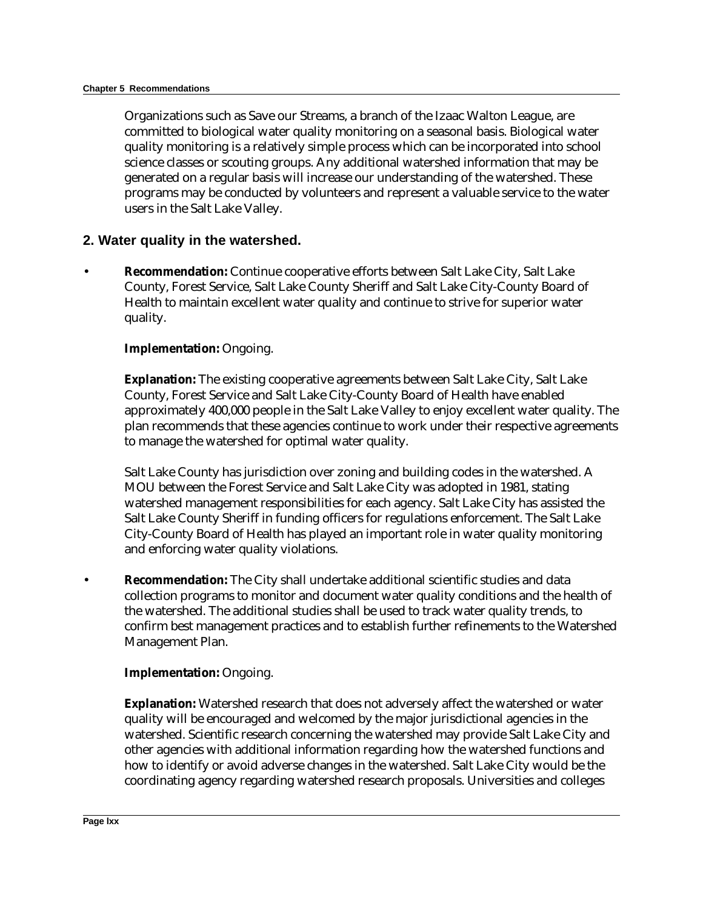Organizations such as Save our Streams, a branch of the Izaac Walton League, are committed to biological water quality monitoring on a seasonal basis. Biological water quality monitoring is a relatively simple process which can be incorporated into school science classes or scouting groups. Any additional watershed information that may be generated on a regular basis will increase our understanding of the watershed. These programs may be conducted by volunteers and represent a valuable service to the water users in the Salt Lake Valley.

## 2. Water quality in the watershed.

- **Recommendation:** Continue cooperative efforts between Salt Lake City, Salt Lake County, Forest Service, Salt Lake County Sheriff and Salt Lake City-County Board of Health to maintain excellent water quality and continue to strive for superior water quality.

  **Implementation:** Ongoing.

  **Explanation:** The existing cooperative agreements between Salt Lake City, Salt Lake County, Forest Service and Salt Lake City-County Board of Health have enabled approximately 400,000 people in the Salt Lake Valley to enjoy excellent water quality. The plan recommends that these agencies continue to work under their respective agreements to manage the watershed for optimal water quality.

  Salt Lake County has jurisdiction over zoning and building codes in the watershed. A MOU between the Forest Service and Salt Lake City was adopted in 1981, stating watershed management responsibilities for each agency. Salt Lake City has assisted the Salt Lake County Sheriff in funding officers for regulations enforcement. The Salt Lake City-County Board of Health has played an important role in water quality monitoring and enforcing water quality violations.

- **Recommendation:** The City shall undertake additional scientific studies and data collection programs to monitor and document water quality conditions and the health of the watershed. The additional studies shall be used to track water quality trends, to confirm best management practices and to establish further refinements to the Watershed Management Plan.

  **Implementation:** Ongoing.

  **Explanation:** Watershed research that does not adversely affect the watershed or water quality will be encouraged and welcomed by the major jurisdictional agencies in the watershed. Scientific research concerning the watershed may provide Salt Lake City and other agencies with additional information regarding how the watershed functions and how to identify or avoid adverse changes in the watershed. Salt Lake City would be the coordinating agency regarding watershed research proposals. Universities and colleges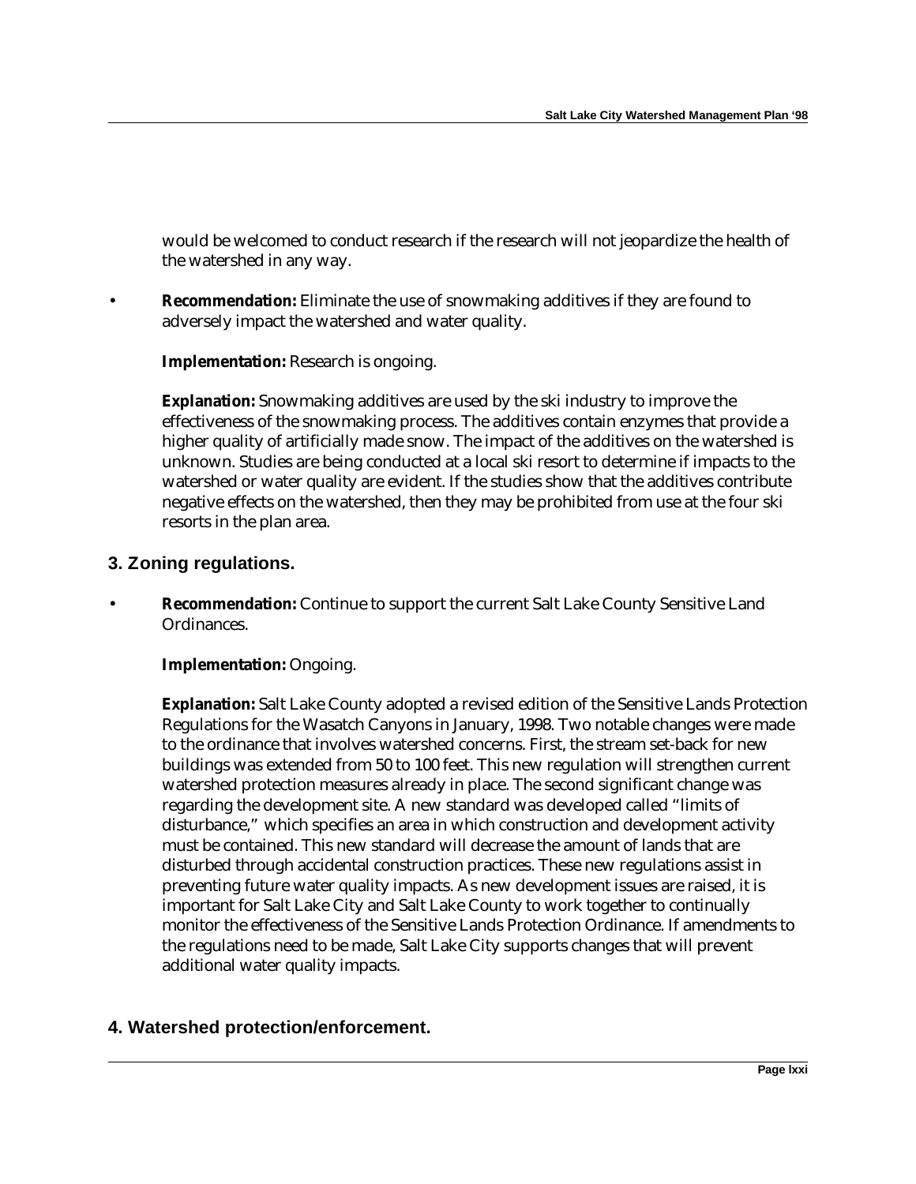would be welcomed to conduct research if the research will not jeopardize the health of the watershed in any way.

- **Recommendation:** Eliminate the use of snowmaking additives if they are found to adversely impact the watershed and water quality.

  **Implementation:** Research is ongoing.

  **Explanation:** Snowmaking additives are used by the ski industry to improve the effectiveness of the snowmaking process. The additives contain enzymes that provide a higher quality of artificially made snow. The impact of the additives on the watershed is unknown. Studies are being conducted at a local ski resort to determine if impacts to the watershed or water quality are evident. If the studies show that the additives contribute negative effects on the watershed, then they may be prohibited from use at the four ski resorts in the plan area.

### 3. Zoning regulations.

- **Recommendation:** Continue to support the current Salt Lake County Sensitive Land Ordinances.

  **Implementation:** Ongoing.

  **Explanation:** Salt Lake County adopted a revised edition of the Sensitive Lands Protection Regulations for the Wasatch Canyons in January, 1998. Two notable changes were made to the ordinance that involves watershed concerns. First, the stream set-back for new buildings was extended from 50 to 100 feet. This new regulation will strengthen current watershed protection measures already in place. The second significant change was regarding the development site. A new standard was developed called "limits of disturbance," which specifies an area in which construction and development activity must be contained. This new standard will decrease the amount of lands that are disturbed through accidental construction practices. These new regulations assist in preventing future water quality impacts. As new development issues are raised, it is important for Salt Lake City and Salt Lake County to work together to continually monitor the effectiveness of the Sensitive Lands Protection Ordinance. If amendments to the regulations need to be made, Salt Lake City supports changes that will prevent additional water quality impacts.

### 4. Watershed protection/enforcement.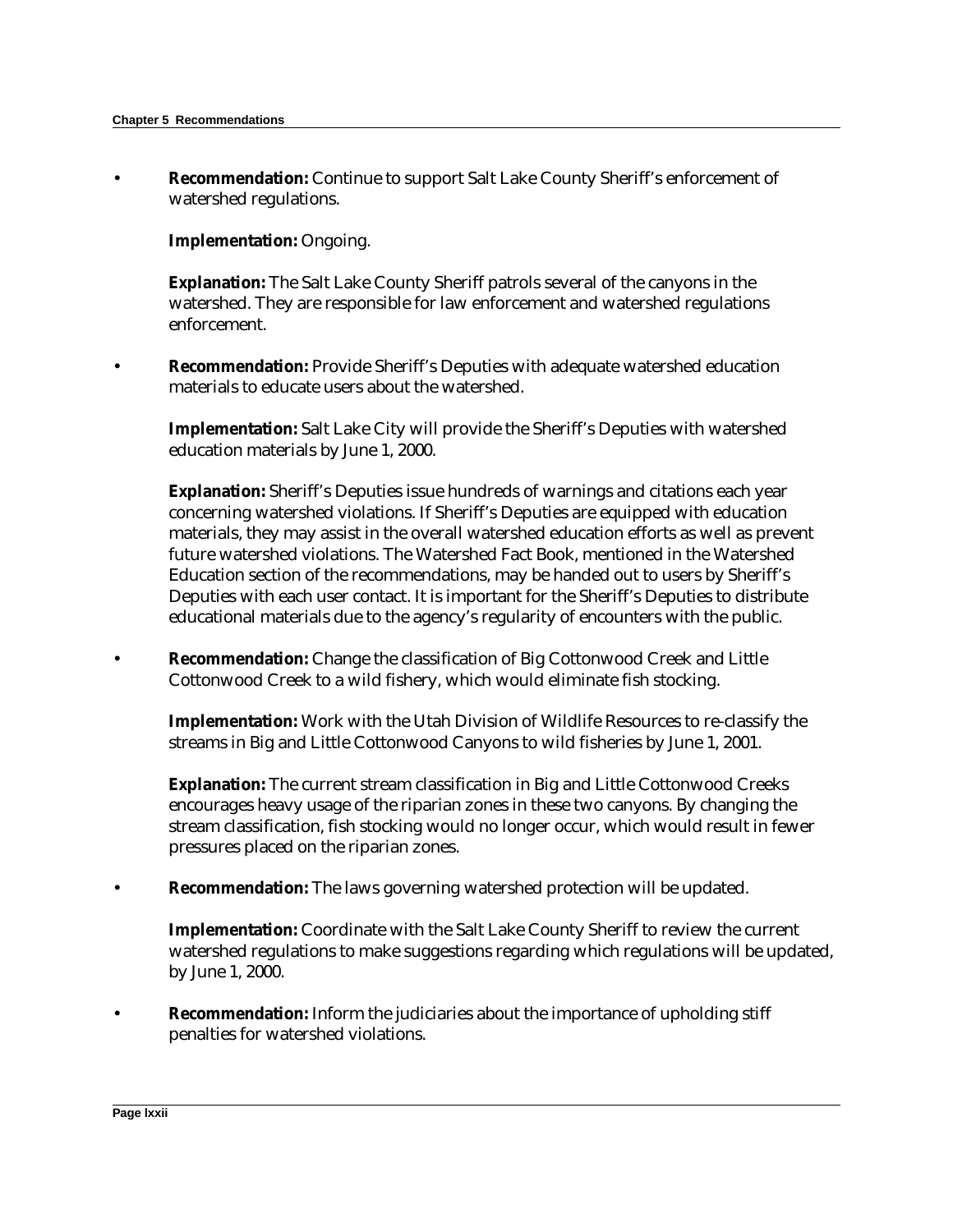- **Recommendation:** Continue to support Salt Lake County Sheriff's enforcement of watershed regulations.

  **Implementation:** Ongoing.

  **Explanation:** The Salt Lake County Sheriff patrols several of the canyons in the watershed. They are responsible for law enforcement and watershed regulations enforcement.

- **Recommendation:** Provide Sheriff's Deputies with adequate watershed education materials to educate users about the watershed.

  **Implementation:** Salt Lake City will provide the Sheriff's Deputies with watershed education materials by June 1, 2000.

  **Explanation:** Sheriff's Deputies issue hundreds of warnings and citations each year concerning watershed violations. If Sheriff's Deputies are equipped with education materials, they may assist in the overall watershed education efforts as well as prevent future watershed violations. The Watershed Fact Book, mentioned in the Watershed Education section of the recommendations, may be handed out to users by Sheriff's Deputies with each user contact. It is important for the Sheriff's Deputies to distribute educational materials due to the agency's regularity of encounters with the public.

- **Recommendation:** Change the classification of Big Cottonwood Creek and Little Cottonwood Creek to a wild fishery, which would eliminate fish stocking.

  **Implementation:** Work with the Utah Division of Wildlife Resources to re-classify the streams in Big and Little Cottonwood Canyons to wild fisheries by June 1, 2001.

  **Explanation:** The current stream classification in Big and Little Cottonwood Creeks encourages heavy usage of the riparian zones in these two canyons. By changing the stream classification, fish stocking would no longer occur, which would result in fewer pressures placed on the riparian zones.

- **Recommendation:** The laws governing watershed protection will be updated.

  **Implementation:** Coordinate with the Salt Lake County Sheriff to review the current watershed regulations to make suggestions regarding which regulations will be updated, by June 1, 2000.

- **Recommendation:** Inform the judiciaries about the importance of upholding stiff penalties for watershed violations.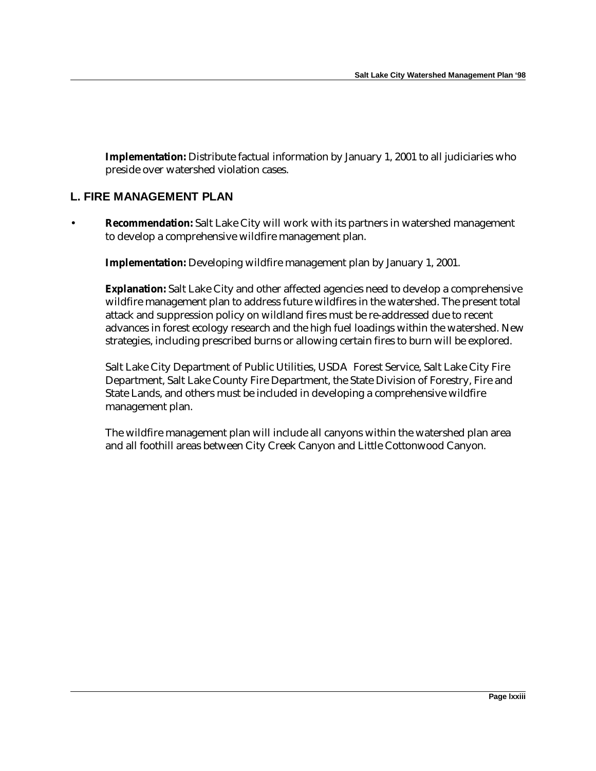**Implementation:** Distribute factual information by January 1, 2001 to all judiciaries who preside over watershed violation cases.

## L. FIRE MANAGEMENT PLAN

- **Recommendation:** Salt Lake City will work with its partners in watershed management to develop a comprehensive wildfire management plan.

  **Implementation:** Developing wildfire management plan by January 1, 2001.

  **Explanation:** Salt Lake City and other affected agencies need to develop a comprehensive wildfire management plan to address future wildfires in the watershed. The present total attack and suppression policy on wildland fires must be re-addressed due to recent advances in forest ecology research and the high fuel loadings within the watershed. New strategies, including prescribed burns or allowing certain fires to burn will be explored.

  Salt Lake City Department of Public Utilities, USDA Forest Service, Salt Lake City Fire Department, Salt Lake County Fire Department, the State Division of Forestry, Fire and State Lands, and others must be included in developing a comprehensive wildfire management plan.

  The wildfire management plan will include all canyons within the watershed plan area and all foothill areas between City Creek Canyon and Little Cottonwood Canyon.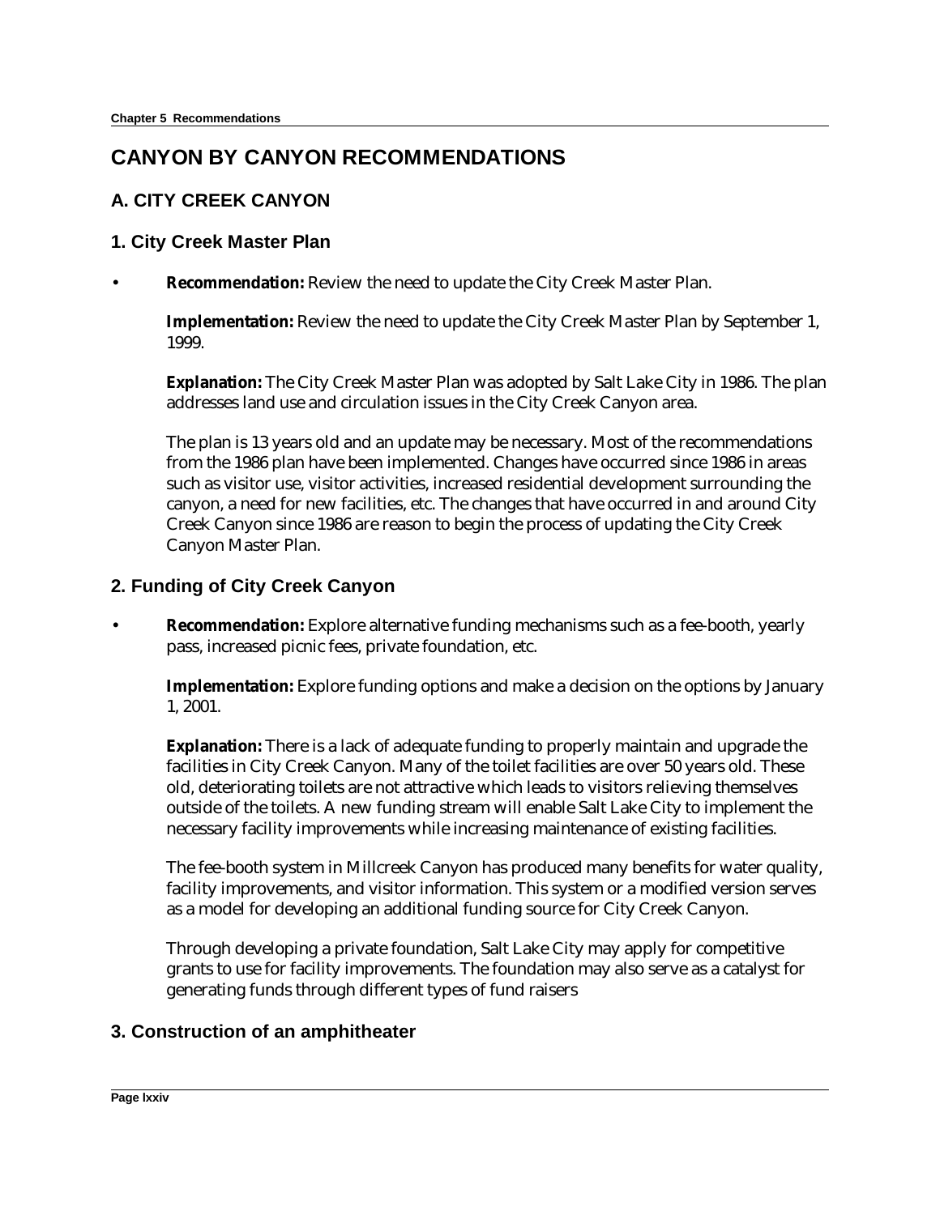# CANYON BY CANYON RECOMMENDATIONS

## A. CITY CREEK CANYON

### 1. City Creek Master Plan

- **Recommendation:** Review the need to update the City Creek Master Plan.

  **Implementation:** Review the need to update the City Creek Master Plan by September 1, 1999.

  **Explanation:** The City Creek Master Plan was adopted by Salt Lake City in 1986. The plan addresses land use and circulation issues in the City Creek Canyon area.

  The plan is 13 years old and an update may be necessary. Most of the recommendations from the 1986 plan have been implemented. Changes have occurred since 1986 in areas such as visitor use, visitor activities, increased residential development surrounding the canyon, a need for new facilities, etc. The changes that have occurred in and around City Creek Canyon since 1986 are reason to begin the process of updating the City Creek Canyon Master Plan.

### 2. Funding of City Creek Canyon

- **Recommendation:** Explore alternative funding mechanisms such as a fee-booth, yearly pass, increased picnic fees, private foundation, etc.

  **Implementation:** Explore funding options and make a decision on the options by January 1, 2001.

  **Explanation:** There is a lack of adequate funding to properly maintain and upgrade the facilities in City Creek Canyon. Many of the toilet facilities are over 50 years old. These old, deteriorating toilets are not attractive which leads to visitors relieving themselves outside of the toilets. A new funding stream will enable Salt Lake City to implement the necessary facility improvements while increasing maintenance of existing facilities.

  The fee-booth system in Millcreek Canyon has produced many benefits for water quality, facility improvements, and visitor information. This system or a modified version serves as a model for developing an additional funding source for City Creek Canyon.

  Through developing a private foundation, Salt Lake City may apply for competitive grants to use for facility improvements. The foundation may also serve as a catalyst for generating funds through different types of fund raisers

### 3. Construction of an amphitheater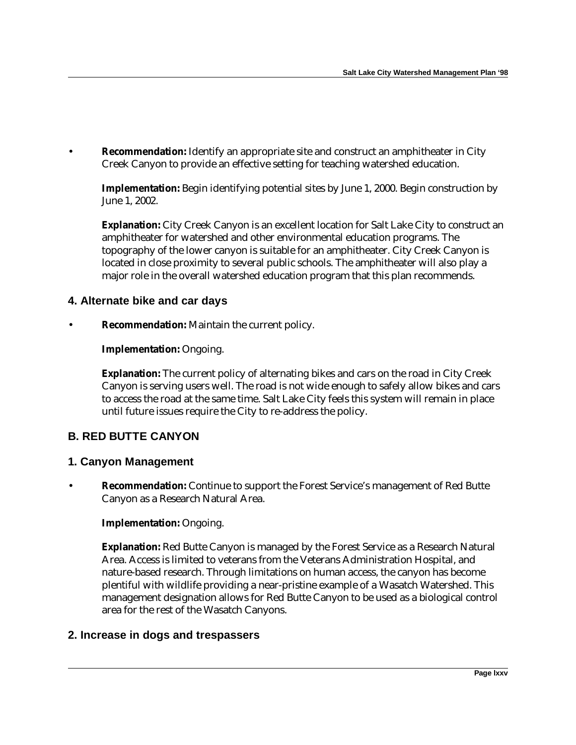- **Recommendation:** Identify an appropriate site and construct an amphitheater in City Creek Canyon to provide an effective setting for teaching watershed education.

  **Implementation:** Begin identifying potential sites by June 1, 2000. Begin construction by June 1, 2002.

  **Explanation:** City Creek Canyon is an excellent location for Salt Lake City to construct an amphitheater for watershed and other environmental education programs. The topography of the lower canyon is suitable for an amphitheater. City Creek Canyon is located in close proximity to several public schools. The amphitheater will also play a major role in the overall watershed education program that this plan recommends.

### 4. Alternate bike and car days

- **Recommendation:** Maintain the current policy.

  **Implementation:** Ongoing.

  **Explanation:** The current policy of alternating bikes and cars on the road in City Creek Canyon is serving users well. The road is not wide enough to safely allow bikes and cars to access the road at the same time. Salt Lake City feels this system will remain in place until future issues require the City to re-address the policy.

## B. RED BUTTE CANYON

### 1. Canyon Management

- **Recommendation:** Continue to support the Forest Service's management of Red Butte Canyon as a Research Natural Area.

  **Implementation:** Ongoing.

  **Explanation:** Red Butte Canyon is managed by the Forest Service as a Research Natural Area. Access is limited to veterans from the Veterans Administration Hospital, and nature-based research. Through limitations on human access, the canyon has become plentiful with wildlife providing a near-pristine example of a Wasatch Watershed. This management designation allows for Red Butte Canyon to be used as a biological control area for the rest of the Wasatch Canyons.

### 2. Increase in dogs and trespassers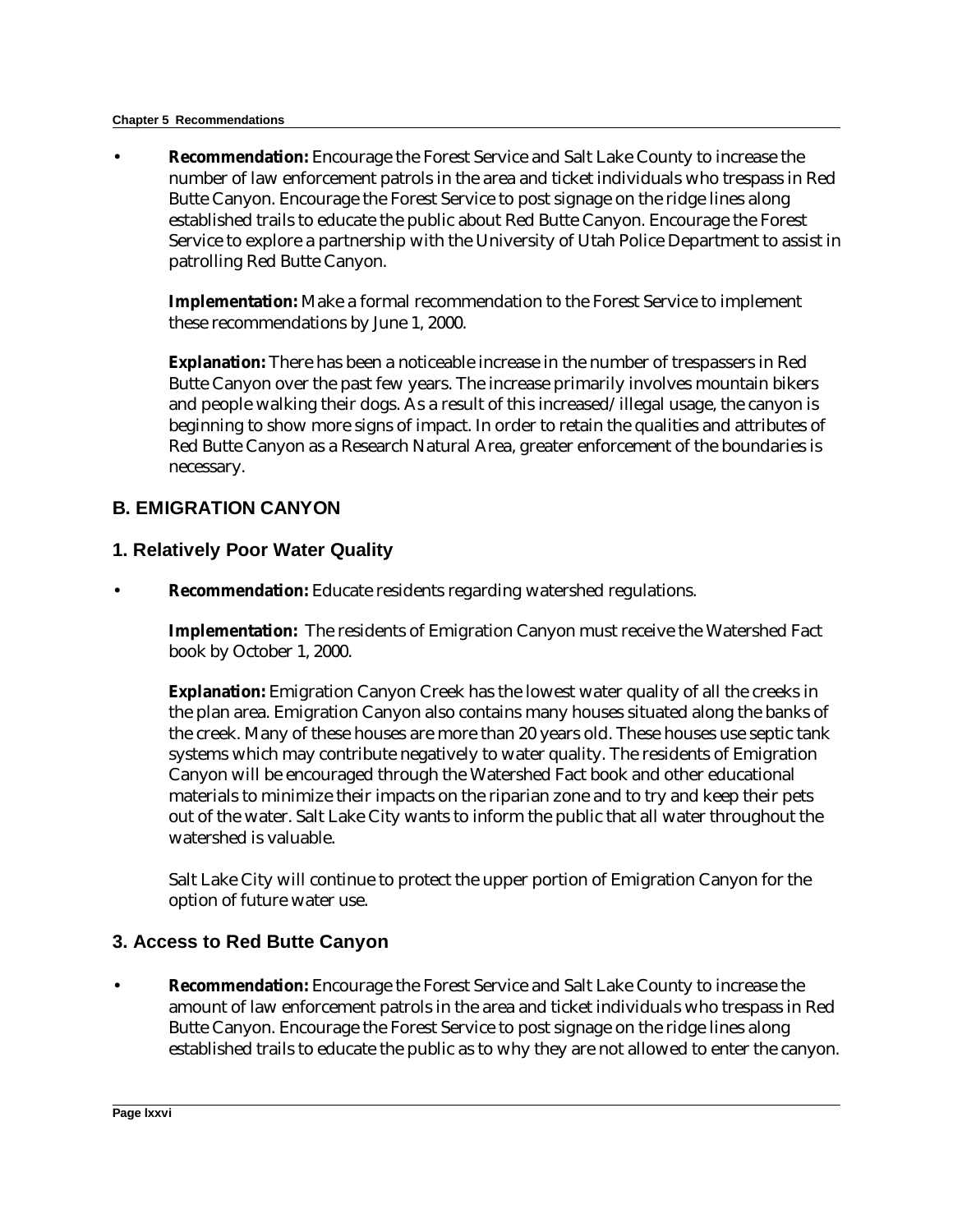- **Recommendation:** Encourage the Forest Service and Salt Lake County to increase the number of law enforcement patrols in the area and ticket individuals who trespass in Red Butte Canyon. Encourage the Forest Service to post signage on the ridge lines along established trails to educate the public about Red Butte Canyon. Encourage the Forest Service to explore a partnership with the University of Utah Police Department to assist in patrolling Red Butte Canyon.

  **Implementation:** Make a formal recommendation to the Forest Service to implement these recommendations by June 1, 2000.

  **Explanation:** There has been a noticeable increase in the number of trespassers in Red Butte Canyon over the past few years. The increase primarily involves mountain bikers and people walking their dogs. As a result of this increased/illegal usage, the canyon is beginning to show more signs of impact. In order to retain the qualities and attributes of Red Butte Canyon as a Research Natural Area, greater enforcement of the boundaries is necessary.

## B. EMIGRATION CANYON

### 1. Relatively Poor Water Quality

- **Recommendation:** Educate residents regarding watershed regulations.

  **Implementation:** The residents of Emigration Canyon must receive the Watershed Fact book by October 1, 2000.

  **Explanation:** Emigration Canyon Creek has the lowest water quality of all the creeks in the plan area. Emigration Canyon also contains many houses situated along the banks of the creek. Many of these houses are more than 20 years old. These houses use septic tank systems which may contribute negatively to water quality. The residents of Emigration Canyon will be encouraged through the Watershed Fact book and other educational materials to minimize their impacts on the riparian zone and to try and keep their pets out of the water. Salt Lake City wants to inform the public that all water throughout the watershed is valuable.

  Salt Lake City will continue to protect the upper portion of Emigration Canyon for the option of future water use.

### 3. Access to Red Butte Canyon

- **Recommendation:** Encourage the Forest Service and Salt Lake County to increase the amount of law enforcement patrols in the area and ticket individuals who trespass in Red Butte Canyon. Encourage the Forest Service to post signage on the ridge lines along established trails to educate the public as to why they are not allowed to enter the canyon.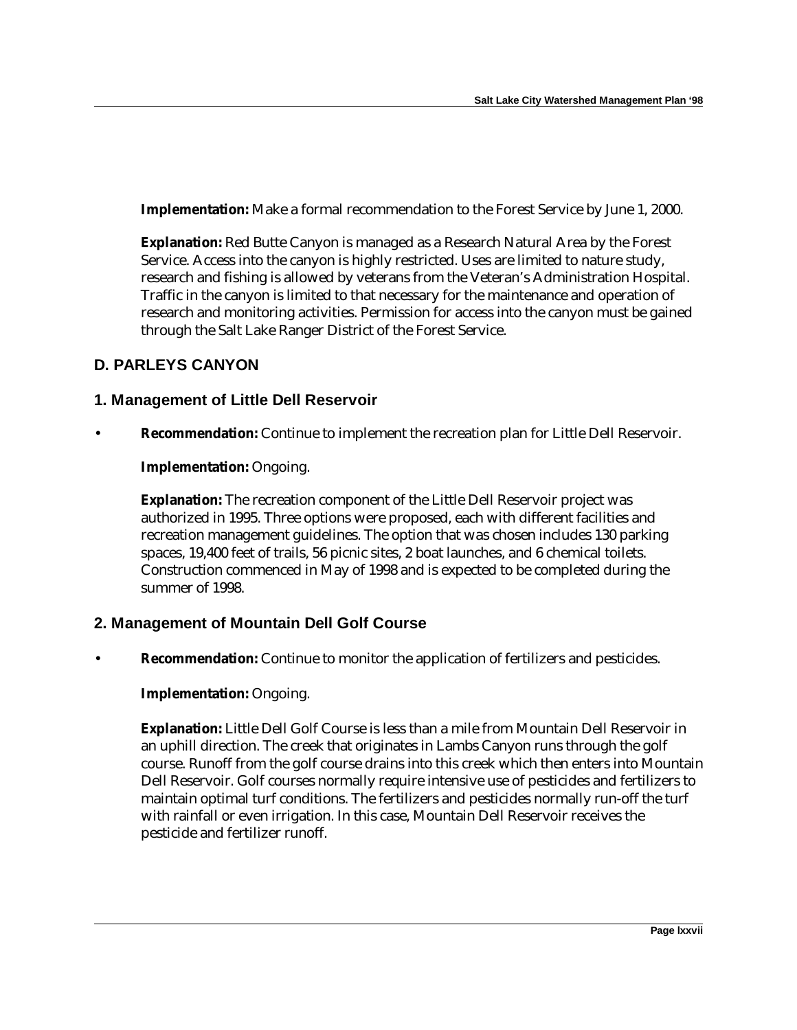**Implementation:** Make a formal recommendation to the Forest Service by June 1, 2000.

**Explanation:** Red Butte Canyon is managed as a Research Natural Area by the Forest Service. Access into the canyon is highly restricted. Uses are limited to nature study, research and fishing is allowed by veterans from the Veteran's Administration Hospital. Traffic in the canyon is limited to that necessary for the maintenance and operation of research and monitoring activities. Permission for access into the canyon must be gained through the Salt Lake Ranger District of the Forest Service.

## D. PARLEYS CANYON

### 1. Management of Little Dell Reservoir

- **Recommendation:** Continue to implement the recreation plan for Little Dell Reservoir.

  **Implementation:** Ongoing.

  **Explanation:** The recreation component of the Little Dell Reservoir project was authorized in 1995. Three options were proposed, each with different facilities and recreation management guidelines. The option that was chosen includes 130 parking spaces, 19,400 feet of trails, 56 picnic sites, 2 boat launches, and 6 chemical toilets. Construction commenced in May of 1998 and is expected to be completed during the summer of 1998.

### 2. Management of Mountain Dell Golf Course

- **Recommendation:** Continue to monitor the application of fertilizers and pesticides.

  **Implementation:** Ongoing.

  **Explanation:** Little Dell Golf Course is less than a mile from Mountain Dell Reservoir in an uphill direction. The creek that originates in Lambs Canyon runs through the golf course. Runoff from the golf course drains into this creek which then enters into Mountain Dell Reservoir. Golf courses normally require intensive use of pesticides and fertilizers to maintain optimal turf conditions. The fertilizers and pesticides normally run-off the turf with rainfall or even irrigation. In this case, Mountain Dell Reservoir receives the pesticide and fertilizer runoff.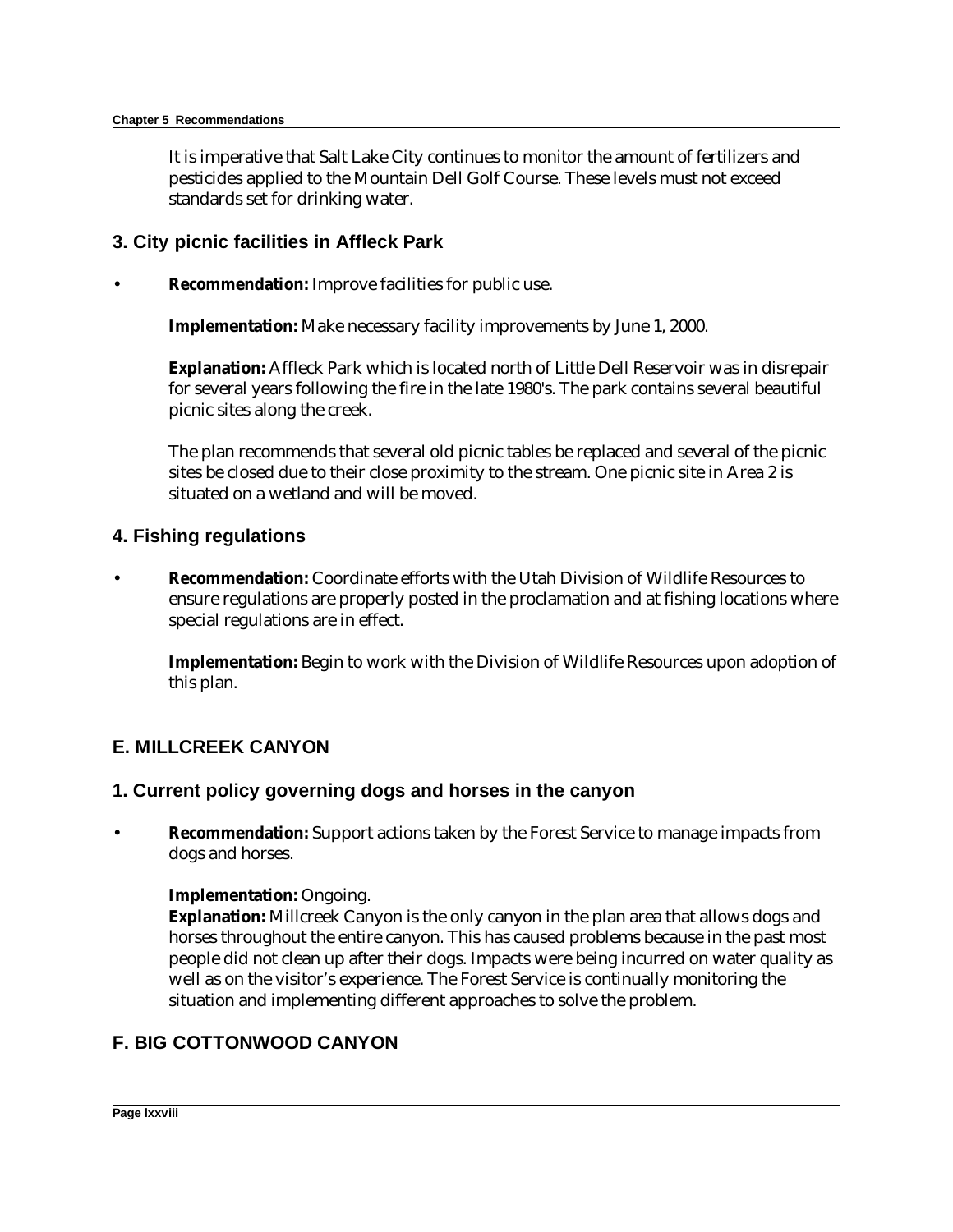It is imperative that Salt Lake City continues to monitor the amount of fertilizers and pesticides applied to the Mountain Dell Golf Course. These levels must not exceed standards set for drinking water.

### 3. City picnic facilities in Affleck Park

- **Recommendation:** Improve facilities for public use.

  **Implementation:** Make necessary facility improvements by June 1, 2000.

  **Explanation:** Affleck Park which is located north of Little Dell Reservoir was in disrepair for several years following the fire in the late 1980's. The park contains several beautiful picnic sites along the creek.

  The plan recommends that several old picnic tables be replaced and several of the picnic sites be closed due to their close proximity to the stream. One picnic site in Area 2 is situated on a wetland and will be moved.

### 4. Fishing regulations

- **Recommendation:** Coordinate efforts with the Utah Division of Wildlife Resources to ensure regulations are properly posted in the proclamation and at fishing locations where special regulations are in effect.

  **Implementation:** Begin to work with the Division of Wildlife Resources upon adoption of this plan.

## E. MILLCREEK CANYON

### 1. Current policy governing dogs and horses in the canyon

- **Recommendation:** Support actions taken by the Forest Service to manage impacts from dogs and horses.

  **Implementation:** Ongoing.
  **Explanation:** Millcreek Canyon is the only canyon in the plan area that allows dogs and horses throughout the entire canyon. This has caused problems because in the past most people did not clean up after their dogs. Impacts were being incurred on water quality as well as on the visitor's experience. The Forest Service is continually monitoring the situation and implementing different approaches to solve the problem.

## F. BIG COTTONWOOD CANYON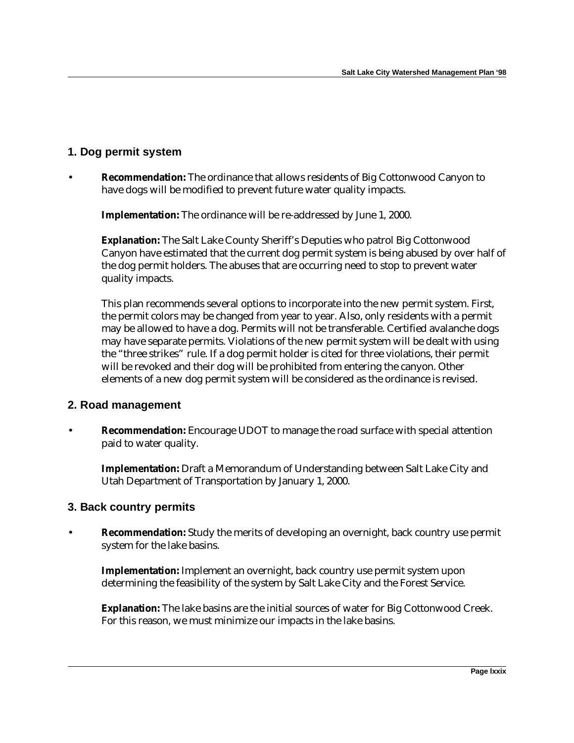## 1. Dog permit system

- **Recommendation:** The ordinance that allows residents of Big Cottonwood Canyon to have dogs will be modified to prevent future water quality impacts.

  **Implementation:** The ordinance will be re-addressed by June 1, 2000.

  **Explanation:** The Salt Lake County Sheriff's Deputies who patrol Big Cottonwood Canyon have estimated that the current dog permit system is being abused by over half of the dog permit holders. The abuses that are occurring need to stop to prevent water quality impacts.

  This plan recommends several options to incorporate into the new permit system. First, the permit colors may be changed from year to year. Also, only residents with a permit may be allowed to have a dog. Permits will not be transferable. Certified avalanche dogs may have separate permits. Violations of the new permit system will be dealt with using the "three strikes" rule. If a dog permit holder is cited for three violations, their permit will be revoked and their dog will be prohibited from entering the canyon. Other elements of a new dog permit system will be considered as the ordinance is revised.

## 2. Road management

- **Recommendation:** Encourage UDOT to manage the road surface with special attention paid to water quality.

  **Implementation:** Draft a Memorandum of Understanding between Salt Lake City and Utah Department of Transportation by January 1, 2000.

## 3. Back country permits

- **Recommendation:** Study the merits of developing an overnight, back country use permit system for the lake basins.

  **Implementation:** Implement an overnight, back country use permit system upon determining the feasibility of the system by Salt Lake City and the Forest Service.

  **Explanation:** The lake basins are the initial sources of water for Big Cottonwood Creek. For this reason, we must minimize our impacts in the lake basins.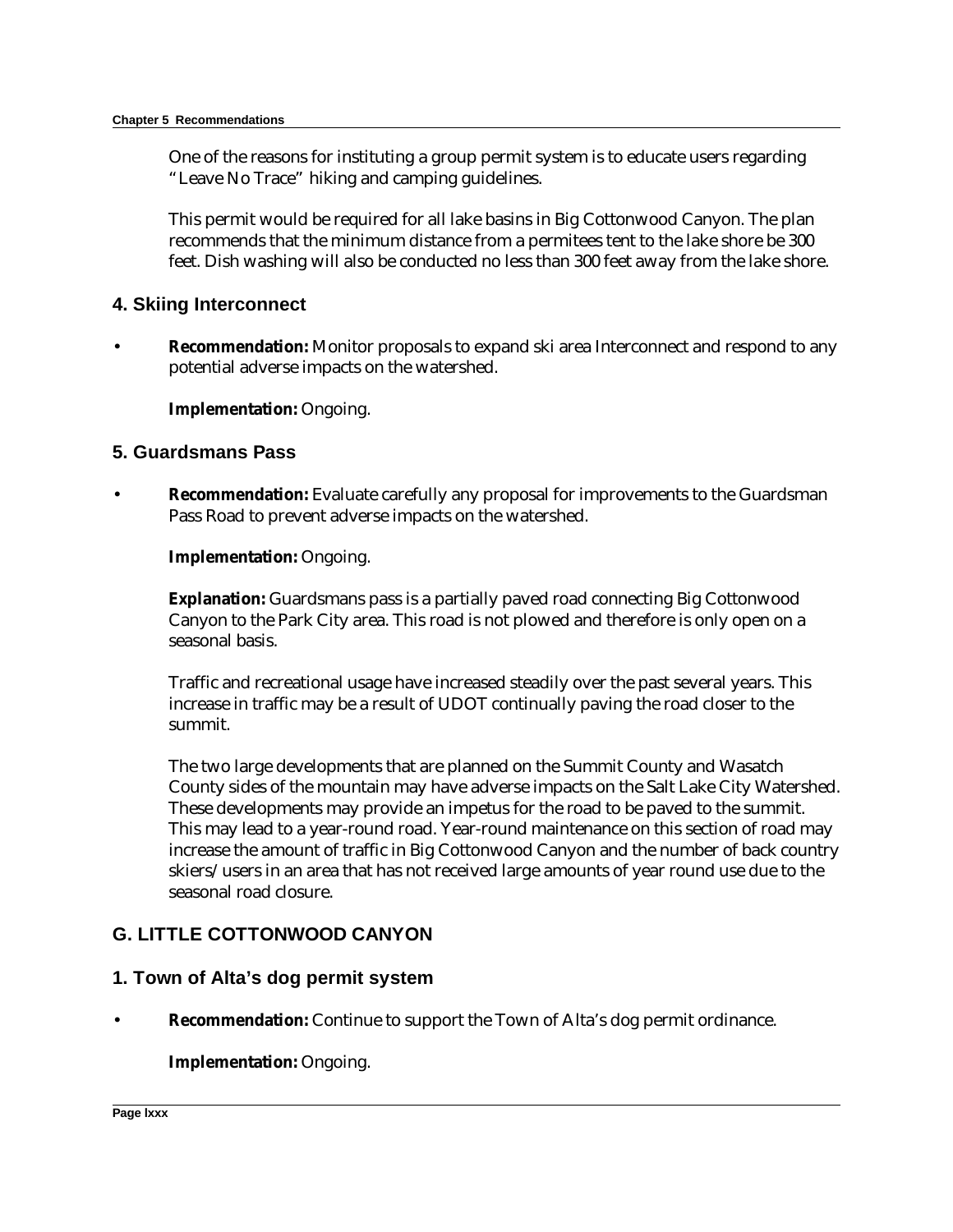One of the reasons for instituting a group permit system is to educate users regarding "Leave No Trace" hiking and camping guidelines.

This permit would be required for all lake basins in Big Cottonwood Canyon. The plan recommends that the minimum distance from a permitees tent to the lake shore be 300 feet. Dish washing will also be conducted no less than 300 feet away from the lake shore.

### 4. Skiing Interconnect

- **Recommendation:** Monitor proposals to expand ski area Interconnect and respond to any potential adverse impacts on the watershed.

  **Implementation:** Ongoing.

### 5. Guardsmans Pass

- **Recommendation:** Evaluate carefully any proposal for improvements to the Guardsman Pass Road to prevent adverse impacts on the watershed.

  **Implementation:** Ongoing.

  **Explanation:** Guardsmans pass is a partially paved road connecting Big Cottonwood Canyon to the Park City area. This road is not plowed and therefore is only open on a seasonal basis.

  Traffic and recreational usage have increased steadily over the past several years. This increase in traffic may be a result of UDOT continually paving the road closer to the summit.

  The two large developments that are planned on the Summit County and Wasatch County sides of the mountain may have adverse impacts on the Salt Lake City Watershed. These developments may provide an impetus for the road to be paved to the summit. This may lead to a year-round road. Year-round maintenance on this section of road may increase the amount of traffic in Big Cottonwood Canyon and the number of back country skiers/users in an area that has not received large amounts of year round use due to the seasonal road closure.

## G. LITTLE COTTONWOOD CANYON

### 1. Town of Alta's dog permit system

- **Recommendation:** Continue to support the Town of Alta's dog permit ordinance.

  **Implementation:** Ongoing.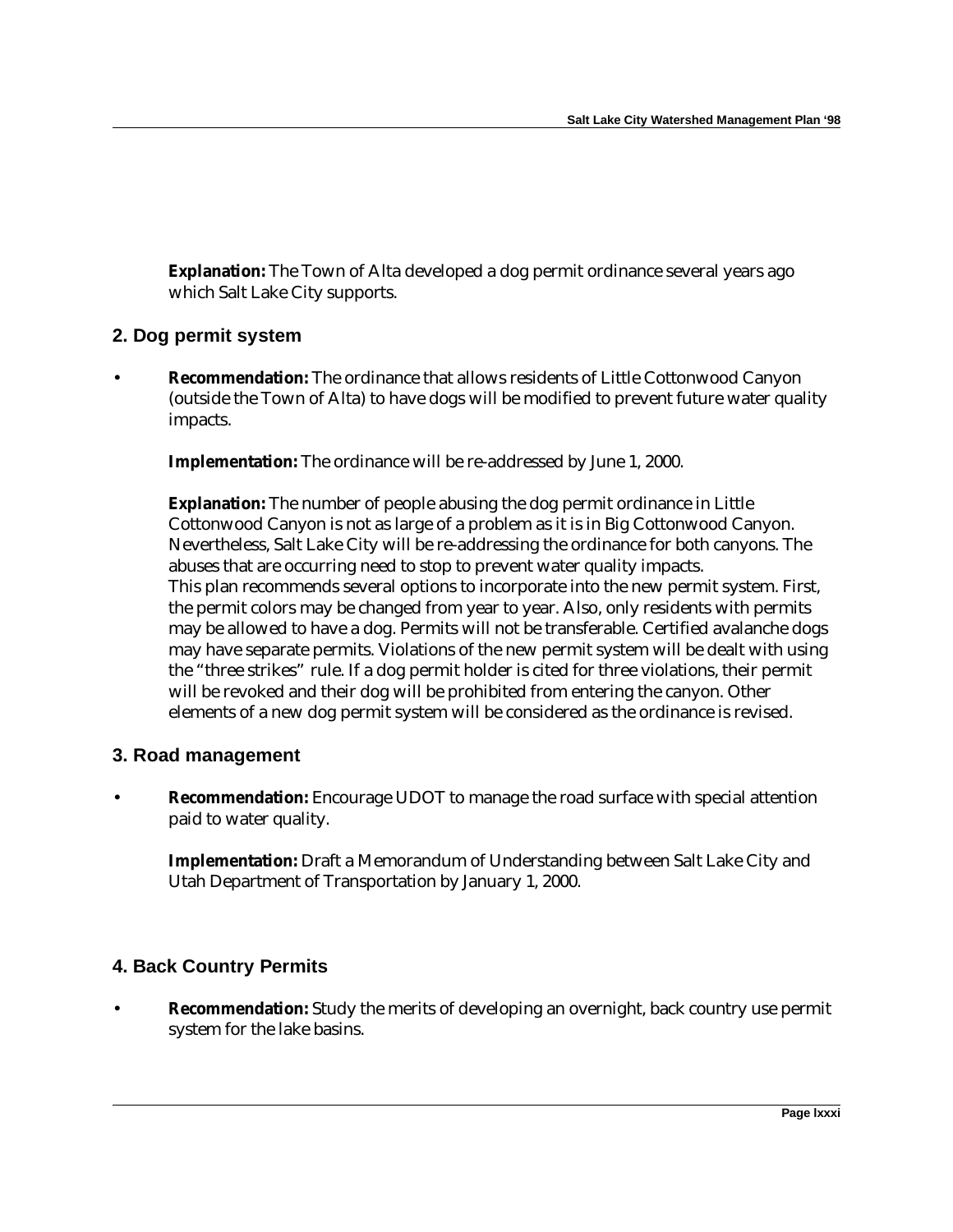**Explanation:** The Town of Alta developed a dog permit ordinance several years ago which Salt Lake City supports.

## 2. Dog permit system

- **Recommendation:** The ordinance that allows residents of Little Cottonwood Canyon (outside the Town of Alta) to have dogs will be modified to prevent future water quality impacts.

  **Implementation:** The ordinance will be re-addressed by June 1, 2000.

  **Explanation:** The number of people abusing the dog permit ordinance in Little Cottonwood Canyon is not as large of a problem as it is in Big Cottonwood Canyon. Nevertheless, Salt Lake City will be re-addressing the ordinance for both canyons. The abuses that are occurring need to stop to prevent water quality impacts.
  This plan recommends several options to incorporate into the new permit system. First, the permit colors may be changed from year to year. Also, only residents with permits may be allowed to have a dog. Permits will not be transferable. Certified avalanche dogs may have separate permits. Violations of the new permit system will be dealt with using the "three strikes" rule. If a dog permit holder is cited for three violations, their permit will be revoked and their dog will be prohibited from entering the canyon. Other elements of a new dog permit system will be considered as the ordinance is revised.

## 3. Road management

- **Recommendation:** Encourage UDOT to manage the road surface with special attention paid to water quality.

  **Implementation:** Draft a Memorandum of Understanding between Salt Lake City and Utah Department of Transportation by January 1, 2000.

## 4. Back Country Permits

- **Recommendation:** Study the merits of developing an overnight, back country use permit system for the lake basins.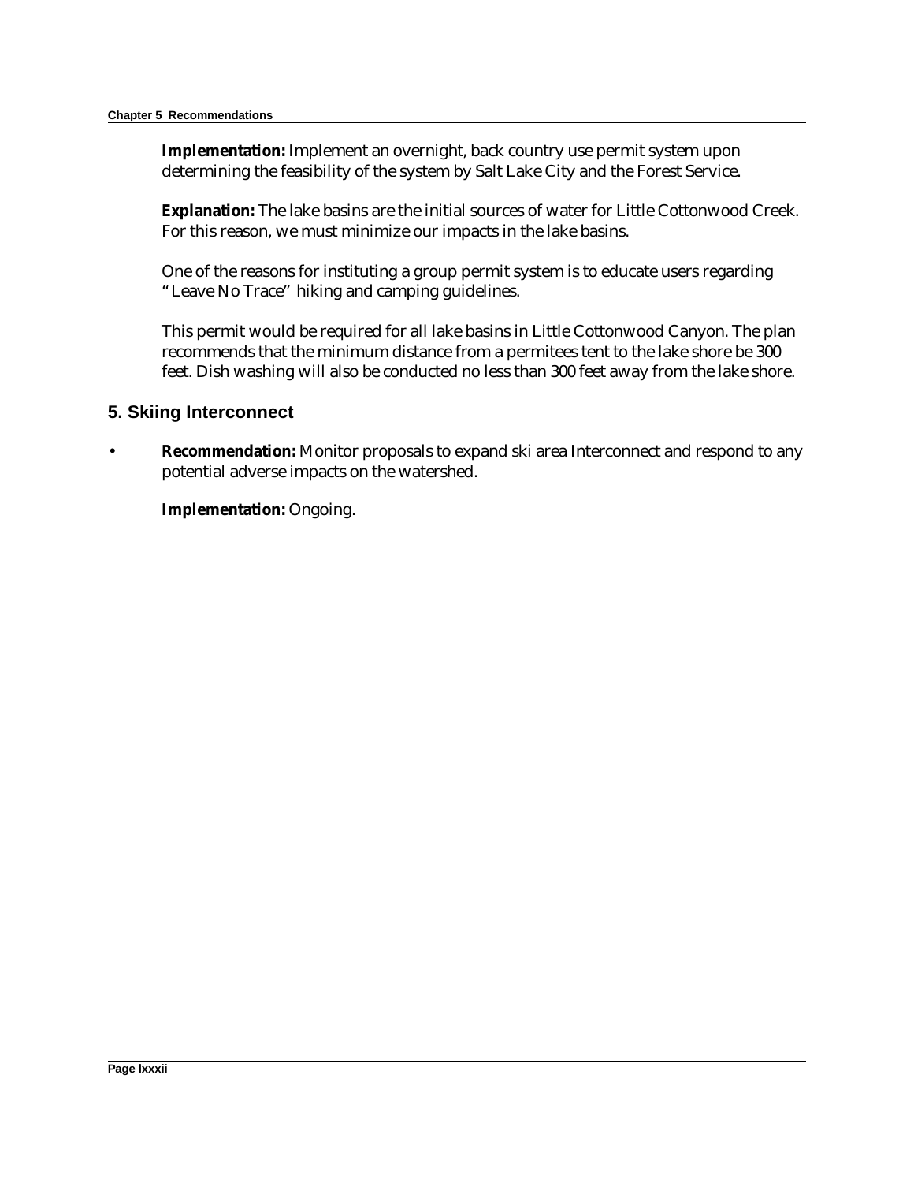**Implementation:** Implement an overnight, back country use permit system upon determining the feasibility of the system by Salt Lake City and the Forest Service.

**Explanation:** The lake basins are the initial sources of water for Little Cottonwood Creek. For this reason, we must minimize our impacts in the lake basins.

One of the reasons for instituting a group permit system is to educate users regarding "Leave No Trace" hiking and camping guidelines.

This permit would be required for all lake basins in Little Cottonwood Canyon. The plan recommends that the minimum distance from a permitees tent to the lake shore be 300 feet. Dish washing will also be conducted no less than 300 feet away from the lake shore.

## 5. Skiing Interconnect

- **Recommendation:** Monitor proposals to expand ski area Interconnect and respond to any potential adverse impacts on the watershed.

  **Implementation:** Ongoing.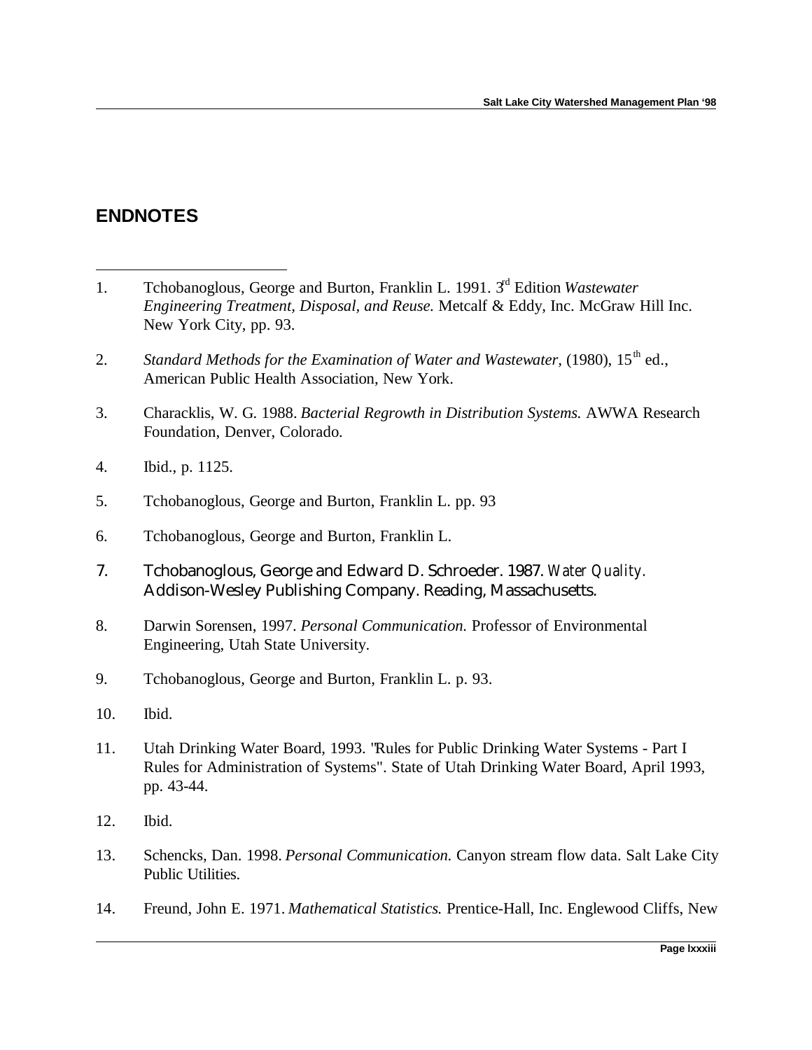## ENDNOTES

1. Tchobanoglous, George and Burton, Franklin L. 1991. 3rd Edition *Wastewater Engineering Treatment, Disposal, and Reuse.* Metcalf & Eddy, Inc. McGraw Hill Inc. New York City, pp. 93.

2. *Standard Methods for the Examination of Water and Wastewater*, (1980), 15th ed., American Public Health Association, New York.

3. Characklis, W. G. 1988. *Bacterial Regrowth in Distribution Systems.* AWWA Research Foundation, Denver, Colorado.

4. Ibid., p. 1125.

5. Tchobanoglous, George and Burton, Franklin L. pp. 93

6. Tchobanoglous, George and Burton, Franklin L.

7. Tchobanoglous, George and Edward D. Schroeder. 1987. *Water Quality.* Addison-Wesley Publishing Company. Reading, Massachusetts.

8. Darwin Sorensen, 1997. *Personal Communication.* Professor of Environmental Engineering, Utah State University.

9. Tchobanoglous, George and Burton, Franklin L. p. 93.

10. Ibid.

11. Utah Drinking Water Board, 1993. "Rules for Public Drinking Water Systems - Part I Rules for Administration of Systems". State of Utah Drinking Water Board, April 1993, pp. 43-44.

12. Ibid.

13. Schencks, Dan. 1998. *Personal Communication.* Canyon stream flow data. Salt Lake City Public Utilities.

14. Freund, John E. 1971. *Mathematical Statistics.* Prentice-Hall, Inc. Englewood Cliffs, New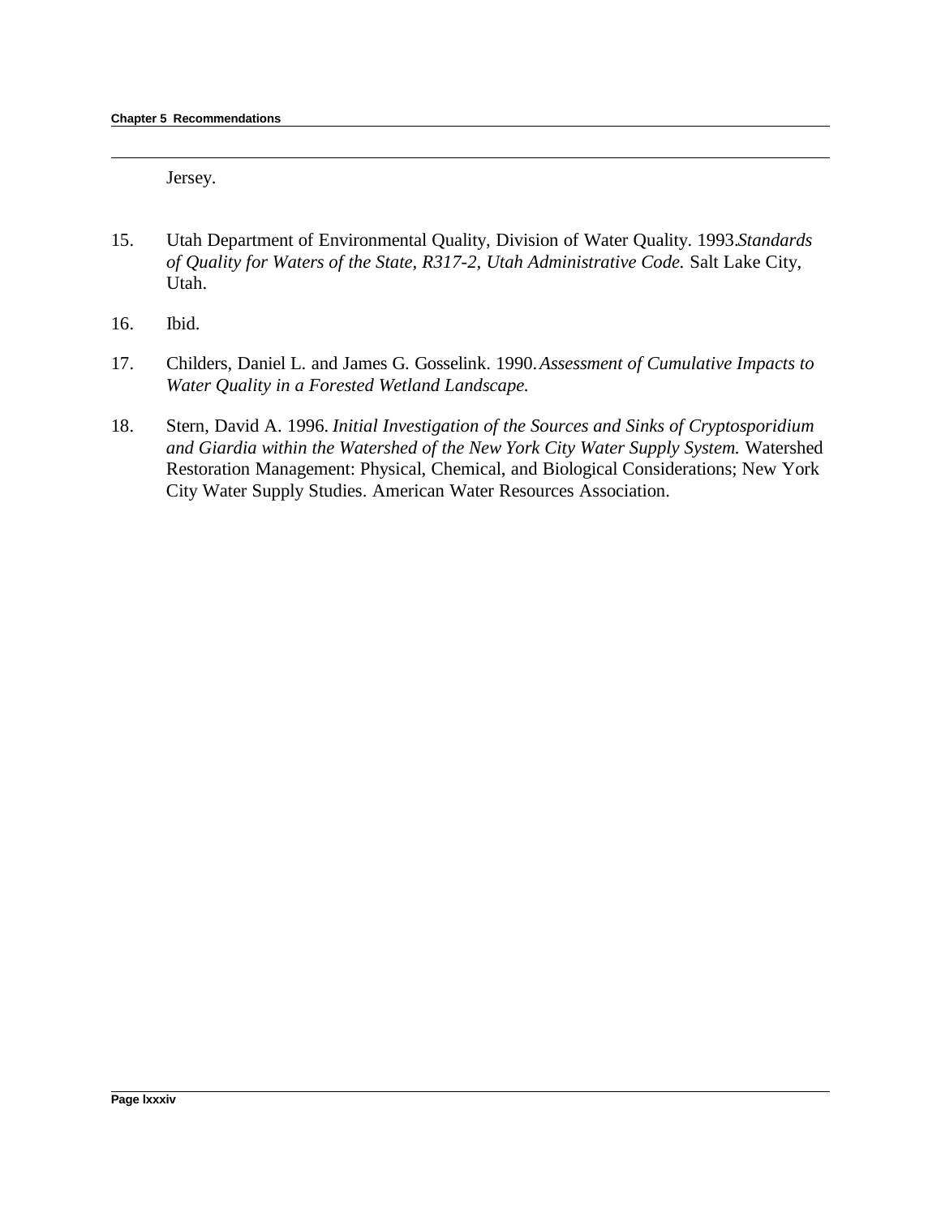Jersey.

15. Utah Department of Environmental Quality, Division of Water Quality. 1993. *Standards of Quality for Waters of the State, R317-2, Utah Administrative Code.* Salt Lake City, Utah.

16. Ibid.

17. Childers, Daniel L. and James G. Gosselink. 1990. *Assessment of Cumulative Impacts to Water Quality in a Forested Wetland Landscape.*

18. Stern, David A. 1996. *Initial Investigation of the Sources and Sinks of Cryptosporidium and Giardia within the Watershed of the New York City Water Supply System.* Watershed Restoration Management: Physical, Chemical, and Biological Considerations; New York City Water Supply Studies. American Water Resources Association.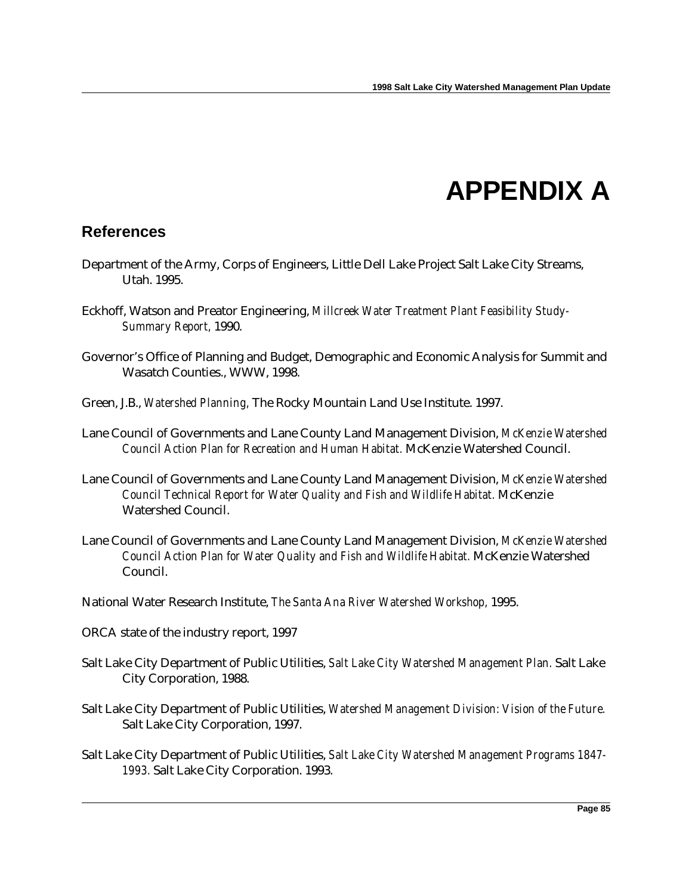# APPENDIX A

## References

Department of the Army, Corps of Engineers, Little Dell Lake Project Salt Lake City Streams, Utah. 1995.

Eckhoff, Watson and Preator Engineering, *Millcreek Water Treatment Plant Feasibility Study-Summary Report,* 1990.

Governor's Office of Planning and Budget, Demographic and Economic Analysis for Summit and Wasatch Counties., WWW, 1998.

Green, J.B., *Watershed Planning,* The Rocky Mountain Land Use Institute. 1997.

Lane Council of Governments and Lane County Land Management Division, *McKenzie Watershed Council Action Plan for Recreation and Human Habitat.* McKenzie Watershed Council.

Lane Council of Governments and Lane County Land Management Division, *McKenzie Watershed Council Technical Report for Water Quality and Fish and Wildlife Habitat.* McKenzie Watershed Council.

Lane Council of Governments and Lane County Land Management Division, *McKenzie Watershed Council Action Plan for Water Quality and Fish and Wildlife Habitat.* McKenzie Watershed Council.

National Water Research Institute, *The Santa Ana River Watershed Workshop,* 1995.

ORCA state of the industry report, 1997

Salt Lake City Department of Public Utilities, *Salt Lake City Watershed Management Plan.* Salt Lake City Corporation, 1988.

Salt Lake City Department of Public Utilities, *Watershed Management Division: Vision of the Future.* Salt Lake City Corporation, 1997.

Salt Lake City Department of Public Utilities, *Salt Lake City Watershed Management Programs 1847-1993.* Salt Lake City Corporation. 1993.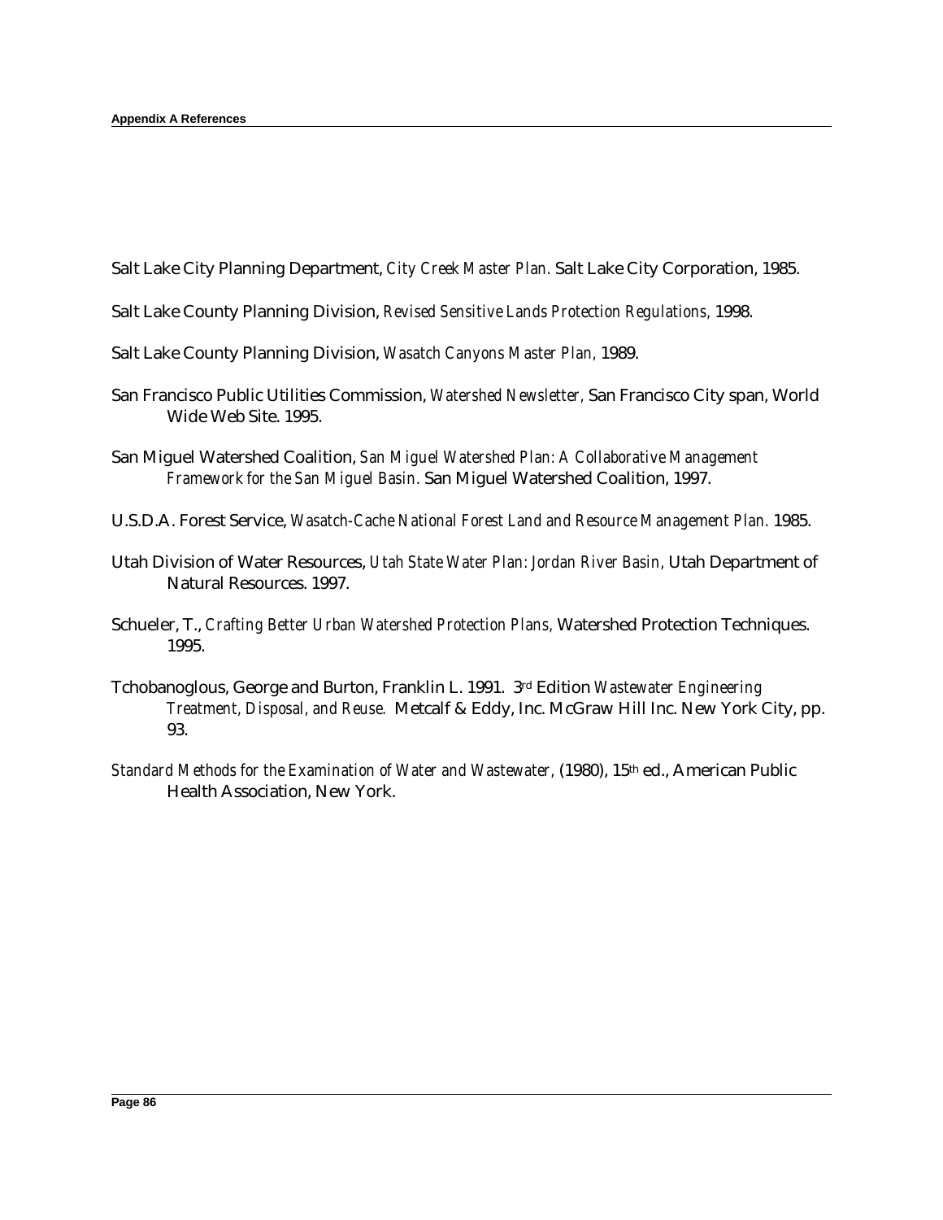Salt Lake City Planning Department, *City Creek Master Plan.* Salt Lake City Corporation, 1985.

Salt Lake County Planning Division, *Revised Sensitive Lands Protection Regulations,* 1998.

Salt Lake County Planning Division, *Wasatch Canyons Master Plan,* 1989.

San Francisco Public Utilities Commission, *Watershed Newsletter,* San Francisco City span, World Wide Web Site. 1995.

San Miguel Watershed Coalition, *San Miguel Watershed Plan: A Collaborative Management Framework for the San Miguel Basin.* San Miguel Watershed Coalition, 1997.

U.S.D.A. Forest Service, *Wasatch-Cache National Forest Land and Resource Management Plan.* 1985.

Utah Division of Water Resources, *Utah State Water Plan: Jordan River Basin,* Utah Department of Natural Resources. 1997.

Schueler, T., *Crafting Better Urban Watershed Protection Plans,* Watershed Protection Techniques. 1995.

Tchobanoglous, George and Burton, Franklin L. 1991. 3rd Edition *Wastewater Engineering Treatment, Disposal, and Reuse.* Metcalf & Eddy, Inc. McGraw Hill Inc. New York City, pp. 93.

*Standard Methods for the Examination of Water and Wastewater,* (1980), 15th ed., American Public Health Association, New York.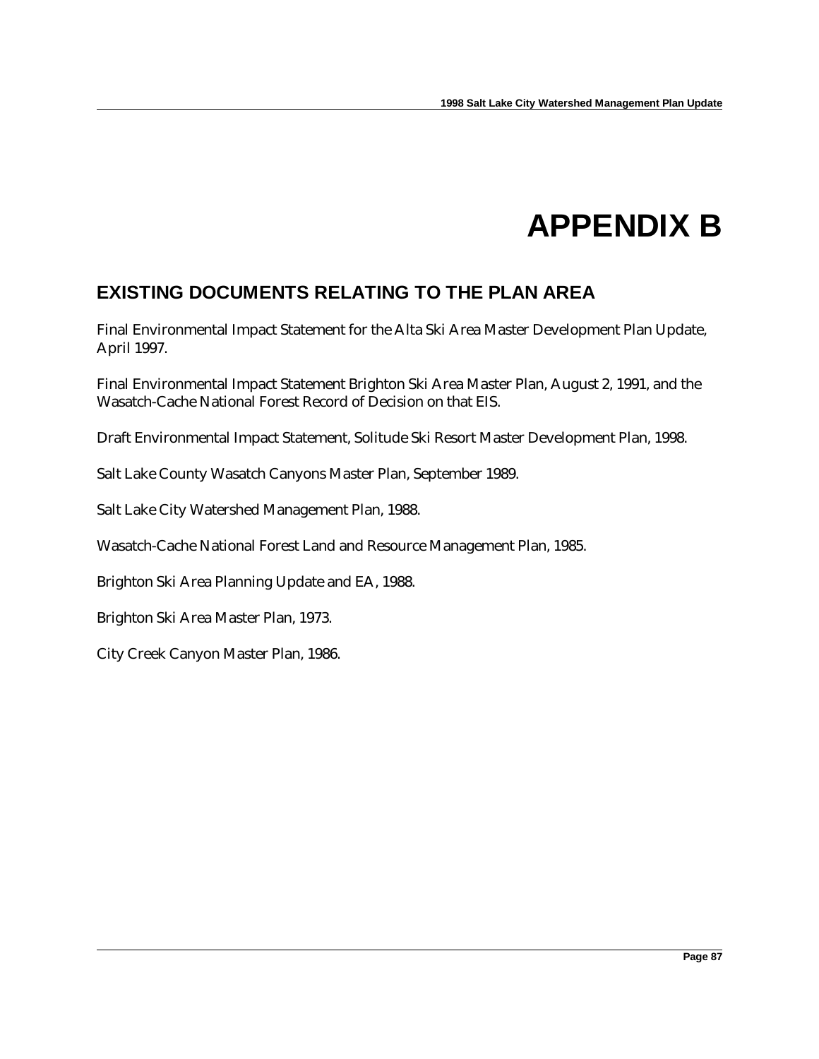# APPENDIX B

## EXISTING DOCUMENTS RELATING TO THE PLAN AREA

Final Environmental Impact Statement for the Alta Ski Area Master Development Plan Update, April 1997.

Final Environmental Impact Statement Brighton Ski Area Master Plan, August 2, 1991, and the Wasatch-Cache National Forest Record of Decision on that EIS.

Draft Environmental Impact Statement, Solitude Ski Resort Master Development Plan, 1998.

Salt Lake County Wasatch Canyons Master Plan, September 1989.

Salt Lake City Watershed Management Plan, 1988.

Wasatch-Cache National Forest Land and Resource Management Plan, 1985.

Brighton Ski Area Planning Update and EA, 1988.

Brighton Ski Area Master Plan, 1973.

City Creek Canyon Master Plan, 1986.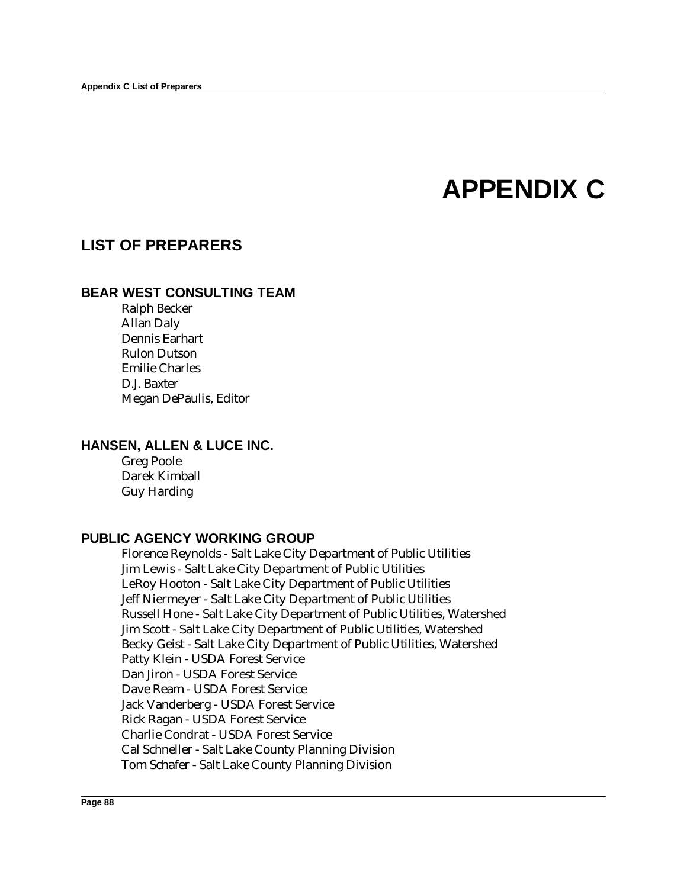# APPENDIX C

## LIST OF PREPARERS

### BEAR WEST CONSULTING TEAM

Ralph Becker
Allan Daly
Dennis Earhart
Rulon Dutson
Emilie Charles
D.J. Baxter
Megan DePaulis, Editor

### HANSEN, ALLEN & LUCE INC.

Greg Poole
Darek Kimball
Guy Harding

### PUBLIC AGENCY WORKING GROUP

Florence Reynolds - Salt Lake City Department of Public Utilities
Jim Lewis - Salt Lake City Department of Public Utilities
LeRoy Hooton - Salt Lake City Department of Public Utilities
Jeff Niermeyer - Salt Lake City Department of Public Utilities
Russell Hone - Salt Lake City Department of Public Utilities, Watershed
Jim Scott - Salt Lake City Department of Public Utilities, Watershed
Becky Geist - Salt Lake City Department of Public Utilities, Watershed
Patty Klein - USDA Forest Service
Dan Jiron - USDA Forest Service
Dave Ream - USDA Forest Service
Jack Vanderberg - USDA Forest Service
Rick Ragan - USDA Forest Service
Charlie Condrat - USDA Forest Service
Cal Schneller - Salt Lake County Planning Division
Tom Schafer - Salt Lake County Planning Division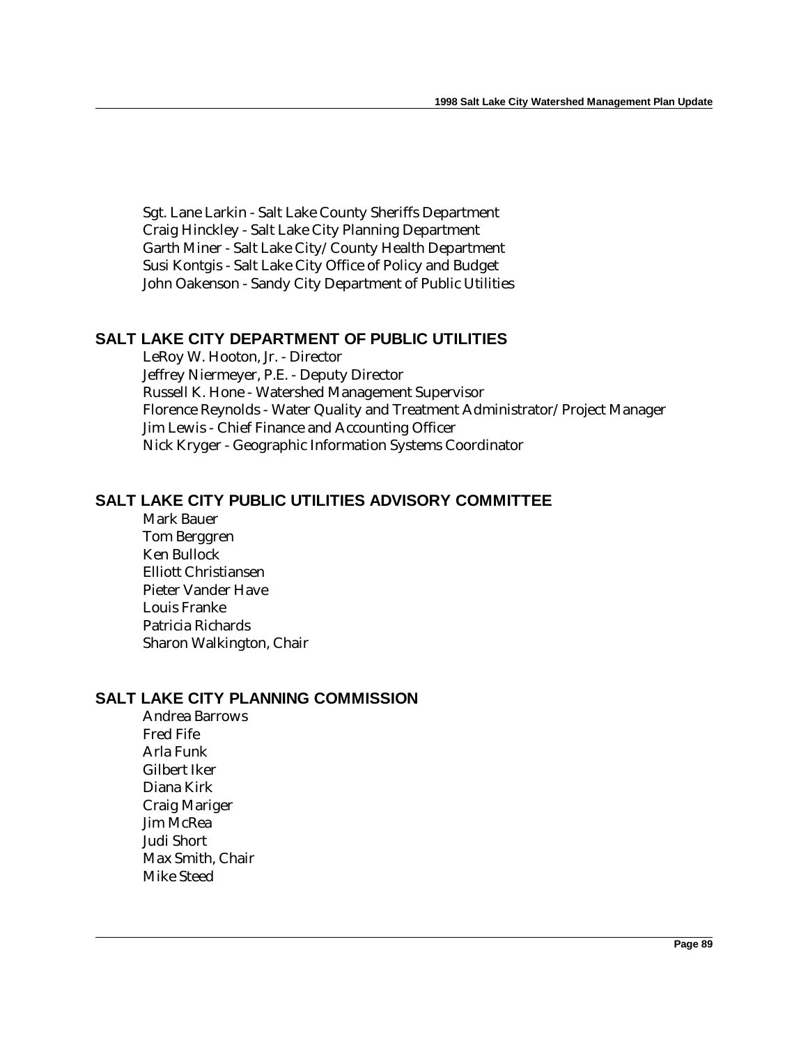Sgt. Lane Larkin - Salt Lake County Sheriffs Department
Craig Hinckley - Salt Lake City Planning Department
Garth Miner - Salt Lake City/County Health Department
Susi Kontgis - Salt Lake City Office of Policy and Budget
John Oakenson - Sandy City Department of Public Utilities

## SALT LAKE CITY DEPARTMENT OF PUBLIC UTILITIES

LeRoy W. Hooton, Jr. - Director
Jeffrey Niermeyer, P.E. - Deputy Director
Russell K. Hone - Watershed Management Supervisor
Florence Reynolds - Water Quality and Treatment Administrator/Project Manager
Jim Lewis - Chief Finance and Accounting Officer
Nick Kryger - Geographic Information Systems Coordinator

## SALT LAKE CITY PUBLIC UTILITIES ADVISORY COMMITTEE

Mark Bauer
Tom Berggren
Ken Bullock
Elliott Christiansen
Pieter Vander Have
Louis Franke
Patricia Richards
Sharon Walkington, Chair

## SALT LAKE CITY PLANNING COMMISSION

Andrea Barrows
Fred Fife
Arla Funk
Gilbert Iker
Diana Kirk
Craig Mariger
Jim McRea
Judi Short
Max Smith, Chair
Mike Steed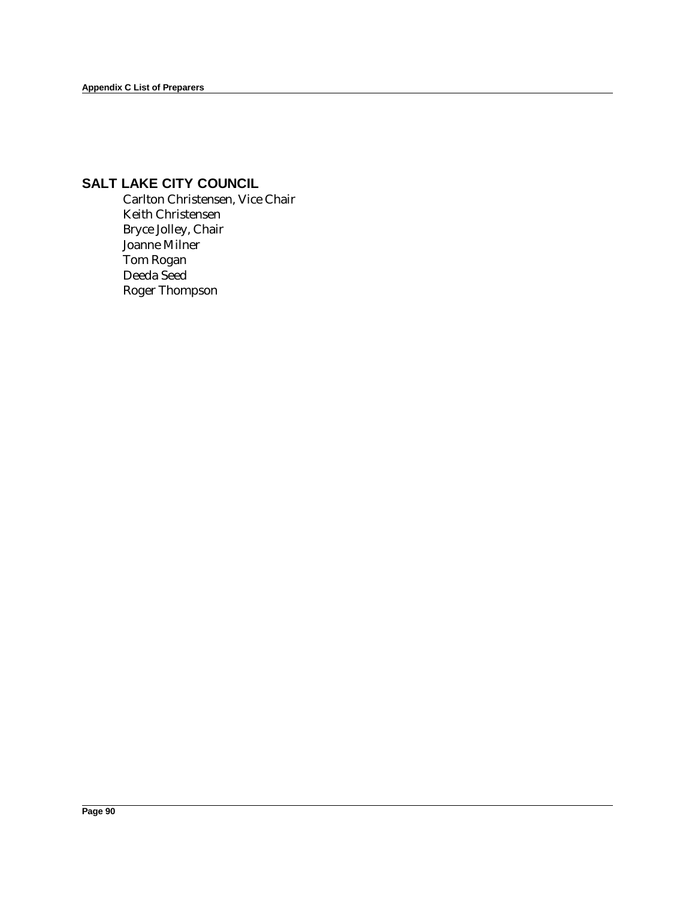## SALT LAKE CITY COUNCIL

Carlton Christensen, Vice Chair
Keith Christensen
Bryce Jolley, Chair
Joanne Milner
Tom Rogan
Deeda Seed
Roger Thompson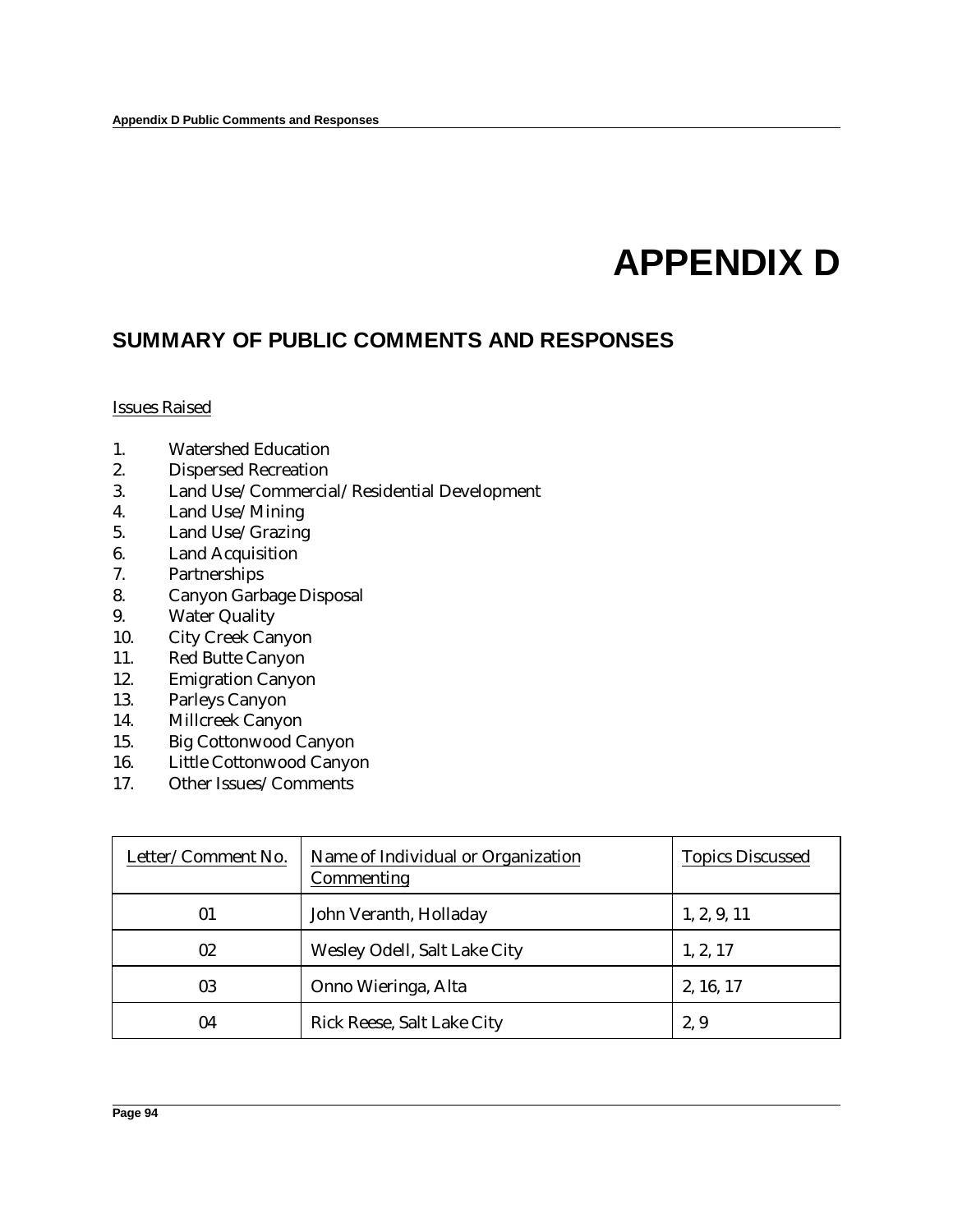# APPENDIX D

## SUMMARY OF PUBLIC COMMENTS AND RESPONSES

Issues Raised

1. Watershed Education
2. Dispersed Recreation
3. Land Use/Commercial/Residential Development
4. Land Use/Mining
5. Land Use/Grazing
6. Land Acquisition
7. Partnerships
8. Canyon Garbage Disposal
9. Water Quality
10. City Creek Canyon
11. Red Butte Canyon
12. Emigration Canyon
13. Parleys Canyon
14. Millcreek Canyon
15. Big Cottonwood Canyon
16. Little Cottonwood Canyon
17. Other Issues/Comments

| Letter/Comment No. | Name of Individual or Organization Commenting | Topics Discussed |
|---|---|---|
| 01 | John Veranth, Holladay | 1, 2, 9, 11 |
| 02 | Wesley Odell, Salt Lake City | 1, 2, 17 |
| 03 | Onno Wieringa, Alta | 2, 16, 17 |
| 04 | Rick Reese, Salt Lake City | 2, 9 |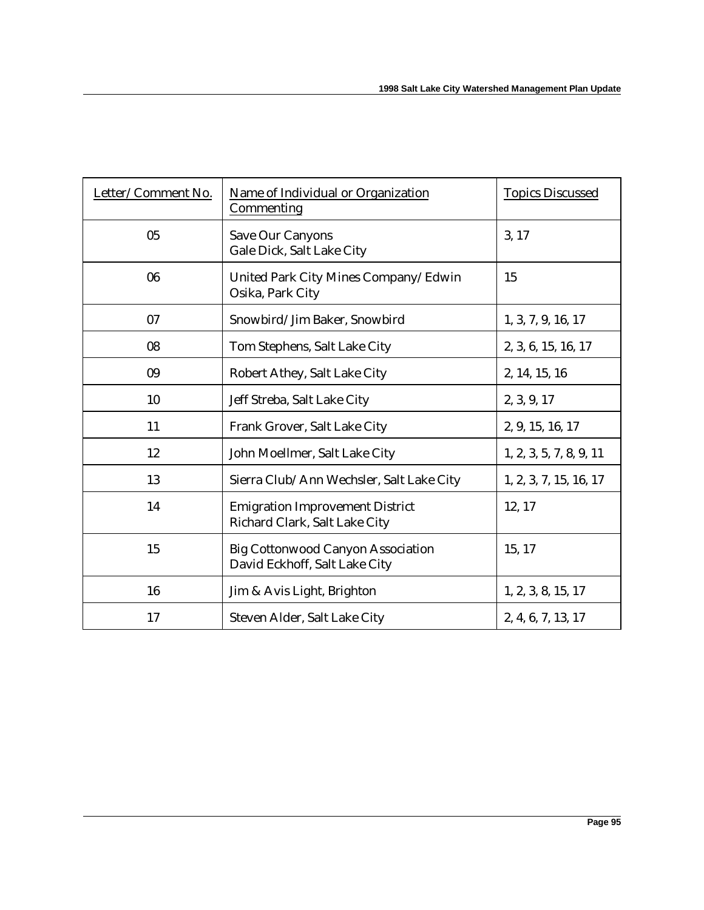| Letter/Comment No. | Name of Individual or Organization Commenting | Topics Discussed |
|---|---|---|
| 05 | Save Our Canyons<br>Gale Dick, Salt Lake City | 3, 17 |
| 06 | United Park City Mines Company/Edwin Osika, Park City | 15 |
| 07 | Snowbird/Jim Baker, Snowbird | 1, 3, 7, 9, 16, 17 |
| 08 | Tom Stephens, Salt Lake City | 2, 3, 6, 15, 16, 17 |
| 09 | Robert Athey, Salt Lake City | 2, 14, 15, 16 |
| 10 | Jeff Streba, Salt Lake City | 2, 3, 9, 17 |
| 11 | Frank Grover, Salt Lake City | 2, 9, 15, 16, 17 |
| 12 | John Moellmer, Salt Lake City | 1, 2, 3, 5, 7, 8, 9, 11 |
| 13 | Sierra Club/Ann Wechsler, Salt Lake City | 1, 2, 3, 7, 15, 16, 17 |
| 14 | Emigration Improvement District<br>Richard Clark, Salt Lake City | 12, 17 |
| 15 | Big Cottonwood Canyon Association<br>David Eckhoff, Salt Lake City | 15, 17 |
| 16 | Jim & Avis Light, Brighton | 1, 2, 3, 8, 15, 17 |
| 17 | Steven Alder, Salt Lake City | 2, 4, 6, 7, 13, 17 |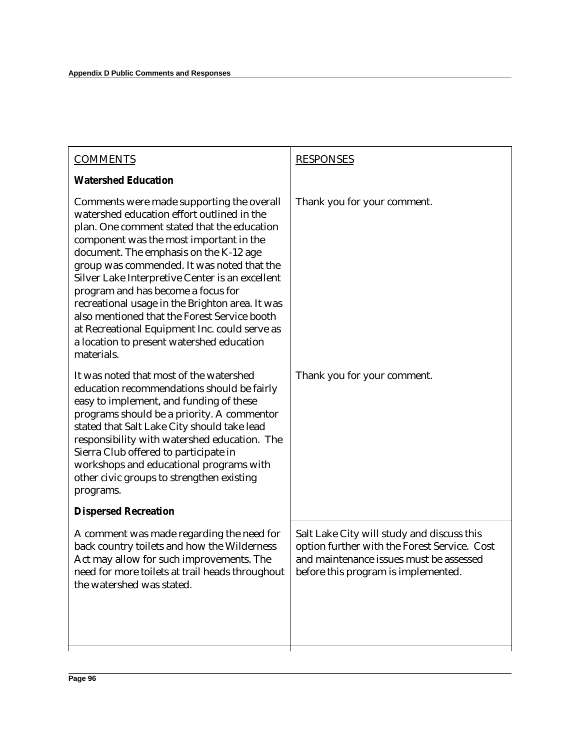| COMMENTS | RESPONSES |
| --- | --- |
| **Watershed Education** | |
| Comments were made supporting the overall watershed education effort outlined in the plan. One comment stated that the education component was the most important in the document. The emphasis on the K-12 age group was commended. It was noted that the Silver Lake Interpretive Center is an excellent program and has become a focus for recreational usage in the Brighton area. It was also mentioned that the Forest Service booth at Recreational Equipment Inc. could serve as a location to present watershed education materials. | Thank you for your comment. |
| It was noted that most of the watershed education recommendations should be fairly easy to implement, and funding of these programs should be a priority. A commentor stated that Salt Lake City should take lead responsibility with watershed education. The Sierra Club offered to participate in workshops and educational programs with other civic groups to strengthen existing programs. | Thank you for your comment. |
| **Dispersed Recreation** | |
| A comment was made regarding the need for back country toilets and how the Wilderness Act may allow for such improvements. The need for more toilets at trail heads throughout the watershed was stated. | Salt Lake City will study and discuss this option further with the Forest Service. Cost and maintenance issues must be assessed before this program is implemented. |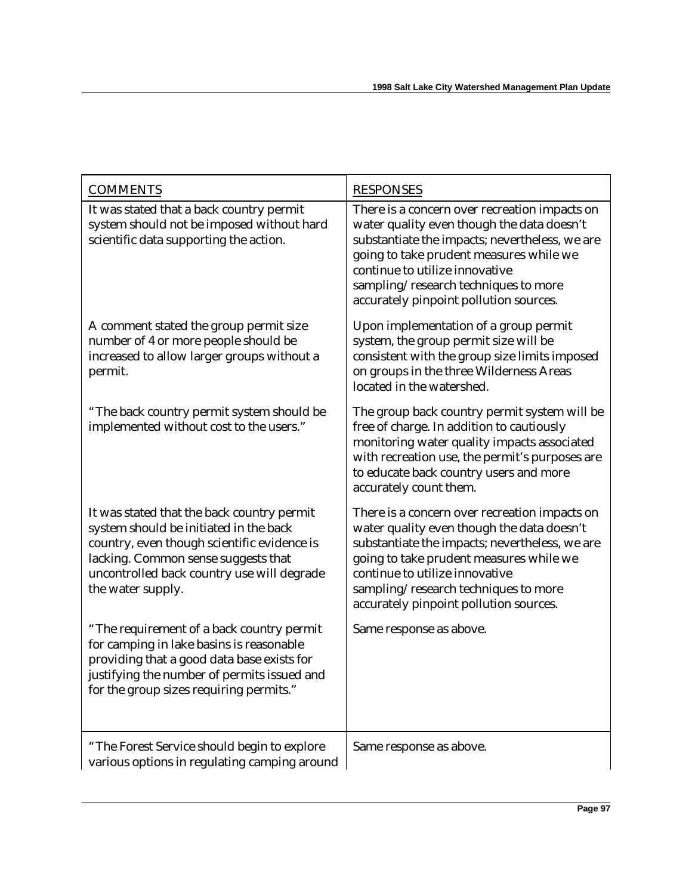| COMMENTS | RESPONSES |
|---|---|
| It was stated that a back country permit system should not be imposed without hard scientific data supporting the action. | There is a concern over recreation impacts on water quality even though the data doesn't substantiate the impacts; nevertheless, we are going to take prudent measures while we continue to utilize innovative sampling/research techniques to more accurately pinpoint pollution sources. |
| A comment stated the group permit size number of 4 or more people should be increased to allow larger groups without a permit. | Upon implementation of a group permit system, the group permit size will be consistent with the group size limits imposed on groups in the three Wilderness Areas located in the watershed. |
| "The back country permit system should be implemented without cost to the users." | The group back country permit system will be free of charge. In addition to cautiously monitoring water quality impacts associated with recreation use, the permit's purposes are to educate back country users and more accurately count them. |
| It was stated that the back country permit system should be initiated in the back country, even though scientific evidence is lacking. Common sense suggests that uncontrolled back country use will degrade the water supply. | There is a concern over recreation impacts on water quality even though the data doesn't substantiate the impacts; nevertheless, we are going to take prudent measures while we continue to utilize innovative sampling/research techniques to more accurately pinpoint pollution sources. |
| "The requirement of a back country permit for camping in lake basins is reasonable providing that a good data base exists for justifying the number of permits issued and for the group sizes requiring permits." | Same response as above. |
| "The Forest Service should begin to explore various options in regulating camping around | Same response as above. |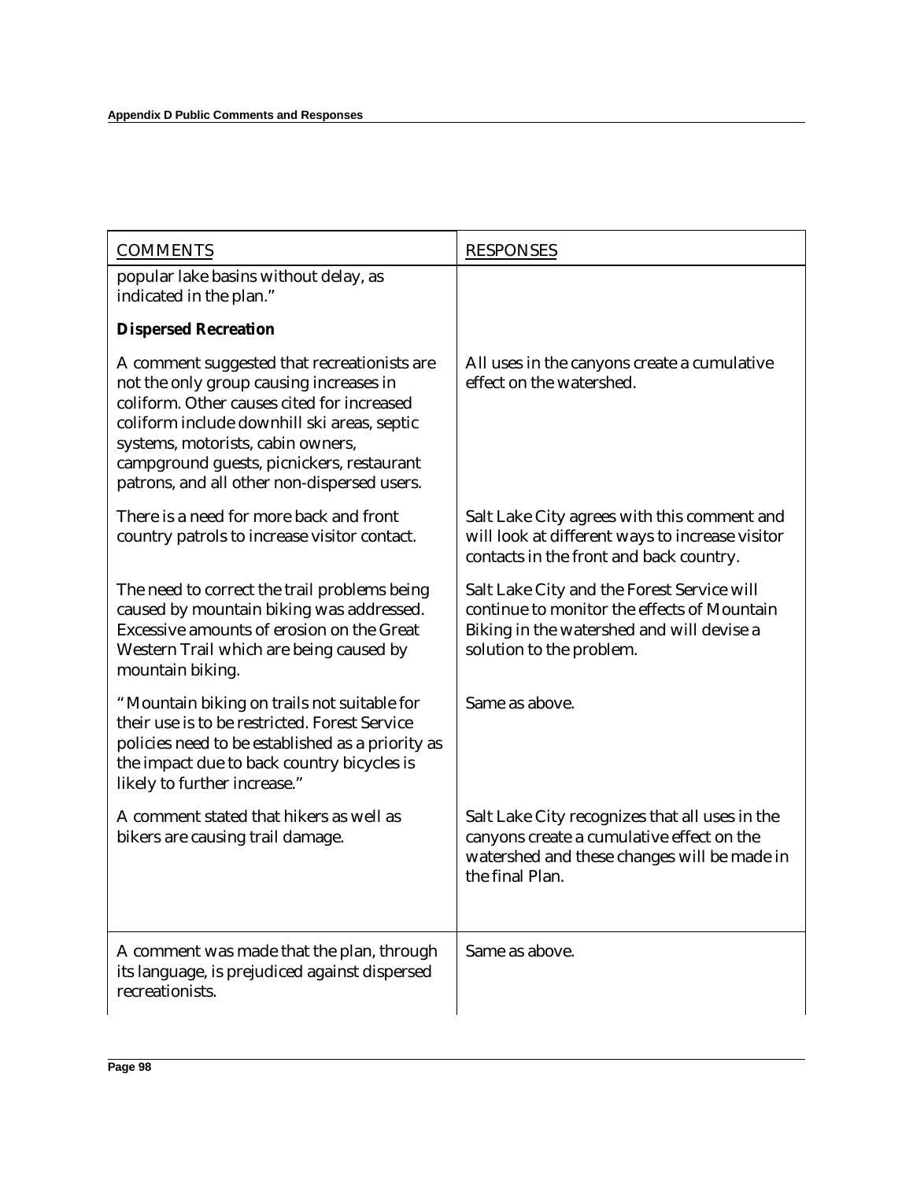| COMMENTS | RESPONSES |
| --- | --- |
| popular lake basins without delay, as indicated in the plan." | |
| **Dispersed Recreation** | |
| A comment suggested that recreationists are not the only group causing increases in coliform. Other causes cited for increased coliform include downhill ski areas, septic systems, motorists, cabin owners, campground guests, picnickers, restaurant patrons, and all other non-dispersed users. | All uses in the canyons create a cumulative effect on the watershed. |
| There is a need for more back and front country patrols to increase visitor contact. | Salt Lake City agrees with this comment and will look at different ways to increase visitor contacts in the front and back country. |
| The need to correct the trail problems being caused by mountain biking was addressed. Excessive amounts of erosion on the Great Western Trail which are being caused by mountain biking. | Salt Lake City and the Forest Service will continue to monitor the effects of Mountain Biking in the watershed and will devise a solution to the problem. |
| "Mountain biking on trails not suitable for their use is to be restricted. Forest Service policies need to be established as a priority as the impact due to back country bicycles is likely to further increase." | Same as above. |
| A comment stated that hikers as well as bikers are causing trail damage. | Salt Lake City recognizes that all uses in the canyons create a cumulative effect on the watershed and these changes will be made in the final Plan. |
| A comment was made that the plan, through its language, is prejudiced against dispersed recreationists. | Same as above. |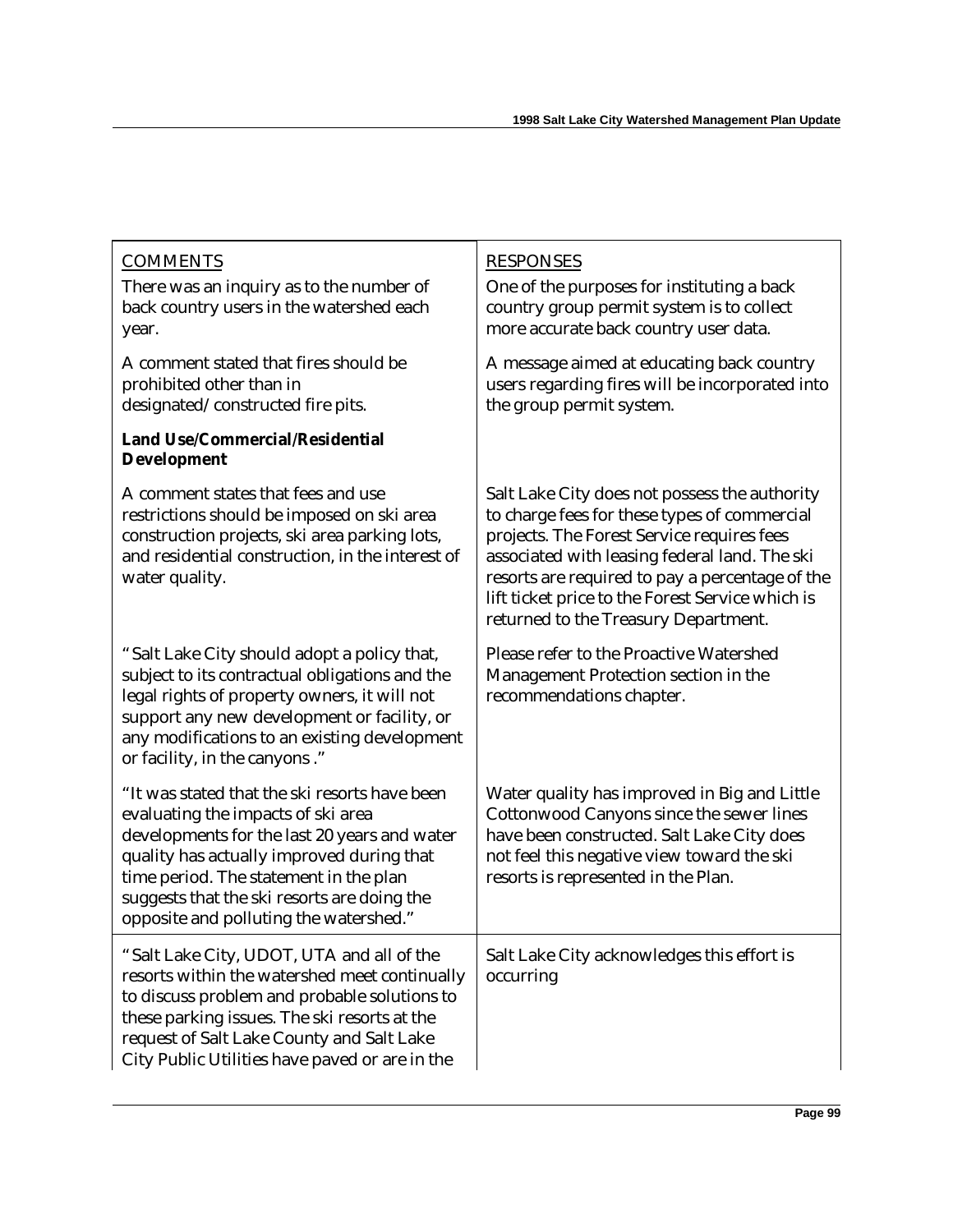| COMMENTS | RESPONSES |
|---|---|
| There was an inquiry as to the number of back country users in the watershed each year. | One of the purposes for instituting a back country group permit system is to collect more accurate back country user data. |
| A comment stated that fires should be prohibited other than in designated/constructed fire pits. | A message aimed at educating back country users regarding fires will be incorporated into the group permit system. |
| **Land Use/Commercial/Residential Development** | |
| A comment states that fees and use restrictions should be imposed on ski area construction projects, ski area parking lots, and residential construction, in the interest of water quality. | Salt Lake City does not possess the authority to charge fees for these types of commercial projects. The Forest Service requires fees associated with leasing federal land. The ski resorts are required to pay a percentage of the lift ticket price to the Forest Service which is returned to the Treasury Department. |
| "Salt Lake City should adopt a policy that, subject to its contractual obligations and the legal rights of property owners, it will not support any new development or facility, or any modifications to an existing development or facility, in the canyons ." | Please refer to the Proactive Watershed Management Protection section in the recommendations chapter. |
| "It was stated that the ski resorts have been evaluating the impacts of ski area developments for the last 20 years and water quality has actually improved during that time period. The statement in the plan suggests that the ski resorts are doing the opposite and polluting the watershed." | Water quality has improved in Big and Little Cottonwood Canyons since the sewer lines have been constructed. Salt Lake City does not feel this negative view toward the ski resorts is represented in the Plan. |
| "Salt Lake City, UDOT, UTA and all of the resorts within the watershed meet continually to discuss problem and probable solutions to these parking issues. The ski resorts at the request of Salt Lake County and Salt Lake City Public Utilities have paved or are in the | Salt Lake City acknowledges this effort is occurring |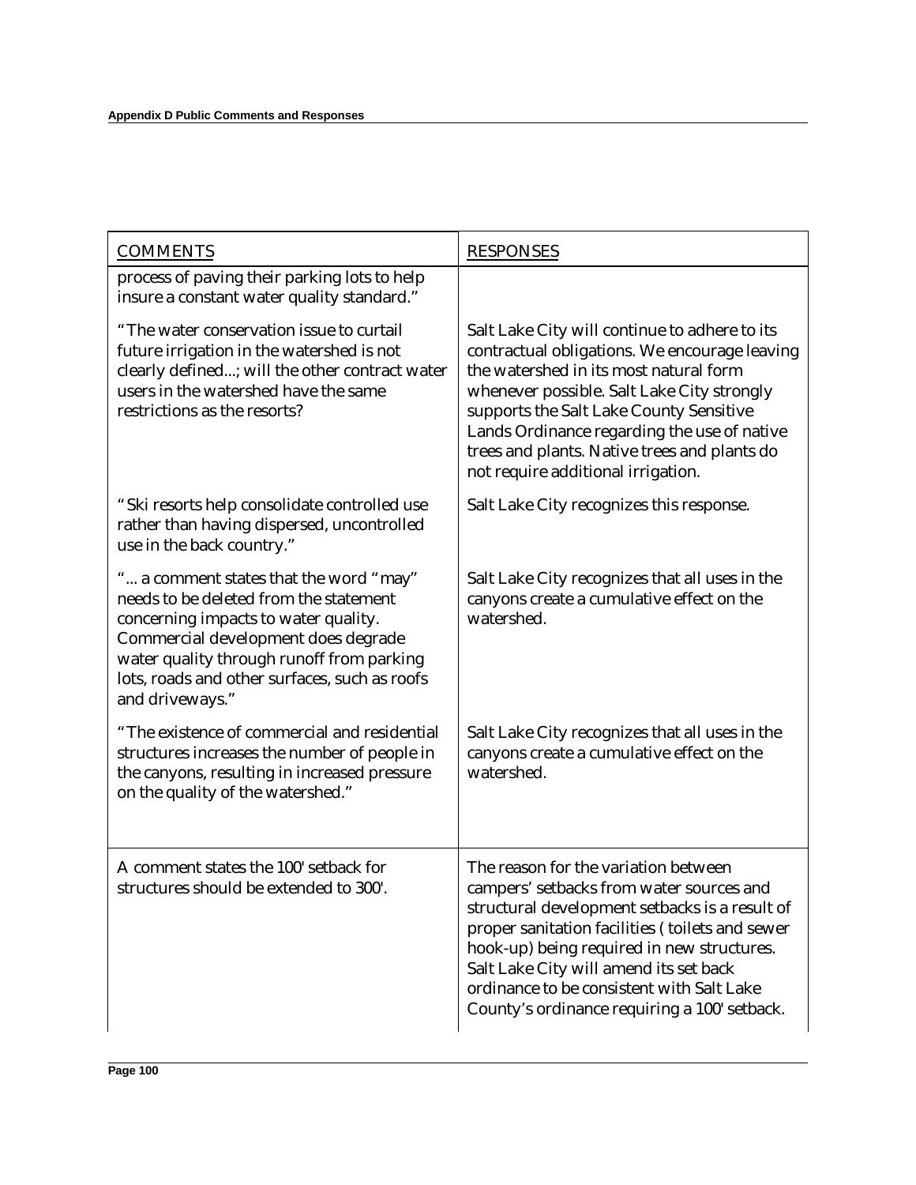| COMMENTS | RESPONSES |
|---|---|
| process of paving their parking lots to help insure a constant water quality standard." | |
| "The water conservation issue to curtail future irrigation in the watershed is not clearly defined...; will the other contract water users in the watershed have the same restrictions as the resorts? | Salt Lake City will continue to adhere to its contractual obligations. We encourage leaving the watershed in its most natural form whenever possible. Salt Lake City strongly supports the Salt Lake County Sensitive Lands Ordinance regarding the use of native trees and plants. Native trees and plants do not require additional irrigation. |
| "Ski resorts help consolidate controlled use rather than having dispersed, uncontrolled use in the back country." | Salt Lake City recognizes this response. |
| "... a comment states that the word "may" needs to be deleted from the statement concerning impacts to water quality. Commercial development does degrade water quality through runoff from parking lots, roads and other surfaces, such as roofs and driveways." | Salt Lake City recognizes that all uses in the canyons create a cumulative effect on the watershed. |
| "The existence of commercial and residential structures increases the number of people in the canyons, resulting in increased pressure on the quality of the watershed." | Salt Lake City recognizes that all uses in the canyons create a cumulative effect on the watershed. |
| A comment states the 100' setback for structures should be extended to 300'. | The reason for the variation between campers' setbacks from water sources and structural development setbacks is a result of proper sanitation facilities ( toilets and sewer hook-up) being required in new structures. Salt Lake City will amend its set back ordinance to be consistent with Salt Lake County's ordinance requiring a 100' setback. |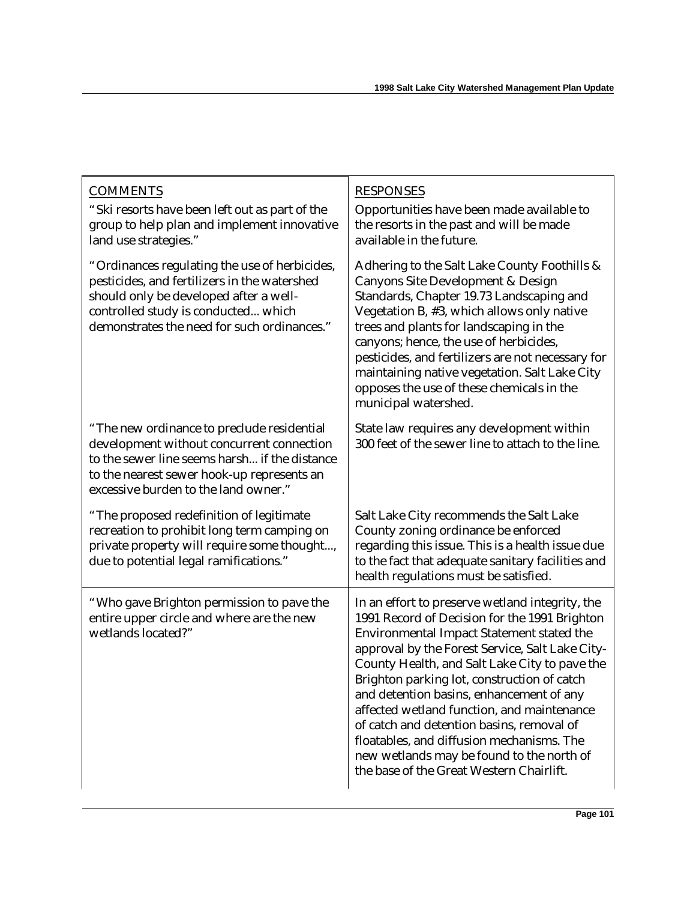| COMMENTS | RESPONSES |
|---|---|
| "Ski resorts have been left out as part of the group to help plan and implement innovative land use strategies." | Opportunities have been made available to the resorts in the past and will be made available in the future. |
| "Ordinances regulating the use of herbicides, pesticides, and fertilizers in the watershed should only be developed after a well-controlled study is conducted... which demonstrates the need for such ordinances." | Adhering to the Salt Lake County Foothills & Canyons Site Development & Design Standards, Chapter 19.73 Landscaping and Vegetation B, #3, which allows only native trees and plants for landscaping in the canyons; hence, the use of herbicides, pesticides, and fertilizers are not necessary for maintaining native vegetation. Salt Lake City opposes the use of these chemicals in the municipal watershed. |
| "The new ordinance to preclude residential development without concurrent connection to the sewer line seems harsh... if the distance to the nearest sewer hook-up represents an excessive burden to the land owner." | State law requires any development within 300 feet of the sewer line to attach to the line. |
| "The proposed redefinition of legitimate recreation to prohibit long term camping on private property will require some thought..., due to potential legal ramifications." | Salt Lake City recommends the Salt Lake County zoning ordinance be enforced regarding this issue. This is a health issue due to the fact that adequate sanitary facilities and health regulations must be satisfied. |
| "Who gave Brighton permission to pave the entire upper circle and where are the new wetlands located?" | In an effort to preserve wetland integrity, the 1991 Record of Decision for the 1991 Brighton Environmental Impact Statement stated the approval by the Forest Service, Salt Lake City-County Health, and Salt Lake City to pave the Brighton parking lot, construction of catch and detention basins, enhancement of any affected wetland function, and maintenance of catch and detention basins, removal of floatables, and diffusion mechanisms. The new wetlands may be found to the north of the base of the Great Western Chairlift. |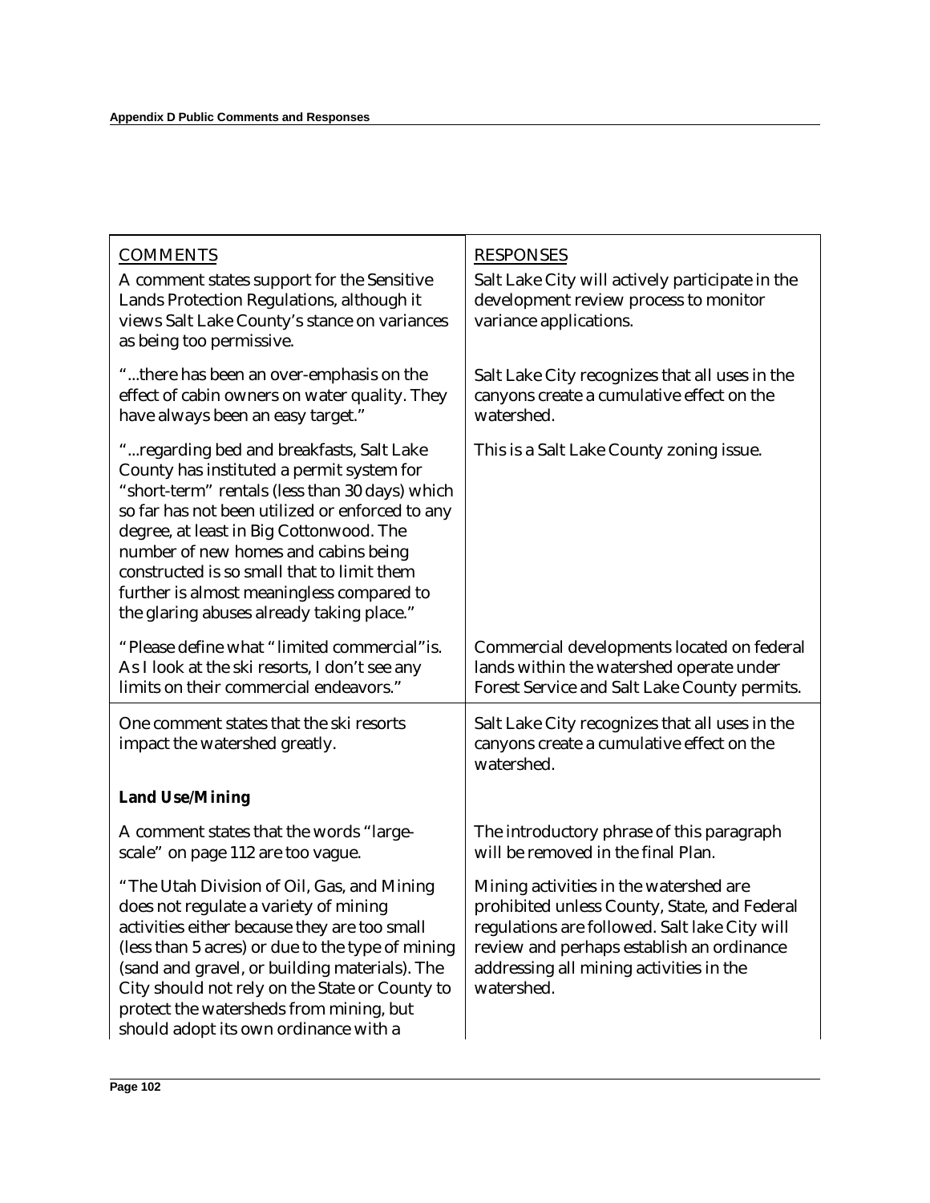| COMMENTS | RESPONSES |
|---|---|
| A comment states support for the Sensitive Lands Protection Regulations, although it views Salt Lake County's stance on variances as being too permissive. | Salt Lake City will actively participate in the development review process to monitor variance applications. |
| "...there has been an over-emphasis on the effect of cabin owners on water quality. They have always been an easy target." | Salt Lake City recognizes that all uses in the canyons create a cumulative effect on the watershed. |
| "...regarding bed and breakfasts, Salt Lake County has instituted a permit system for "short-term" rentals (less than 30 days) which so far has not been utilized or enforced to any degree, at least in Big Cottonwood. The number of new homes and cabins being constructed is so small that to limit them further is almost meaningless compared to the glaring abuses already taking place." | This is a Salt Lake County zoning issue. |
| "Please define what "limited commercial" is. As I look at the ski resorts, I don't see any limits on their commercial endeavors." | Commercial developments located on federal lands within the watershed operate under Forest Service and Salt Lake County permits. |
| One comment states that the ski resorts impact the watershed greatly. | Salt Lake City recognizes that all uses in the canyons create a cumulative effect on the watershed. |
| **Land Use/Mining** | |
| A comment states that the words "large-scale" on page 112 are too vague. | The introductory phrase of this paragraph will be removed in the final Plan. |
| "The Utah Division of Oil, Gas, and Mining does not regulate a variety of mining activities either because they are too small (less than 5 acres) or due to the type of mining (sand and gravel, or building materials). The City should not rely on the State or County to protect the watersheds from mining, but should adopt its own ordinance with a | Mining activities in the watershed are prohibited unless County, State, and Federal regulations are followed. Salt lake City will review and perhaps establish an ordinance addressing all mining activities in the watershed. |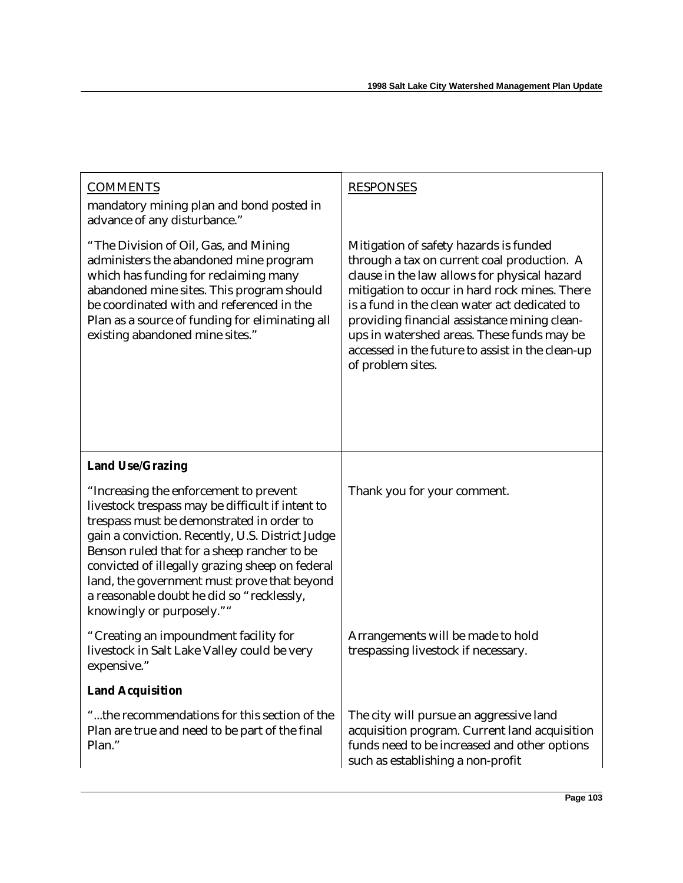| COMMENTS | RESPONSES |
| --- | --- |
| mandatory mining plan and bond posted in advance of any disturbance." | |
| "The Division of Oil, Gas, and Mining administers the abandoned mine program which has funding for reclaiming many abandoned mine sites. This program should be coordinated with and referenced in the Plan as a source of funding for eliminating all existing abandoned mine sites." | Mitigation of safety hazards is funded through a tax on current coal production. A clause in the law allows for physical hazard mitigation to occur in hard rock mines. There is a fund in the clean water act dedicated to providing financial assistance mining clean-ups in watershed areas. These funds may be accessed in the future to assist in the clean-up of problem sites. |
| **Land Use/Grazing** | |
| "Increasing the enforcement to prevent livestock trespass may be difficult if intent to trespass must be demonstrated in order to gain a conviction. Recently, U.S. District Judge Benson ruled that for a sheep rancher to be convicted of illegally grazing sheep on federal land, the government must prove that beyond a reasonable doubt he did so "recklessly, knowingly or purposely."" | Thank you for your comment. |
| "Creating an impoundment facility for livestock in Salt Lake Valley could be very expensive." | Arrangements will be made to hold trespassing livestock if necessary. |
| **Land Acquisition** | |
| "...the recommendations for this section of the Plan are true and need to be part of the final Plan." | The city will pursue an aggressive land acquisition program. Current land acquisition funds need to be increased and other options such as establishing a non-profit |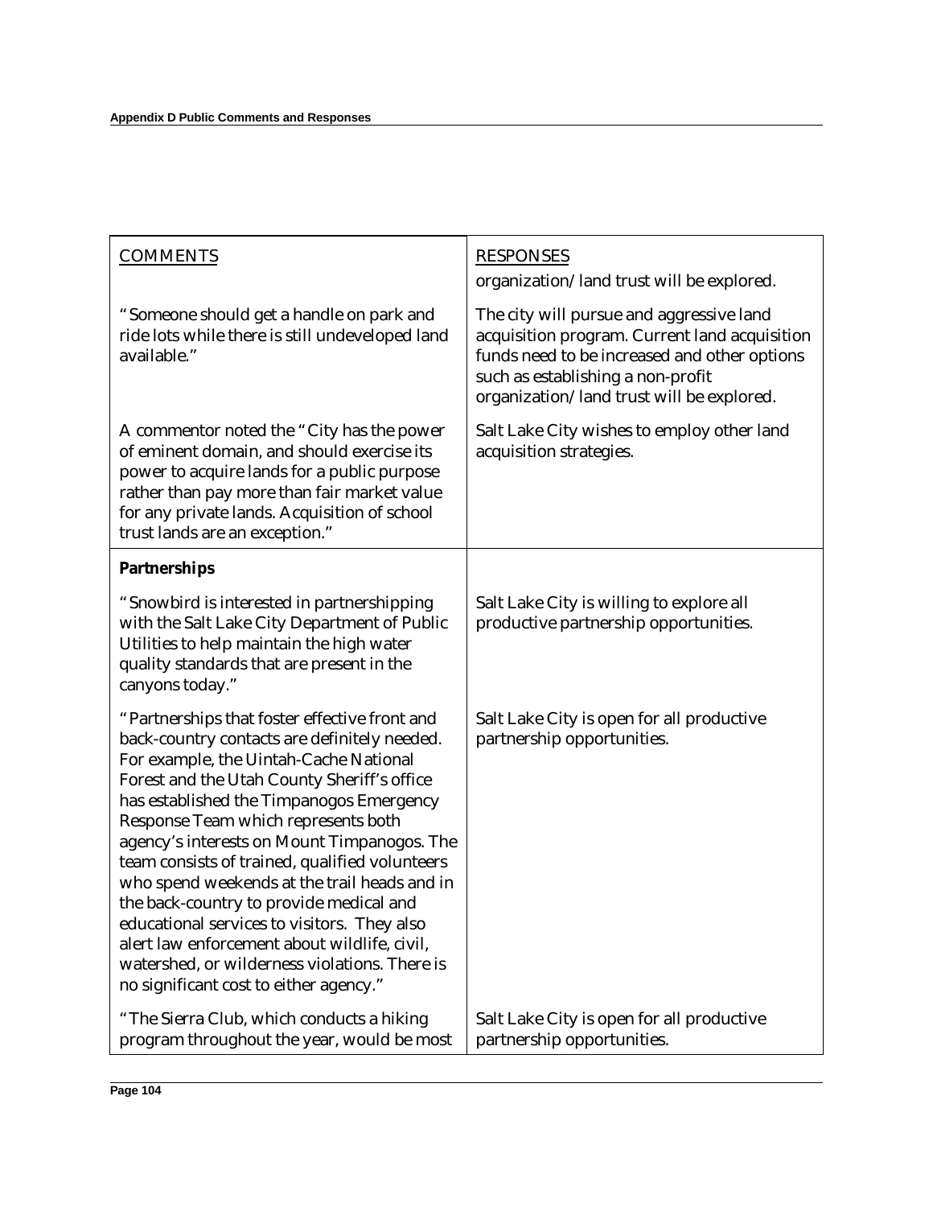| COMMENTS | RESPONSES |
|---|---|
| | organization/land trust will be explored. |
| "Someone should get a handle on park and ride lots while there is still undeveloped land available." | The city will pursue and aggressive land acquisition program. Current land acquisition funds need to be increased and other options such as establishing a non-profit organization/land trust will be explored. |
| A commentor noted the "City has the power of eminent domain, and should exercise its power to acquire lands for a public purpose rather than pay more than fair market value for any private lands. Acquisition of school trust lands are an exception." | Salt Lake City wishes to employ other land acquisition strategies. |
| **Partnerships** | |
| "Snowbird is interested in partnershipping with the Salt Lake City Department of Public Utilities to help maintain the high water quality standards that are present in the canyons today." | Salt Lake City is willing to explore all productive partnership opportunities. |
| "Partnerships that foster effective front and back-country contacts are definitely needed. For example, the Uintah-Cache National Forest and the Utah County Sheriff's office has established the Timpanogos Emergency Response Team which represents both agency's interests on Mount Timpanogos. The team consists of trained, qualified volunteers who spend weekends at the trail heads and in the back-country to provide medical and educational services to visitors. They also alert law enforcement about wildlife, civil, watershed, or wilderness violations. There is no significant cost to either agency." | Salt Lake City is open for all productive partnership opportunities. |
| "The Sierra Club, which conducts a hiking program throughout the year, would be most | Salt Lake City is open for all productive partnership opportunities. |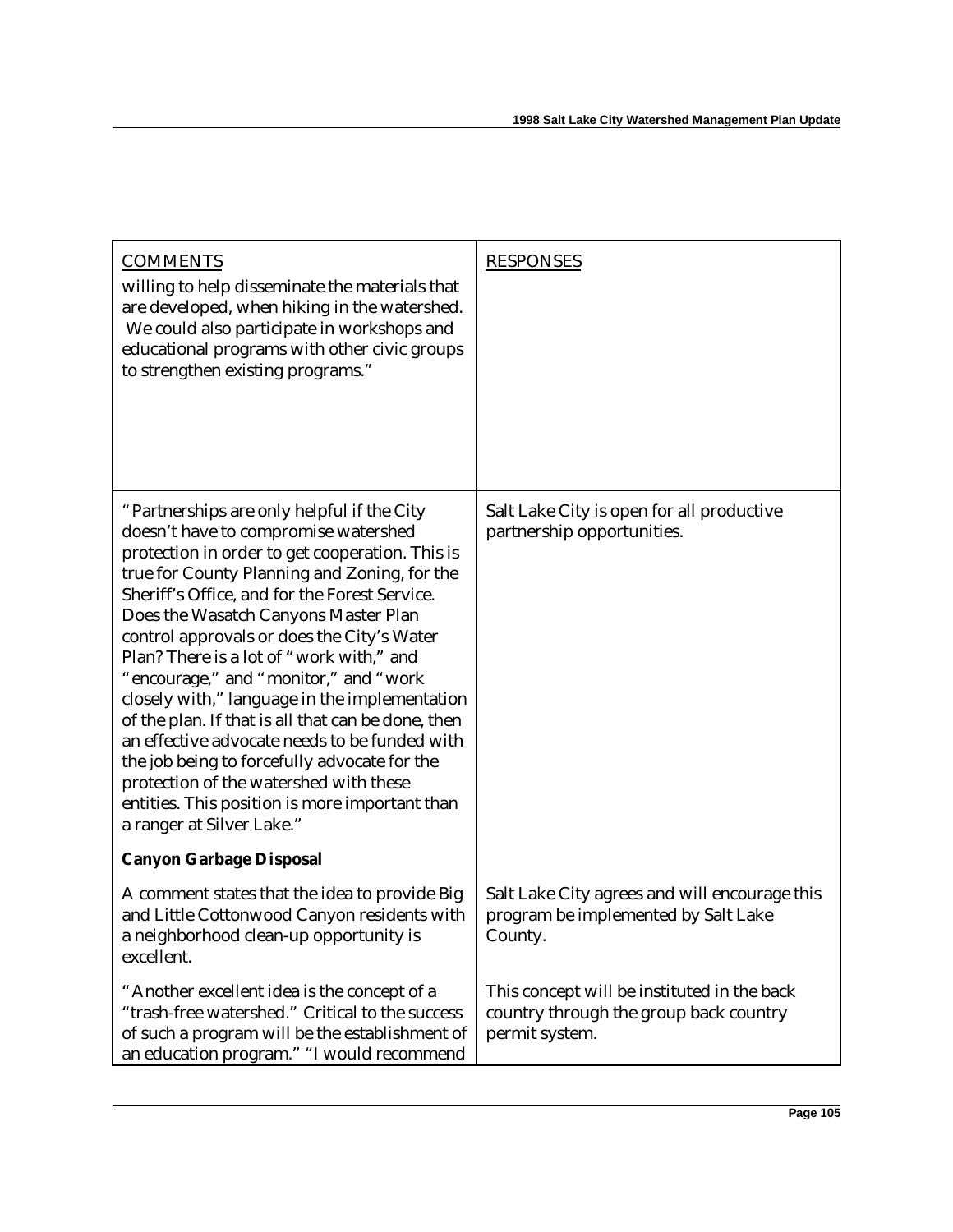| COMMENTS | RESPONSES |
|---|---|
| willing to help disseminate the materials that are developed, when hiking in the watershed. We could also participate in workshops and educational programs with other civic groups to strengthen existing programs." | |
| "Partnerships are only helpful if the City doesn't have to compromise watershed protection in order to get cooperation. This is true for County Planning and Zoning, for the Sheriff's Office, and for the Forest Service. Does the Wasatch Canyons Master Plan control approvals or does the City's Water Plan? There is a lot of "work with," and "encourage," and "monitor," and "work closely with," language in the implementation of the plan. If that is all that can be done, then an effective advocate needs to be funded with the job being to forcefully advocate for the protection of the watershed with these entities. This position is more important than a ranger at Silver Lake." | Salt Lake City is open for all productive partnership opportunities. |
| **Canyon Garbage Disposal** | |
| A comment states that the idea to provide Big and Little Cottonwood Canyon residents with a neighborhood clean-up opportunity is excellent. | Salt Lake City agrees and will encourage this program be implemented by Salt Lake County. |
| "Another excellent idea is the concept of a "trash-free watershed." Critical to the success of such a program will be the establishment of an education program." "I would recommend | This concept will be instituted in the back country through the group back country permit system. |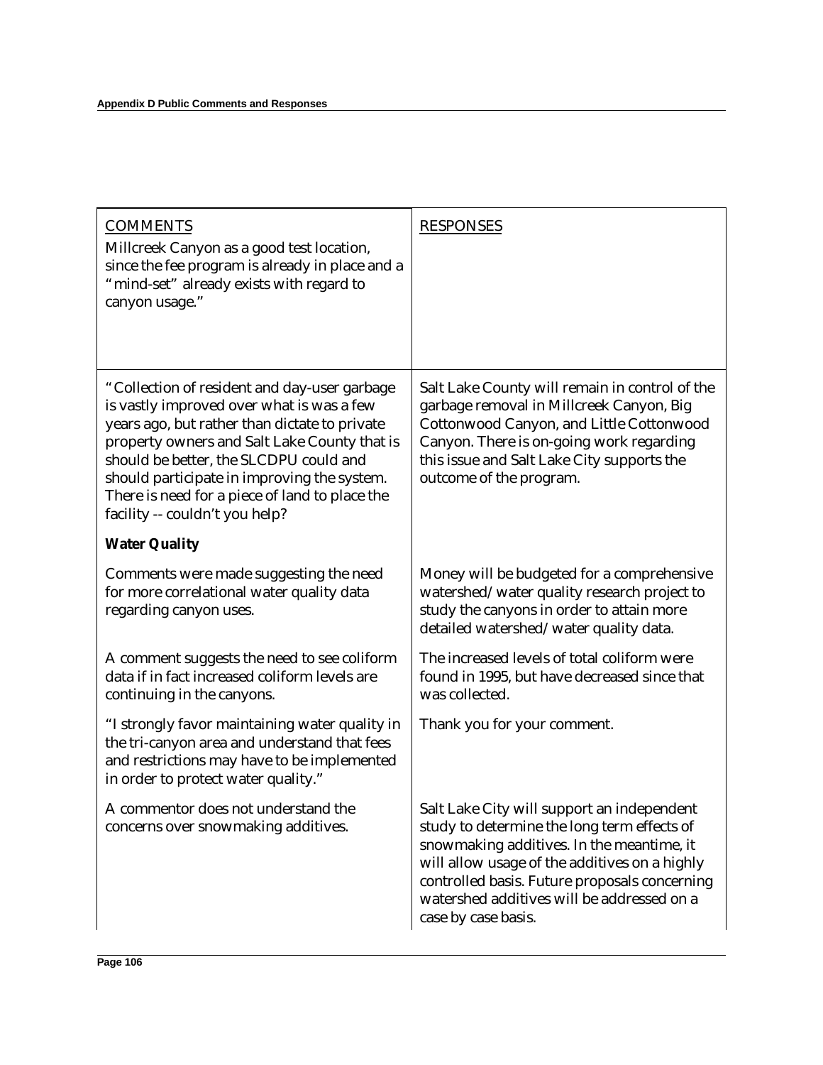| COMMENTS | RESPONSES |
| --- | --- |
| Millcreek Canyon as a good test location, since the fee program is already in place and a "mind-set" already exists with regard to canyon usage." | |
| "Collection of resident and day-user garbage is vastly improved over what is was a few years ago, but rather than dictate to private property owners and Salt Lake County that is should be better, the SLCDPU could and should participate in improving the system. There is need for a piece of land to place the facility -- couldn't you help? | Salt Lake County will remain in control of the garbage removal in Millcreek Canyon, Big Cottonwood Canyon, and Little Cottonwood Canyon. There is on-going work regarding this issue and Salt Lake City supports the outcome of the program. |
| **Water Quality** | |
| Comments were made suggesting the need for more correlational water quality data regarding canyon uses. | Money will be budgeted for a comprehensive watershed/water quality research project to study the canyons in order to attain more detailed watershed/water quality data. |
| A comment suggests the need to see coliform data if in fact increased coliform levels are continuing in the canyons. | The increased levels of total coliform were found in 1995, but have decreased since that was collected. |
| "I strongly favor maintaining water quality in the tri-canyon area and understand that fees and restrictions may have to be implemented in order to protect water quality." | Thank you for your comment. |
| A commentor does not understand the concerns over snowmaking additives. | Salt Lake City will support an independent study to determine the long term effects of snowmaking additives. In the meantime, it will allow usage of the additives on a highly controlled basis. Future proposals concerning watershed additives will be addressed on a case by case basis. |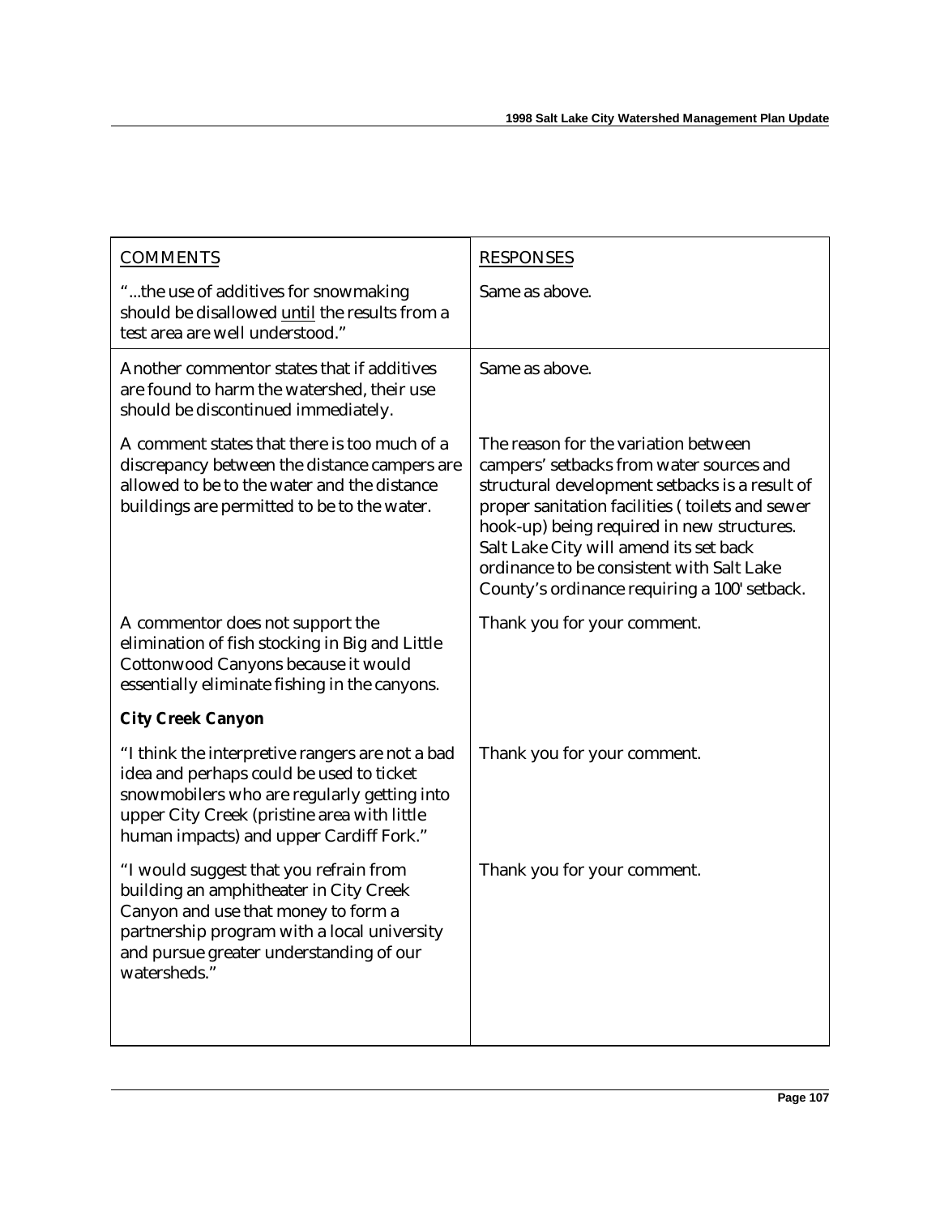| COMMENTS | RESPONSES |
|---|---|
| "...the use of additives for snowmaking should be disallowed until the results from a test area are well understood." | Same as above. |
| Another commentor states that if additives are found to harm the watershed, their use should be discontinued immediately. | Same as above. |
| A comment states that there is too much of a discrepancy between the distance campers are allowed to be to the water and the distance buildings are permitted to be to the water. | The reason for the variation between campers' setbacks from water sources and structural development setbacks is a result of proper sanitation facilities ( toilets and sewer hook-up) being required in new structures. Salt Lake City will amend its set back ordinance to be consistent with Salt Lake County's ordinance requiring a 100' setback. |
| A commentor does not support the elimination of fish stocking in Big and Little Cottonwood Canyons because it would essentially eliminate fishing in the canyons. | Thank you for your comment. |
| **City Creek Canyon** | |
| "I think the interpretive rangers are not a bad idea and perhaps could be used to ticket snowmobilers who are regularly getting into upper City Creek (pristine area with little human impacts) and upper Cardiff Fork." | Thank you for your comment. |
| "I would suggest that you refrain from building an amphitheater in City Creek Canyon and use that money to form a partnership program with a local university and pursue greater understanding of our watersheds." | Thank you for your comment. |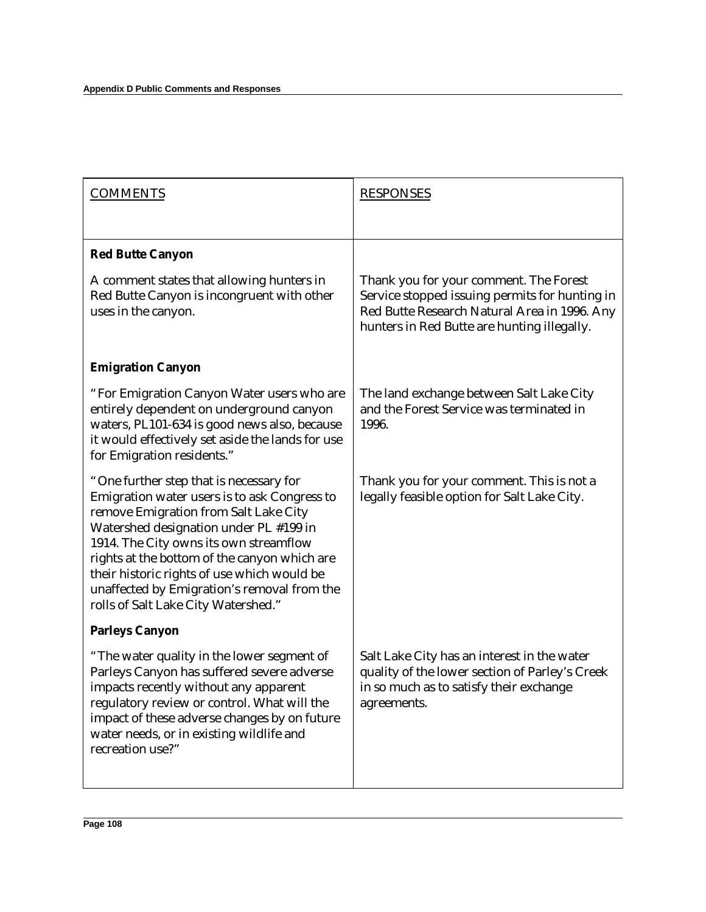| COMMENTS | RESPONSES |
|---|---|
| **Red Butte Canyon** | |
| A comment states that allowing hunters in Red Butte Canyon is incongruent with other uses in the canyon. | Thank you for your comment. The Forest Service stopped issuing permits for hunting in Red Butte Research Natural Area in 1996. Any hunters in Red Butte are hunting illegally. |
| **Emigration Canyon** | |
| "For Emigration Canyon Water users who are entirely dependent on underground canyon waters, PL101-634 is good news also, because it would effectively set aside the lands for use for Emigration residents." | The land exchange between Salt Lake City and the Forest Service was terminated in 1996. |
| "One further step that is necessary for Emigration water users is to ask Congress to remove Emigration from Salt Lake City Watershed designation under PL #199 in 1914. The City owns its own streamflow rights at the bottom of the canyon which are their historic rights of use which would be unaffected by Emigration's removal from the rolls of Salt Lake City Watershed." | Thank you for your comment. This is not a legally feasible option for Salt Lake City. |
| **Parleys Canyon** | |
| "The water quality in the lower segment of Parleys Canyon has suffered severe adverse impacts recently without any apparent regulatory review or control. What will the impact of these adverse changes by on future water needs, or in existing wildlife and recreation use?" | Salt Lake City has an interest in the water quality of the lower section of Parley's Creek in so much as to satisfy their exchange agreements. |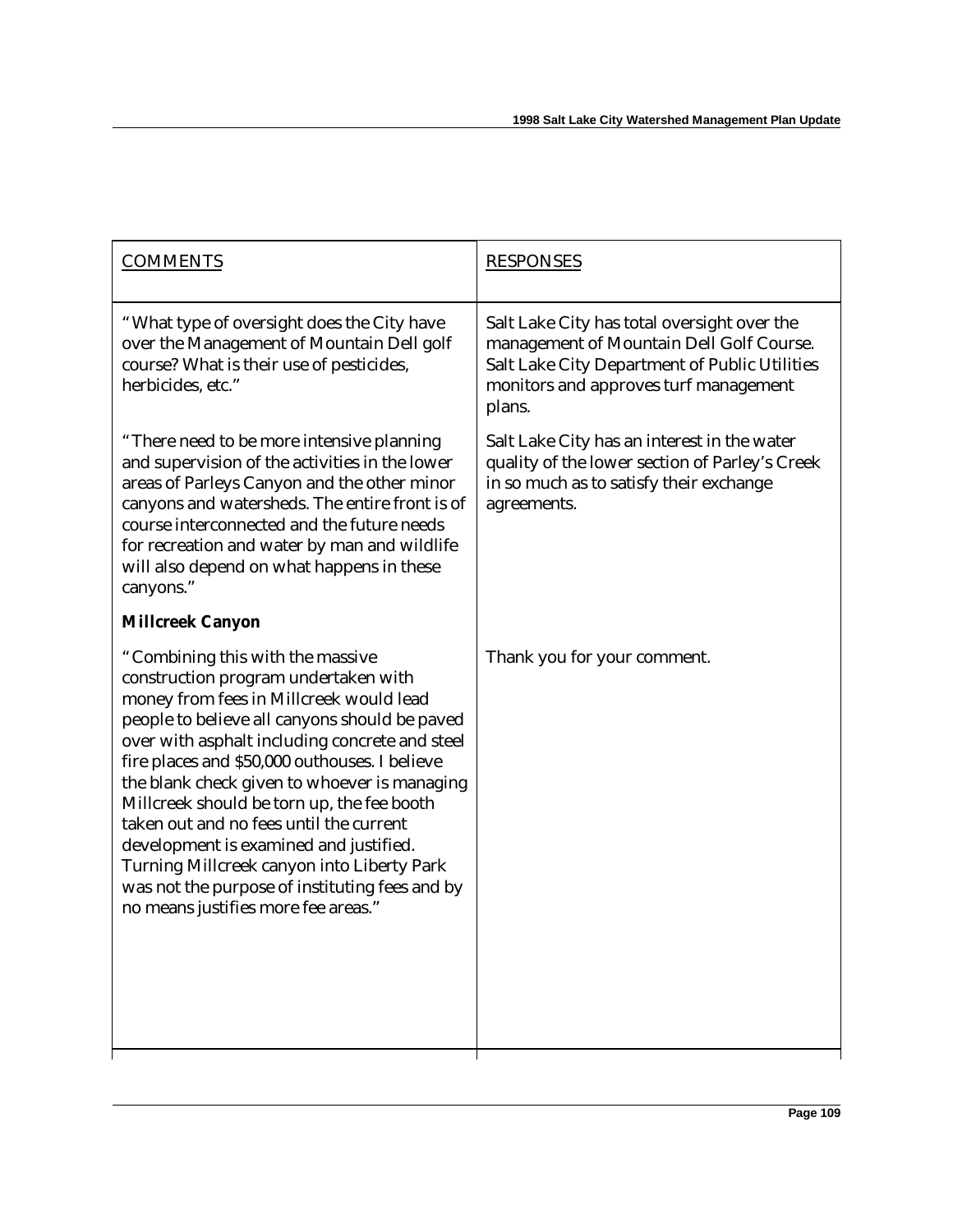| COMMENTS | RESPONSES |
|---|---|
| "What type of oversight does the City have over the Management of Mountain Dell golf course? What is their use of pesticides, herbicides, etc." | Salt Lake City has total oversight over the management of Mountain Dell Golf Course. Salt Lake City Department of Public Utilities monitors and approves turf management plans. |
| "There need to be more intensive planning and supervision of the activities in the lower areas of Parleys Canyon and the other minor canyons and watersheds. The entire front is of course interconnected and the future needs for recreation and water by man and wildlife will also depend on what happens in these canyons." | Salt Lake City has an interest in the water quality of the lower section of Parley's Creek in so much as to satisfy their exchange agreements. |
| **Millcreek Canyon** | |
| "Combining this with the massive construction program undertaken with money from fees in Millcreek would lead people to believe all canyons should be paved over with asphalt including concrete and steel fire places and $50,000 outhouses. I believe the blank check given to whoever is managing Millcreek should be torn up, the fee booth taken out and no fees until the current development is examined and justified. Turning Millcreek canyon into Liberty Park was not the purpose of instituting fees and by no means justifies more fee areas." | Thank you for your comment. |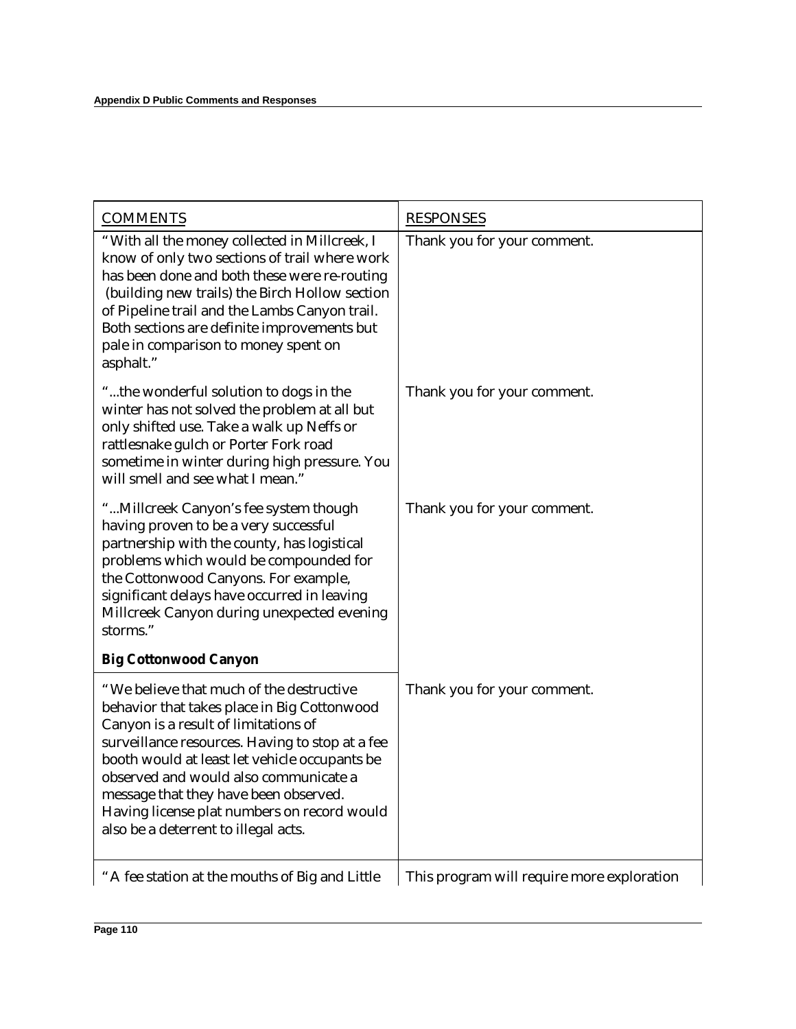| COMMENTS | RESPONSES |
|---|---|
| "With all the money collected in Millcreek, I know of only two sections of trail where work has been done and both these were re-routing (building new trails) the Birch Hollow section of Pipeline trail and the Lambs Canyon trail. Both sections are definite improvements but pale in comparison to money spent on asphalt." | Thank you for your comment. |
| "...the wonderful solution to dogs in the winter has not solved the problem at all but only shifted use. Take a walk up Neffs or rattlesnake gulch or Porter Fork road sometime in winter during high pressure. You will smell and see what I mean." | Thank you for your comment. |
| "...Millcreek Canyon's fee system though having proven to be a very successful partnership with the county, has logistical problems which would be compounded for the Cottonwood Canyons. For example, significant delays have occurred in leaving Millcreek Canyon during unexpected evening storms." | Thank you for your comment. |
| **Big Cottonwood Canyon** | |
| "We believe that much of the destructive behavior that takes place in Big Cottonwood Canyon is a result of limitations of surveillance resources. Having to stop at a fee booth would at least let vehicle occupants be observed and would also communicate a message that they have been observed. Having license plat numbers on record would also be a deterrent to illegal acts. | Thank you for your comment. |
| "A fee station at the mouths of Big and Little | This program will require more exploration |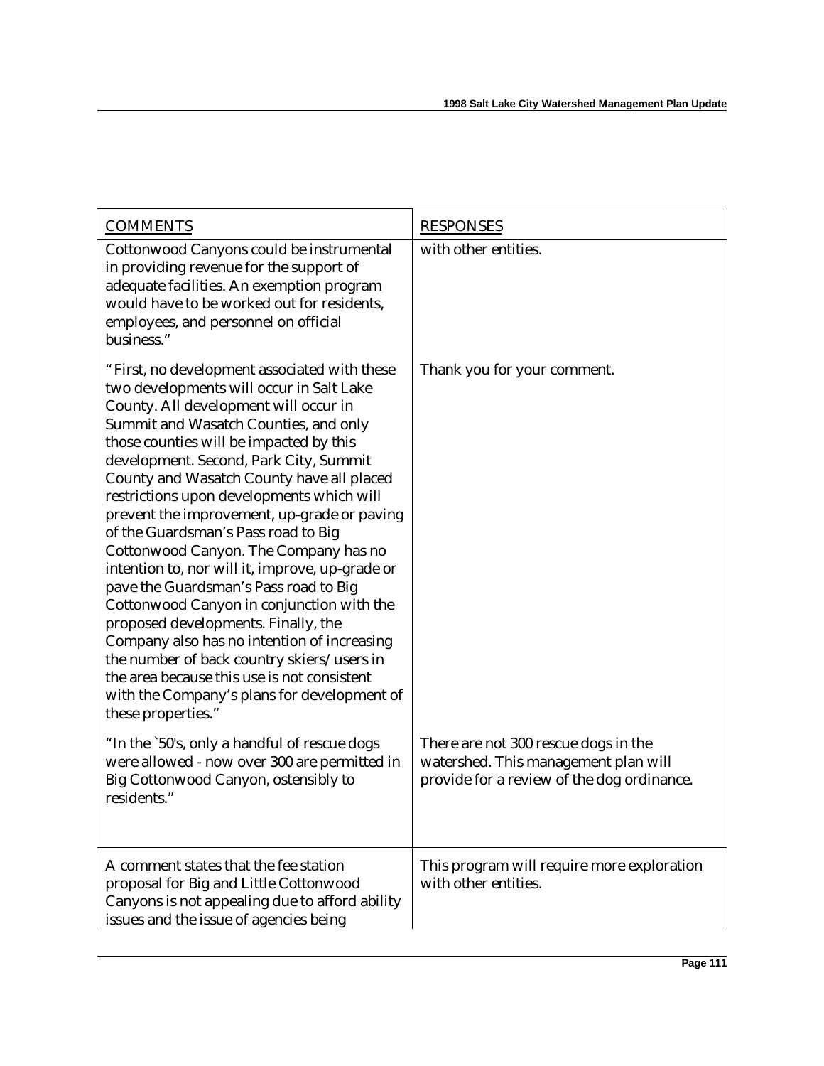| COMMENTS | RESPONSES |
|---|---|
| Cottonwood Canyons could be instrumental in providing revenue for the support of adequate facilities. An exemption program would have to be worked out for residents, employees, and personnel on official business." | with other entities. |
| "First, no development associated with these two developments will occur in Salt Lake County. All development will occur in Summit and Wasatch Counties, and only those counties will be impacted by this development. Second, Park City, Summit County and Wasatch County have all placed restrictions upon developments which will prevent the improvement, up-grade or paving of the Guardsman's Pass road to Big Cottonwood Canyon. The Company has no intention to, nor will it, improve, up-grade or pave the Guardsman's Pass road to Big Cottonwood Canyon in conjunction with the proposed developments. Finally, the Company also has no intention of increasing the number of back country skiers/users in the area because this use is not consistent with the Company's plans for development of these properties." | Thank you for your comment. |
| "In the `50's, only a handful of rescue dogs were allowed - now over 300 are permitted in Big Cottonwood Canyon, ostensibly to residents." | There are not 300 rescue dogs in the watershed. This management plan will provide for a review of the dog ordinance. |
| A comment states that the fee station proposal for Big and Little Cottonwood Canyons is not appealing due to afford ability issues and the issue of agencies being | This program will require more exploration with other entities. |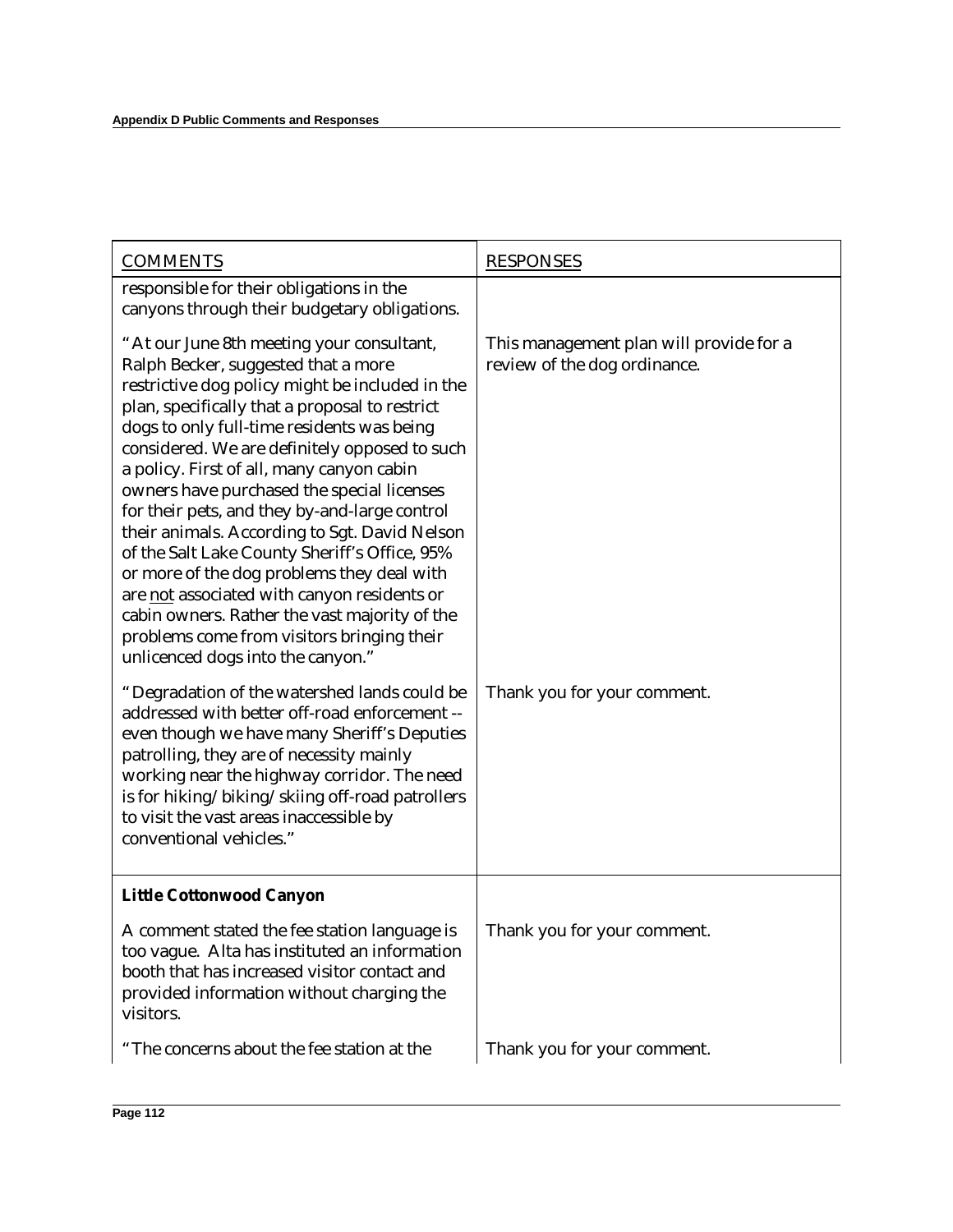| COMMENTS | RESPONSES |
| --- | --- |
| responsible for their obligations in the canyons through their budgetary obligations. | |
| "At our June 8th meeting your consultant, Ralph Becker, suggested that a more restrictive dog policy might be included in the plan, specifically that a proposal to restrict dogs to only full-time residents was being considered. We are definitely opposed to such a policy. First of all, many canyon cabin owners have purchased the special licenses for their pets, and they by-and-large control their animals. According to Sgt. David Nelson of the Salt Lake County Sheriff's Office, 95% or more of the dog problems they deal with are not associated with canyon residents or cabin owners. Rather the vast majority of the problems come from visitors bringing their unlicenced dogs into the canyon." | This management plan will provide for a review of the dog ordinance. |
| "Degradation of the watershed lands could be addressed with better off-road enforcement -- even though we have many Sheriff's Deputies patrolling, they are of necessity mainly working near the highway corridor. The need is for hiking/biking/skiing off-road patrollers to visit the vast areas inaccessible by conventional vehicles." | Thank you for your comment. |
| **Little Cottonwood Canyon** | |
| A comment stated the fee station language is too vague. Alta has instituted an information booth that has increased visitor contact and provided information without charging the visitors. | Thank you for your comment. |
| "The concerns about the fee station at the | Thank you for your comment. |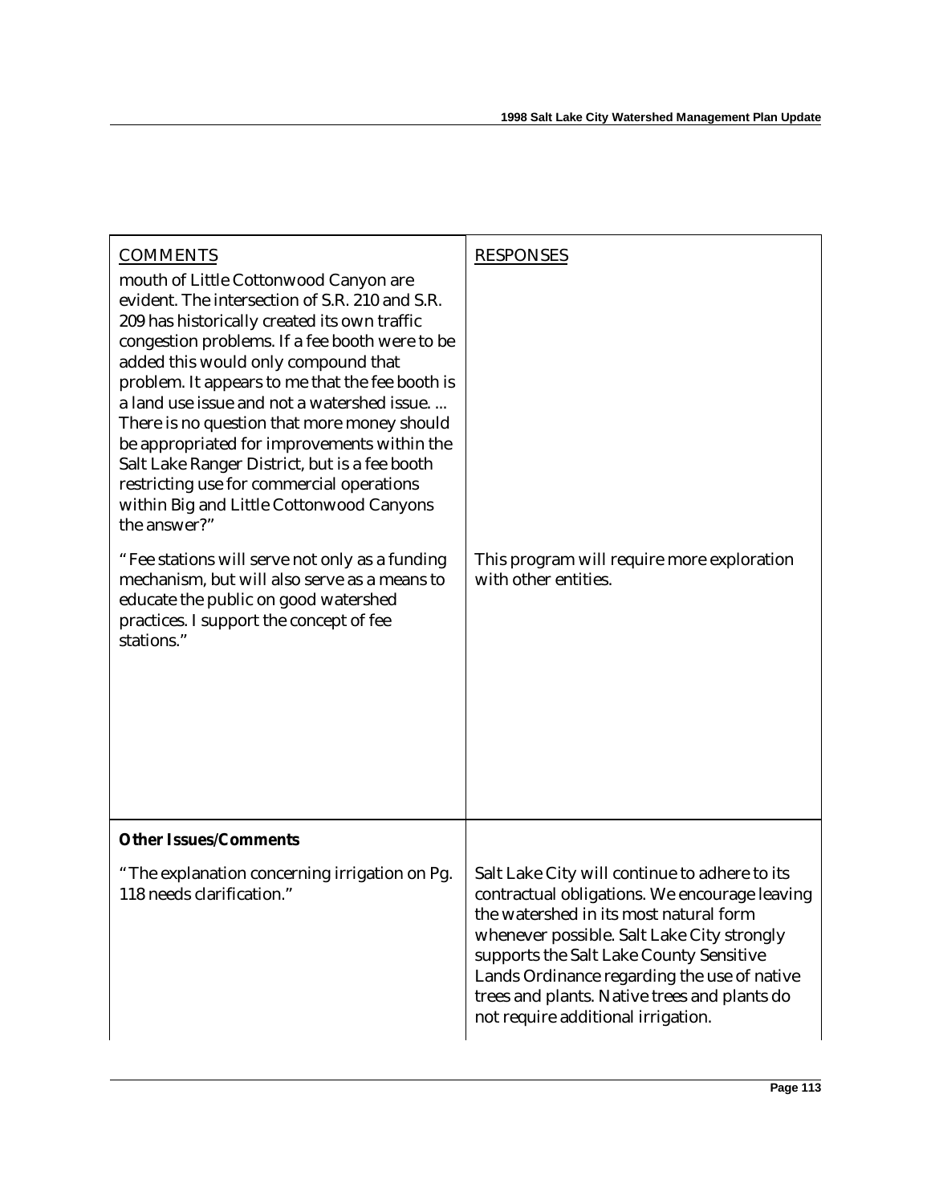| COMMENTS | RESPONSES |
|---|---|
| mouth of Little Cottonwood Canyon are evident. The intersection of S.R. 210 and S.R. 209 has historically created its own traffic congestion problems. If a fee booth were to be added this would only compound that problem. It appears to me that the fee booth is a land use issue and not a watershed issue. ... There is no question that more money should be appropriated for improvements within the Salt Lake Ranger District, but is a fee booth restricting use for commercial operations within Big and Little Cottonwood Canyons the answer?" | |
| "Fee stations will serve not only as a funding mechanism, but will also serve as a means to educate the public on good watershed practices. I support the concept of fee stations." | This program will require more exploration with other entities. |
| **Other Issues/Comments** | |
| "The explanation concerning irrigation on Pg. 118 needs clarification." | Salt Lake City will continue to adhere to its contractual obligations. We encourage leaving the watershed in its most natural form whenever possible. Salt Lake City strongly supports the Salt Lake County Sensitive Lands Ordinance regarding the use of native trees and plants. Native trees and plants do not require additional irrigation. |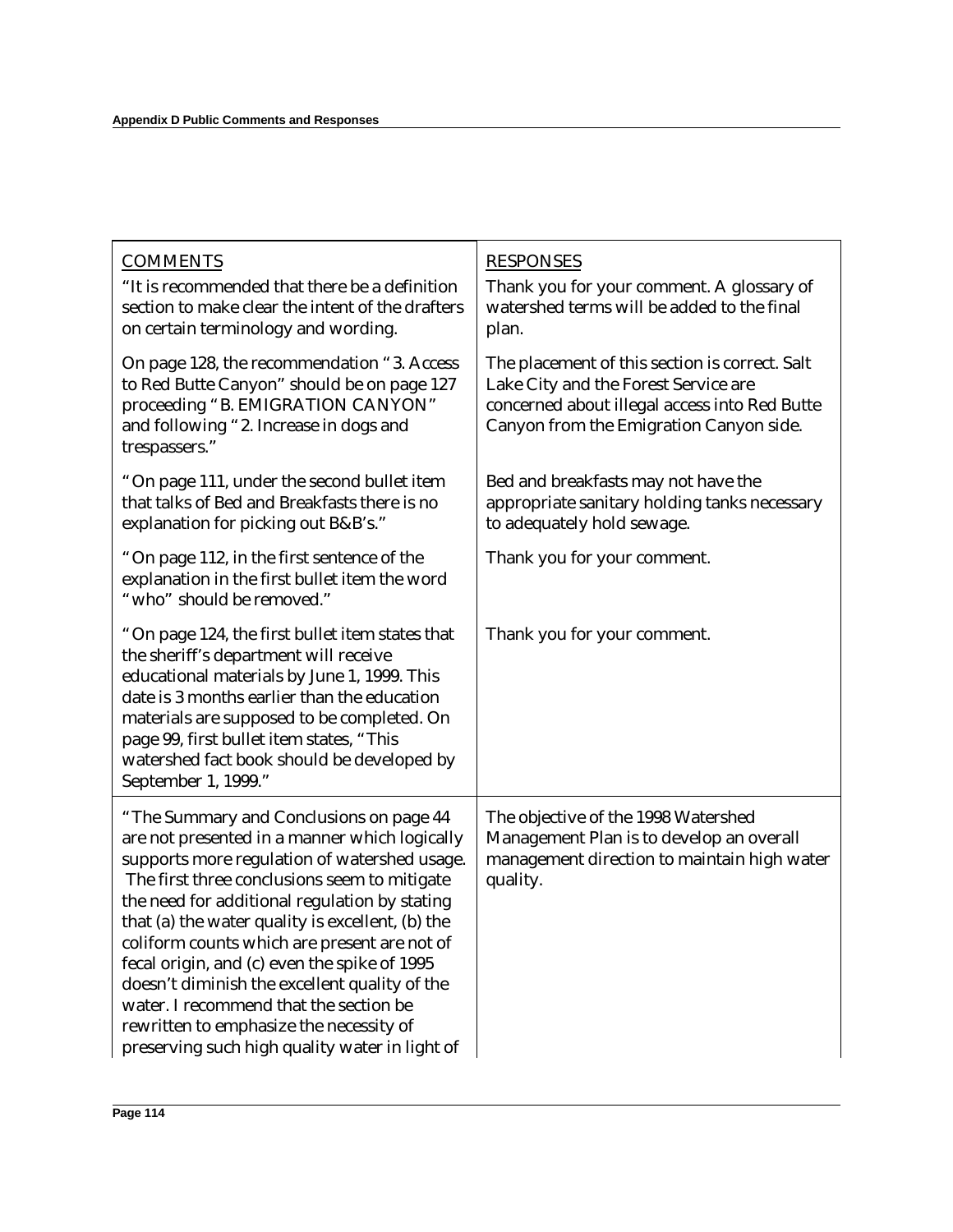| COMMENTS | RESPONSES |
| --- | --- |
| "It is recommended that there be a definition section to make clear the intent of the drafters on certain terminology and wording. | Thank you for your comment. A glossary of watershed terms will be added to the final plan. |
| On page 128, the recommendation "3. Access to Red Butte Canyon" should be on page 127 proceeding "B. EMIGRATION CANYON" and following "2. Increase in dogs and trespassers." | The placement of this section is correct. Salt Lake City and the Forest Service are concerned about illegal access into Red Butte Canyon from the Emigration Canyon side. |
| "On page 111, under the second bullet item that talks of Bed and Breakfasts there is no explanation for picking out B&B's." | Bed and breakfasts may not have the appropriate sanitary holding tanks necessary to adequately hold sewage. |
| "On page 112, in the first sentence of the explanation in the first bullet item the word "who" should be removed." | Thank you for your comment. |
| "On page 124, the first bullet item states that the sheriff's department will receive educational materials by June 1, 1999. This date is 3 months earlier than the education materials are supposed to be completed. On page 99, first bullet item states, "This watershed fact book should be developed by September 1, 1999." | Thank you for your comment. |
| "The Summary and Conclusions on page 44 are not presented in a manner which logically supports more regulation of watershed usage. The first three conclusions seem to mitigate the need for additional regulation by stating that (a) the water quality is excellent, (b) the coliform counts which are present are not of fecal origin, and (c) even the spike of 1995 doesn't diminish the excellent quality of the water. I recommend that the section be rewritten to emphasize the necessity of preserving such high quality water in light of | The objective of the 1998 Watershed Management Plan is to develop an overall management direction to maintain high water quality. |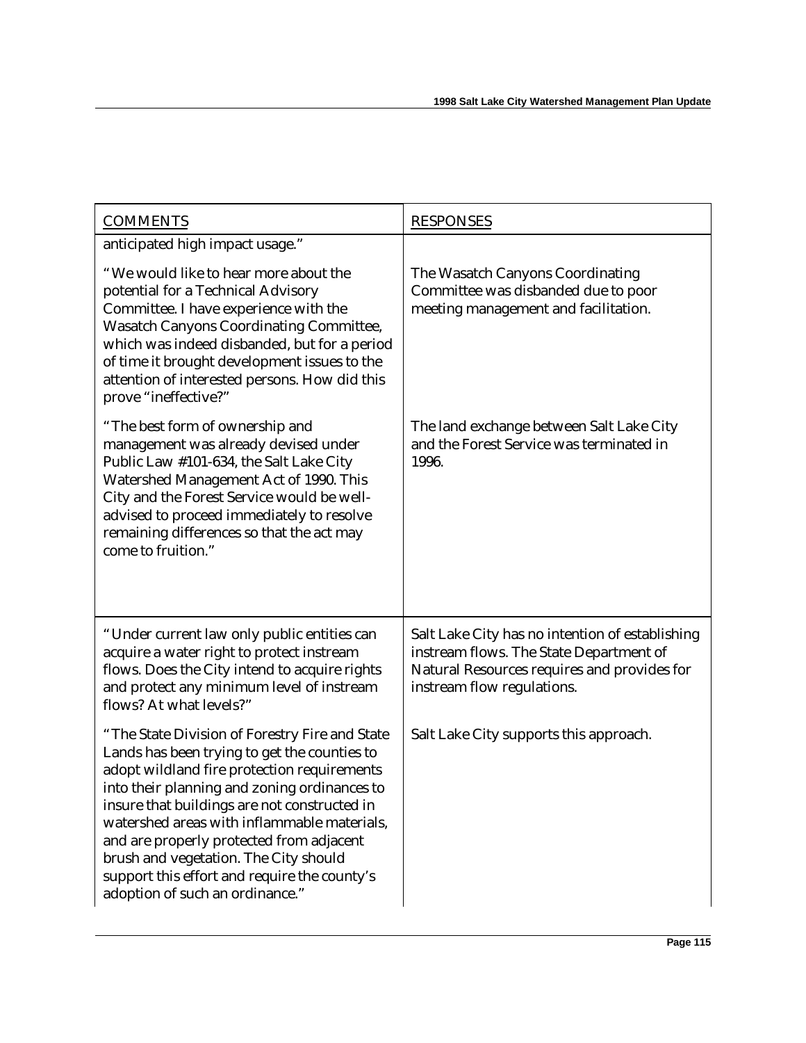| COMMENTS | RESPONSES |
|---|---|
| anticipated high impact usage." | |
| "We would like to hear more about the potential for a Technical Advisory Committee. I have experience with the Wasatch Canyons Coordinating Committee, which was indeed disbanded, but for a period of time it brought development issues to the attention of interested persons. How did this prove "ineffective?" | The Wasatch Canyons Coordinating Committee was disbanded due to poor meeting management and facilitation. |
| "The best form of ownership and management was already devised under Public Law #101-634, the Salt Lake City Watershed Management Act of 1990. This City and the Forest Service would be well-advised to proceed immediately to resolve remaining differences so that the act may come to fruition." | The land exchange between Salt Lake City and the Forest Service was terminated in 1996. |
| "Under current law only public entities can acquire a water right to protect instream flows. Does the City intend to acquire rights and protect any minimum level of instream flows? At what levels?" | Salt Lake City has no intention of establishing instream flows. The State Department of Natural Resources requires and provides for instream flow regulations. |
| "The State Division of Forestry Fire and State Lands has been trying to get the counties to adopt wildland fire protection requirements into their planning and zoning ordinances to insure that buildings are not constructed in watershed areas with inflammable materials, and are properly protected from adjacent brush and vegetation. The City should support this effort and require the county's adoption of such an ordinance." | Salt Lake City supports this approach. |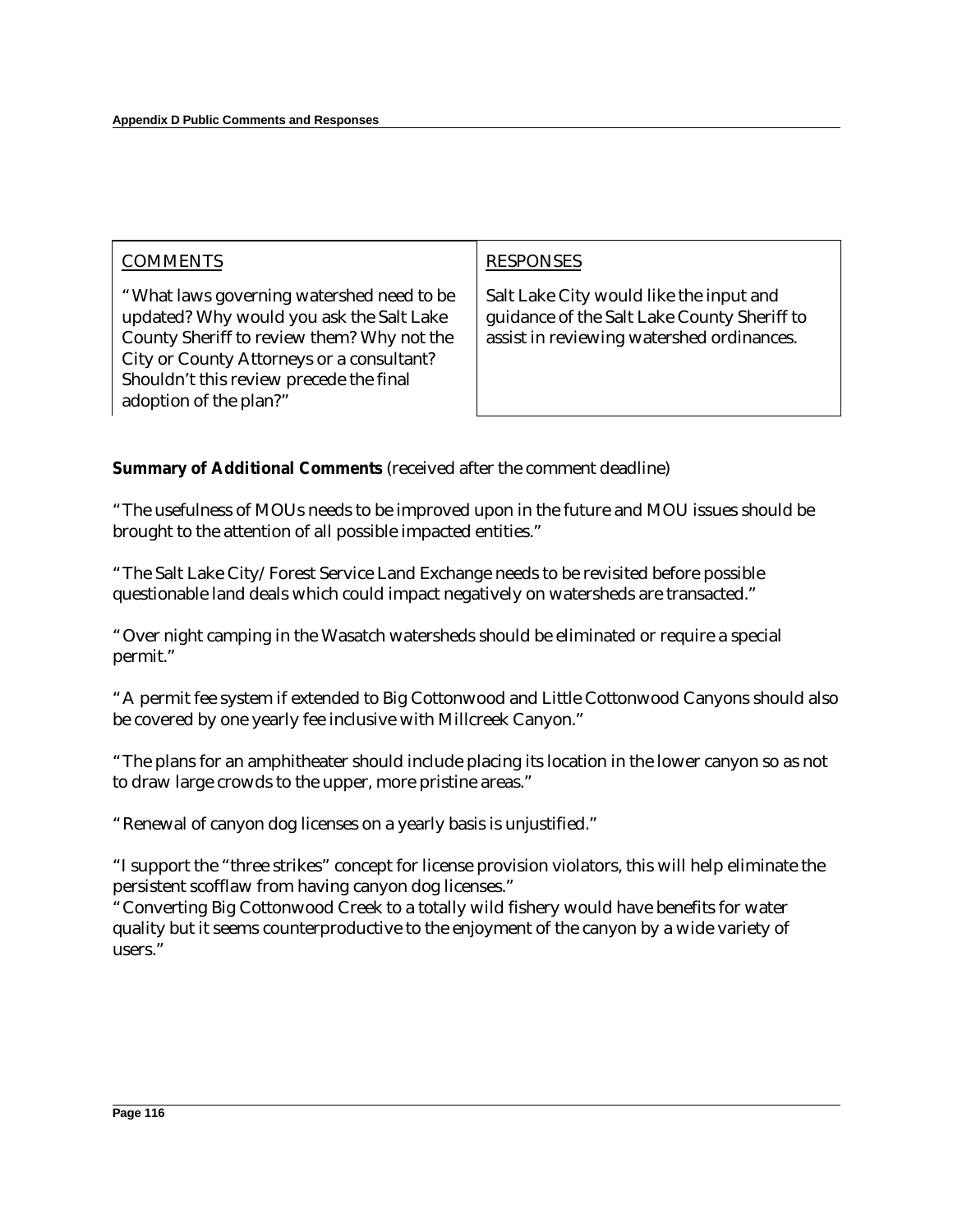| COMMENTS | RESPONSES |
|---|---|
| "What laws governing watershed need to be updated? Why would you ask the Salt Lake County Sheriff to review them? Why not the City or County Attorneys or a consultant? Shouldn't this review precede the final adoption of the plan?" | Salt Lake City would like the input and guidance of the Salt Lake County Sheriff to assist in reviewing watershed ordinances. |

**Summary of Additional Comments** (received after the comment deadline)

"The usefulness of MOUs needs to be improved upon in the future and MOU issues should be brought to the attention of all possible impacted entities."

"The Salt Lake City/Forest Service Land Exchange needs to be revisited before possible questionable land deals which could impact negatively on watersheds are transacted."

"Over night camping in the Wasatch watersheds should be eliminated or require a special permit."

"A permit fee system if extended to Big Cottonwood and Little Cottonwood Canyons should also be covered by one yearly fee inclusive with Millcreek Canyon."

"The plans for an amphitheater should include placing its location in the lower canyon so as not to draw large crowds to the upper, more pristine areas."

"Renewal of canyon dog licenses on a yearly basis is unjustified."

"I support the "three strikes" concept for license provision violators, this will help eliminate the persistent scofflaw from having canyon dog licenses."

"Converting Big Cottonwood Creek to a totally wild fishery would have benefits for water quality but it seems counterproductive to the enjoyment of the canyon by a wide variety of users."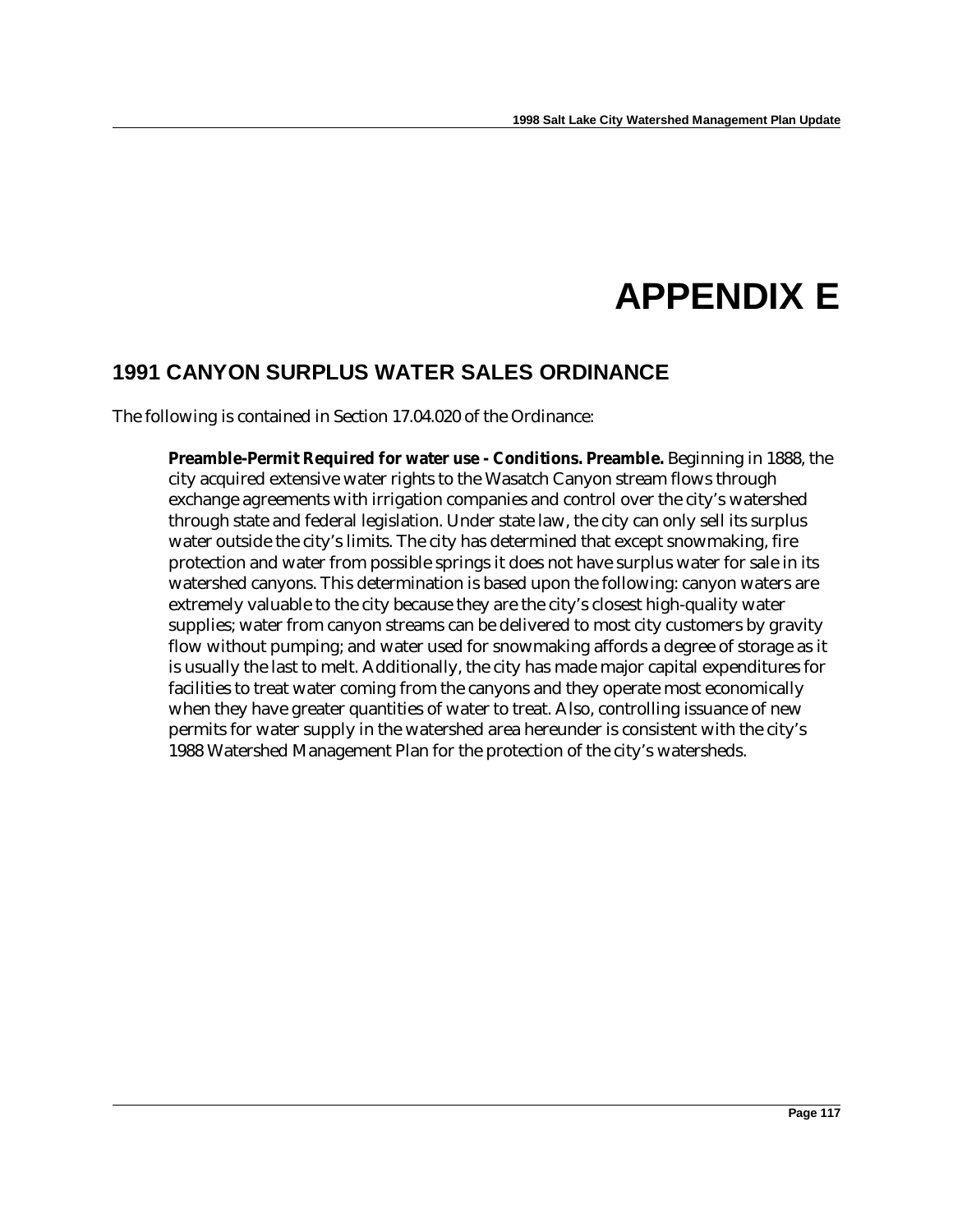# APPENDIX E

## 1991 CANYON SURPLUS WATER SALES ORDINANCE

The following is contained in Section 17.04.020 of the Ordinance:

> **Preamble-Permit Required for water use - Conditions. Preamble.** Beginning in 1888, the city acquired extensive water rights to the Wasatch Canyon stream flows through exchange agreements with irrigation companies and control over the city's watershed through state and federal legislation. Under state law, the city can only sell its surplus water outside the city's limits. The city has determined that except snowmaking, fire protection and water from possible springs it does not have surplus water for sale in its watershed canyons. This determination is based upon the following: canyon waters are extremely valuable to the city because they are the city's closest high-quality water supplies; water from canyon streams can be delivered to most city customers by gravity flow without pumping; and water used for snowmaking affords a degree of storage as it is usually the last to melt. Additionally, the city has made major capital expenditures for facilities to treat water coming from the canyons and they operate most economically when they have greater quantities of water to treat. Also, controlling issuance of new permits for water supply in the watershed area hereunder is consistent with the city's 1988 Watershed Management Plan for the protection of the city's watersheds.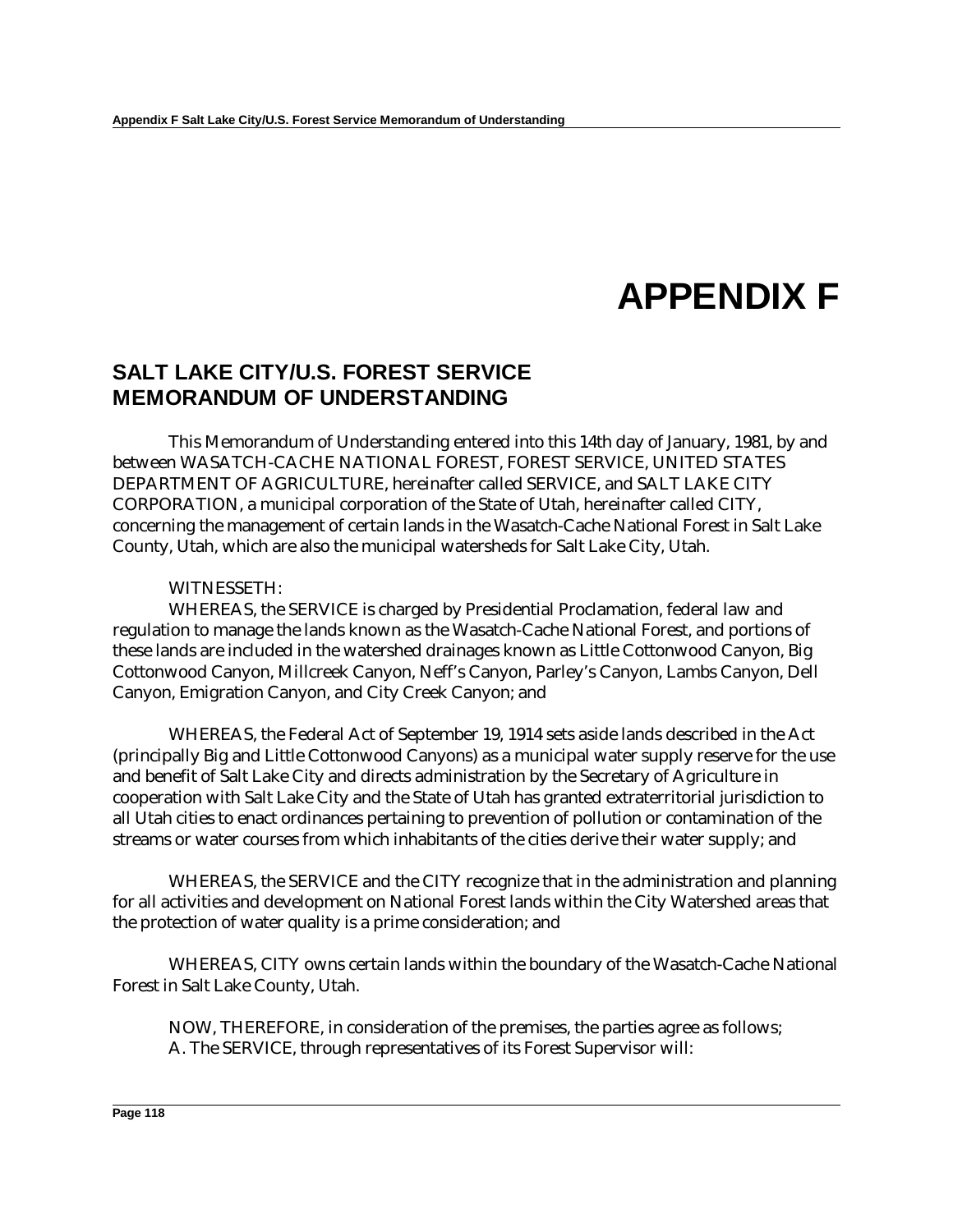# APPENDIX F

## SALT LAKE CITY/U.S. FOREST SERVICE MEMORANDUM OF UNDERSTANDING

This Memorandum of Understanding entered into this 14th day of January, 1981, by and between WASATCH-CACHE NATIONAL FOREST, FOREST SERVICE, UNITED STATES DEPARTMENT OF AGRICULTURE, hereinafter called SERVICE, and SALT LAKE CITY CORPORATION, a municipal corporation of the State of Utah, hereinafter called CITY, concerning the management of certain lands in the Wasatch-Cache National Forest in Salt Lake County, Utah, which are also the municipal watersheds for Salt Lake City, Utah.

WITNESSETH:

WHEREAS, the SERVICE is charged by Presidential Proclamation, federal law and regulation to manage the lands known as the Wasatch-Cache National Forest, and portions of these lands are included in the watershed drainages known as Little Cottonwood Canyon, Big Cottonwood Canyon, Millcreek Canyon, Neff's Canyon, Parley's Canyon, Lambs Canyon, Dell Canyon, Emigration Canyon, and City Creek Canyon; and

WHEREAS, the Federal Act of September 19, 1914 sets aside lands described in the Act (principally Big and Little Cottonwood Canyons) as a municipal water supply reserve for the use and benefit of Salt Lake City and directs administration by the Secretary of Agriculture in cooperation with Salt Lake City and the State of Utah has granted extraterritorial jurisdiction to all Utah cities to enact ordinances pertaining to prevention of pollution or contamination of the streams or water courses from which inhabitants of the cities derive their water supply; and

WHEREAS, the SERVICE and the CITY recognize that in the administration and planning for all activities and development on National Forest lands within the City Watershed areas that the protection of water quality is a prime consideration; and

WHEREAS, CITY owns certain lands within the boundary of the Wasatch-Cache National Forest in Salt Lake County, Utah.

NOW, THEREFORE, in consideration of the premises, the parties agree as follows;

A. The SERVICE, through representatives of its Forest Supervisor will: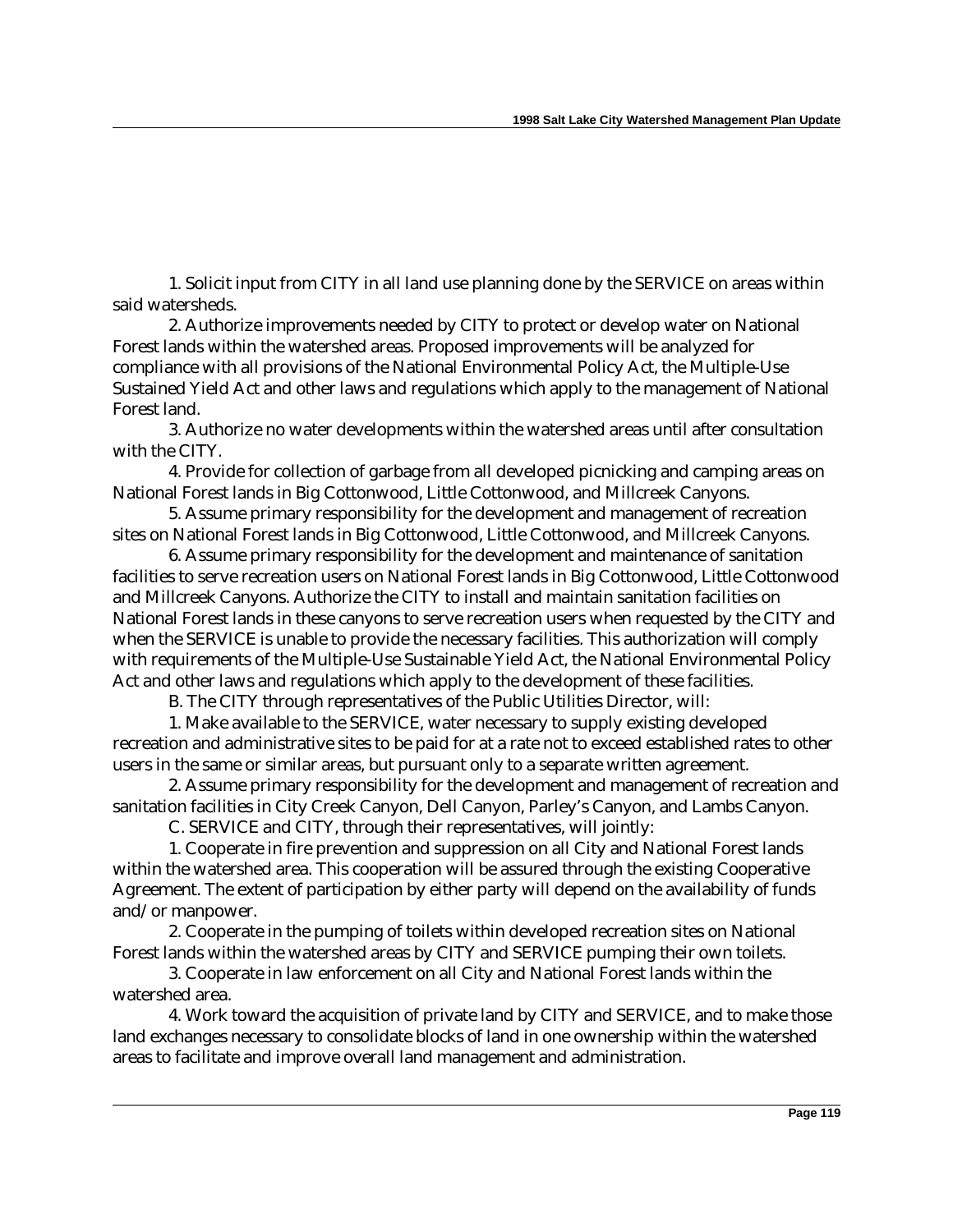1. Solicit input from CITY in all land use planning done by the SERVICE on areas within said watersheds.

2. Authorize improvements needed by CITY to protect or develop water on National Forest lands within the watershed areas. Proposed improvements will be analyzed for compliance with all provisions of the National Environmental Policy Act, the Multiple-Use Sustained Yield Act and other laws and regulations which apply to the management of National Forest land.

3. Authorize no water developments within the watershed areas until after consultation with the CITY.

4. Provide for collection of garbage from all developed picnicking and camping areas on National Forest lands in Big Cottonwood, Little Cottonwood, and Millcreek Canyons.

5. Assume primary responsibility for the development and management of recreation sites on National Forest lands in Big Cottonwood, Little Cottonwood, and Millcreek Canyons.

6. Assume primary responsibility for the development and maintenance of sanitation facilities to serve recreation users on National Forest lands in Big Cottonwood, Little Cottonwood and Millcreek Canyons. Authorize the CITY to install and maintain sanitation facilities on National Forest lands in these canyons to serve recreation users when requested by the CITY and when the SERVICE is unable to provide the necessary facilities. This authorization will comply with requirements of the Multiple-Use Sustainable Yield Act, the National Environmental Policy Act and other laws and regulations which apply to the development of these facilities.

B. The CITY through representatives of the Public Utilities Director, will:

1. Make available to the SERVICE, water necessary to supply existing developed recreation and administrative sites to be paid for at a rate not to exceed established rates to other users in the same or similar areas, but pursuant only to a separate written agreement.

2. Assume primary responsibility for the development and management of recreation and sanitation facilities in City Creek Canyon, Dell Canyon, Parley's Canyon, and Lambs Canyon.

C. SERVICE and CITY, through their representatives, will jointly:

1. Cooperate in fire prevention and suppression on all City and National Forest lands within the watershed area. This cooperation will be assured through the existing Cooperative Agreement. The extent of participation by either party will depend on the availability of funds and/or manpower.

2. Cooperate in the pumping of toilets within developed recreation sites on National Forest lands within the watershed areas by CITY and SERVICE pumping their own toilets.

3. Cooperate in law enforcement on all City and National Forest lands within the watershed area.

4. Work toward the acquisition of private land by CITY and SERVICE, and to make those land exchanges necessary to consolidate blocks of land in one ownership within the watershed areas to facilitate and improve overall land management and administration.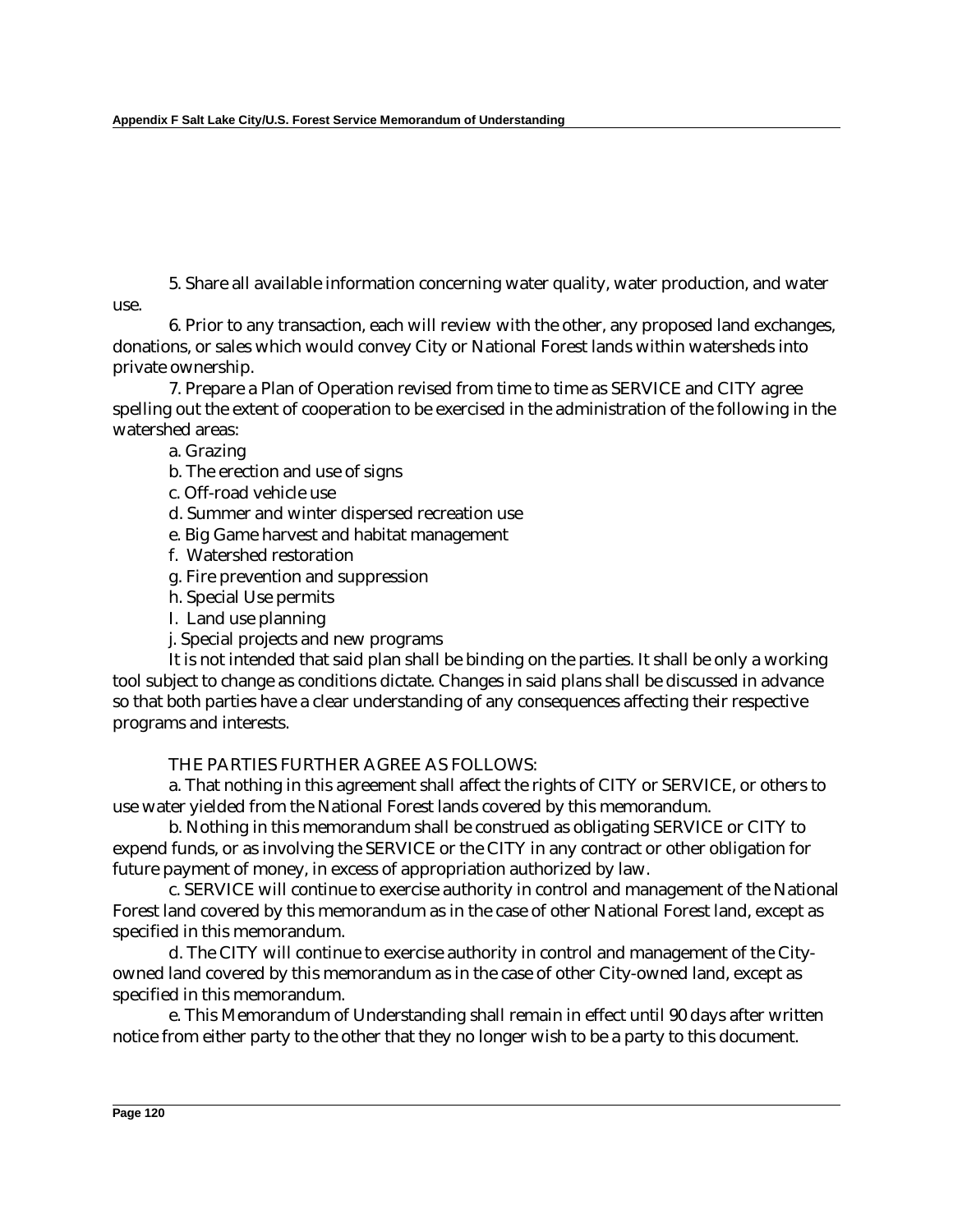5. Share all available information concerning water quality, water production, and water use.

6. Prior to any transaction, each will review with the other, any proposed land exchanges, donations, or sales which would convey City or National Forest lands within watersheds into private ownership.

7. Prepare a Plan of Operation revised from time to time as SERVICE and CITY agree spelling out the extent of cooperation to be exercised in the administration of the following in the watershed areas:

a. Grazing

b. The erection and use of signs

c. Off-road vehicle use

d. Summer and winter dispersed recreation use

e. Big Game harvest and habitat management

f. Watershed restoration

g. Fire prevention and suppression

h. Special Use permits

I. Land use planning

j. Special projects and new programs

It is not intended that said plan shall be binding on the parties. It shall be only a working tool subject to change as conditions dictate. Changes in said plans shall be discussed in advance so that both parties have a clear understanding of any consequences affecting their respective programs and interests.

THE PARTIES FURTHER AGREE AS FOLLOWS:

a. That nothing in this agreement shall affect the rights of CITY or SERVICE, or others to use water yielded from the National Forest lands covered by this memorandum.

b. Nothing in this memorandum shall be construed as obligating SERVICE or CITY to expend funds, or as involving the SERVICE or the CITY in any contract or other obligation for future payment of money, in excess of appropriation authorized by law.

c. SERVICE will continue to exercise authority in control and management of the National Forest land covered by this memorandum as in the case of other National Forest land, except as specified in this memorandum.

d. The CITY will continue to exercise authority in control and management of the City-owned land covered by this memorandum as in the case of other City-owned land, except as specified in this memorandum.

e. This Memorandum of Understanding shall remain in effect until 90 days after written notice from either party to the other that they no longer wish to be a party to this document.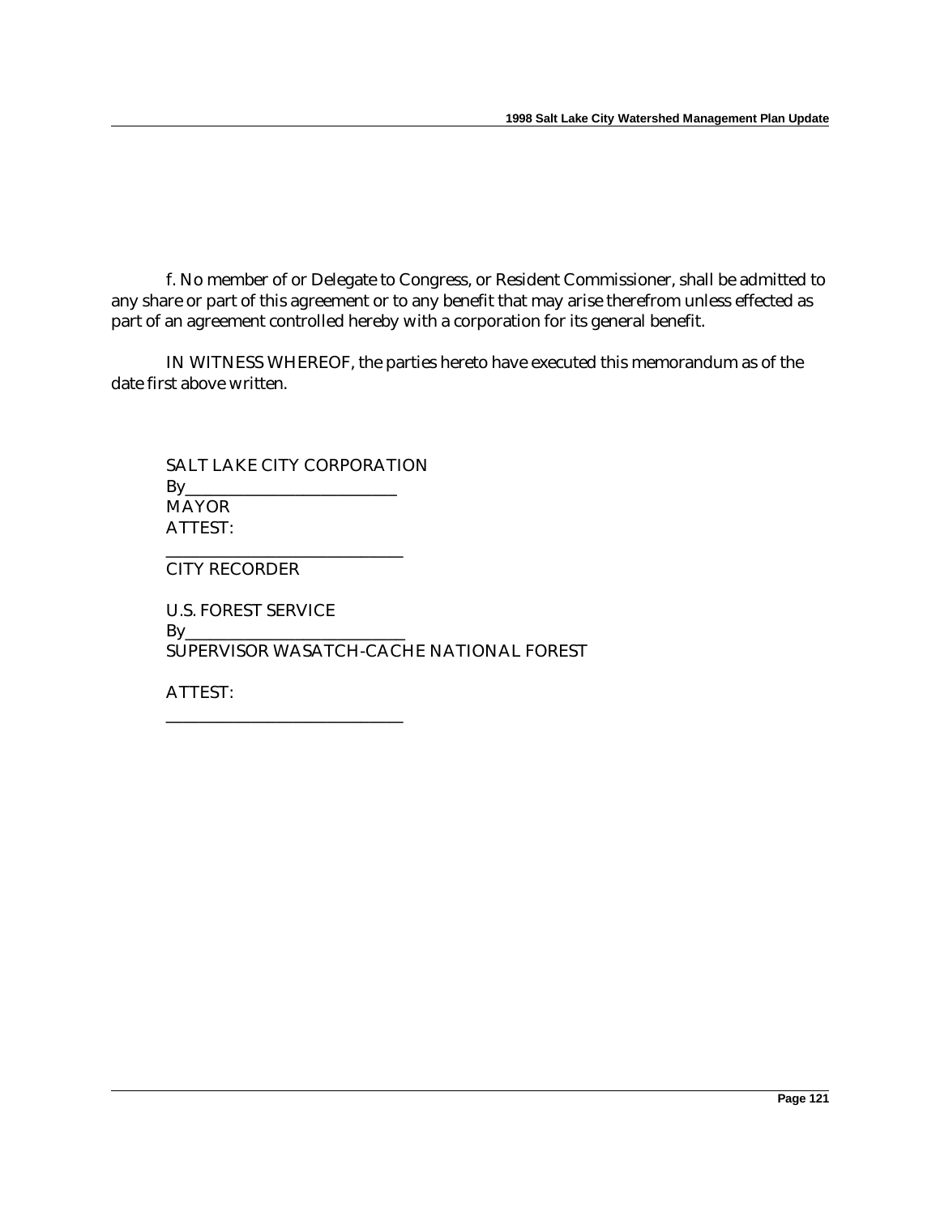f. No member of or Delegate to Congress, or Resident Commissioner, shall be admitted to any share or part of this agreement or to any benefit that may arise therefrom unless effected as part of an agreement controlled hereby with a corporation for its general benefit.

IN WITNESS WHEREOF, the parties hereto have executed this memorandum as of the date first above written.

SALT LAKE CITY CORPORATION
By__________________________
MAYOR
ATTEST:
_____________________________
CITY RECORDER

U.S. FOREST SERVICE
By___________________________
SUPERVISOR WASATCH-CACHE NATIONAL FOREST

ATTEST:
_____________________________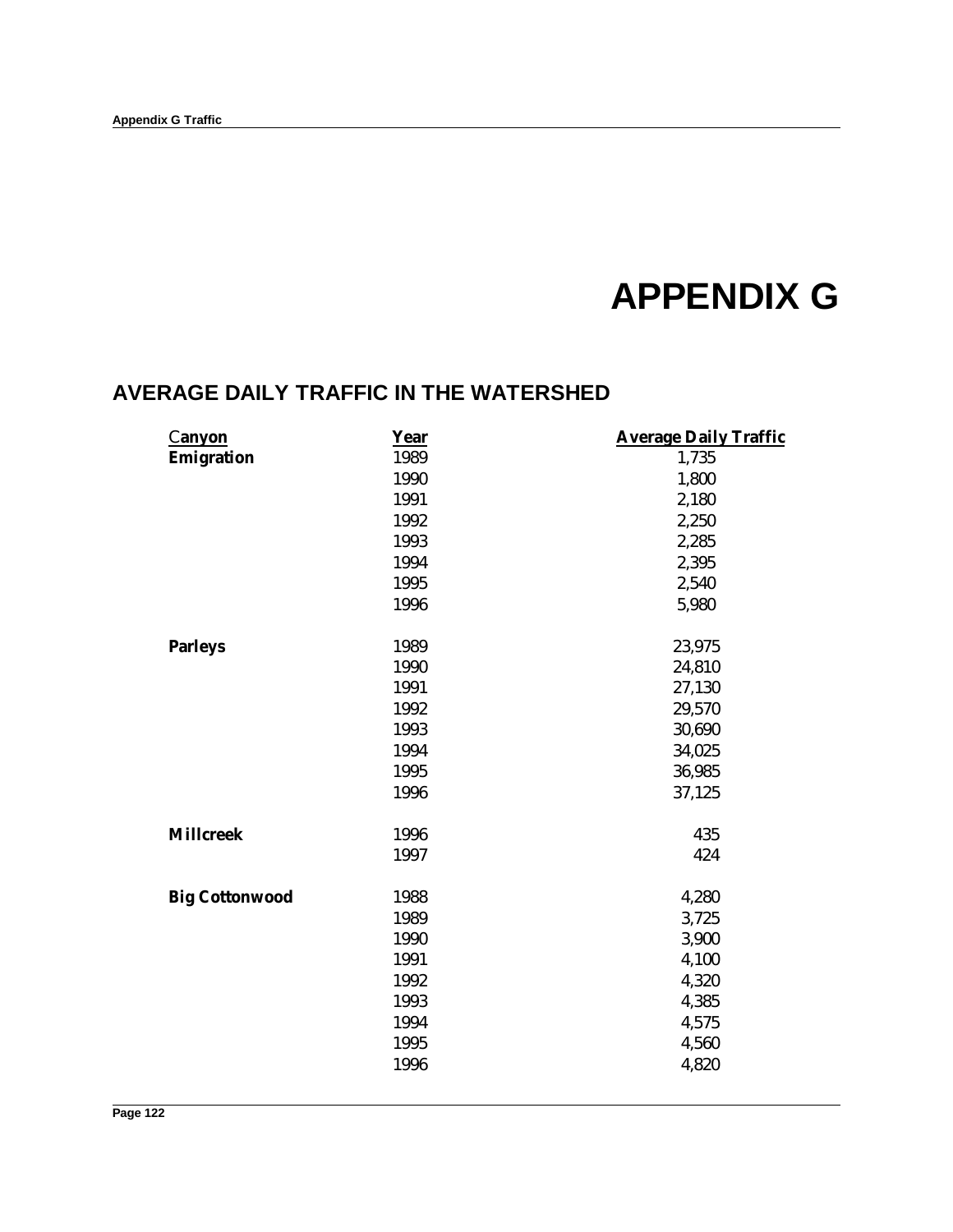# APPENDIX G

## AVERAGE DAILY TRAFFIC IN THE WATERSHED

| Canyon | Year | Average Daily Traffic |
|---|---|---|
| **Emigration** | 1989 | 1,735 |
| | 1990 | 1,800 |
| | 1991 | 2,180 |
| | 1992 | 2,250 |
| | 1993 | 2,285 |
| | 1994 | 2,395 |
| | 1995 | 2,540 |
| | 1996 | 5,980 |
| **Parleys** | 1989 | 23,975 |
| | 1990 | 24,810 |
| | 1991 | 27,130 |
| | 1992 | 29,570 |
| | 1993 | 30,690 |
| | 1994 | 34,025 |
| | 1995 | 36,985 |
| | 1996 | 37,125 |
| **Millcreek** | 1996 | 435 |
| | 1997 | 424 |
| **Big Cottonwood** | 1988 | 4,280 |
| | 1989 | 3,725 |
| | 1990 | 3,900 |
| | 1991 | 4,100 |
| | 1992 | 4,320 |
| | 1993 | 4,385 |
| | 1994 | 4,575 |
| | 1995 | 4,560 |
| | 1996 | 4,820 |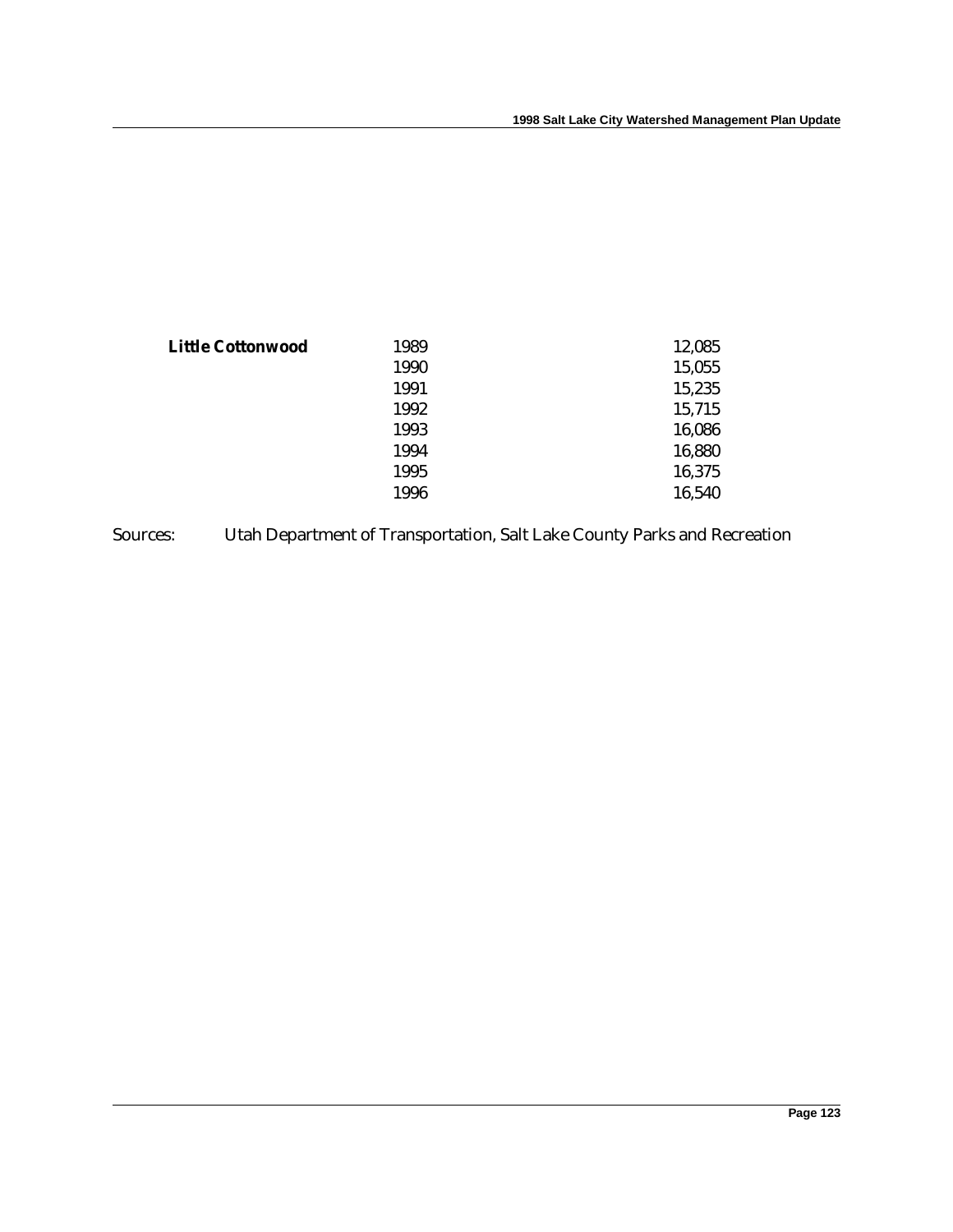| | | |
|---|---|---|
| **Little Cottonwood** | 1989 | 12,085 |
| | 1990 | 15,055 |
| | 1991 | 15,235 |
| | 1992 | 15,715 |
| | 1993 | 16,086 |
| | 1994 | 16,880 |
| | 1995 | 16,375 |
| | 1996 | 16,540 |

Sources: Utah Department of Transportation, Salt Lake County Parks and Recreation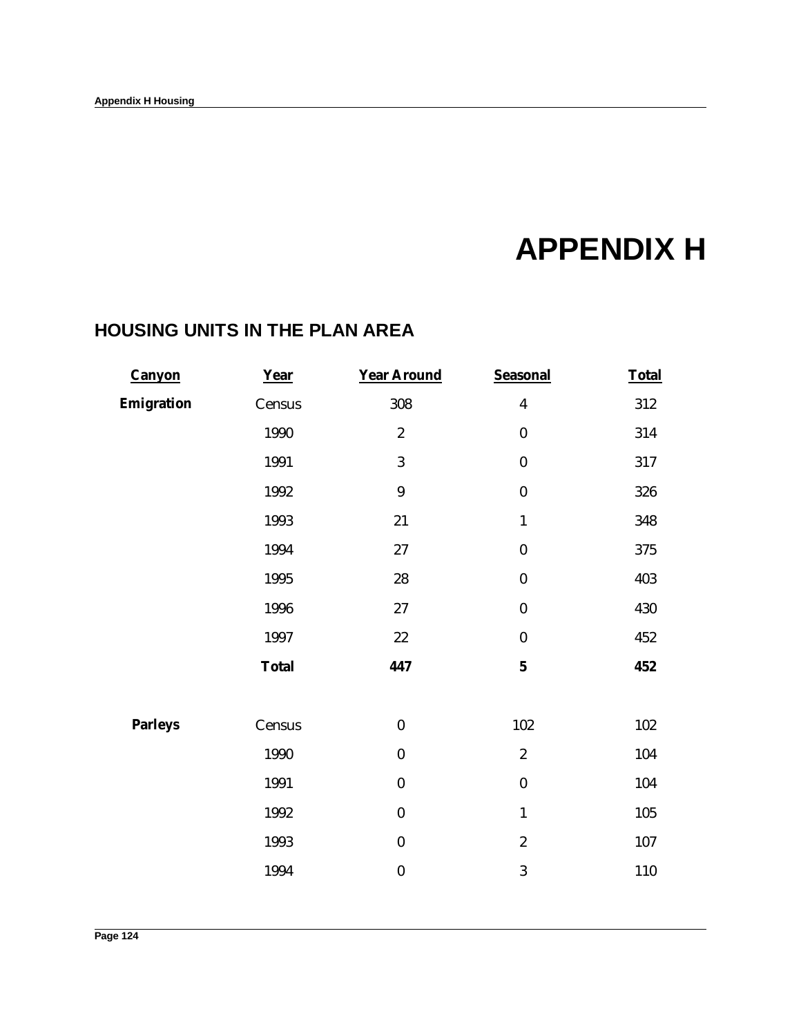# APPENDIX H

## HOUSING UNITS IN THE PLAN AREA

| Canyon | Year | Year Around | Seasonal | Total |
|---|---|---|---|---|
| **Emigration** | Census | 308 | 4 | 312 |
| | 1990 | 2 | 0 | 314 |
| | 1991 | 3 | 0 | 317 |
| | 1992 | 9 | 0 | 326 |
| | 1993 | 21 | 1 | 348 |
| | 1994 | 27 | 0 | 375 |
| | 1995 | 28 | 0 | 403 |
| | 1996 | 27 | 0 | 430 |
| | 1997 | 22 | 0 | 452 |
| | **Total** | **447** | **5** | **452** |
| | | | | |
| **Parleys** | Census | 0 | 102 | 102 |
| | 1990 | 0 | 2 | 104 |
| | 1991 | 0 | 0 | 104 |
| | 1992 | 0 | 1 | 105 |
| | 1993 | 0 | 2 | 107 |
| | 1994 | 0 | 3 | 110 |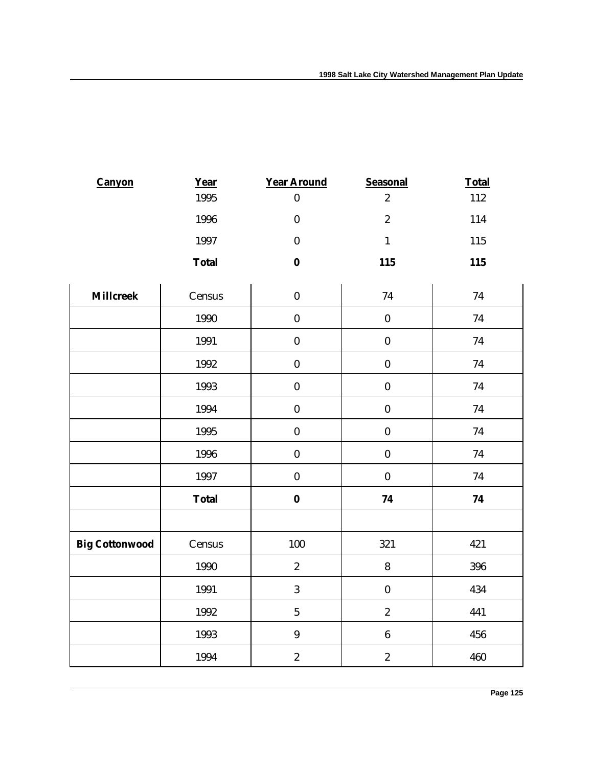| Canyon | Year | Year Around | Seasonal | Total |
|---|---|---|---|---|
| | 1995 | 0 | 2 | 112 |
| | 1996 | 0 | 2 | 114 |
| | 1997 | 0 | 1 | 115 |
| | **Total** | **0** | **115** | **115** |
| **Millcreek** | Census | 0 | 74 | 74 |
| | 1990 | 0 | 0 | 74 |
| | 1991 | 0 | 0 | 74 |
| | 1992 | 0 | 0 | 74 |
| | 1993 | 0 | 0 | 74 |
| | 1994 | 0 | 0 | 74 |
| | 1995 | 0 | 0 | 74 |
| | 1996 | 0 | 0 | 74 |
| | 1997 | 0 | 0 | 74 |
| | **Total** | **0** | **74** | **74** |
| | | | | |
| **Big Cottonwood** | Census | 100 | 321 | 421 |
| | 1990 | 2 | 8 | 396 |
| | 1991 | 3 | 0 | 434 |
| | 1992 | 5 | 2 | 441 |
| | 1993 | 9 | 6 | 456 |
| | 1994 | 2 | 2 | 460 |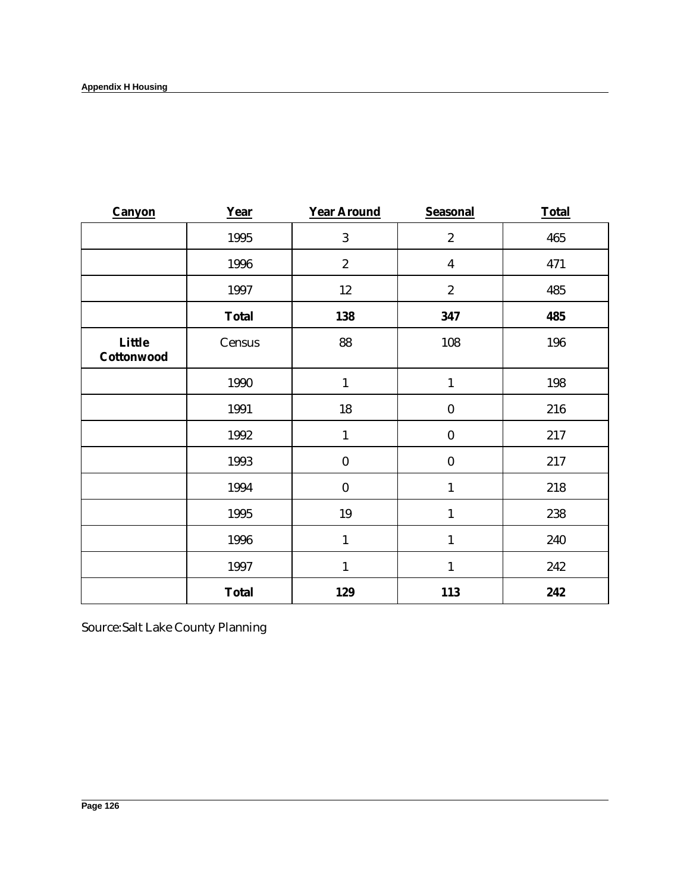| Canyon | Year | Year Around | Seasonal | Total |
|---|---|---|---|---|
| | 1995 | 3 | 2 | 465 |
| | 1996 | 2 | 4 | 471 |
| | 1997 | 12 | 2 | 485 |
| | **Total** | **138** | **347** | **485** |
| **Little Cottonwood** | Census | 88 | 108 | 196 |
| | 1990 | 1 | 1 | 198 |
| | 1991 | 18 | 0 | 216 |
| | 1992 | 1 | 0 | 217 |
| | 1993 | 0 | 0 | 217 |
| | 1994 | 0 | 1 | 218 |
| | 1995 | 19 | 1 | 238 |
| | 1996 | 1 | 1 | 240 |
| | 1997 | 1 | 1 | 242 |
| | **Total** | **129** | **113** | **242** |

Source:Salt Lake County Planning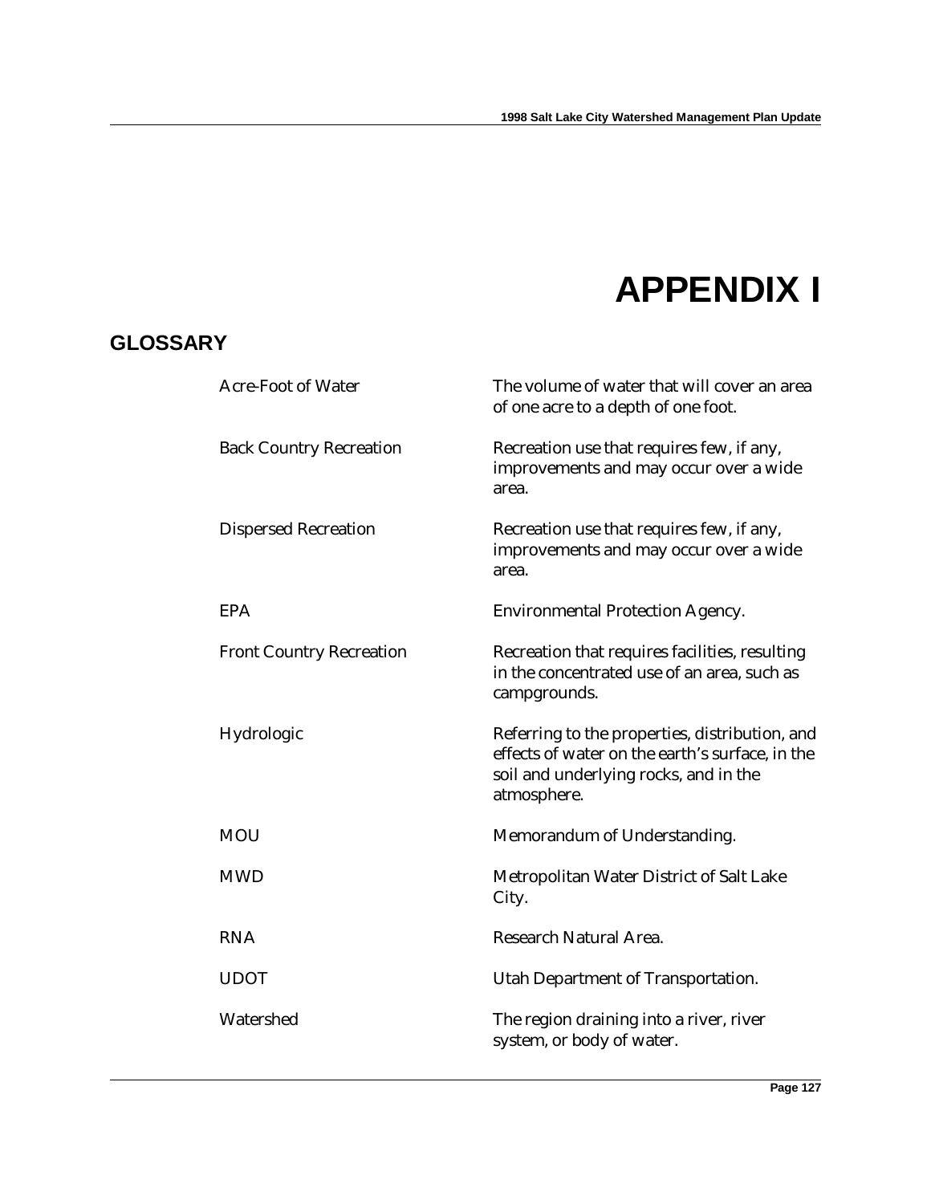# APPENDIX I

## GLOSSARY

| | |
|---|---|
| Acre-Foot of Water | The volume of water that will cover an area of one acre to a depth of one foot. |
| Back Country Recreation | Recreation use that requires few, if any, improvements and may occur over a wide area. |
| Dispersed Recreation | Recreation use that requires few, if any, improvements and may occur over a wide area. |
| EPA | Environmental Protection Agency. |
| Front Country Recreation | Recreation that requires facilities, resulting in the concentrated use of an area, such as campgrounds. |
| Hydrologic | Referring to the properties, distribution, and effects of water on the earth's surface, in the soil and underlying rocks, and in the atmosphere. |
| MOU | Memorandum of Understanding. |
| MWD | Metropolitan Water District of Salt Lake City. |
| RNA | Research Natural Area. |
| UDOT | Utah Department of Transportation. |
| Watershed | The region draining into a river, river system, or body of water. |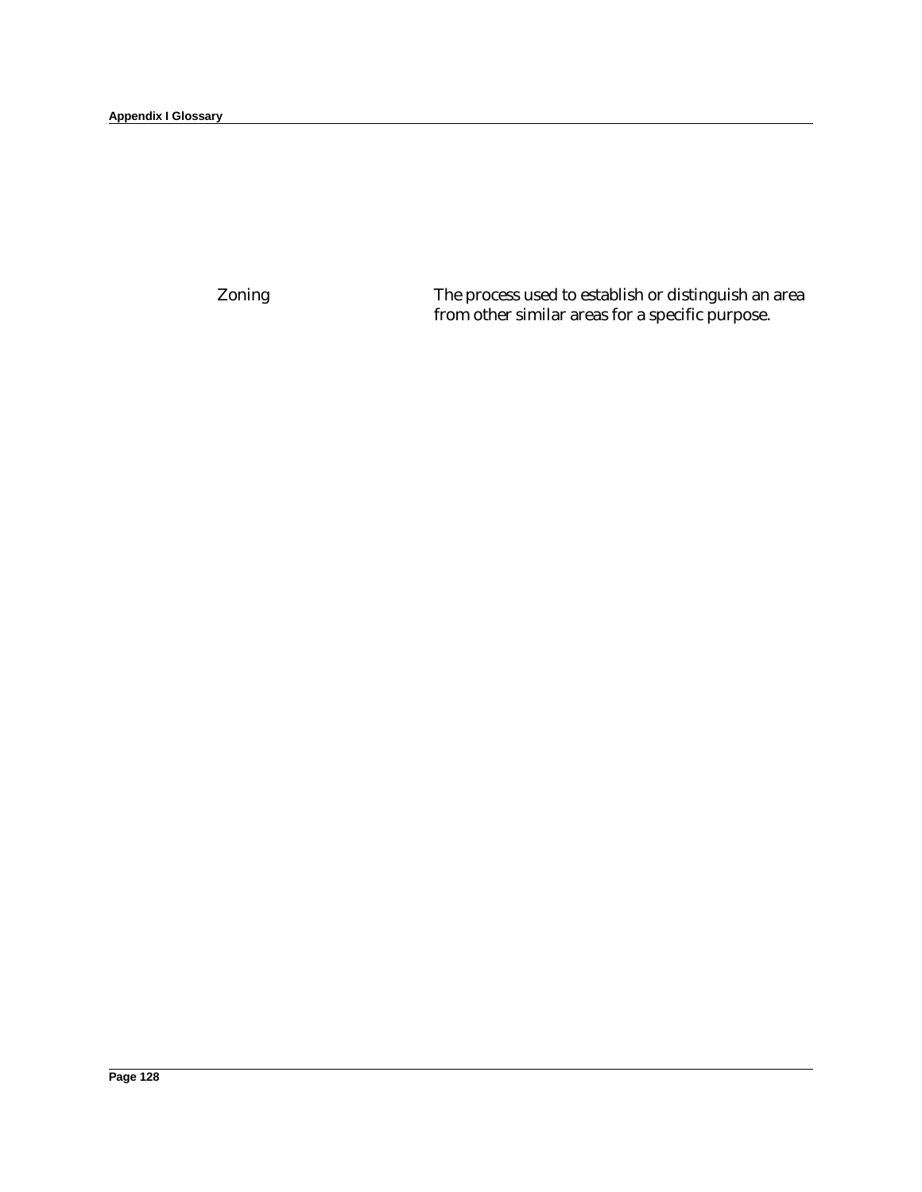| | |
|---|---|
| Zoning | The process used to establish or distinguish an area from other similar areas for a specific purpose. |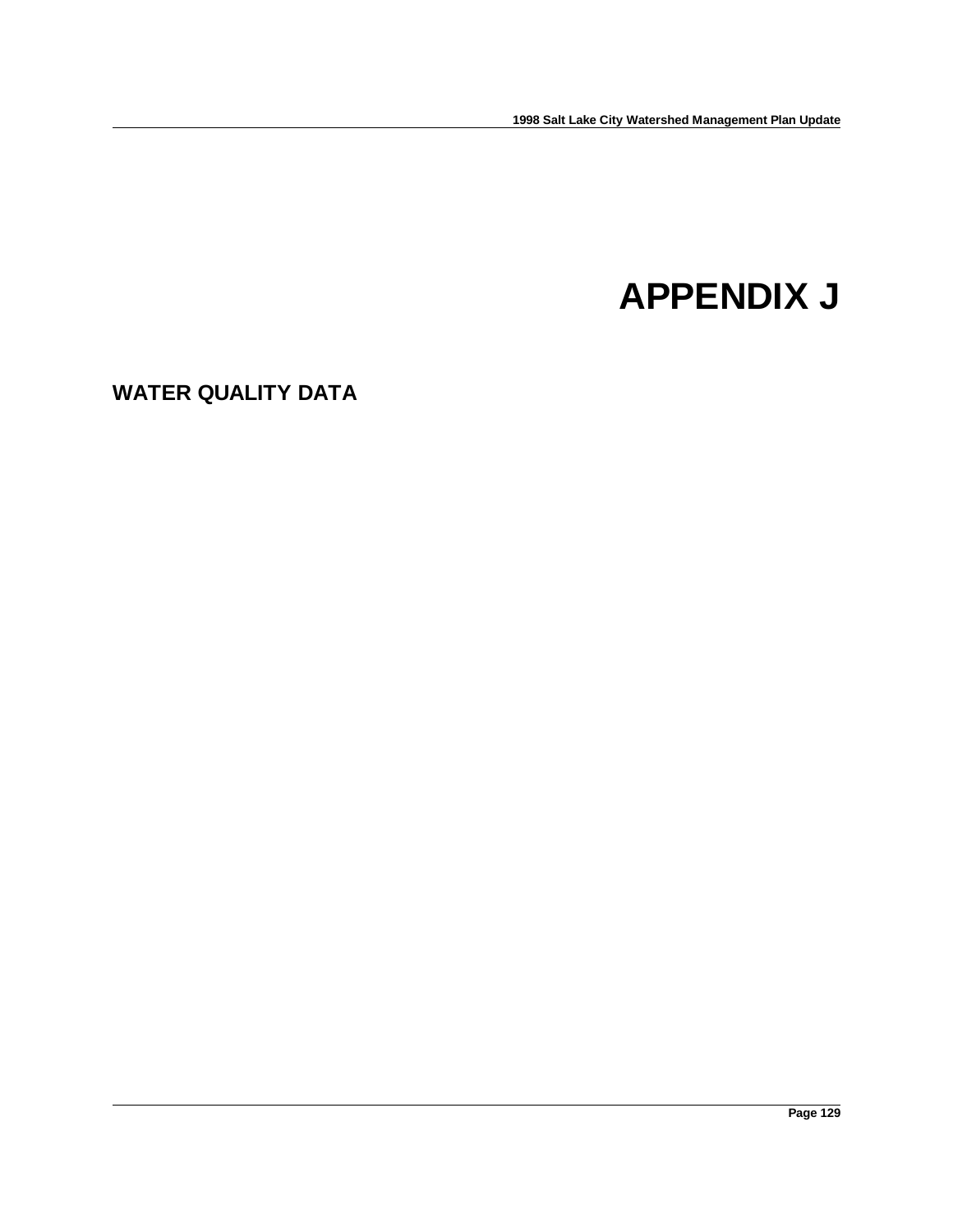# APPENDIX J

## WATER QUALITY DATA